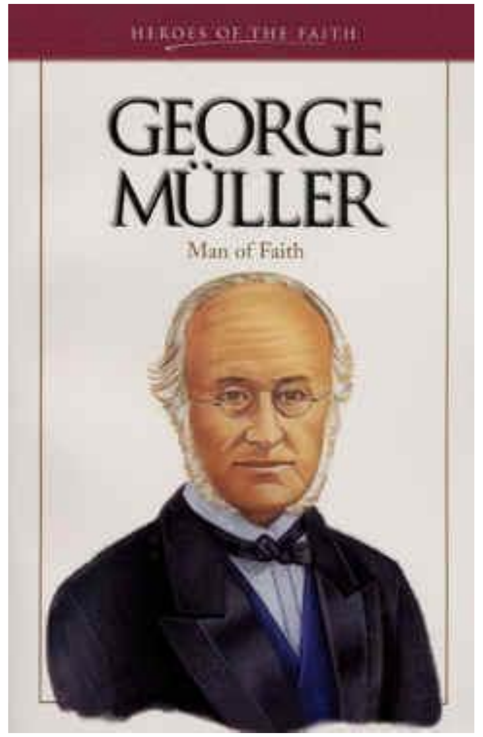HEROES OF THE FAITH

# GEORGE MÜLLER

## Man of Faith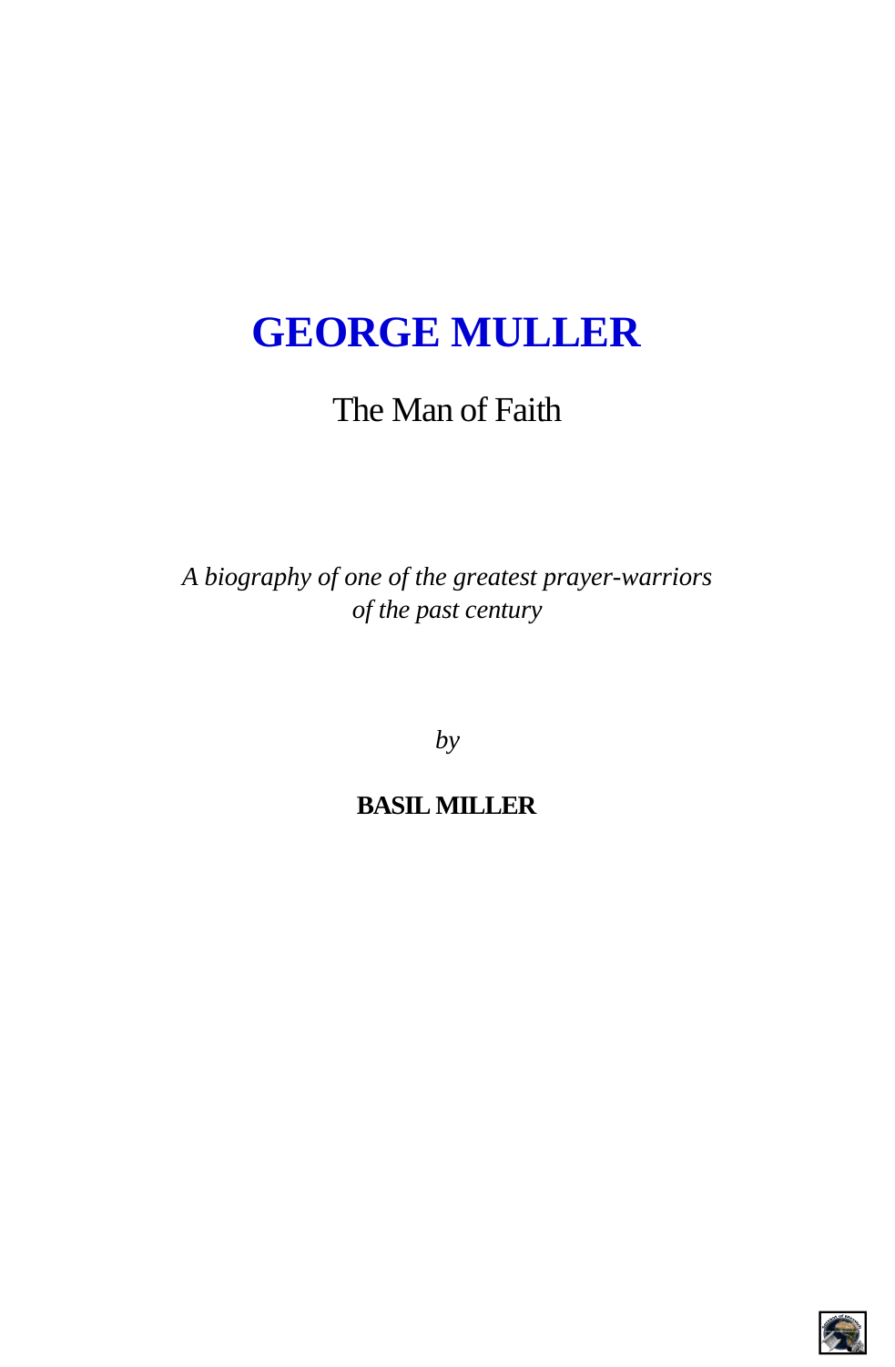# GEORGE MULLER

## The Man of Faith

*A biography of one of the greatest prayer-warriors of the past century*

*by*

**BASIL MILLER**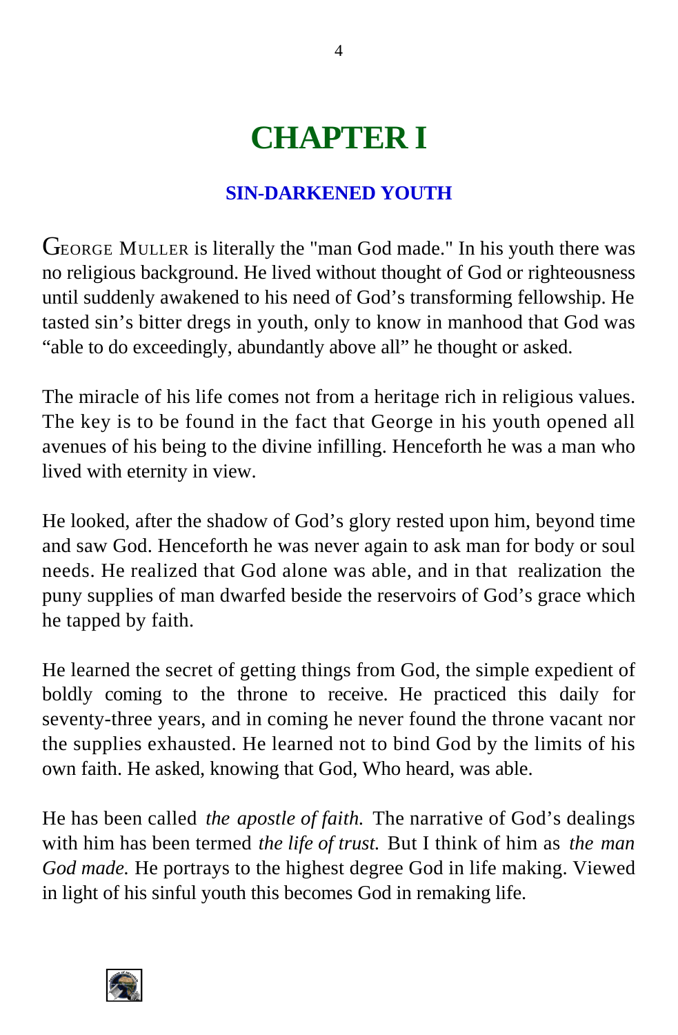# CHAPTER I

## SIN-DARKENED YOUTH

GEORGE MULLER is literally the "man God made." In his youth there was no religious background. He lived without thought of God or righteousness until suddenly awakened to his need of God's transforming fellowship. He tasted sin's bitter dregs in youth, only to know in manhood that God was "able to do exceedingly, abundantly above all" he thought or asked.

The miracle of his life comes not from a heritage rich in religious values. The key is to be found in the fact that George in his youth opened all avenues of his being to the divine infilling. Henceforth he was a man who lived with eternity in view.

He looked, after the shadow of God's glory rested upon him, beyond time and saw God. Henceforth he was never again to ask man for body or soul needs. He realized that God alone was able, and in that realization the puny supplies of man dwarfed beside the reservoirs of God's grace which he tapped by faith.

He learned the secret of getting things from God, the simple expedient of boldly coming to the throne to receive. He practiced this daily for seventy-three years, and in coming he never found the throne vacant nor the supplies exhausted. He learned not to bind God by the limits of his own faith. He asked, knowing that God, Who heard, was able.

He has been called *the apostle of faith.* The narrative of God's dealings with him has been termed *the life of trust.* But I think of him as *the man God made.* He portrays to the highest degree God in life making. Viewed in light of his sinful youth this becomes God in remaking life.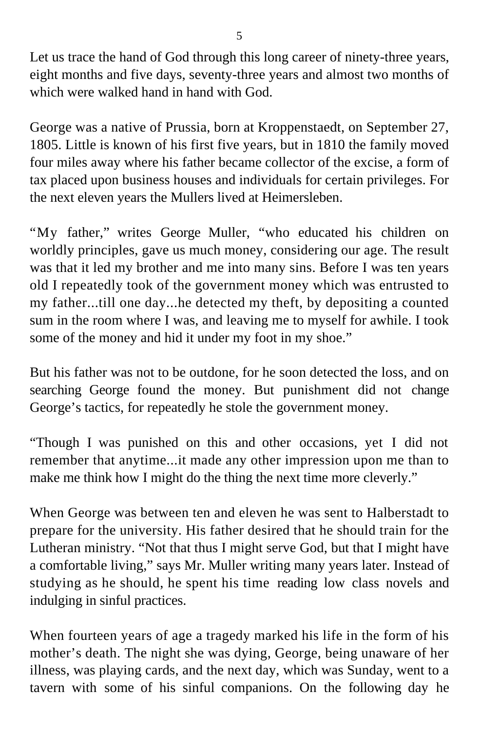Let us trace the hand of God through this long career of ninety-three years, eight months and five days, seventy-three years and almost two months of which were walked hand in hand with God.

George was a native of Prussia, born at Kroppenstaedt, on September 27, 1805. Little is known of his first five years, but in 1810 the family moved four miles away where his father became collector of the excise, a form of tax placed upon business houses and individuals for certain privileges. For the next eleven years the Mullers lived at Heimersleben.

"My father," writes George Muller, "who educated his children on worldly principles, gave us much money, considering our age. The result was that it led my brother and me into many sins. Before I was ten years old I repeatedly took of the government money which was entrusted to my father...till one day...he detected my theft, by depositing a counted sum in the room where I was, and leaving me to myself for awhile. I took some of the money and hid it under my foot in my shoe."

But his father was not to be outdone, for he soon detected the loss, and on searching George found the money. But punishment did not change George's tactics, for repeatedly he stole the government money.

"Though I was punished on this and other occasions, yet I did not remember that anytime...it made any other impression upon me than to make me think how I might do the thing the next time more cleverly."

When George was between ten and eleven he was sent to Halberstadt to prepare for the university. His father desired that he should train for the Lutheran ministry. "Not that thus I might serve God, but that I might have a comfortable living," says Mr. Muller writing many years later. Instead of studying as he should, he spent his time reading low class novels and indulging in sinful practices.

When fourteen years of age a tragedy marked his life in the form of his mother's death. The night she was dying, George, being unaware of her illness, was playing cards, and the next day, which was Sunday, went to a tavern with some of his sinful companions. On the following day he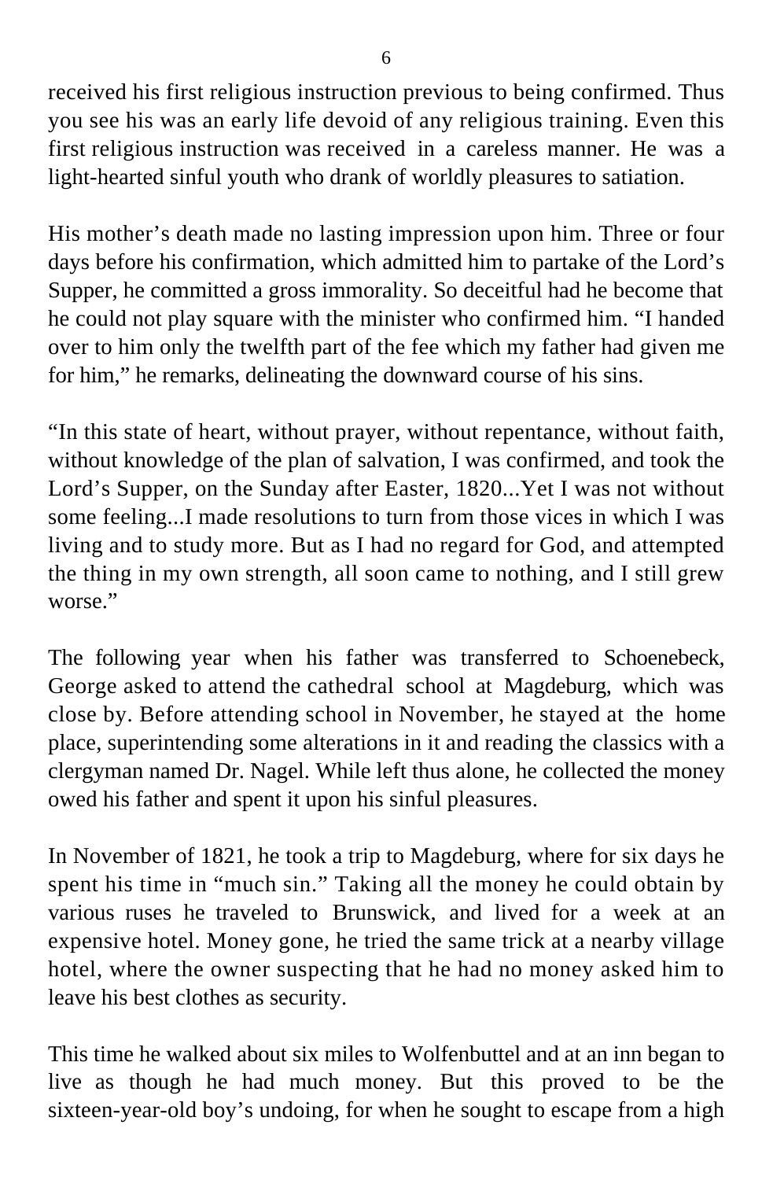received his first religious instruction previous to being confirmed. Thus you see his was an early life devoid of any religious training. Even this first religious instruction was received in a careless manner. He was a light-hearted sinful youth who drank of worldly pleasures to satiation.

His mother's death made no lasting impression upon him. Three or four days before his confirmation, which admitted him to partake of the Lord's Supper, he committed a gross immorality. So deceitful had he become that he could not play square with the minister who confirmed him. "I handed over to him only the twelfth part of the fee which my father had given me for him," he remarks, delineating the downward course of his sins.

"In this state of heart, without prayer, without repentance, without faith, without knowledge of the plan of salvation, I was confirmed, and took the Lord's Supper, on the Sunday after Easter, 1820...Yet I was not without some feeling...I made resolutions to turn from those vices in which I was living and to study more. But as I had no regard for God, and attempted the thing in my own strength, all soon came to nothing, and I still grew worse."

The following year when his father was transferred to Schoenebeck, George asked to attend the cathedral school at Magdeburg, which was close by. Before attending school in November, he stayed at the home place, superintending some alterations in it and reading the classics with a clergyman named Dr. Nagel. While left thus alone, he collected the money owed his father and spent it upon his sinful pleasures.

In November of 1821, he took a trip to Magdeburg, where for six days he spent his time in "much sin." Taking all the money he could obtain by various ruses he traveled to Brunswick, and lived for a week at an expensive hotel. Money gone, he tried the same trick at a nearby village hotel, where the owner suspecting that he had no money asked him to leave his best clothes as security.

This time he walked about six miles to Wolfenbuttel and at an inn began to live as though he had much money. But this proved to be the sixteen-year-old boy's undoing, for when he sought to escape from a high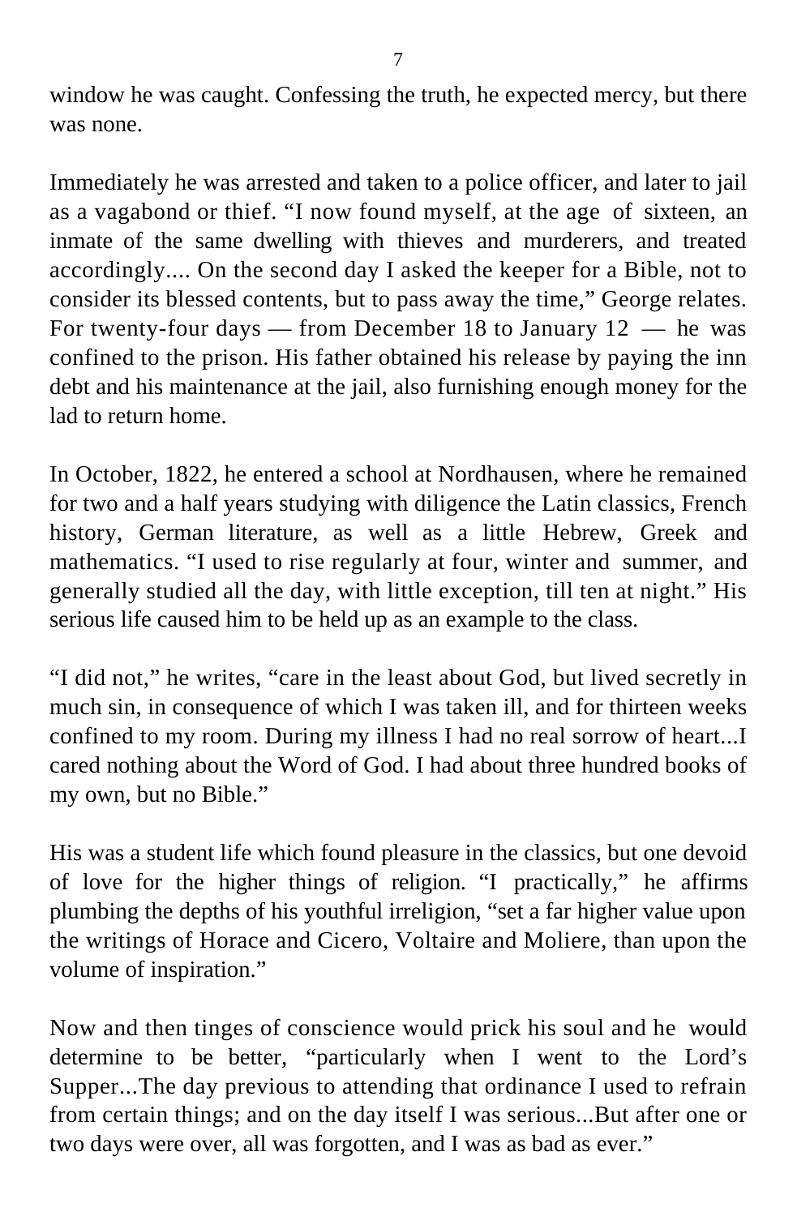window he was caught. Confessing the truth, he expected mercy, but there was none.

Immediately he was arrested and taken to a police officer, and later to jail as a vagabond or thief. "I now found myself, at the age of sixteen, an inmate of the same dwelling with thieves and murderers, and treated accordingly.... On the second day I asked the keeper for a Bible, not to consider its blessed contents, but to pass away the time," George relates. For twenty-four days — from December 18 to January 12 — he was confined to the prison. His father obtained his release by paying the inn debt and his maintenance at the jail, also furnishing enough money for the lad to return home.

In October, 1822, he entered a school at Nordhausen, where he remained for two and a half years studying with diligence the Latin classics, French history, German literature, as well as a little Hebrew, Greek and mathematics. "I used to rise regularly at four, winter and summer, and generally studied all the day, with little exception, till ten at night." His serious life caused him to be held up as an example to the class.

"I did not," he writes, "care in the least about God, but lived secretly in much sin, in consequence of which I was taken ill, and for thirteen weeks confined to my room. During my illness I had no real sorrow of heart...I cared nothing about the Word of God. I had about three hundred books of my own, but no Bible."

His was a student life which found pleasure in the classics, but one devoid of love for the higher things of religion. "I practically," he affirms plumbing the depths of his youthful irreligion, "set a far higher value upon the writings of Horace and Cicero, Voltaire and Moliere, than upon the volume of inspiration."

Now and then tinges of conscience would prick his soul and he would determine to be better, "particularly when I went to the Lord's Supper...The day previous to attending that ordinance I used to refrain from certain things; and on the day itself I was serious...But after one or two days were over, all was forgotten, and I was as bad as ever."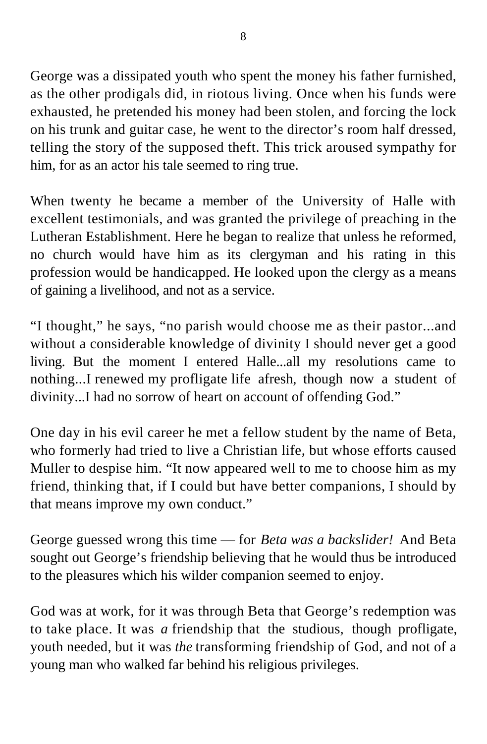George was a dissipated youth who spent the money his father furnished, as the other prodigals did, in riotous living. Once when his funds were exhausted, he pretended his money had been stolen, and forcing the lock on his trunk and guitar case, he went to the director’s room half dressed, telling the story of the supposed theft. This trick aroused sympathy for him, for as an actor his tale seemed to ring true.

When twenty he became a member of the University of Halle with excellent testimonials, and was granted the privilege of preaching in the Lutheran Establishment. Here he began to realize that unless he reformed, no church would have him as its clergyman and his rating in this profession would be handicapped. He looked upon the clergy as a means of gaining a livelihood, and not as a service.

“I thought,” he says, “no parish would choose me as their pastor...and without a considerable knowledge of divinity I should never get a good living. But the moment I entered Halle...all my resolutions came to nothing...I renewed my profligate life afresh, though now a student of divinity...I had no sorrow of heart on account of offending God.”

One day in his evil career he met a fellow student by the name of Beta, who formerly had tried to live a Christian life, but whose efforts caused Muller to despise him. “It now appeared well to me to choose him as my friend, thinking that, if I could but have better companions, I should by that means improve my own conduct.”

George guessed wrong this time — for *Beta was a backslider!* And Beta sought out George’s friendship believing that he would thus be introduced to the pleasures which his wilder companion seemed to enjoy.

God was at work, for it was through Beta that George’s redemption was to take place. It was *a* friendship that the studious, though profligate, youth needed, but it was *the* transforming friendship of God, and not of a young man who walked far behind his religious privileges.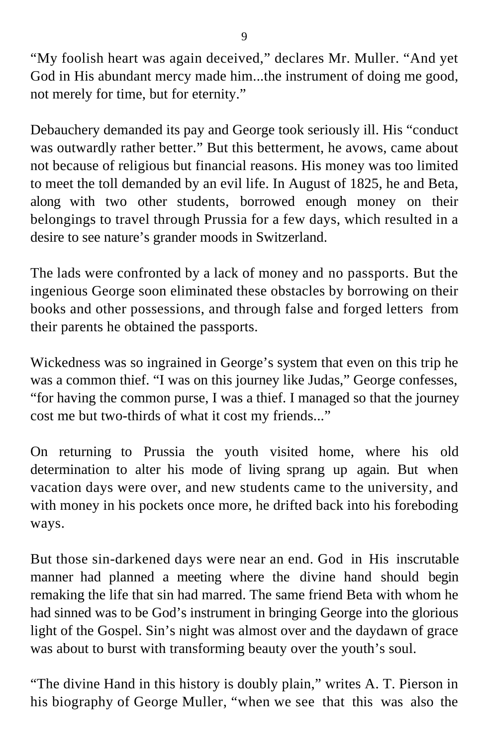"My foolish heart was again deceived," declares Mr. Muller. "And yet God in His abundant mercy made him...the instrument of doing me good, not merely for time, but for eternity."

Debauchery demanded its pay and George took seriously ill. His "conduct was outwardly rather better." But this betterment, he avows, came about not because of religious but financial reasons. His money was too limited to meet the toll demanded by an evil life. In August of 1825, he and Beta, along with two other students, borrowed enough money on their belongings to travel through Prussia for a few days, which resulted in a desire to see nature's grander moods in Switzerland.

The lads were confronted by a lack of money and no passports. But the ingenious George soon eliminated these obstacles by borrowing on their books and other possessions, and through false and forged letters from their parents he obtained the passports.

Wickedness was so ingrained in George's system that even on this trip he was a common thief. "I was on this journey like Judas," George confesses, "for having the common purse, I was a thief. I managed so that the journey cost me but two-thirds of what it cost my friends..."

On returning to Prussia the youth visited home, where his old determination to alter his mode of living sprang up again. But when vacation days were over, and new students came to the university, and with money in his pockets once more, he drifted back into his foreboding ways.

But those sin-darkened days were near an end. God in His inscrutable manner had planned a meeting where the divine hand should begin remaking the life that sin had marred. The same friend Beta with whom he had sinned was to be God's instrument in bringing George into the glorious light of the Gospel. Sin's night was almost over and the daydawn of grace was about to burst with transforming beauty over the youth's soul.

"The divine Hand in this history is doubly plain," writes A. T. Pierson in his biography of George Muller, "when we see that this was also the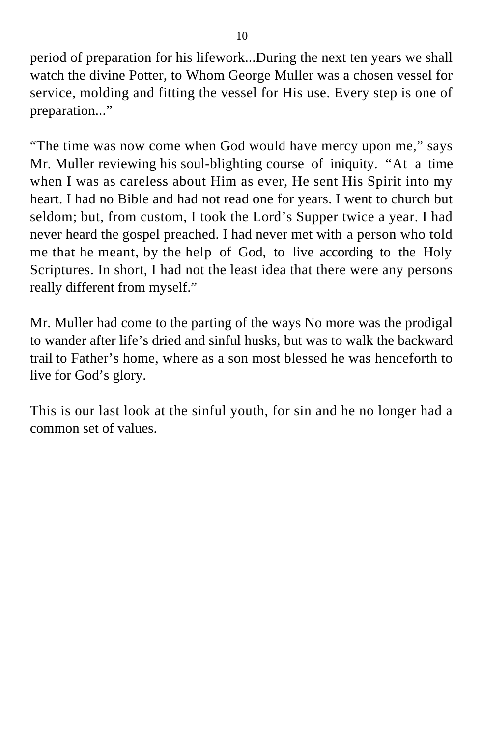period of preparation for his lifework...During the next ten years we shall watch the divine Potter, to Whom George Muller was a chosen vessel for service, molding and fitting the vessel for His use. Every step is one of preparation..."

"The time was now come when God would have mercy upon me," says Mr. Muller reviewing his soul-blighting course of iniquity. "At a time when I was as careless about Him as ever, He sent His Spirit into my heart. I had no Bible and had not read one for years. I went to church but seldom; but, from custom, I took the Lord's Supper twice a year. I had never heard the gospel preached. I had never met with a person who told me that he meant, by the help of God, to live according to the Holy Scriptures. In short, I had not the least idea that there were any persons really different from myself."

Mr. Muller had come to the parting of the ways No more was the prodigal to wander after life's dried and sinful husks, but was to walk the backward trail to Father's home, where as a son most blessed he was henceforth to live for God's glory.

This is our last look at the sinful youth, for sin and he no longer had a common set of values.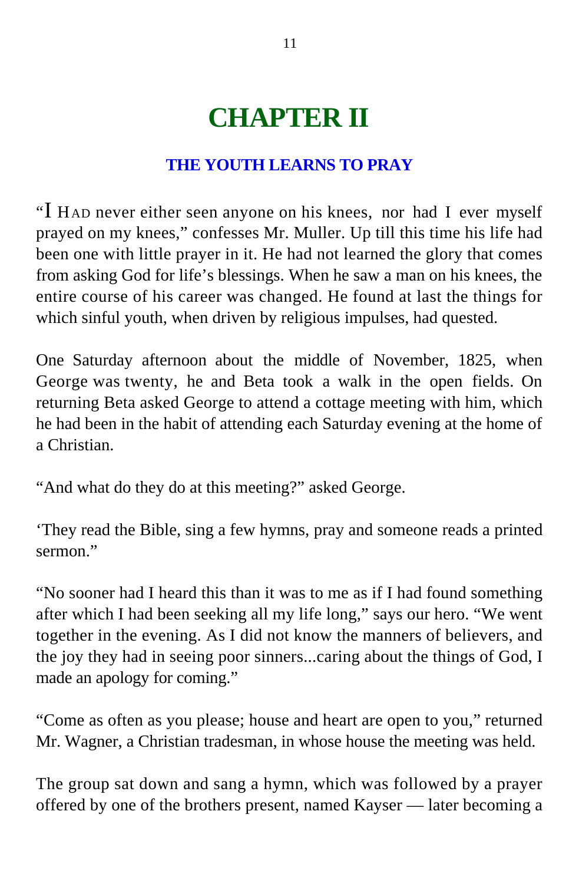# CHAPTER II

## THE YOUTH LEARNS TO PRAY

"I HAD never either seen anyone on his knees, nor had I ever myself prayed on my knees," confesses Mr. Muller. Up till this time his life had been one with little prayer in it. He had not learned the glory that comes from asking God for life's blessings. When he saw a man on his knees, the entire course of his career was changed. He found at last the things for which sinful youth, when driven by religious impulses, had quested.

One Saturday afternoon about the middle of November, 1825, when George was twenty, he and Beta took a walk in the open fields. On returning Beta asked George to attend a cottage meeting with him, which he had been in the habit of attending each Saturday evening at the home of a Christian.

"And what do they do at this meeting?" asked George.

'They read the Bible, sing a few hymns, pray and someone reads a printed sermon."

"No sooner had I heard this than it was to me as if I had found something after which I had been seeking all my life long," says our hero. "We went together in the evening. As I did not know the manners of believers, and the joy they had in seeing poor sinners...caring about the things of God, I made an apology for coming."

"Come as often as you please; house and heart are open to you," returned Mr. Wagner, a Christian tradesman, in whose house the meeting was held.

The group sat down and sang a hymn, which was followed by a prayer offered by one of the brothers present, named Kayser — later becoming a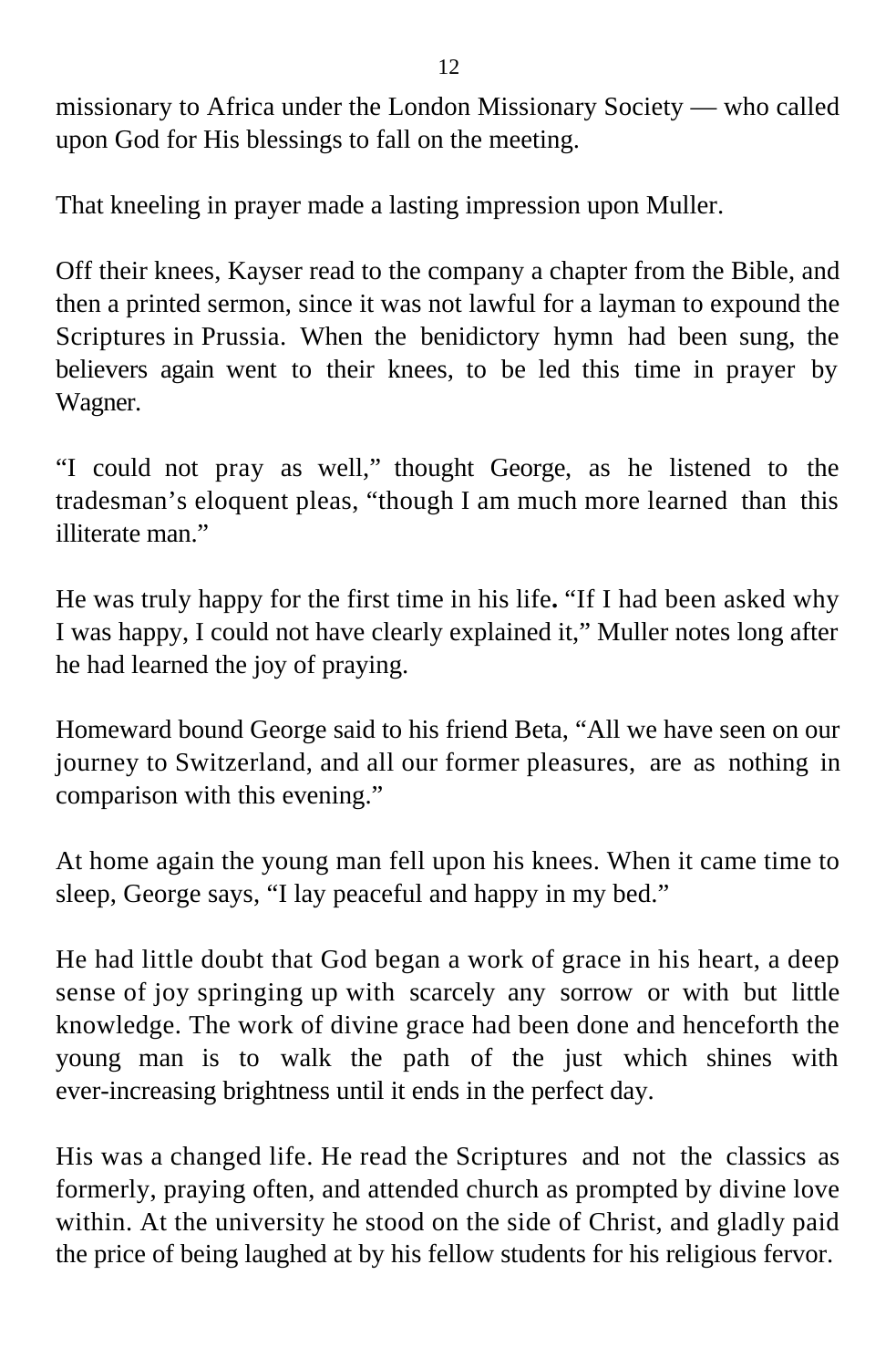missionary to Africa under the London Missionary Society — who called upon God for His blessings to fall on the meeting.

That kneeling in prayer made a lasting impression upon Muller.

Off their knees, Kayser read to the company a chapter from the Bible, and then a printed sermon, since it was not lawful for a layman to expound the Scriptures in Prussia. When the benidictory hymn had been sung, the believers again went to their knees, to be led this time in prayer by Wagner.

"I could not pray as well," thought George, as he listened to the tradesman's eloquent pleas, "though I am much more learned than this illiterate man."

He was truly happy for the first time in his life. "If I had been asked why I was happy, I could not have clearly explained it," Muller notes long after he had learned the joy of praying.

Homeward bound George said to his friend Beta, "All we have seen on our journey to Switzerland, and all our former pleasures, are as nothing in comparison with this evening."

At home again the young man fell upon his knees. When it came time to sleep, George says, "I lay peaceful and happy in my bed."

He had little doubt that God began a work of grace in his heart, a deep sense of joy springing up with scarcely any sorrow or with but little knowledge. The work of divine grace had been done and henceforth the young man is to walk the path of the just which shines with ever-increasing brightness until it ends in the perfect day.

His was a changed life. He read the Scriptures and not the classics as formerly, praying often, and attended church as prompted by divine love within. At the university he stood on the side of Christ, and gladly paid the price of being laughed at by his fellow students for his religious fervor.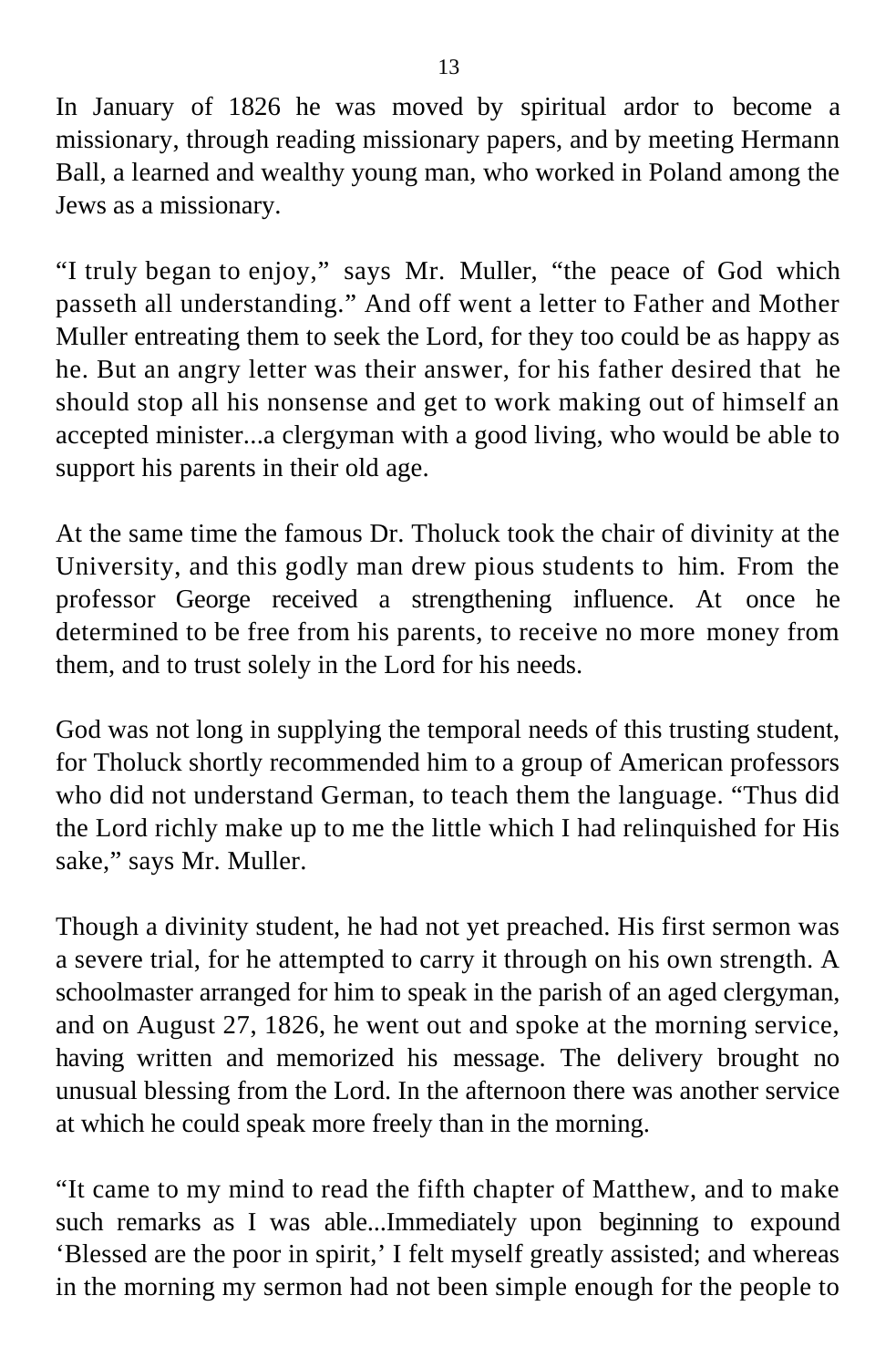In January of 1826 he was moved by spiritual ardor to become a missionary, through reading missionary papers, and by meeting Hermann Ball, a learned and wealthy young man, who worked in Poland among the Jews as a missionary.

"I truly began to enjoy," says Mr. Muller, "the peace of God which passeth all understanding." And off went a letter to Father and Mother Muller entreating them to seek the Lord, for they too could be as happy as he. But an angry letter was their answer, for his father desired that he should stop all his nonsense and get to work making out of himself an accepted minister...a clergyman with a good living, who would be able to support his parents in their old age.

At the same time the famous Dr. Tholuck took the chair of divinity at the University, and this godly man drew pious students to him. From the professor George received a strengthening influence. At once he determined to be free from his parents, to receive no more money from them, and to trust solely in the Lord for his needs.

God was not long in supplying the temporal needs of this trusting student, for Tholuck shortly recommended him to a group of American professors who did not understand German, to teach them the language. "Thus did the Lord richly make up to me the little which I had relinquished for His sake," says Mr. Muller.

Though a divinity student, he had not yet preached. His first sermon was a severe trial, for he attempted to carry it through on his own strength. A schoolmaster arranged for him to speak in the parish of an aged clergyman, and on August 27, 1826, he went out and spoke at the morning service, having written and memorized his message. The delivery brought no unusual blessing from the Lord. In the afternoon there was another service at which he could speak more freely than in the morning.

"It came to my mind to read the fifth chapter of Matthew, and to make such remarks as I was able...Immediately upon beginning to expound 'Blessed are the poor in spirit,' I felt myself greatly assisted; and whereas in the morning my sermon had not been simple enough for the people to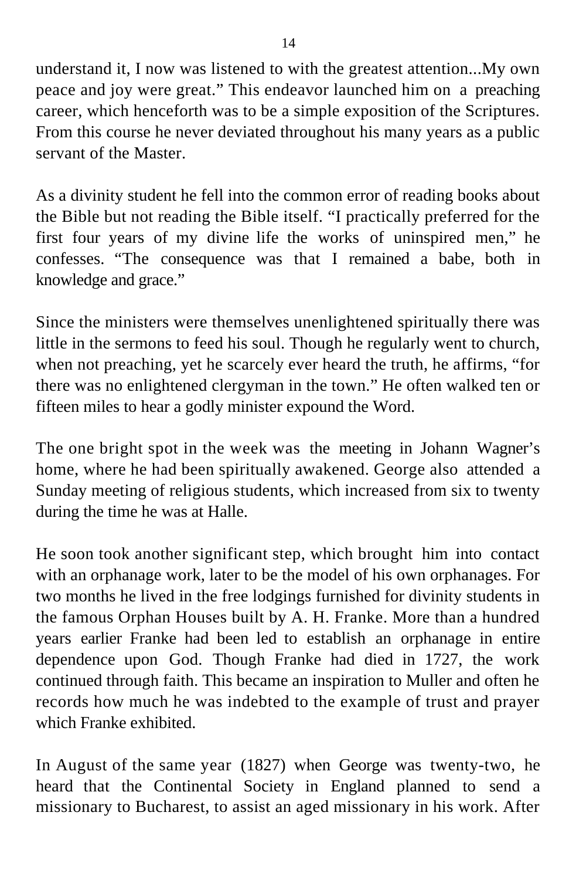understand it, I now was listened to with the greatest attention...My own peace and joy were great." This endeavor launched him on a preaching career, which henceforth was to be a simple exposition of the Scriptures. From this course he never deviated throughout his many years as a public servant of the Master.

As a divinity student he fell into the common error of reading books about the Bible but not reading the Bible itself. "I practically preferred for the first four years of my divine life the works of uninspired men," he confesses. "The consequence was that I remained a babe, both in knowledge and grace."

Since the ministers were themselves unenlightened spiritually there was little in the sermons to feed his soul. Though he regularly went to church, when not preaching, yet he scarcely ever heard the truth, he affirms, "for there was no enlightened clergyman in the town." He often walked ten or fifteen miles to hear a godly minister expound the Word.

The one bright spot in the week was the meeting in Johann Wagner's home, where he had been spiritually awakened. George also attended a Sunday meeting of religious students, which increased from six to twenty during the time he was at Halle.

He soon took another significant step, which brought him into contact with an orphanage work, later to be the model of his own orphanages. For two months he lived in the free lodgings furnished for divinity students in the famous Orphan Houses built by A. H. Franke. More than a hundred years earlier Franke had been led to establish an orphanage in entire dependence upon God. Though Franke had died in 1727, the work continued through faith. This became an inspiration to Muller and often he records how much he was indebted to the example of trust and prayer which Franke exhibited.

In August of the same year (1827) when George was twenty-two, he heard that the Continental Society in England planned to send a missionary to Bucharest, to assist an aged missionary in his work. After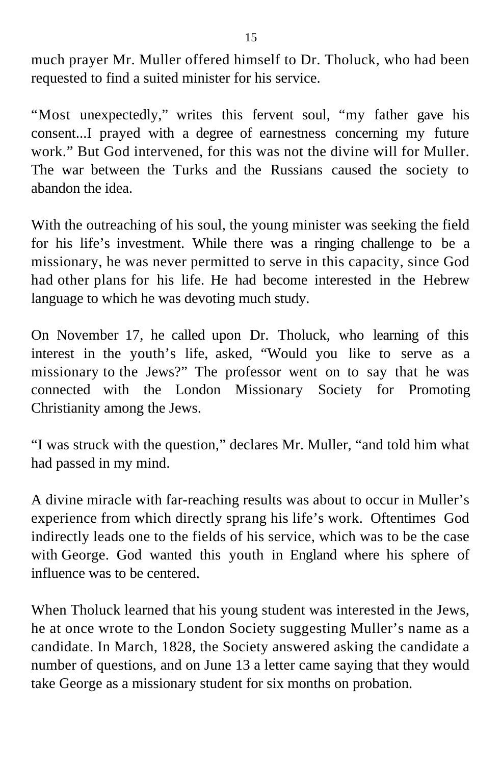much prayer Mr. Muller offered himself to Dr. Tholuck, who had been requested to find a suited minister for his service.

"Most unexpectedly," writes this fervent soul, "my father gave his consent...I prayed with a degree of earnestness concerning my future work." But God intervened, for this was not the divine will for Muller. The war between the Turks and the Russians caused the society to abandon the idea.

With the outreaching of his soul, the young minister was seeking the field for his life's investment. While there was a ringing challenge to be a missionary, he was never permitted to serve in this capacity, since God had other plans for his life. He had become interested in the Hebrew language to which he was devoting much study.

On November 17, he called upon Dr. Tholuck, who learning of this interest in the youth's life, asked, "Would you like to serve as a missionary to the Jews?" The professor went on to say that he was connected with the London Missionary Society for Promoting Christianity among the Jews.

"I was struck with the question," declares Mr. Muller, "and told him what had passed in my mind.

A divine miracle with far-reaching results was about to occur in Muller's experience from which directly sprang his life's work. Oftentimes God indirectly leads one to the fields of his service, which was to be the case with George. God wanted this youth in England where his sphere of influence was to be centered.

When Tholuck learned that his young student was interested in the Jews, he at once wrote to the London Society suggesting Muller's name as a candidate. In March, 1828, the Society answered asking the candidate a number of questions, and on June 13 a letter came saying that they would take George as a missionary student for six months on probation.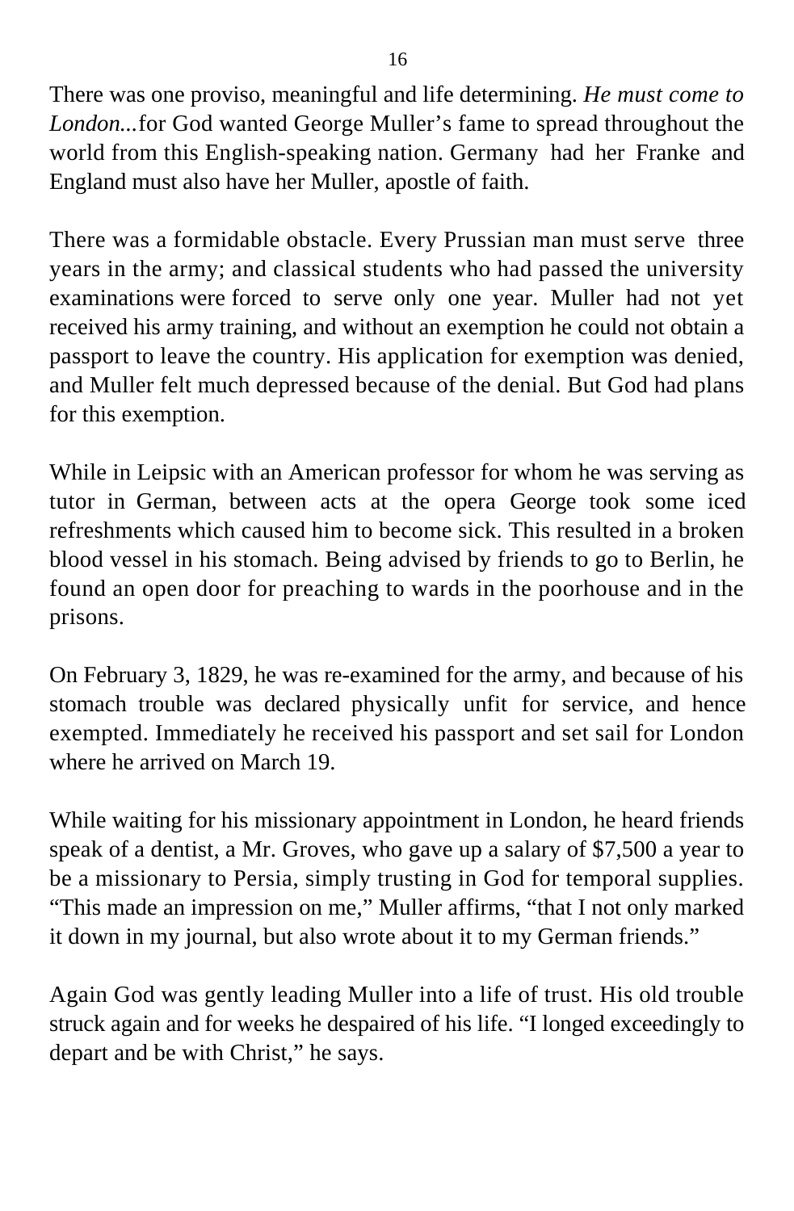There was one proviso, meaningful and life determining. *He must come to London...*for God wanted George Muller's fame to spread throughout the world from this English-speaking nation. Germany had her Franke and England must also have her Muller, apostle of faith.

There was a formidable obstacle. Every Prussian man must serve three years in the army; and classical students who had passed the university examinations were forced to serve only one year. Muller had not yet received his army training, and without an exemption he could not obtain a passport to leave the country. His application for exemption was denied, and Muller felt much depressed because of the denial. But God had plans for this exemption.

While in Leipsic with an American professor for whom he was serving as tutor in German, between acts at the opera George took some iced refreshments which caused him to become sick. This resulted in a broken blood vessel in his stomach. Being advised by friends to go to Berlin, he found an open door for preaching to wards in the poorhouse and in the prisons.

On February 3, 1829, he was re-examined for the army, and because of his stomach trouble was declared physically unfit for service, and hence exempted. Immediately he received his passport and set sail for London where he arrived on March 19.

While waiting for his missionary appointment in London, he heard friends speak of a dentist, a Mr. Groves, who gave up a salary of $7,500 a year to be a missionary to Persia, simply trusting in God for temporal supplies. "This made an impression on me," Muller affirms, "that I not only marked it down in my journal, but also wrote about it to my German friends."

Again God was gently leading Muller into a life of trust. His old trouble struck again and for weeks he despaired of his life. "I longed exceedingly to depart and be with Christ," he says.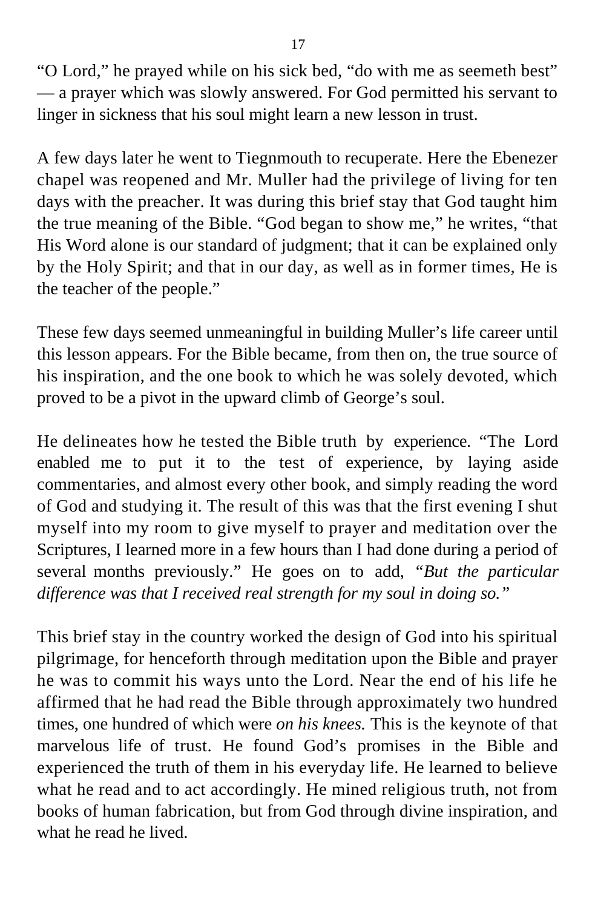"O Lord," he prayed while on his sick bed, "do with me as seemeth best" — a prayer which was slowly answered. For God permitted his servant to linger in sickness that his soul might learn a new lesson in trust.

A few days later he went to Tiegnmouth to recuperate. Here the Ebenezer chapel was reopened and Mr. Muller had the privilege of living for ten days with the preacher. It was during this brief stay that God taught him the true meaning of the Bible. "God began to show me," he writes, "that His Word alone is our standard of judgment; that it can be explained only by the Holy Spirit; and that in our day, as well as in former times, He is the teacher of the people."

These few days seemed unmeaningful in building Muller's life career until this lesson appears. For the Bible became, from then on, the true source of his inspiration, and the one book to which he was solely devoted, which proved to be a pivot in the upward climb of George's soul.

He delineates how he tested the Bible truth by experience. "The Lord enabled me to put it to the test of experience, by laying aside commentaries, and almost every other book, and simply reading the word of God and studying it. The result of this was that the first evening I shut myself into my room to give myself to prayer and meditation over the Scriptures, I learned more in a few hours than I had done during a period of several months previously." He goes on to add, *"But the particular difference was that I received real strength for my soul in doing so."*

This brief stay in the country worked the design of God into his spiritual pilgrimage, for henceforth through meditation upon the Bible and prayer he was to commit his ways unto the Lord. Near the end of his life he affirmed that he had read the Bible through approximately two hundred times, one hundred of which were *on his knees.* This is the keynote of that marvelous life of trust. He found God's promises in the Bible and experienced the truth of them in his everyday life. He learned to believe what he read and to act accordingly. He mined religious truth, not from books of human fabrication, but from God through divine inspiration, and what he read he lived.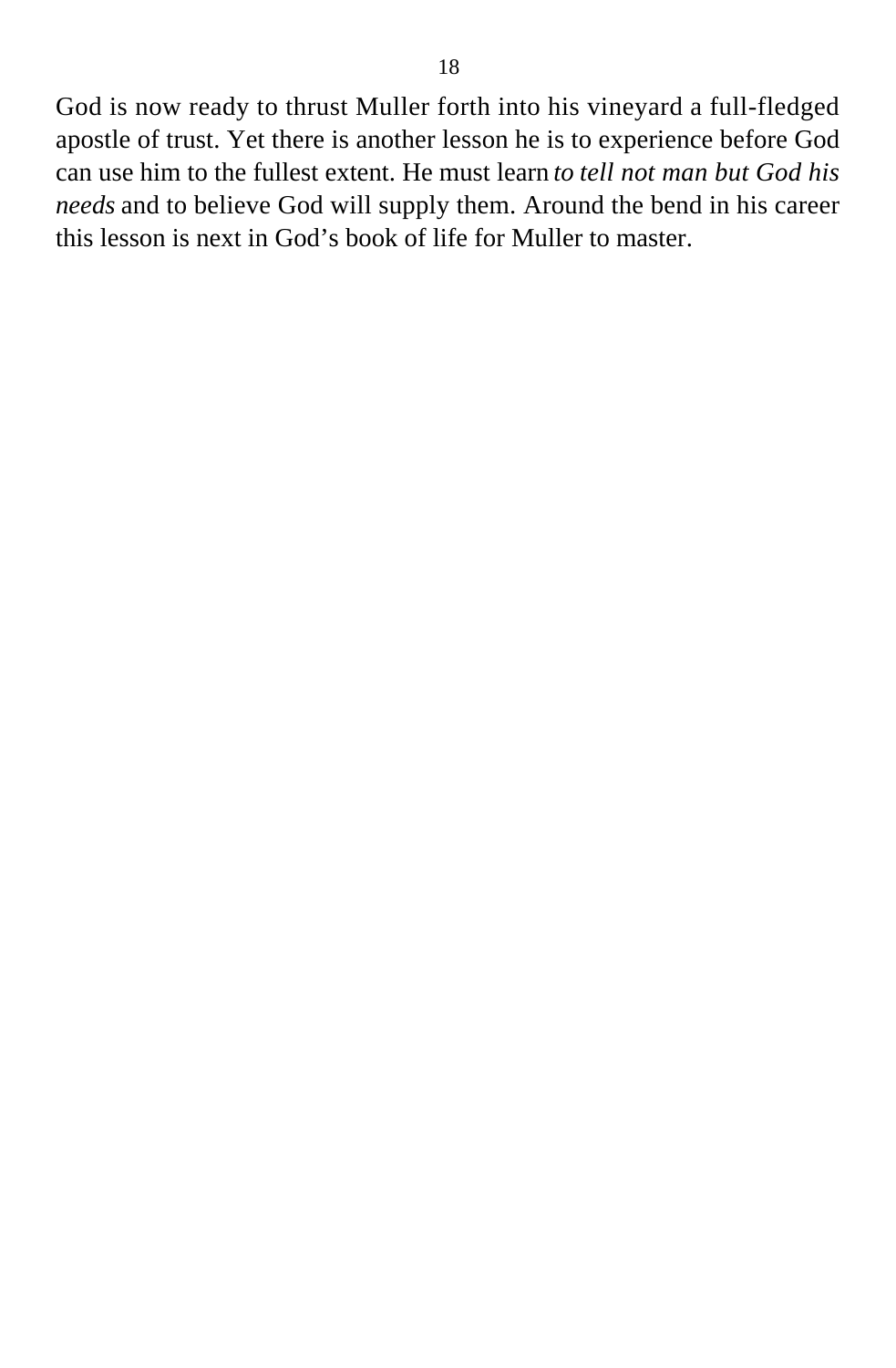God is now ready to thrust Muller forth into his vineyard a full-fledged apostle of trust. Yet there is another lesson he is to experience before God can use him to the fullest extent. He must learn *to tell not man but God his needs* and to believe God will supply them. Around the bend in his career this lesson is next in God's book of life for Muller to master.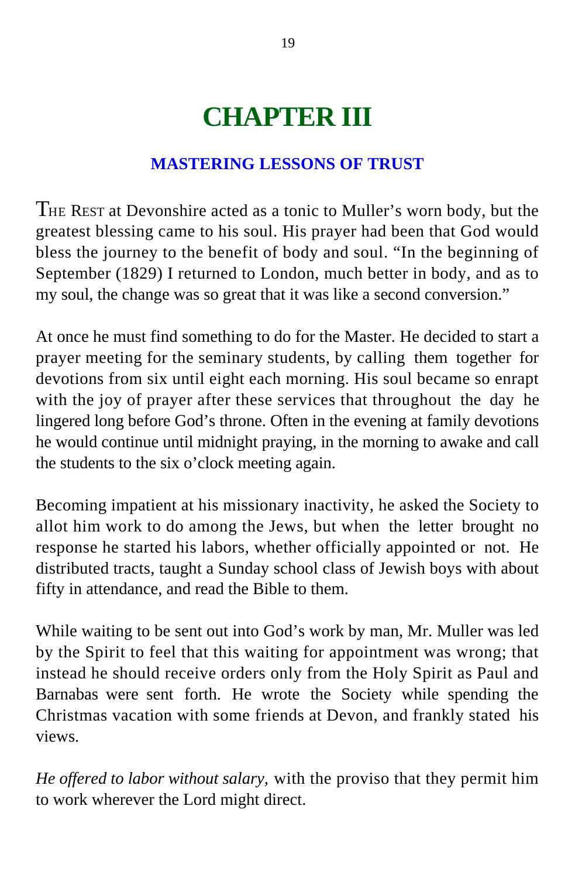# CHAPTER III

## MASTERING LESSONS OF TRUST

THE REST at Devonshire acted as a tonic to Muller's worn body, but the greatest blessing came to his soul. His prayer had been that God would bless the journey to the benefit of body and soul. "In the beginning of September (1829) I returned to London, much better in body, and as to my soul, the change was so great that it was like a second conversion."

At once he must find something to do for the Master. He decided to start a prayer meeting for the seminary students, by calling them together for devotions from six until eight each morning. His soul became so enrapt with the joy of prayer after these services that throughout the day he lingered long before God's throne. Often in the evening at family devotions he would continue until midnight praying, in the morning to awake and call the students to the six o'clock meeting again.

Becoming impatient at his missionary inactivity, he asked the Society to allot him work to do among the Jews, but when the letter brought no response he started his labors, whether officially appointed or not. He distributed tracts, taught a Sunday school class of Jewish boys with about fifty in attendance, and read the Bible to them.

While waiting to be sent out into God's work by man, Mr. Muller was led by the Spirit to feel that this waiting for appointment was wrong; that instead he should receive orders only from the Holy Spirit as Paul and Barnabas were sent forth. He wrote the Society while spending the Christmas vacation with some friends at Devon, and frankly stated his views.

*He offered to labor without salary,* with the proviso that they permit him to work wherever the Lord might direct.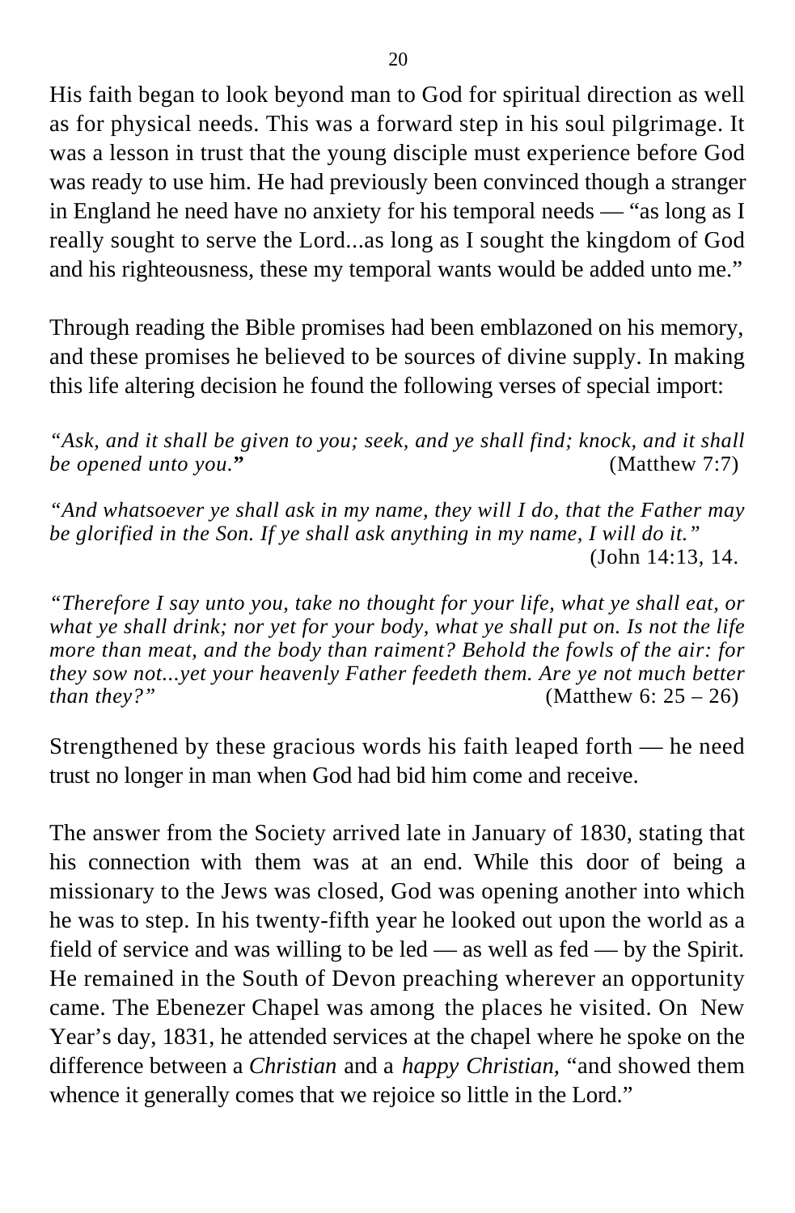His faith began to look beyond man to God for spiritual direction as well as for physical needs. This was a forward step in his soul pilgrimage. It was a lesson in trust that the young disciple must experience before God was ready to use him. He had previously been convinced though a stranger in England he need have no anxiety for his temporal needs — "as long as I really sought to serve the Lord...as long as I sought the kingdom of God and his righteousness, these my temporal wants would be added unto me."

Through reading the Bible promises had been emblazoned on his memory, and these promises he believed to be sources of divine supply. In making this life altering decision he found the following verses of special import:

*"Ask, and it shall be given to you; seek, and ye shall find; knock, and it shall be opened unto you."* (Matthew 7:7)

*"And whatsoever ye shall ask in my name, they will I do, that the Father may be glorified in the Son. If ye shall ask anything in my name, I will do it."* (John 14:13, 14.

*"Therefore I say unto you, take no thought for your life, what ye shall eat, or what ye shall drink; nor yet for your body, what ye shall put on. Is not the life more than meat, and the body than raiment? Behold the fowls of the air: for they sow not...yet your heavenly Father feedeth them. Are ye not much better than they?"* (Matthew 6: 25 – 26)

Strengthened by these gracious words his faith leaped forth — he need trust no longer in man when God had bid him come and receive.

The answer from the Society arrived late in January of 1830, stating that his connection with them was at an end. While this door of being a missionary to the Jews was closed, God was opening another into which he was to step. In his twenty-fifth year he looked out upon the world as a field of service and was willing to be led — as well as fed — by the Spirit. He remained in the South of Devon preaching wherever an opportunity came. The Ebenezer Chapel was among the places he visited. On New Year's day, 1831, he attended services at the chapel where he spoke on the difference between a *Christian* and a *happy Christian*, "and showed them whence it generally comes that we rejoice so little in the Lord."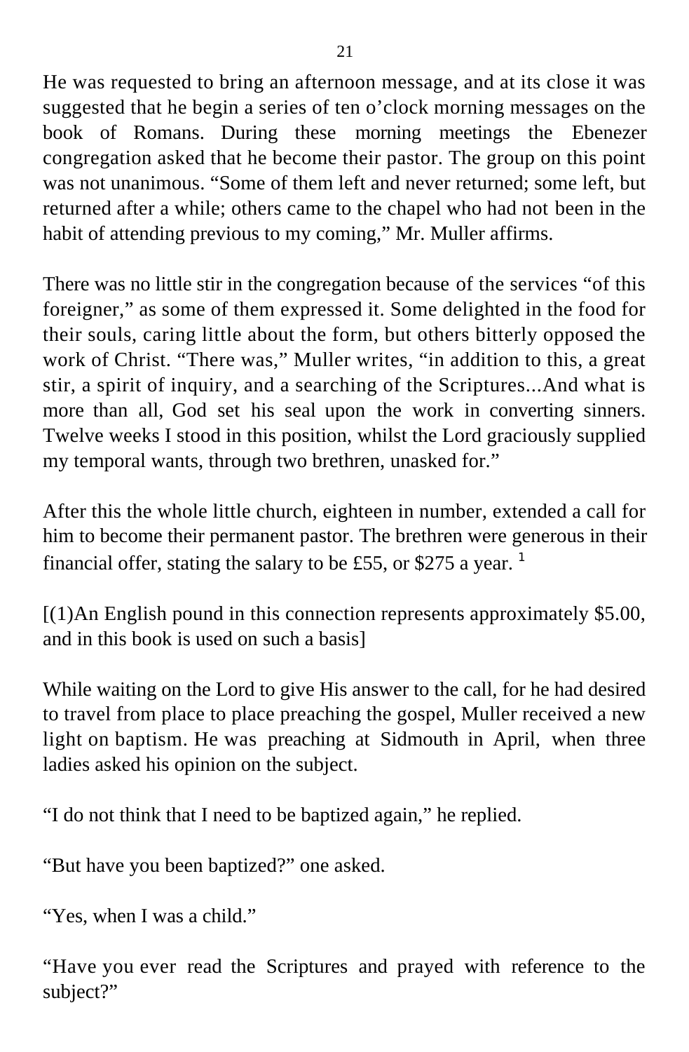He was requested to bring an afternoon message, and at its close it was suggested that he begin a series of ten o'clock morning messages on the book of Romans. During these morning meetings the Ebenezer congregation asked that he become their pastor. The group on this point was not unanimous. "Some of them left and never returned; some left, but returned after a while; others came to the chapel who had not been in the habit of attending previous to my coming," Mr. Muller affirms.

There was no little stir in the congregation because of the services "of this foreigner," as some of them expressed it. Some delighted in the food for their souls, caring little about the form, but others bitterly opposed the work of Christ. "There was," Muller writes, "in addition to this, a great stir, a spirit of inquiry, and a searching of the Scriptures...And what is more than all, God set his seal upon the work in converting sinners. Twelve weeks I stood in this position, whilst the Lord graciously supplied my temporal wants, through two brethren, unasked for."

After this the whole little church, eighteen in number, extended a call for him to become their permanent pastor. The brethren were generous in their financial offer, stating the salary to be £55, or $275 a year. [1]

[(1)An English pound in this connection represents approximately $5.00, and in this book is used on such a basis]

While waiting on the Lord to give His answer to the call, for he had desired to travel from place to place preaching the gospel, Muller received a new light on baptism. He was preaching at Sidmouth in April, when three ladies asked his opinion on the subject.

"I do not think that I need to be baptized again," he replied.

"But have you been baptized?" one asked.

"Yes, when I was a child."

"Have you ever read the Scriptures and prayed with reference to the subject?"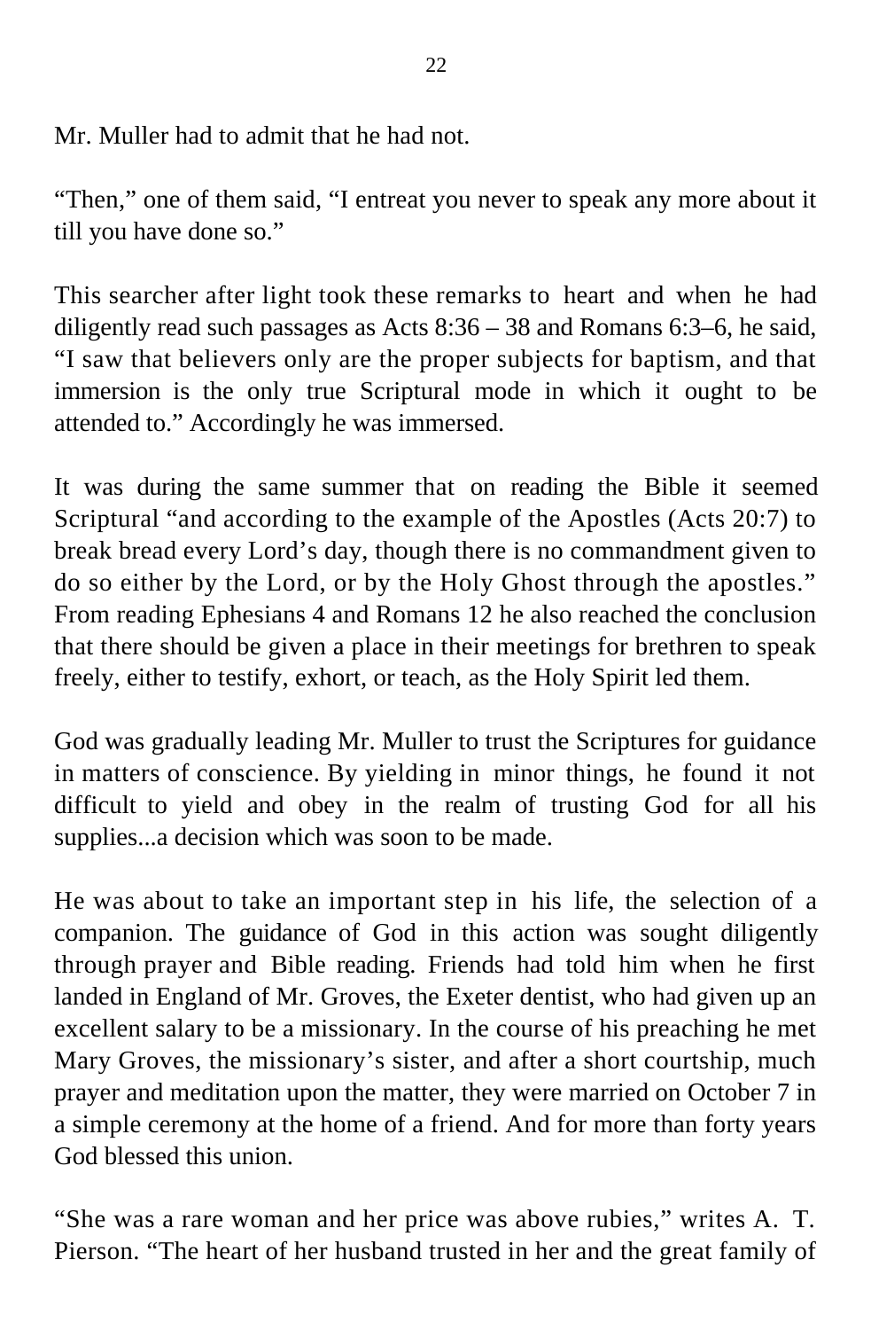Mr. Muller had to admit that he had not.

“Then,” one of them said, “I entreat you never to speak any more about it till you have done so.”

This searcher after light took these remarks to heart and when he had diligently read such passages as Acts 8:36 – 38 and Romans 6:3–6, he said, “I saw that believers only are the proper subjects for baptism, and that immersion is the only true Scriptural mode in which it ought to be attended to.” Accordingly he was immersed.

It was during the same summer that on reading the Bible it seemed Scriptural “and according to the example of the Apostles (Acts 20:7) to break bread every Lord’s day, though there is no commandment given to do so either by the Lord, or by the Holy Ghost through the apostles.” From reading Ephesians 4 and Romans 12 he also reached the conclusion that there should be given a place in their meetings for brethren to speak freely, either to testify, exhort, or teach, as the Holy Spirit led them.

God was gradually leading Mr. Muller to trust the Scriptures for guidance in matters of conscience. By yielding in minor things, he found it not difficult to yield and obey in the realm of trusting God for all his supplies...a decision which was soon to be made.

He was about to take an important step in his life, the selection of a companion. The guidance of God in this action was sought diligently through prayer and Bible reading. Friends had told him when he first landed in England of Mr. Groves, the Exeter dentist, who had given up an excellent salary to be a missionary. In the course of his preaching he met Mary Groves, the missionary’s sister, and after a short courtship, much prayer and meditation upon the matter, they were married on October 7 in a simple ceremony at the home of a friend. And for more than forty years God blessed this union.

“She was a rare woman and her price was above rubies,” writes A. T. Pierson. “The heart of her husband trusted in her and the great family of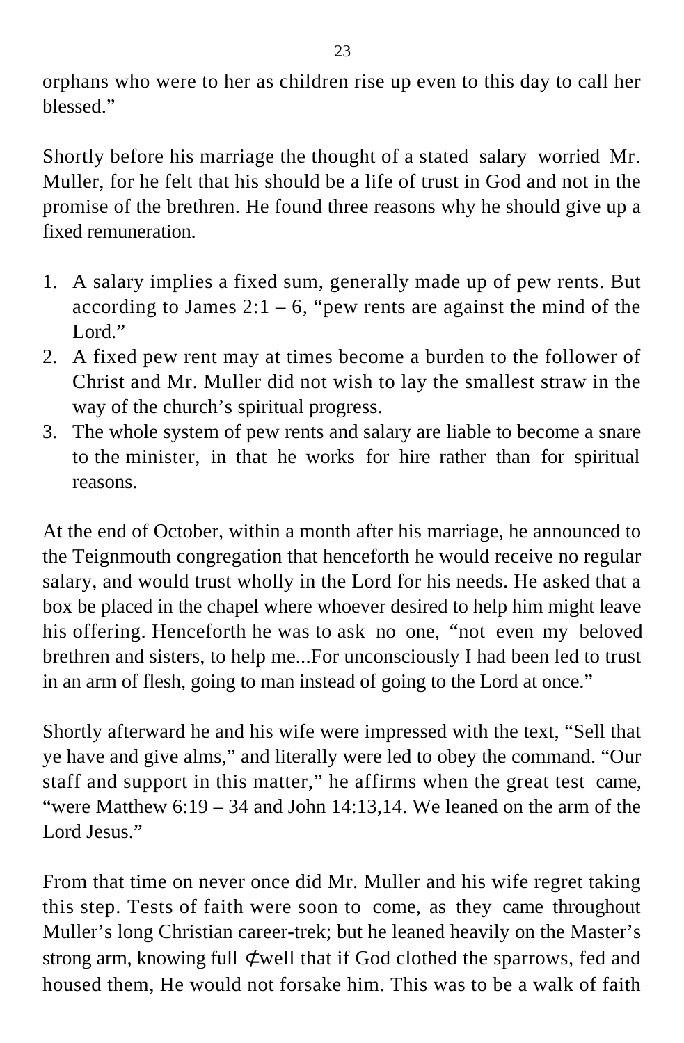orphans who were to her as children rise up even to this day to call her blessed."

Shortly before his marriage the thought of a stated salary worried Mr. Muller, for he felt that his should be a life of trust in God and not in the promise of the brethren. He found three reasons why he should give up a fixed remuneration.

1. A salary implies a fixed sum, generally made up of pew rents. But according to James 2:1 – 6, "pew rents are against the mind of the Lord."
2. A fixed pew rent may at times become a burden to the follower of Christ and Mr. Muller did not wish to lay the smallest straw in the way of the church's spiritual progress.
3. The whole system of pew rents and salary are liable to become a snare to the minister, in that he works for hire rather than for spiritual reasons.

At the end of October, within a month after his marriage, he announced to the Teignmouth congregation that henceforth he would receive no regular salary, and would trust wholly in the Lord for his needs. He asked that a box be placed in the chapel where whoever desired to help him might leave his offering. Henceforth he was to ask no one, "not even my beloved brethren and sisters, to help me...For unconsciously I had been led to trust in an arm of flesh, going to man instead of going to the Lord at once."

Shortly afterward he and his wife were impressed with the text, "Sell that ye have and give alms," and literally were led to obey the command. "Our staff and support in this matter," he affirms when the great test came, "were Matthew 6:19 – 34 and John 14:13,14. We leaned on the arm of the Lord Jesus."

From that time on never once did Mr. Muller and his wife regret taking this step. Tests of faith were soon to come, as they came throughout Muller's long Christian career-trek; but he leaned heavily on the Master's strong arm, knowing full well that if God clothed the sparrows, fed and housed them, He would not forsake him. This was to be a walk of faith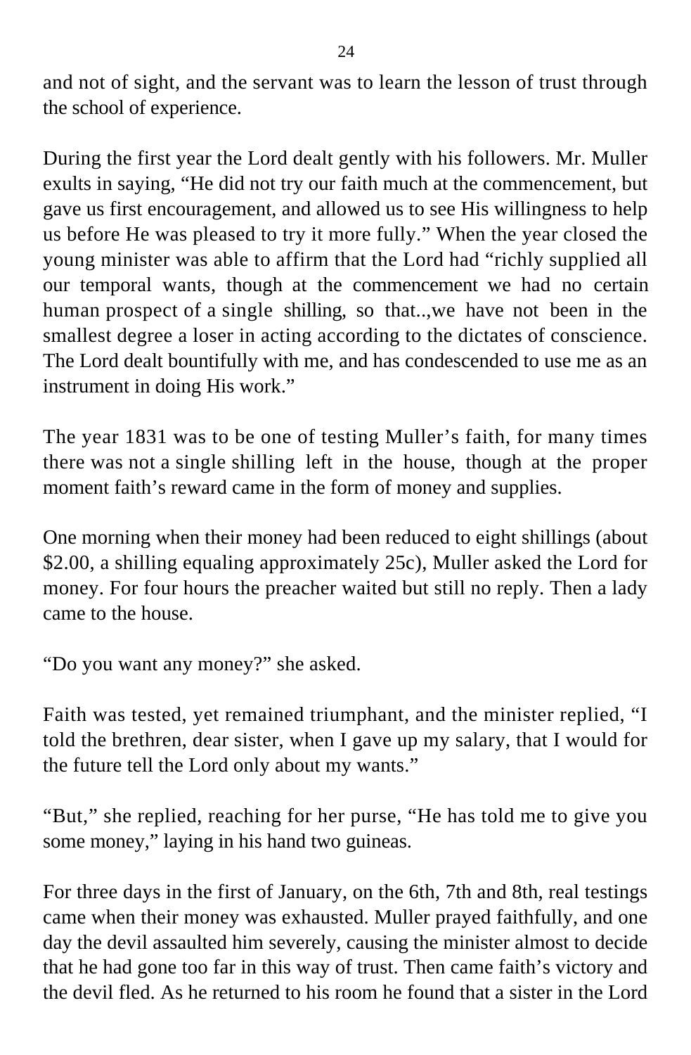and not of sight, and the servant was to learn the lesson of trust through the school of experience.

During the first year the Lord dealt gently with his followers. Mr. Muller exults in saying, “He did not try our faith much at the commencement, but gave us first encouragement, and allowed us to see His willingness to help us before He was pleased to try it more fully.” When the year closed the young minister was able to affirm that the Lord had “richly supplied all our temporal wants, though at the commencement we had no certain human prospect of a single shilling, so that..,we have not been in the smallest degree a loser in acting according to the dictates of conscience. The Lord dealt bountifully with me, and has condescended to use me as an instrument in doing His work.”

The year 1831 was to be one of testing Muller’s faith, for many times there was not a single shilling left in the house, though at the proper moment faith’s reward came in the form of money and supplies.

One morning when their money had been reduced to eight shillings (about $2.00, a shilling equaling approximately 25c), Muller asked the Lord for money. For four hours the preacher waited but still no reply. Then a lady came to the house.

“Do you want any money?” she asked.

Faith was tested, yet remained triumphant, and the minister replied, “I told the brethren, dear sister, when I gave up my salary, that I would for the future tell the Lord only about my wants.”

“But,” she replied, reaching for her purse, “He has told me to give you some money,” laying in his hand two guineas.

For three days in the first of January, on the 6th, 7th and 8th, real testings came when their money was exhausted. Muller prayed faithfully, and one day the devil assaulted him severely, causing the minister almost to decide that he had gone too far in this way of trust. Then came faith’s victory and the devil fled. As he returned to his room he found that a sister in the Lord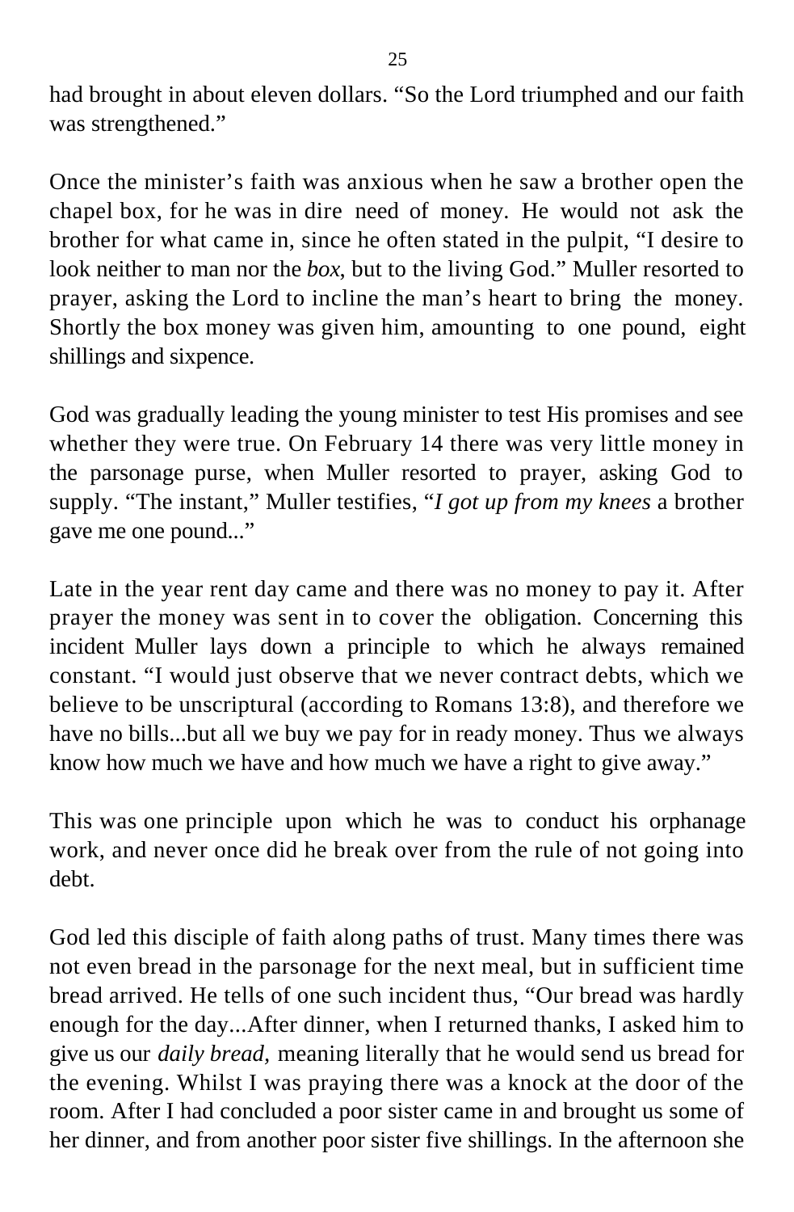had brought in about eleven dollars. “So the Lord triumphed and our faith was strengthened.”

Once the minister’s faith was anxious when he saw a brother open the chapel box, for he was in dire need of money. He would not ask the brother for what came in, since he often stated in the pulpit, “I desire to look neither to man nor the *box*, but to the living God.” Muller resorted to prayer, asking the Lord to incline the man’s heart to bring the money. Shortly the box money was given him, amounting to one pound, eight shillings and sixpence.

God was gradually leading the young minister to test His promises and see whether they were true. On February 14 there was very little money in the parsonage purse, when Muller resorted to prayer, asking God to supply. “The instant,” Muller testifies, “*I got up from my knees* a brother gave me one pound...”

Late in the year rent day came and there was no money to pay it. After prayer the money was sent in to cover the obligation. Concerning this incident Muller lays down a principle to which he always remained constant. “I would just observe that we never contract debts, which we believe to be unscriptural (according to Romans 13:8), and therefore we have no bills...but all we buy we pay for in ready money. Thus we always know how much we have and how much we have a right to give away.”

This was one principle upon which he was to conduct his orphanage work, and never once did he break over from the rule of not going into debt.

God led this disciple of faith along paths of trust. Many times there was not even bread in the parsonage for the next meal, but in sufficient time bread arrived. He tells of one such incident thus, “Our bread was hardly enough for the day...After dinner, when I returned thanks, I asked him to give us our *daily bread,* meaning literally that he would send us bread for the evening. Whilst I was praying there was a knock at the door of the room. After I had concluded a poor sister came in and brought us some of her dinner, and from another poor sister five shillings. In the afternoon she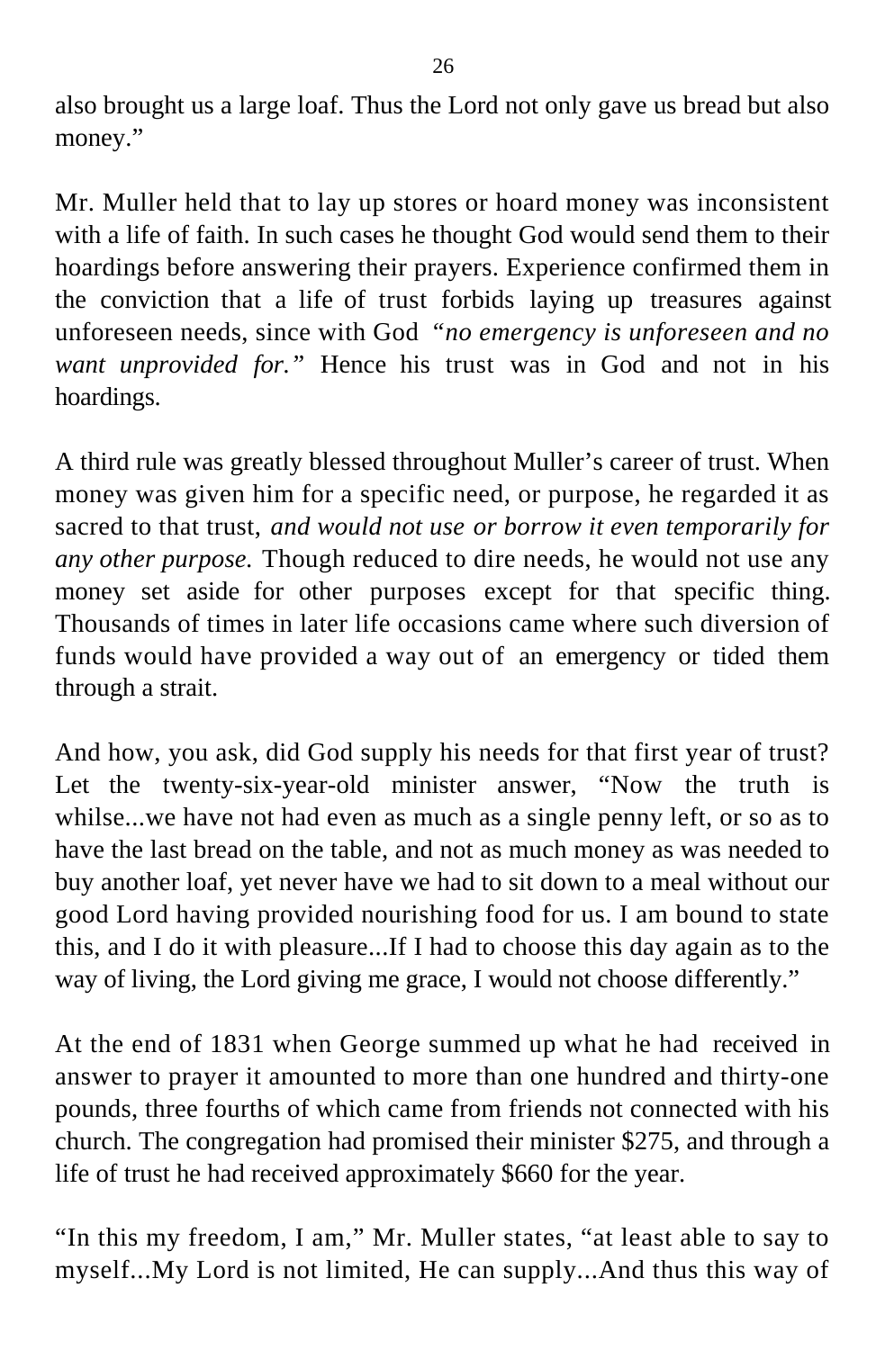also brought us a large loaf. Thus the Lord not only gave us bread but also money."

Mr. Muller held that to lay up stores or hoard money was inconsistent with a life of faith. In such cases he thought God would send them to their hoardings before answering their prayers. Experience confirmed them in the conviction that a life of trust forbids laying up treasures against unforeseen needs, since with God *"no emergency is unforeseen and no want unprovided for."* Hence his trust was in God and not in his hoardings.

A third rule was greatly blessed throughout Muller's career of trust. When money was given him for a specific need, or purpose, he regarded it as sacred to that trust, *and would not use or borrow it even temporarily for any other purpose.* Though reduced to dire needs, he would not use any money set aside for other purposes except for that specific thing. Thousands of times in later life occasions came where such diversion of funds would have provided a way out of an emergency or tided them through a strait.

And how, you ask, did God supply his needs for that first year of trust? Let the twenty-six-year-old minister answer, "Now the truth is whilse...we have not had even as much as a single penny left, or so as to have the last bread on the table, and not as much money as was needed to buy another loaf, yet never have we had to sit down to a meal without our good Lord having provided nourishing food for us. I am bound to state this, and I do it with pleasure...If I had to choose this day again as to the way of living, the Lord giving me grace, I would not choose differently."

At the end of 1831 when George summed up what he had received in answer to prayer it amounted to more than one hundred and thirty-one pounds, three fourths of which came from friends not connected with his church. The congregation had promised their minister $275, and through a life of trust he had received approximately $660 for the year.

"In this my freedom, I am," Mr. Muller states, "at least able to say to myself...My Lord is not limited, He can supply...And thus this way of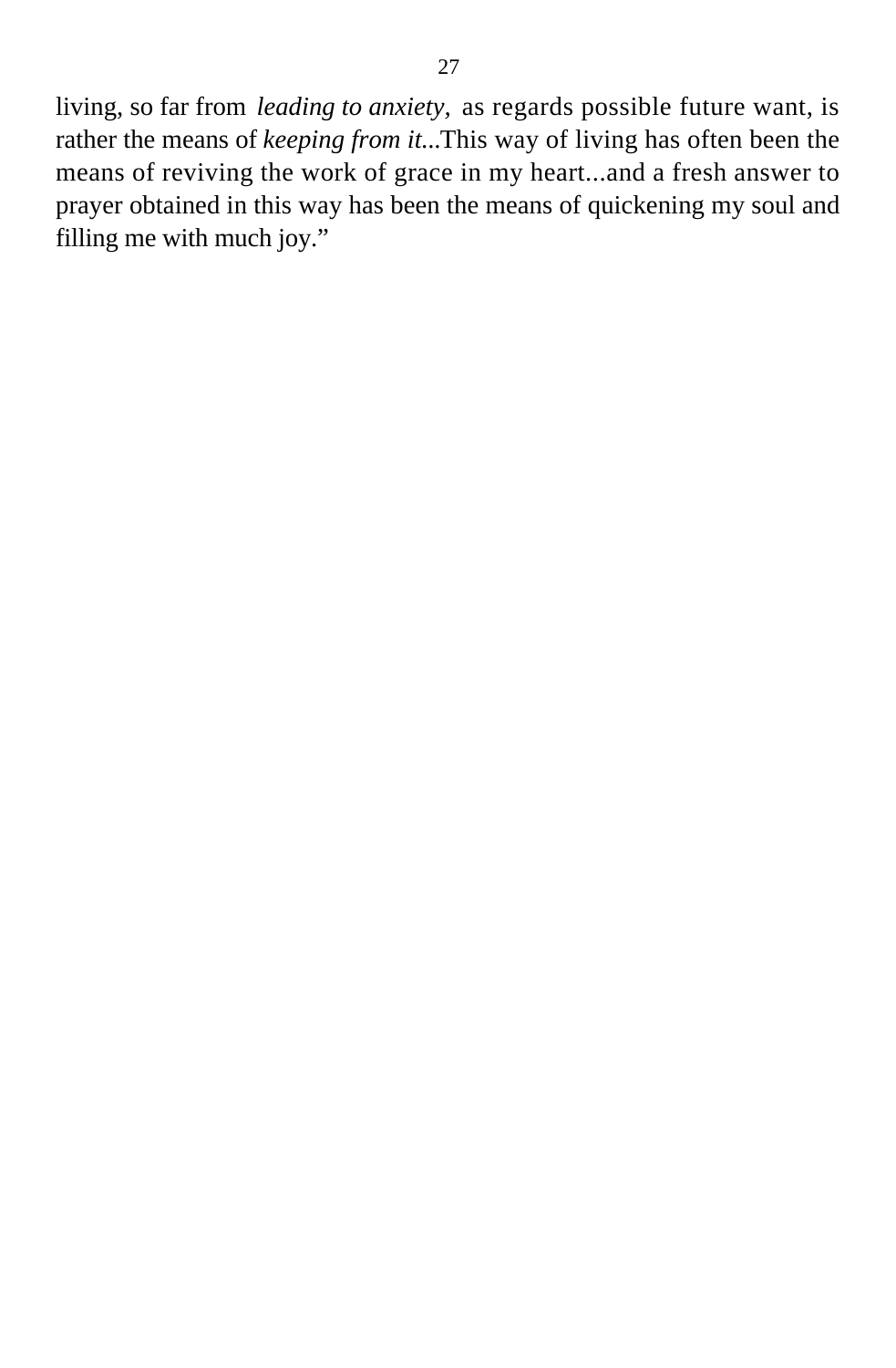living, so far from *leading to anxiety*, as regards possible future want, is rather the means of *keeping from it*...This way of living has often been the means of reviving the work of grace in my heart...and a fresh answer to prayer obtained in this way has been the means of quickening my soul and filling me with much joy."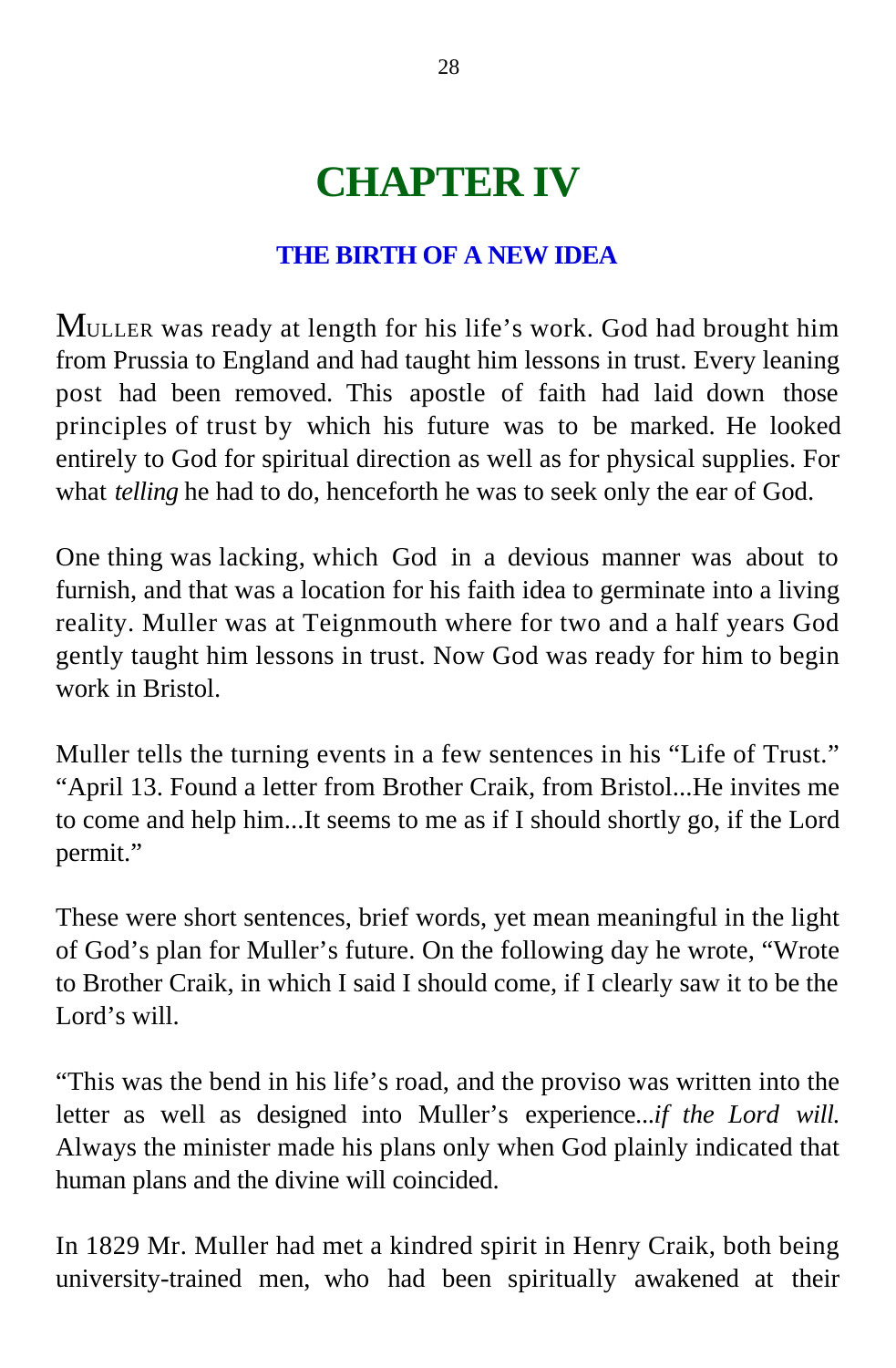# CHAPTER IV

## THE BIRTH OF A NEW IDEA

MULLER was ready at length for his life's work. God had brought him from Prussia to England and had taught him lessons in trust. Every leaning post had been removed. This apostle of faith had laid down those principles of trust by which his future was to be marked. He looked entirely to God for spiritual direction as well as for physical supplies. For what *telling* he had to do, henceforth he was to seek only the ear of God.

One thing was lacking, which God in a devious manner was about to furnish, and that was a location for his faith idea to germinate into a living reality. Muller was at Teignmouth where for two and a half years God gently taught him lessons in trust. Now God was ready for him to begin work in Bristol.

Muller tells the turning events in a few sentences in his "Life of Trust." "April 13. Found a letter from Brother Craik, from Bristol...He invites me to come and help him...It seems to me as if I should shortly go, if the Lord permit."

These were short sentences, brief words, yet mean meaningful in the light of God's plan for Muller's future. On the following day he wrote, "Wrote to Brother Craik, in which I said I should come, if I clearly saw it to be the Lord's will.

"This was the bend in his life's road, and the proviso was written into the letter as well as designed into Muller's experience...*if the Lord will.* Always the minister made his plans only when God plainly indicated that human plans and the divine will coincided.

In 1829 Mr. Muller had met a kindred spirit in Henry Craik, both being university-trained men, who had been spiritually awakened at their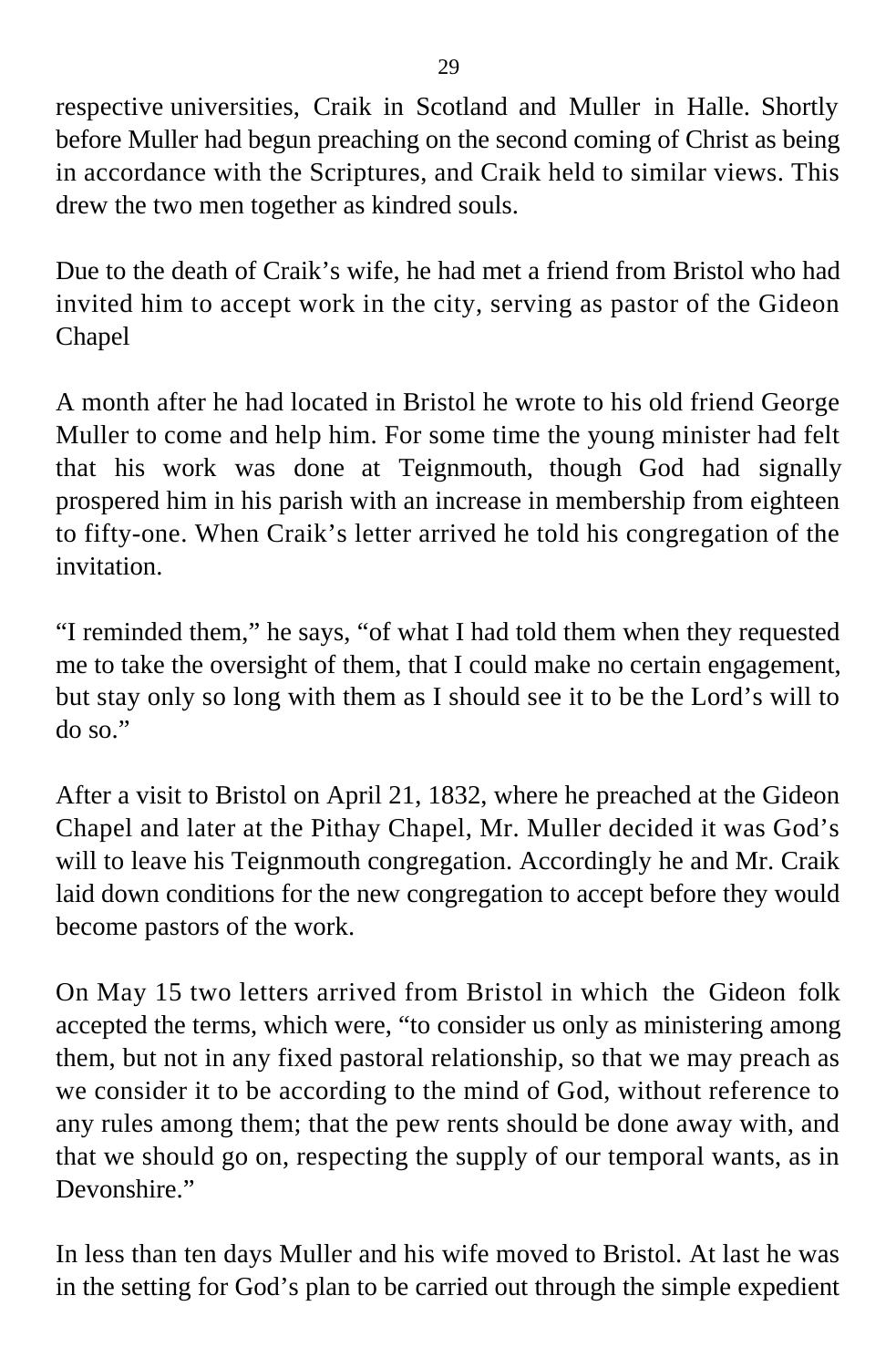respective universities, Craik in Scotland and Muller in Halle. Shortly before Muller had begun preaching on the second coming of Christ as being in accordance with the Scriptures, and Craik held to similar views. This drew the two men together as kindred souls.

Due to the death of Craik's wife, he had met a friend from Bristol who had invited him to accept work in the city, serving as pastor of the Gideon Chapel

A month after he had located in Bristol he wrote to his old friend George Muller to come and help him. For some time the young minister had felt that his work was done at Teignmouth, though God had signally prospered him in his parish with an increase in membership from eighteen to fifty-one. When Craik's letter arrived he told his congregation of the invitation.

"I reminded them," he says, "of what I had told them when they requested me to take the oversight of them, that I could make no certain engagement, but stay only so long with them as I should see it to be the Lord's will to do so."

After a visit to Bristol on April 21, 1832, where he preached at the Gideon Chapel and later at the Pithay Chapel, Mr. Muller decided it was God's will to leave his Teignmouth congregation. Accordingly he and Mr. Craik laid down conditions for the new congregation to accept before they would become pastors of the work.

On May 15 two letters arrived from Bristol in which the Gideon folk accepted the terms, which were, "to consider us only as ministering among them, but not in any fixed pastoral relationship, so that we may preach as we consider it to be according to the mind of God, without reference to any rules among them; that the pew rents should be done away with, and that we should go on, respecting the supply of our temporal wants, as in Devonshire."

In less than ten days Muller and his wife moved to Bristol. At last he was in the setting for God's plan to be carried out through the simple expedient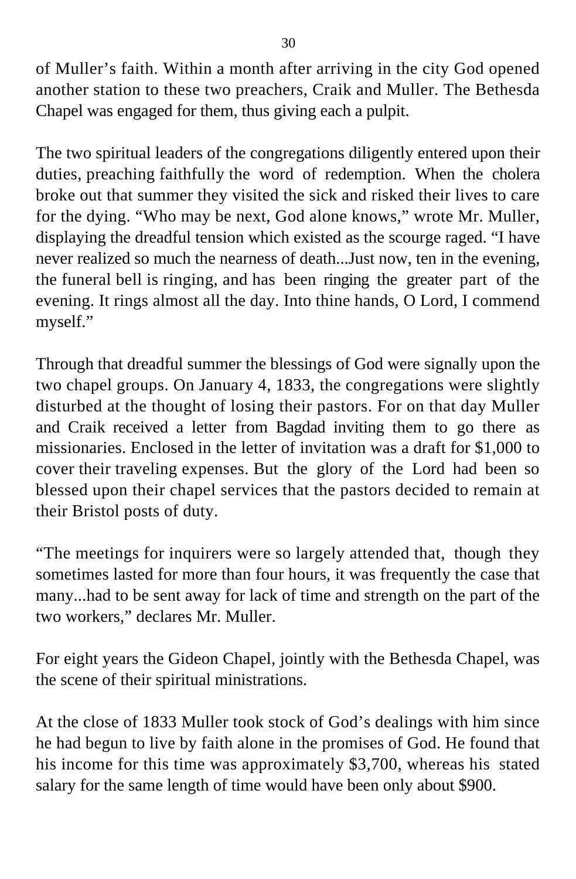of Muller's faith. Within a month after arriving in the city God opened another station to these two preachers, Craik and Muller. The Bethesda Chapel was engaged for them, thus giving each a pulpit.

The two spiritual leaders of the congregations diligently entered upon their duties, preaching faithfully the word of redemption. When the cholera broke out that summer they visited the sick and risked their lives to care for the dying. "Who may be next, God alone knows," wrote Mr. Muller, displaying the dreadful tension which existed as the scourge raged. "I have never realized so much the nearness of death...Just now, ten in the evening, the funeral bell is ringing, and has been ringing the greater part of the evening. It rings almost all the day. Into thine hands, O Lord, I commend myself."

Through that dreadful summer the blessings of God were signally upon the two chapel groups. On January 4, 1833, the congregations were slightly disturbed at the thought of losing their pastors. For on that day Muller and Craik received a letter from Bagdad inviting them to go there as missionaries. Enclosed in the letter of invitation was a draft for $1,000 to cover their traveling expenses. But the glory of the Lord had been so blessed upon their chapel services that the pastors decided to remain at their Bristol posts of duty.

"The meetings for inquirers were so largely attended that, though they sometimes lasted for more than four hours, it was frequently the case that many...had to be sent away for lack of time and strength on the part of the two workers," declares Mr. Muller.

For eight years the Gideon Chapel, jointly with the Bethesda Chapel, was the scene of their spiritual ministrations.

At the close of 1833 Muller took stock of God's dealings with him since he had begun to live by faith alone in the promises of God. He found that his income for this time was approximately $3,700, whereas his stated salary for the same length of time would have been only about $900.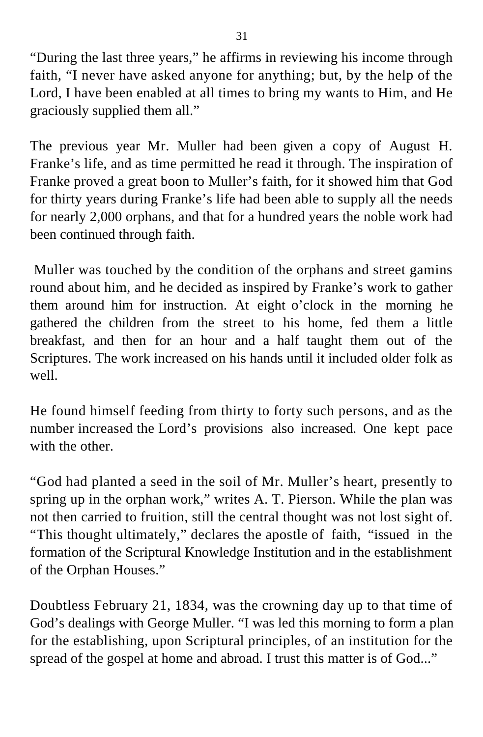"During the last three years," he affirms in reviewing his income through faith, "I never have asked anyone for anything; but, by the help of the Lord, I have been enabled at all times to bring my wants to Him, and He graciously supplied them all."

The previous year Mr. Muller had been given a copy of August H. Franke's life, and as time permitted he read it through. The inspiration of Franke proved a great boon to Muller's faith, for it showed him that God for thirty years during Franke's life had been able to supply all the needs for nearly 2,000 orphans, and that for a hundred years the noble work had been continued through faith.

Muller was touched by the condition of the orphans and street gamins round about him, and he decided as inspired by Franke's work to gather them around him for instruction. At eight o'clock in the morning he gathered the children from the street to his home, fed them a little breakfast, and then for an hour and a half taught them out of the Scriptures. The work increased on his hands until it included older folk as well.

He found himself feeding from thirty to forty such persons, and as the number increased the Lord's provisions also increased. One kept pace with the other.

"God had planted a seed in the soil of Mr. Muller's heart, presently to spring up in the orphan work," writes A. T. Pierson. While the plan was not then carried to fruition, still the central thought was not lost sight of. "This thought ultimately," declares the apostle of faith, "issued in the formation of the Scriptural Knowledge Institution and in the establishment of the Orphan Houses."

Doubtless February 21, 1834, was the crowning day up to that time of God's dealings with George Muller. "I was led this morning to form a plan for the establishing, upon Scriptural principles, of an institution for the spread of the gospel at home and abroad. I trust this matter is of God..."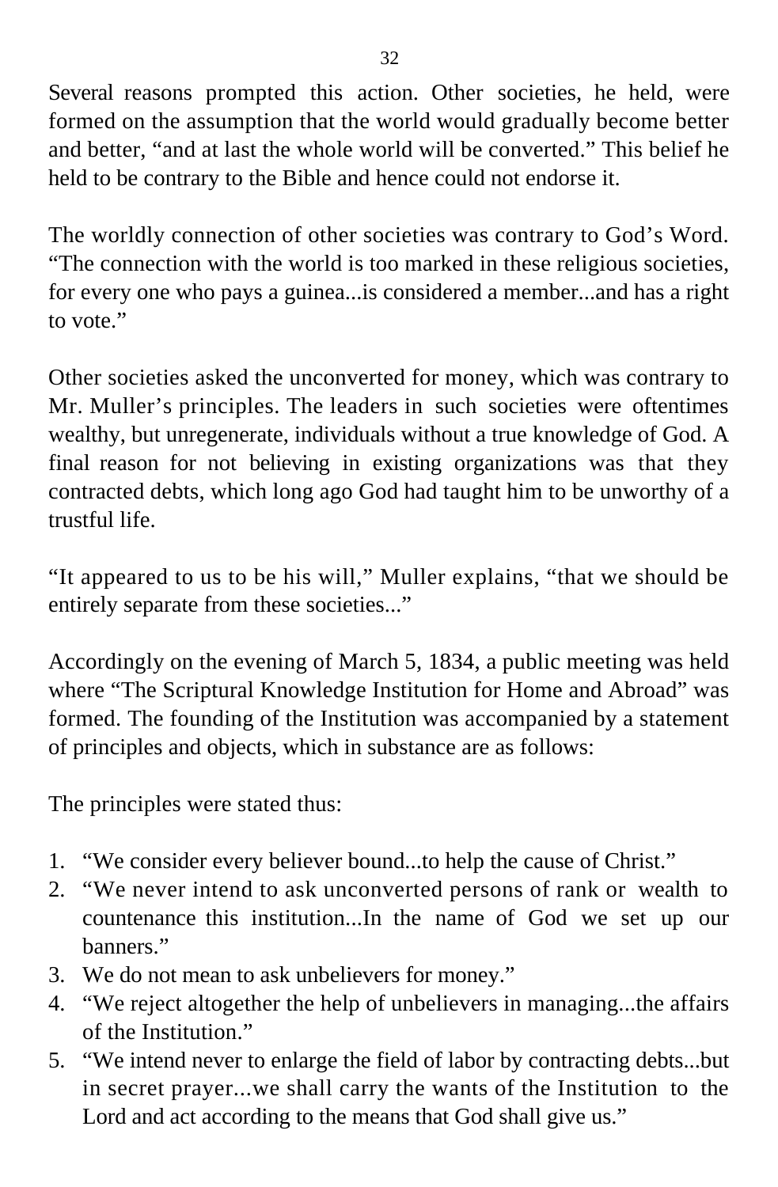Several reasons prompted this action. Other societies, he held, were formed on the assumption that the world would gradually become better and better, “and at last the whole world will be converted.” This belief he held to be contrary to the Bible and hence could not endorse it.

The worldly connection of other societies was contrary to God’s Word. “The connection with the world is too marked in these religious societies, for every one who pays a guinea...is considered a member...and has a right to vote.”

Other societies asked the unconverted for money, which was contrary to Mr. Muller’s principles. The leaders in such societies were oftentimes wealthy, but unregenerate, individuals without a true knowledge of God. A final reason for not believing in existing organizations was that they contracted debts, which long ago God had taught him to be unworthy of a trustful life.

“It appeared to us to be his will,” Muller explains, “that we should be entirely separate from these societies...”

Accordingly on the evening of March 5, 1834, a public meeting was held where “The Scriptural Knowledge Institution for Home and Abroad” was formed. The founding of the Institution was accompanied by a statement of principles and objects, which in substance are as follows:

The principles were stated thus:

1. “We consider every believer bound...to help the cause of Christ.”
2. “We never intend to ask unconverted persons of rank or wealth to countenance this institution...In the name of God we set up our banners.”
3. We do not mean to ask unbelievers for money.”
4. “We reject altogether the help of unbelievers in managing...the affairs of the Institution.”
5. “We intend never to enlarge the field of labor by contracting debts...but in secret prayer...we shall carry the wants of the Institution to the Lord and act according to the means that God shall give us.”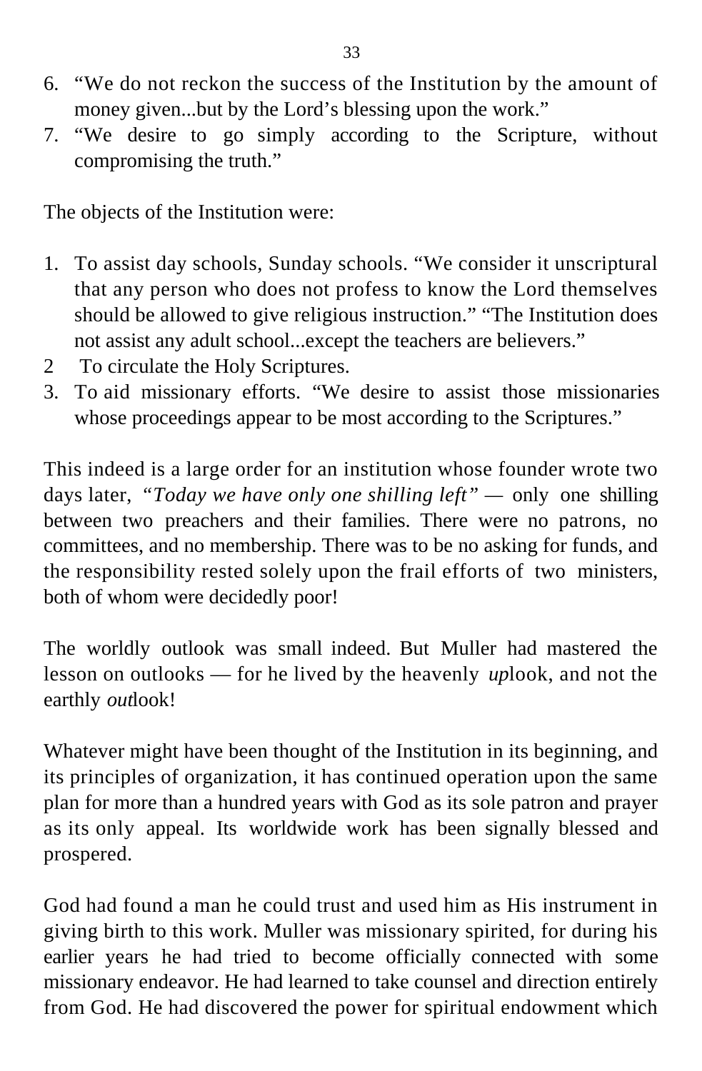6. “We do not reckon the success of the Institution by the amount of money given...but by the Lord’s blessing upon the work.”
7. “We desire to go simply according to the Scripture, without compromising the truth.”

The objects of the Institution were:

1. To assist day schools, Sunday schools. “We consider it unscriptural that any person who does not profess to know the Lord themselves should be allowed to give religious instruction.” “The Institution does not assist any adult school...except the teachers are believers.”
2. To circulate the Holy Scriptures.
3. To aid missionary efforts. “We desire to assist those missionaries whose proceedings appear to be most according to the Scriptures.”

This indeed is a large order for an institution whose founder wrote two days later, *“Today we have only one shilling left”* — only one shilling between two preachers and their families. There were no patrons, no committees, and no membership. There was to be no asking for funds, and the responsibility rested solely upon the frail efforts of two ministers, both of whom were decidedly poor!

The worldly outlook was small indeed. But Muller had mastered the lesson on outlooks — for he lived by the heavenly *up*look, and not the earthly *out*look!

Whatever might have been thought of the Institution in its beginning, and its principles of organization, it has continued operation upon the same plan for more than a hundred years with God as its sole patron and prayer as its only appeal. Its worldwide work has been signally blessed and prospered.

God had found a man he could trust and used him as His instrument in giving birth to this work. Muller was missionary spirited, for during his earlier years he had tried to become officially connected with some missionary endeavor. He had learned to take counsel and direction entirely from God. He had discovered the power for spiritual endowment which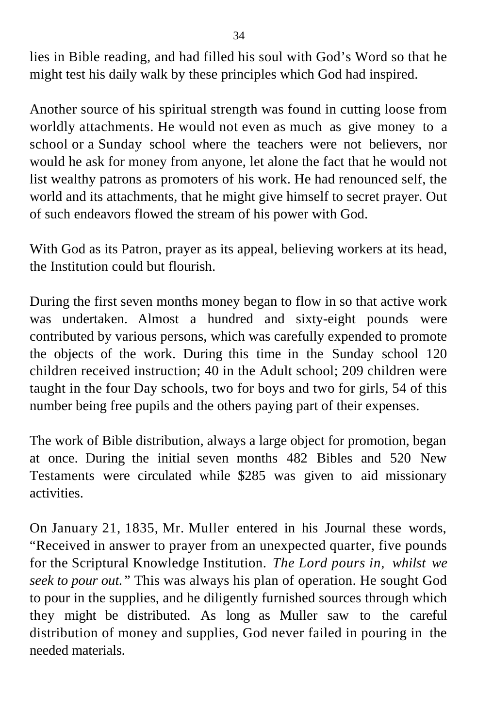lies in Bible reading, and had filled his soul with God's Word so that he might test his daily walk by these principles which God had inspired.

Another source of his spiritual strength was found in cutting loose from worldly attachments. He would not even as much as give money to a school or a Sunday school where the teachers were not believers, nor would he ask for money from anyone, let alone the fact that he would not list wealthy patrons as promoters of his work. He had renounced self, the world and its attachments, that he might give himself to secret prayer. Out of such endeavors flowed the stream of his power with God.

With God as its Patron, prayer as its appeal, believing workers at its head, the Institution could but flourish.

During the first seven months money began to flow in so that active work was undertaken. Almost a hundred and sixty-eight pounds were contributed by various persons, which was carefully expended to promote the objects of the work. During this time in the Sunday school 120 children received instruction; 40 in the Adult school; 209 children were taught in the four Day schools, two for boys and two for girls, 54 of this number being free pupils and the others paying part of their expenses.

The work of Bible distribution, always a large object for promotion, began at once. During the initial seven months 482 Bibles and 520 New Testaments were circulated while $285 was given to aid missionary activities.

On January 21, 1835, Mr. Muller entered in his Journal these words, "Received in answer to prayer from an unexpected quarter, five pounds for the Scriptural Knowledge Institution. *The Lord pours in, whilst we seek to pour out."* This was always his plan of operation. He sought God to pour in the supplies, and he diligently furnished sources through which they might be distributed. As long as Muller saw to the careful distribution of money and supplies, God never failed in pouring in the needed materials.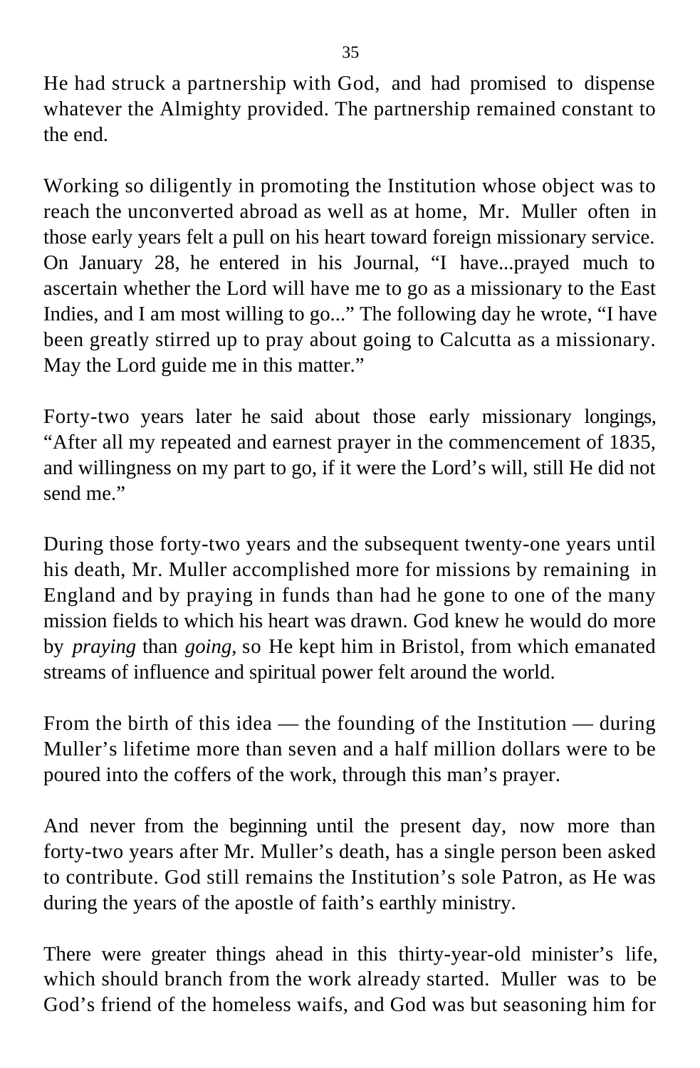He had struck a partnership with God, and had promised to dispense whatever the Almighty provided. The partnership remained constant to the end.

Working so diligently in promoting the Institution whose object was to reach the unconverted abroad as well as at home, Mr. Muller often in those early years felt a pull on his heart toward foreign missionary service. On January 28, he entered in his Journal, "I have...prayed much to ascertain whether the Lord will have me to go as a missionary to the East Indies, and I am most willing to go..." The following day he wrote, "I have been greatly stirred up to pray about going to Calcutta as a missionary. May the Lord guide me in this matter."

Forty-two years later he said about those early missionary longings, "After all my repeated and earnest prayer in the commencement of 1835, and willingness on my part to go, if it were the Lord's will, still He did not send me."

During those forty-two years and the subsequent twenty-one years until his death, Mr. Muller accomplished more for missions by remaining in England and by praying in funds than had he gone to one of the many mission fields to which his heart was drawn. God knew he would do more by *praying* than *going*, so He kept him in Bristol, from which emanated streams of influence and spiritual power felt around the world.

From the birth of this idea — the founding of the Institution — during Muller's lifetime more than seven and a half million dollars were to be poured into the coffers of the work, through this man's prayer.

And never from the beginning until the present day, now more than forty-two years after Mr. Muller's death, has a single person been asked to contribute. God still remains the Institution's sole Patron, as He was during the years of the apostle of faith's earthly ministry.

There were greater things ahead in this thirty-year-old minister's life, which should branch from the work already started. Muller was to be God's friend of the homeless waifs, and God was but seasoning him for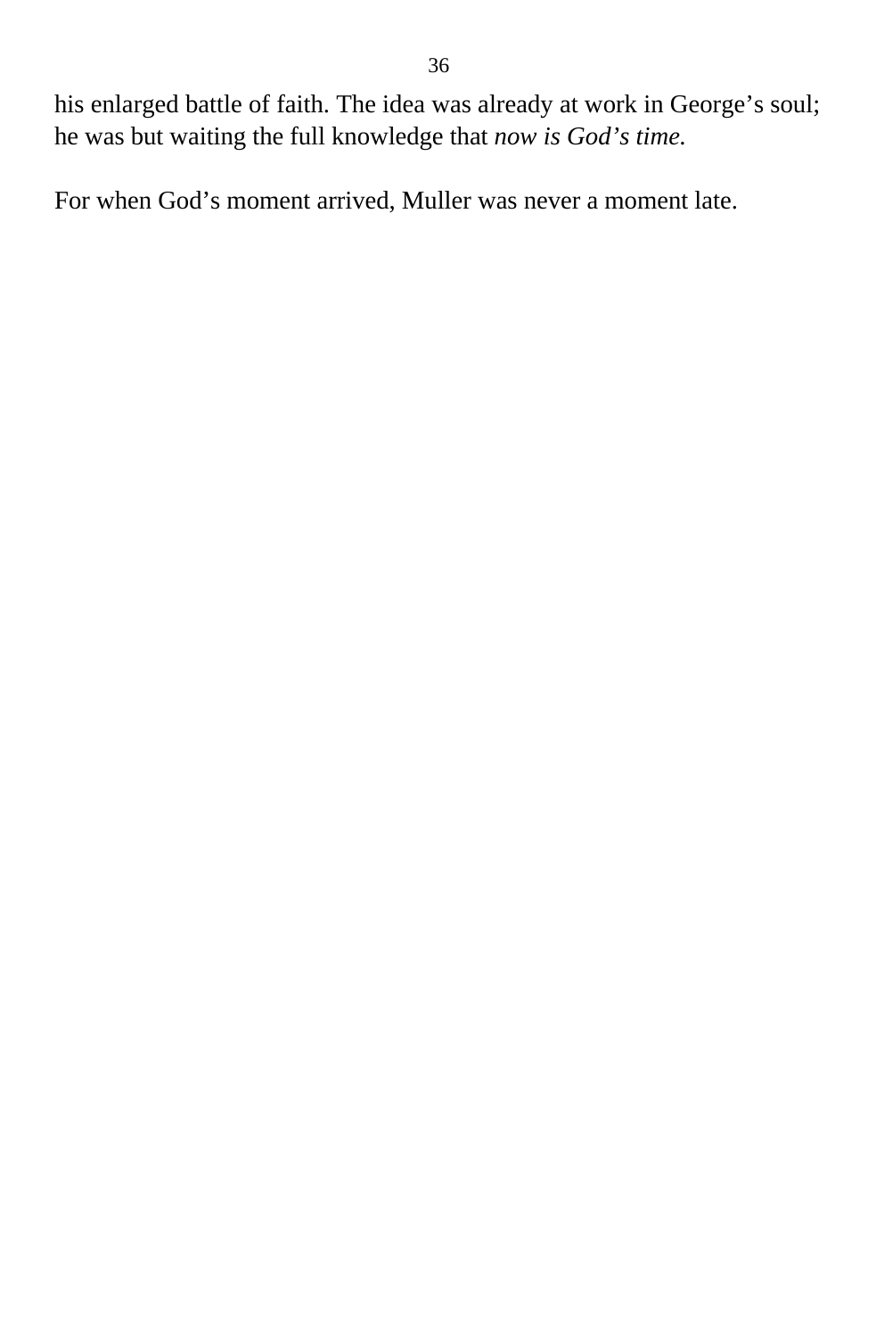his enlarged battle of faith. The idea was already at work in George's soul; he was but waiting the full knowledge that *now is God's time.*

For when God's moment arrived, Muller was never a moment late.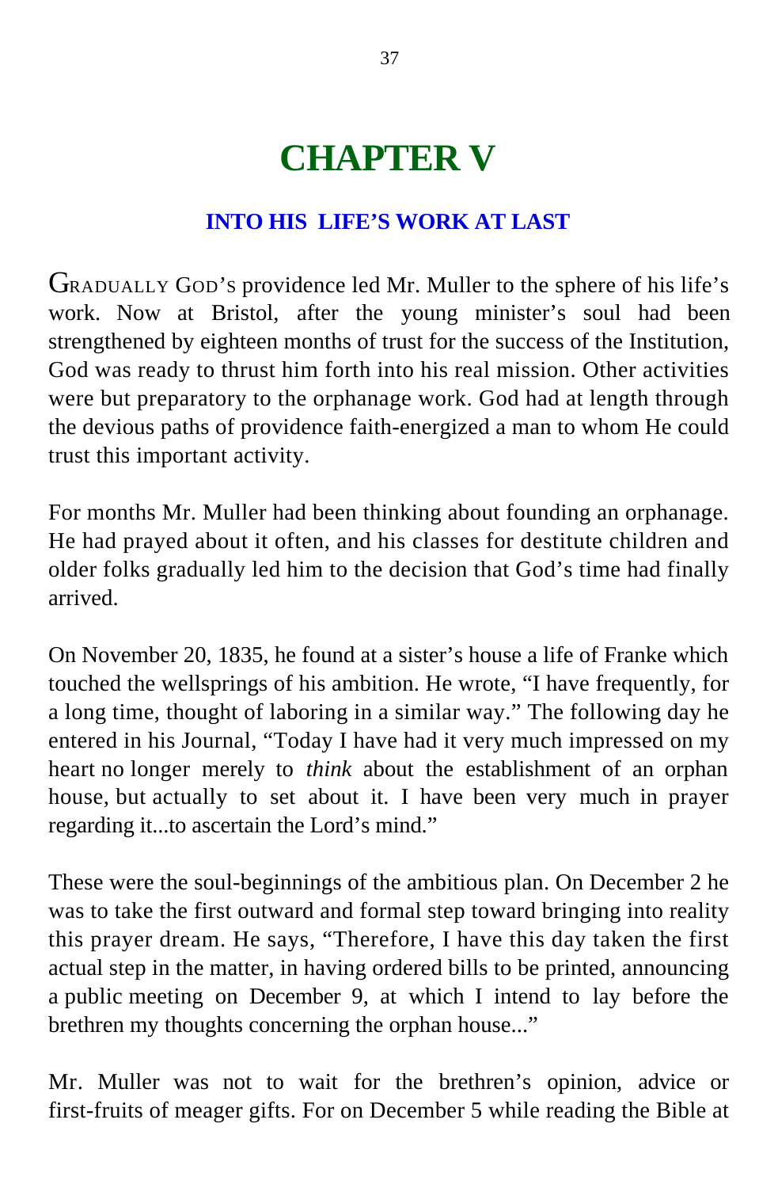# CHAPTER V

## INTO HIS LIFE'S WORK AT LAST

GRADUALLY GOD'S providence led Mr. Muller to the sphere of his life's work. Now at Bristol, after the young minister's soul had been strengthened by eighteen months of trust for the success of the Institution, God was ready to thrust him forth into his real mission. Other activities were but preparatory to the orphanage work. God had at length through the devious paths of providence faith-energized a man to whom He could trust this important activity.

For months Mr. Muller had been thinking about founding an orphanage. He had prayed about it often, and his classes for destitute children and older folks gradually led him to the decision that God's time had finally arrived.

On November 20, 1835, he found at a sister's house a life of Franke which touched the wellsprings of his ambition. He wrote, "I have frequently, for a long time, thought of laboring in a similar way." The following day he entered in his Journal, "Today I have had it very much impressed on my heart no longer merely to *think* about the establishment of an orphan house, but actually to set about it. I have been very much in prayer regarding it...to ascertain the Lord's mind."

These were the soul-beginnings of the ambitious plan. On December 2 he was to take the first outward and formal step toward bringing into reality this prayer dream. He says, "Therefore, I have this day taken the first actual step in the matter, in having ordered bills to be printed, announcing a public meeting on December 9, at which I intend to lay before the brethren my thoughts concerning the orphan house..."

Mr. Muller was not to wait for the brethren's opinion, advice or first-fruits of meager gifts. For on December 5 while reading the Bible at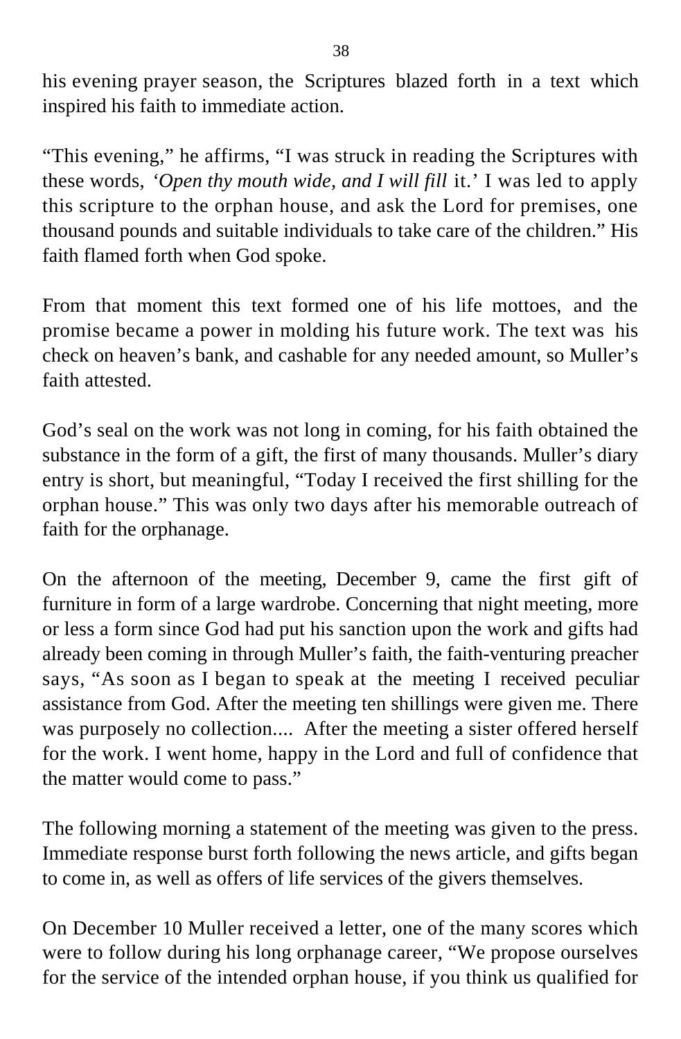his evening prayer season, the Scriptures blazed forth in a text which inspired his faith to immediate action.

"This evening," he affirms, "I was struck in reading the Scriptures with these words, *'Open thy mouth wide, and I will fill* it.' I was led to apply this scripture to the orphan house, and ask the Lord for premises, one thousand pounds and suitable individuals to take care of the children." His faith flamed forth when God spoke.

From that moment this text formed one of his life mottoes, and the promise became a power in molding his future work. The text was his check on heaven's bank, and cashable for any needed amount, so Muller's faith attested.

God's seal on the work was not long in coming, for his faith obtained the substance in the form of a gift, the first of many thousands. Muller's diary entry is short, but meaningful, "Today I received the first shilling for the orphan house." This was only two days after his memorable outreach of faith for the orphanage.

On the afternoon of the meeting, December 9, came the first gift of furniture in form of a large wardrobe. Concerning that night meeting, more or less a form since God had put his sanction upon the work and gifts had already been coming in through Muller's faith, the faith-venturing preacher says, "As soon as I began to speak at the meeting I received peculiar assistance from God. After the meeting ten shillings were given me. There was purposely no collection.... After the meeting a sister offered herself for the work. I went home, happy in the Lord and full of confidence that the matter would come to pass."

The following morning a statement of the meeting was given to the press. Immediate response burst forth following the news article, and gifts began to come in, as well as offers of life services of the givers themselves.

On December 10 Muller received a letter, one of the many scores which were to follow during his long orphanage career, "We propose ourselves for the service of the intended orphan house, if you think us qualified for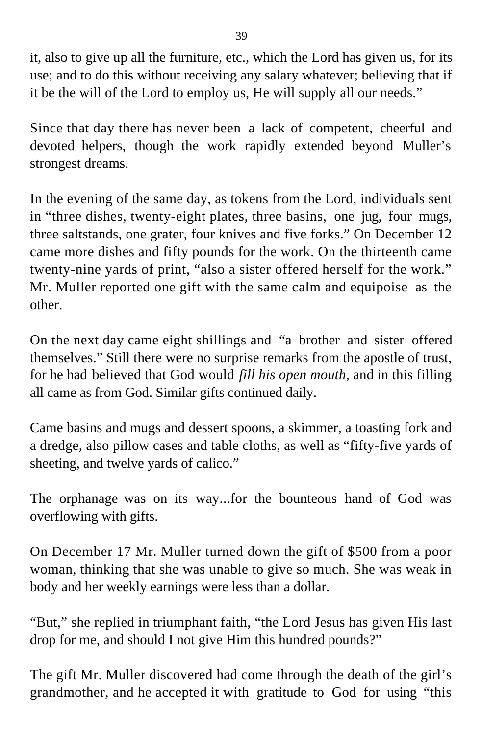it, also to give up all the furniture, etc., which the Lord has given us, for its use; and to do this without receiving any salary whatever; believing that if it be the will of the Lord to employ us, He will supply all our needs."

Since that day there has never been a lack of competent, cheerful and devoted helpers, though the work rapidly extended beyond Muller's strongest dreams.

In the evening of the same day, as tokens from the Lord, individuals sent in "three dishes, twenty-eight plates, three basins, one jug, four mugs, three saltstands, one grater, four knives and five forks." On December 12 came more dishes and fifty pounds for the work. On the thirteenth came twenty-nine yards of print, "also a sister offered herself for the work." Mr. Muller reported one gift with the same calm and equipoise as the other.

On the next day came eight shillings and "a brother and sister offered themselves." Still there were no surprise remarks from the apostle of trust, for he had believed that God would *fill his open mouth,* and in this filling all came as from God. Similar gifts continued daily.

Came basins and mugs and dessert spoons, a skimmer, a toasting fork and a dredge, also pillow cases and table cloths, as well as "fifty-five yards of sheeting, and twelve yards of calico."

The orphanage was on its way...for the bounteous hand of God was overflowing with gifts.

On December 17 Mr. Muller turned down the gift of $500 from a poor woman, thinking that she was unable to give so much. She was weak in body and her weekly earnings were less than a dollar.

"But," she replied in triumphant faith, "the Lord Jesus has given His last drop for me, and should I not give Him this hundred pounds?"

The gift Mr. Muller discovered had come through the death of the girl's grandmother, and he accepted it with gratitude to God for using "this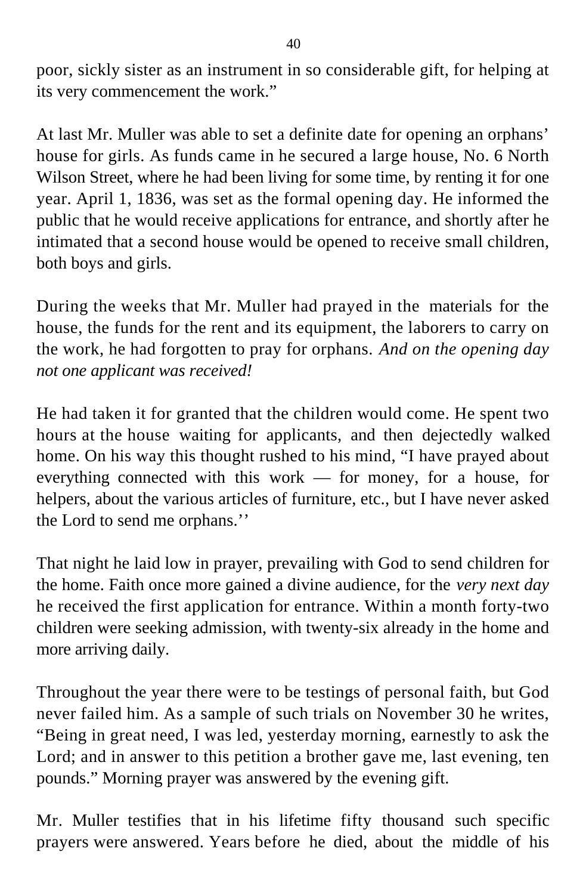poor, sickly sister as an instrument in so considerable gift, for helping at its very commencement the work."

At last Mr. Muller was able to set a definite date for opening an orphans' house for girls. As funds came in he secured a large house, No. 6 North Wilson Street, where he had been living for some time, by renting it for one year. April 1, 1836, was set as the formal opening day. He informed the public that he would receive applications for entrance, and shortly after he intimated that a second house would be opened to receive small children, both boys and girls.

During the weeks that Mr. Muller had prayed in the materials for the house, the funds for the rent and its equipment, the laborers to carry on the work, he had forgotten to pray for orphans. *And on the opening day not one applicant was received!*

He had taken it for granted that the children would come. He spent two hours at the house waiting for applicants, and then dejectedly walked home. On his way this thought rushed to his mind, "I have prayed about everything connected with this work — for money, for a house, for helpers, about the various articles of furniture, etc., but I have never asked the Lord to send me orphans.''

That night he laid low in prayer, prevailing with God to send children for the home. Faith once more gained a divine audience, for the *very next day* he received the first application for entrance. Within a month forty-two children were seeking admission, with twenty-six already in the home and more arriving daily.

Throughout the year there were to be testings of personal faith, but God never failed him. As a sample of such trials on November 30 he writes, "Being in great need, I was led, yesterday morning, earnestly to ask the Lord; and in answer to this petition a brother gave me, last evening, ten pounds." Morning prayer was answered by the evening gift.

Mr. Muller testifies that in his lifetime fifty thousand such specific prayers were answered. Years before he died, about the middle of his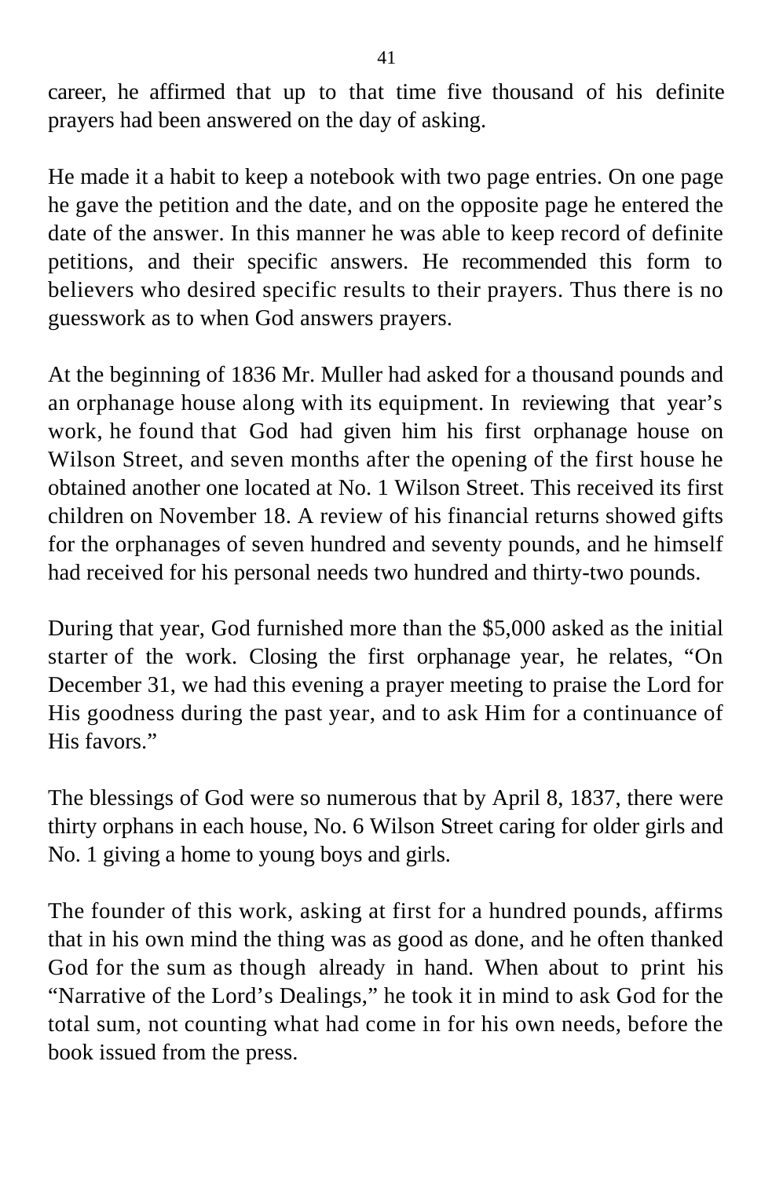career, he affirmed that up to that time five thousand of his definite prayers had been answered on the day of asking.

He made it a habit to keep a notebook with two page entries. On one page he gave the petition and the date, and on the opposite page he entered the date of the answer. In this manner he was able to keep record of definite petitions, and their specific answers. He recommended this form to believers who desired specific results to their prayers. Thus there is no guesswork as to when God answers prayers.

At the beginning of 1836 Mr. Muller had asked for a thousand pounds and an orphanage house along with its equipment. In reviewing that year's work, he found that God had given him his first orphanage house on Wilson Street, and seven months after the opening of the first house he obtained another one located at No. 1 Wilson Street. This received its first children on November 18. A review of his financial returns showed gifts for the orphanages of seven hundred and seventy pounds, and he himself had received for his personal needs two hundred and thirty-two pounds.

During that year, God furnished more than the $5,000 asked as the initial starter of the work. Closing the first orphanage year, he relates, "On December 31, we had this evening a prayer meeting to praise the Lord for His goodness during the past year, and to ask Him for a continuance of His favors."

The blessings of God were so numerous that by April 8, 1837, there were thirty orphans in each house, No. 6 Wilson Street caring for older girls and No. 1 giving a home to young boys and girls.

The founder of this work, asking at first for a hundred pounds, affirms that in his own mind the thing was as good as done, and he often thanked God for the sum as though already in hand. When about to print his "Narrative of the Lord's Dealings," he took it in mind to ask God for the total sum, not counting what had come in for his own needs, before the book issued from the press.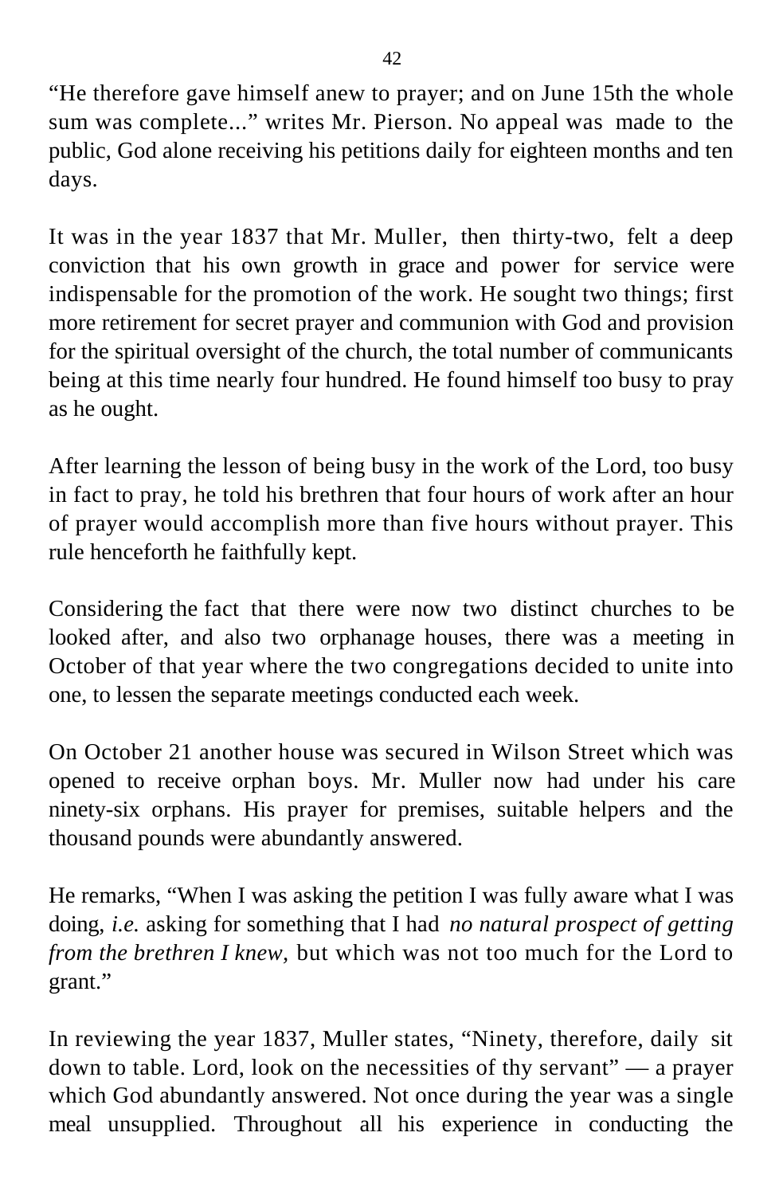"He therefore gave himself anew to prayer; and on June 15th the whole sum was complete..." writes Mr. Pierson. No appeal was made to the public, God alone receiving his petitions daily for eighteen months and ten days.

It was in the year 1837 that Mr. Muller, then thirty-two, felt a deep conviction that his own growth in grace and power for service were indispensable for the promotion of the work. He sought two things; first more retirement for secret prayer and communion with God and provision for the spiritual oversight of the church, the total number of communicants being at this time nearly four hundred. He found himself too busy to pray as he ought.

After learning the lesson of being busy in the work of the Lord, too busy in fact to pray, he told his brethren that four hours of work after an hour of prayer would accomplish more than five hours without prayer. This rule henceforth he faithfully kept.

Considering the fact that there were now two distinct churches to be looked after, and also two orphanage houses, there was a meeting in October of that year where the two congregations decided to unite into one, to lessen the separate meetings conducted each week.

On October 21 another house was secured in Wilson Street which was opened to receive orphan boys. Mr. Muller now had under his care ninety-six orphans. His prayer for premises, suitable helpers and the thousand pounds were abundantly answered.

He remarks, "When I was asking the petition I was fully aware what I was doing, *i.e.* asking for something that I had *no natural prospect of getting from the brethren I knew,* but which was not too much for the Lord to grant."

In reviewing the year 1837, Muller states, "Ninety, therefore, daily sit down to table. Lord, look on the necessities of thy servant" — a prayer which God abundantly answered. Not once during the year was a single meal unsupplied. Throughout all his experience in conducting the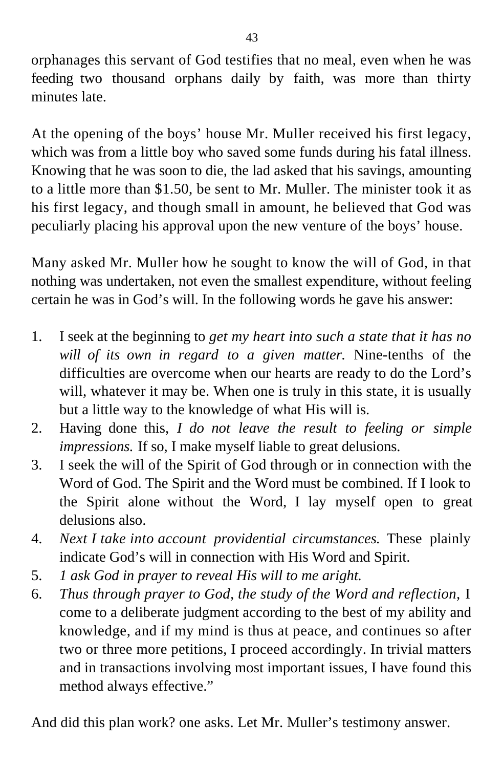orphanages this servant of God testifies that no meal, even when he was feeding two thousand orphans daily by faith, was more than thirty minutes late.

At the opening of the boys' house Mr. Muller received his first legacy, which was from a little boy who saved some funds during his fatal illness. Knowing that he was soon to die, the lad asked that his savings, amounting to a little more than $1.50, be sent to Mr. Muller. The minister took it as his first legacy, and though small in amount, he believed that God was peculiarly placing his approval upon the new venture of the boys' house.

Many asked Mr. Muller how he sought to know the will of God, in that nothing was undertaken, not even the smallest expenditure, without feeling certain he was in God's will. In the following words he gave his answer:

1. I seek at the beginning to *get my heart into such a state that it has no will of its own in regard to a given matter.* Nine-tenths of the difficulties are overcome when our hearts are ready to do the Lord's will, whatever it may be. When one is truly in this state, it is usually but a little way to the knowledge of what His will is.
2. Having done this, *I do not leave the result to feeling or simple impressions.* If so, I make myself liable to great delusions.
3. I seek the will of the Spirit of God through or in connection with the Word of God. The Spirit and the Word must be combined. If I look to the Spirit alone without the Word, I lay myself open to great delusions also.
4. *Next I take into account providential circumstances.* These plainly indicate God's will in connection with His Word and Spirit.
5. *1 ask God in prayer to reveal His will to me aright.*
6. *Thus through prayer to God, the study of the Word and reflection,* I come to a deliberate judgment according to the best of my ability and knowledge, and if my mind is thus at peace, and continues so after two or three more petitions, I proceed accordingly. In trivial matters and in transactions involving most important issues, I have found this method always effective."

And did this plan work? one asks. Let Mr. Muller's testimony answer.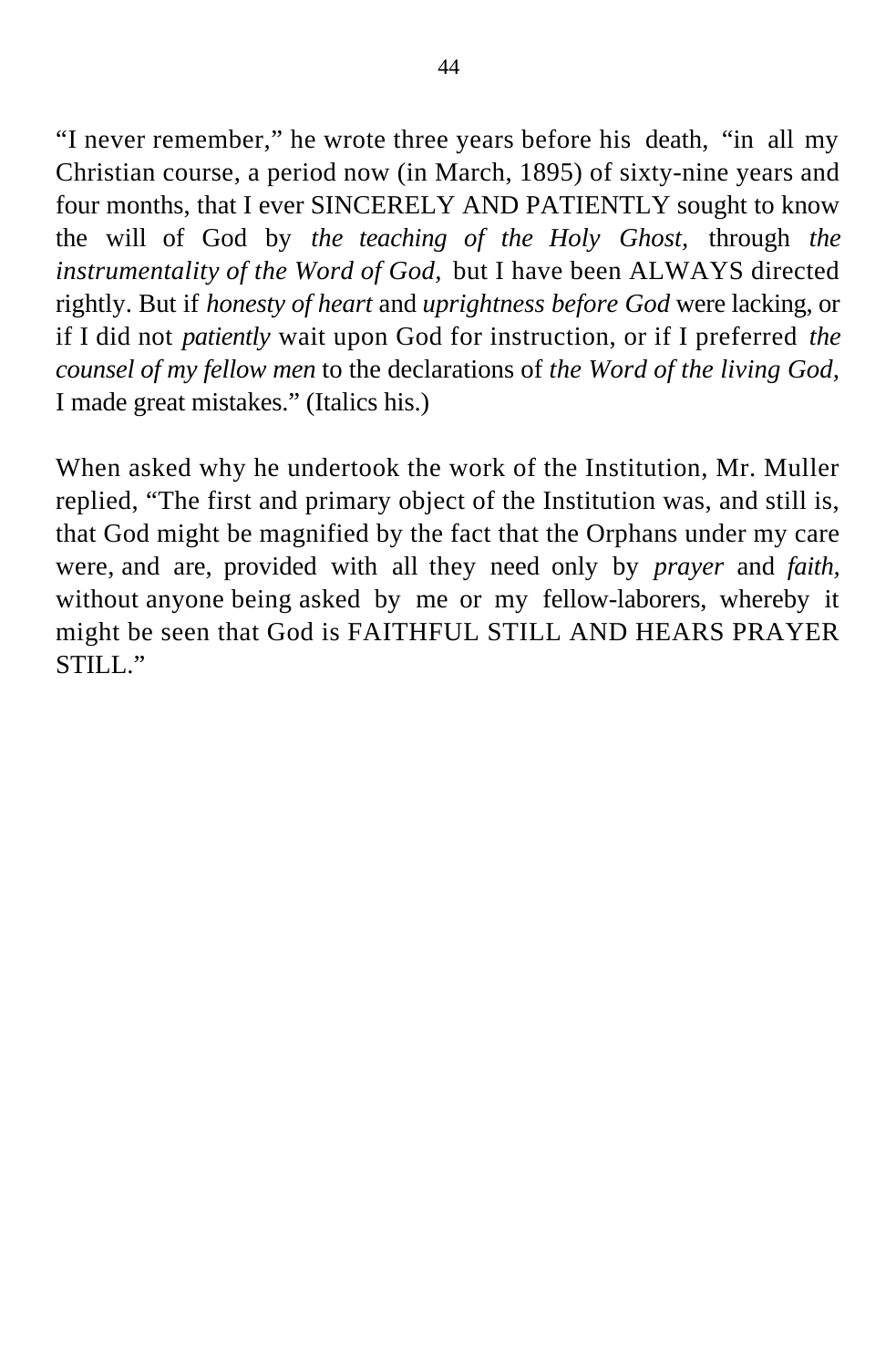“I never remember,” he wrote three years before his death, “in all my Christian course, a period now (in March, 1895) of sixty-nine years and four months, that I ever SINCERELY AND PATIENTLY sought to know the will of God by *the teaching of the Holy Ghost,* through *the instrumentality of the Word of God,* but I have been ALWAYS directed rightly. But if *honesty of heart* and *uprightness before God* were lacking, or if I did not *patiently* wait upon God for instruction, or if I preferred *the counsel of my fellow men* to the declarations of *the Word of the living God,* I made great mistakes.” (Italics his.)

When asked why he undertook the work of the Institution, Mr. Muller replied, “The first and primary object of the Institution was, and still is, that God might be magnified by the fact that the Orphans under my care were, and are, provided with all they need only by *prayer* and *faith,* without anyone being asked by me or my fellow-laborers, whereby it might be seen that God is FAITHFUL STILL AND HEARS PRAYER STILL.”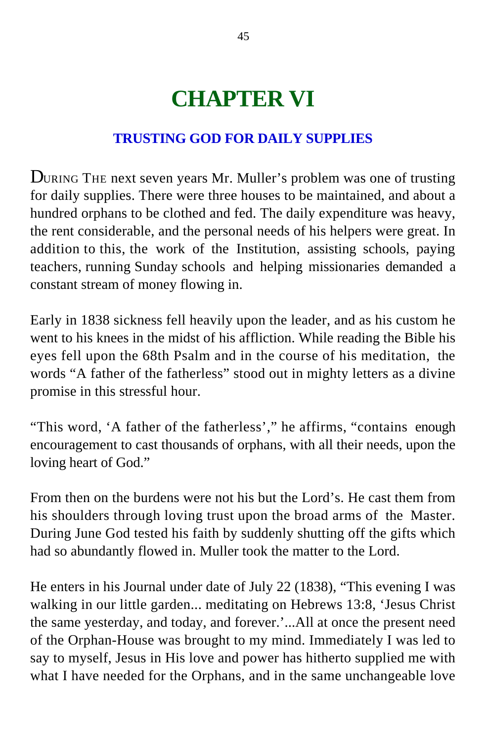# CHAPTER VI

## TRUSTING GOD FOR DAILY SUPPLIES

DURING THE next seven years Mr. Muller's problem was one of trusting for daily supplies. There were three houses to be maintained, and about a hundred orphans to be clothed and fed. The daily expenditure was heavy, the rent considerable, and the personal needs of his helpers were great. In addition to this, the work of the Institution, assisting schools, paying teachers, running Sunday schools and helping missionaries demanded a constant stream of money flowing in.

Early in 1838 sickness fell heavily upon the leader, and as his custom he went to his knees in the midst of his affliction. While reading the Bible his eyes fell upon the 68th Psalm and in the course of his meditation, the words "A father of the fatherless" stood out in mighty letters as a divine promise in this stressful hour.

"This word, 'A father of the fatherless'," he affirms, "contains enough encouragement to cast thousands of orphans, with all their needs, upon the loving heart of God."

From then on the burdens were not his but the Lord's. He cast them from his shoulders through loving trust upon the broad arms of the Master. During June God tested his faith by suddenly shutting off the gifts which had so abundantly flowed in. Muller took the matter to the Lord.

He enters in his Journal under date of July 22 (1838), "This evening I was walking in our little garden... meditating on Hebrews 13:8, 'Jesus Christ the same yesterday, and today, and forever.'...All at once the present need of the Orphan-House was brought to my mind. Immediately I was led to say to myself, Jesus in His love and power has hitherto supplied me with what I have needed for the Orphans, and in the same unchangeable love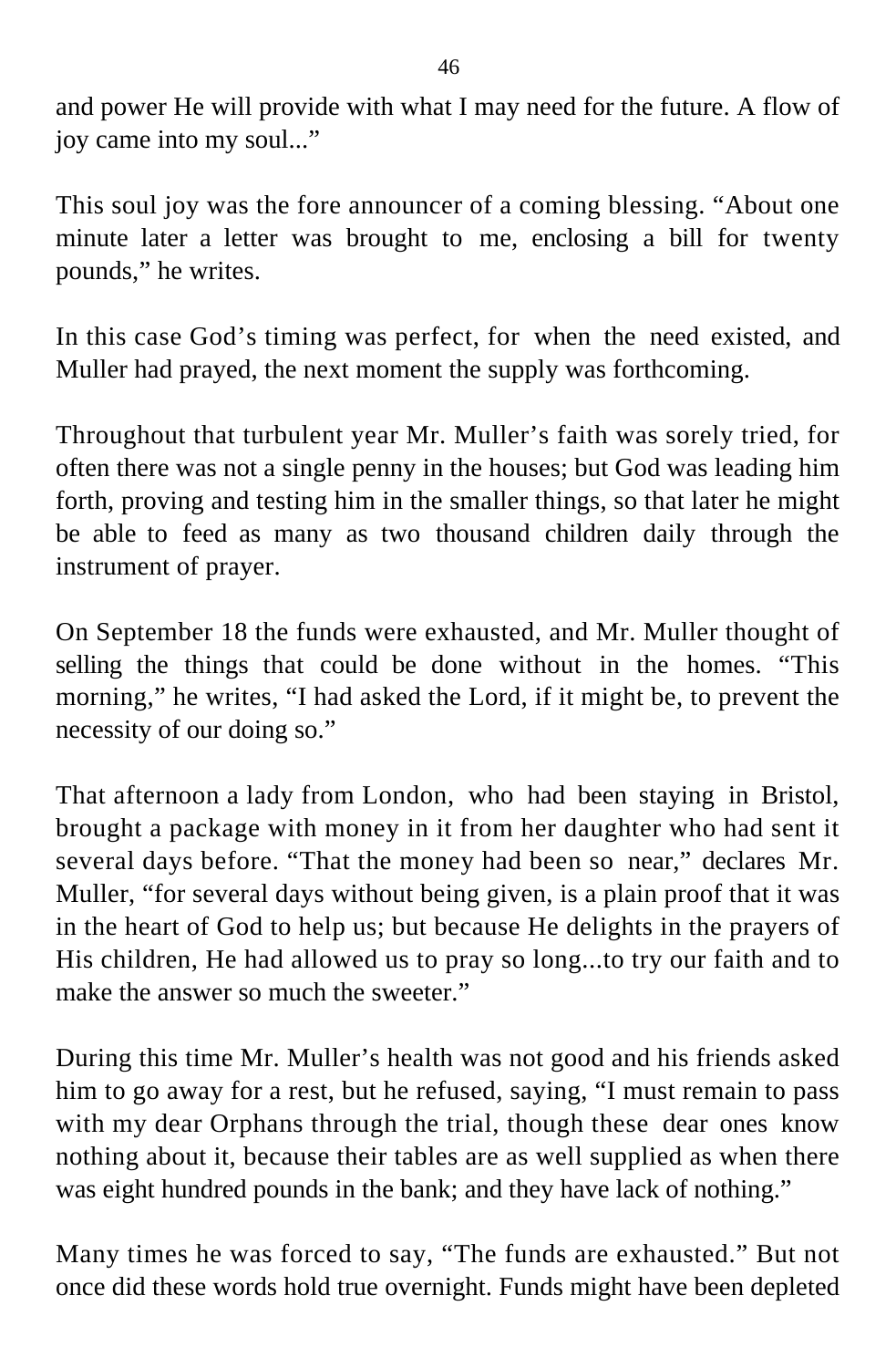and power He will provide with what I may need for the future. A flow of joy came into my soul..."

This soul joy was the fore announcer of a coming blessing. "About one minute later a letter was brought to me, enclosing a bill for twenty pounds," he writes.

In this case God's timing was perfect, for when the need existed, and Muller had prayed, the next moment the supply was forthcoming.

Throughout that turbulent year Mr. Muller's faith was sorely tried, for often there was not a single penny in the houses; but God was leading him forth, proving and testing him in the smaller things, so that later he might be able to feed as many as two thousand children daily through the instrument of prayer.

On September 18 the funds were exhausted, and Mr. Muller thought of selling the things that could be done without in the homes. "This morning," he writes, "I had asked the Lord, if it might be, to prevent the necessity of our doing so."

That afternoon a lady from London, who had been staying in Bristol, brought a package with money in it from her daughter who had sent it several days before. "That the money had been so near," declares Mr. Muller, "for several days without being given, is a plain proof that it was in the heart of God to help us; but because He delights in the prayers of His children, He had allowed us to pray so long...to try our faith and to make the answer so much the sweeter."

During this time Mr. Muller's health was not good and his friends asked him to go away for a rest, but he refused, saying, "I must remain to pass with my dear Orphans through the trial, though these dear ones know nothing about it, because their tables are as well supplied as when there was eight hundred pounds in the bank; and they have lack of nothing."

Many times he was forced to say, "The funds are exhausted." But not once did these words hold true overnight. Funds might have been depleted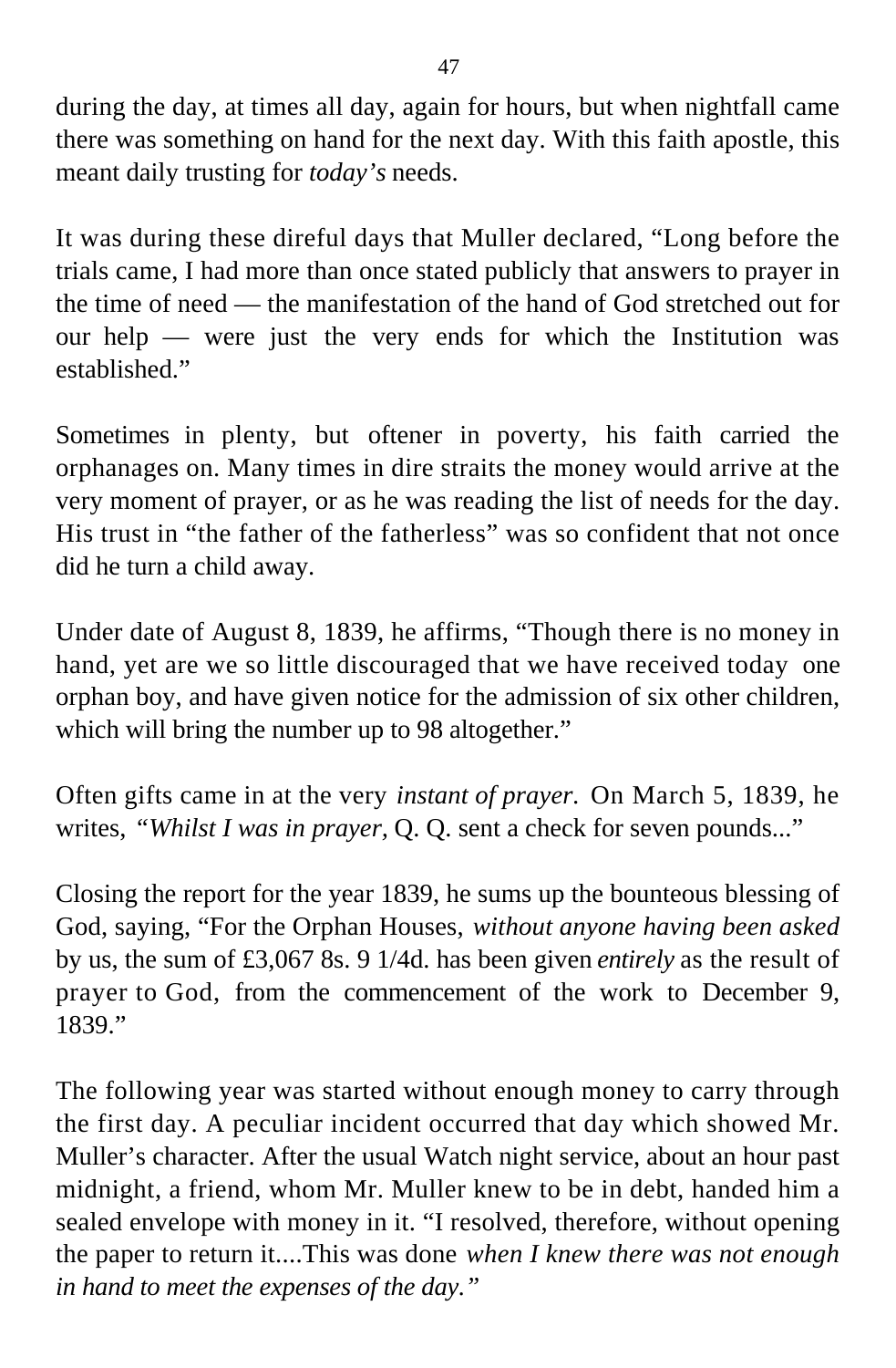during the day, at times all day, again for hours, but when nightfall came there was something on hand for the next day. With this faith apostle, this meant daily trusting for *today's* needs.

It was during these direful days that Muller declared, "Long before the trials came, I had more than once stated publicly that answers to prayer in the time of need — the manifestation of the hand of God stretched out for our help — were just the very ends for which the Institution was established."

Sometimes in plenty, but oftener in poverty, his faith carried the orphanages on. Many times in dire straits the money would arrive at the very moment of prayer, or as he was reading the list of needs for the day. His trust in "the father of the fatherless" was so confident that not once did he turn a child away.

Under date of August 8, 1839, he affirms, "Though there is no money in hand, yet are we so little discouraged that we have received today one orphan boy, and have given notice for the admission of six other children, which will bring the number up to 98 altogether."

Often gifts came in at the very *instant of prayer.* On March 5, 1839, he writes, *"Whilst I was in prayer,* Q. Q. sent a check for seven pounds..."

Closing the report for the year 1839, he sums up the bounteous blessing of God, saying, "For the Orphan Houses, *without anyone having been asked* by us, the sum of £3,067 8s. 9 1/4d. has been given *entirely* as the result of prayer to God, from the commencement of the work to December 9, 1839."

The following year was started without enough money to carry through the first day. A peculiar incident occurred that day which showed Mr. Muller's character. After the usual Watch night service, about an hour past midnight, a friend, whom Mr. Muller knew to be in debt, handed him a sealed envelope with money in it. "I resolved, therefore, without opening the paper to return it....This was done *when I knew there was not enough in hand to meet the expenses of the day."*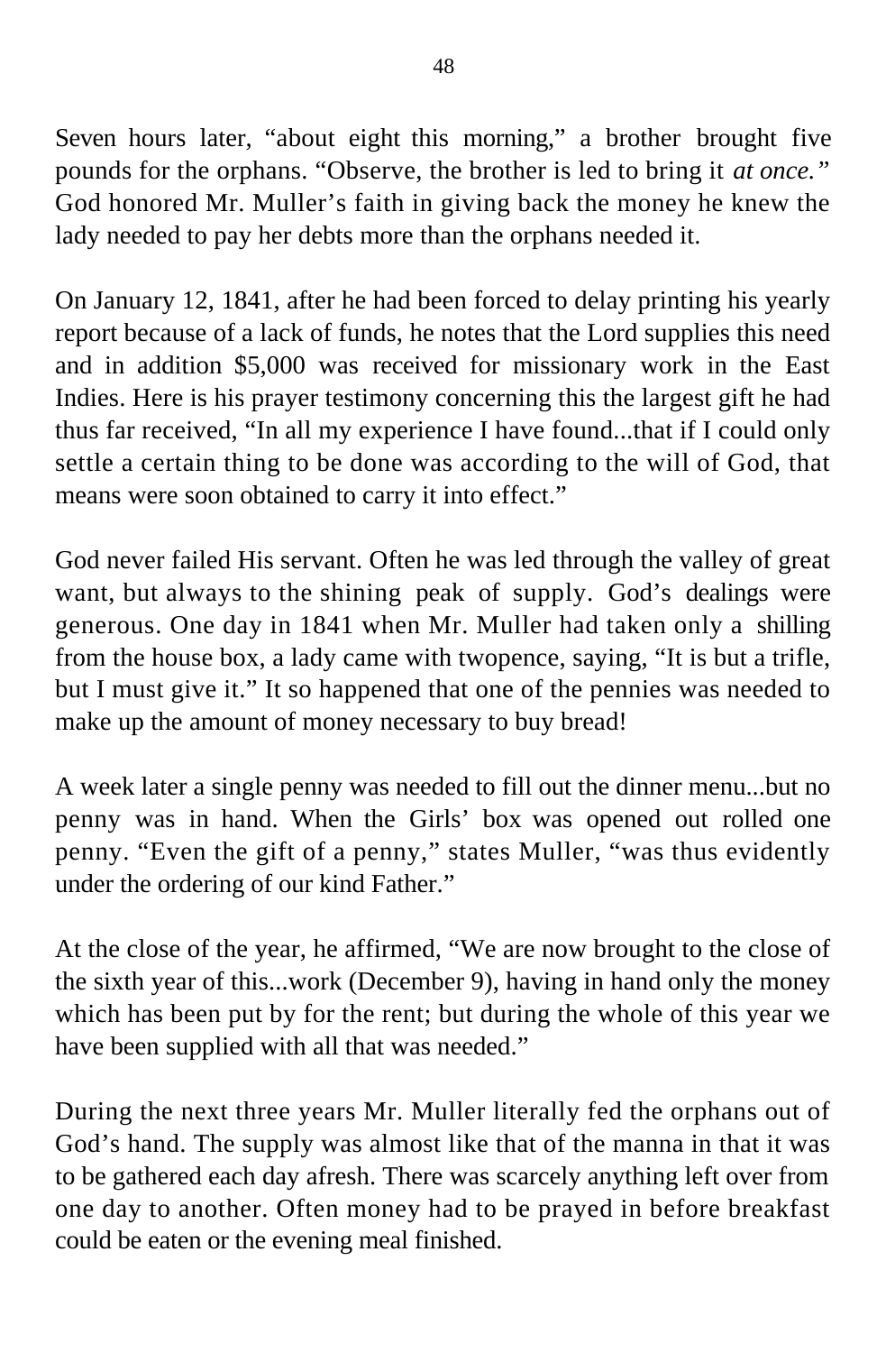Seven hours later, “about eight this morning,” a brother brought five pounds for the orphans. “Observe, the brother is led to bring it *at once.”* God honored Mr. Muller’s faith in giving back the money he knew the lady needed to pay her debts more than the orphans needed it.

On January 12, 1841, after he had been forced to delay printing his yearly report because of a lack of funds, he notes that the Lord supplies this need and in addition $5,000 was received for missionary work in the East Indies. Here is his prayer testimony concerning this the largest gift he had thus far received, “In all my experience I have found...that if I could only settle a certain thing to be done was according to the will of God, that means were soon obtained to carry it into effect.”

God never failed His servant. Often he was led through the valley of great want, but always to the shining peak of supply. God’s dealings were generous. One day in 1841 when Mr. Muller had taken only a shilling from the house box, a lady came with twopence, saying, “It is but a trifle, but I must give it.” It so happened that one of the pennies was needed to make up the amount of money necessary to buy bread!

A week later a single penny was needed to fill out the dinner menu...but no penny was in hand. When the Girls’ box was opened out rolled one penny. “Even the gift of a penny,” states Muller, “was thus evidently under the ordering of our kind Father.”

At the close of the year, he affirmed, “We are now brought to the close of the sixth year of this...work (December 9), having in hand only the money which has been put by for the rent; but during the whole of this year we have been supplied with all that was needed.”

During the next three years Mr. Muller literally fed the orphans out of God’s hand. The supply was almost like that of the manna in that it was to be gathered each day afresh. There was scarcely anything left over from one day to another. Often money had to be prayed in before breakfast could be eaten or the evening meal finished.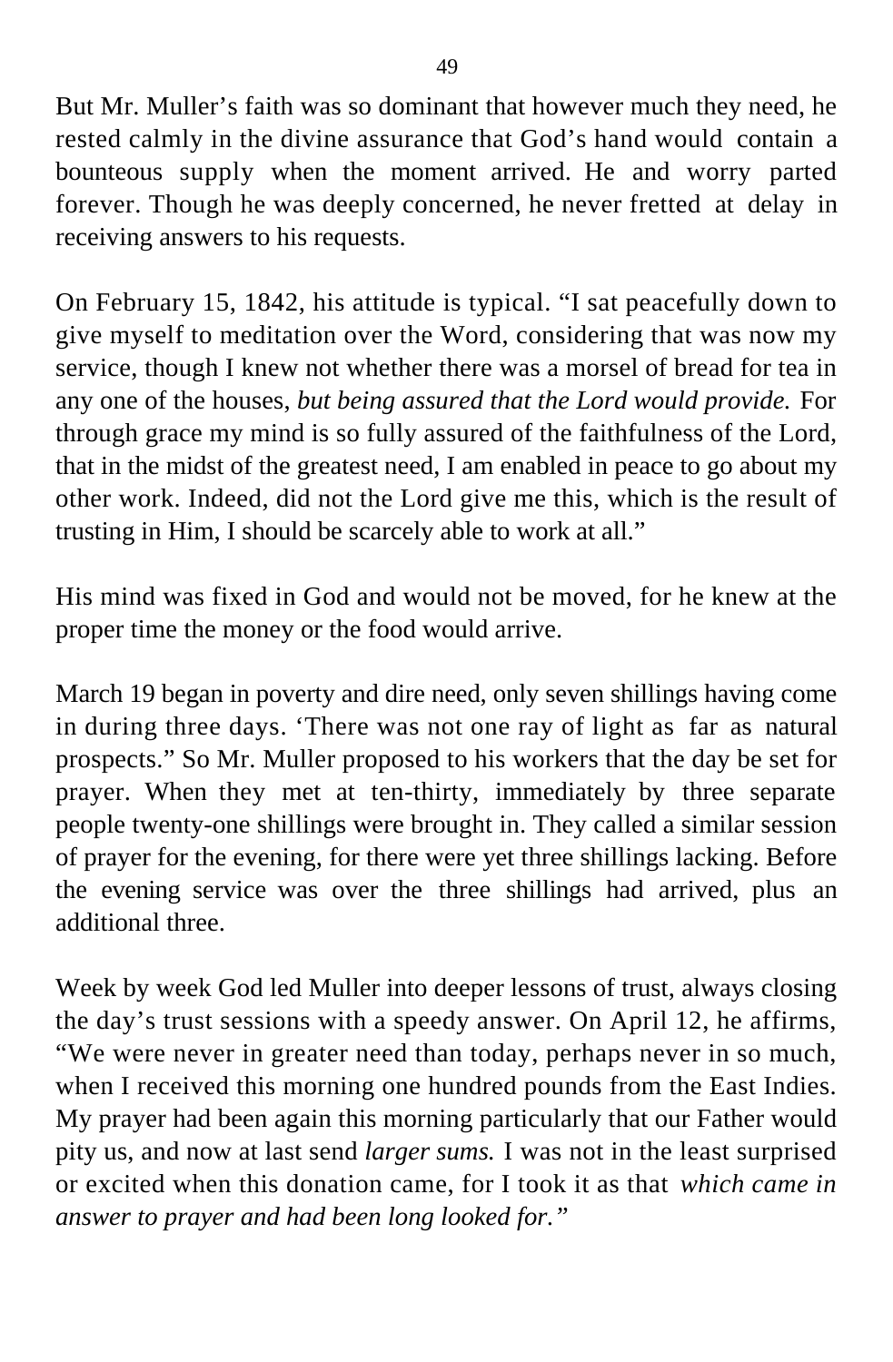But Mr. Muller's faith was so dominant that however much they need, he rested calmly in the divine assurance that God's hand would contain a bounteous supply when the moment arrived. He and worry parted forever. Though he was deeply concerned, he never fretted at delay in receiving answers to his requests.

On February 15, 1842, his attitude is typical. "I sat peacefully down to give myself to meditation over the Word, considering that was now my service, though I knew not whether there was a morsel of bread for tea in any one of the houses, *but being assured that the Lord would provide.* For through grace my mind is so fully assured of the faithfulness of the Lord, that in the midst of the greatest need, I am enabled in peace to go about my other work. Indeed, did not the Lord give me this, which is the result of trusting in Him, I should be scarcely able to work at all."

His mind was fixed in God and would not be moved, for he knew at the proper time the money or the food would arrive.

March 19 began in poverty and dire need, only seven shillings having come in during three days. 'There was not one ray of light as far as natural prospects." So Mr. Muller proposed to his workers that the day be set for prayer. When they met at ten-thirty, immediately by three separate people twenty-one shillings were brought in. They called a similar session of prayer for the evening, for there were yet three shillings lacking. Before the evening service was over the three shillings had arrived, plus an additional three.

Week by week God led Muller into deeper lessons of trust, always closing the day's trust sessions with a speedy answer. On April 12, he affirms, "We were never in greater need than today, perhaps never in so much, when I received this morning one hundred pounds from the East Indies. My prayer had been again this morning particularly that our Father would pity us, and now at last send *larger sums.* I was not in the least surprised or excited when this donation came, for I took it as that *which came in answer to prayer and had been long looked for."*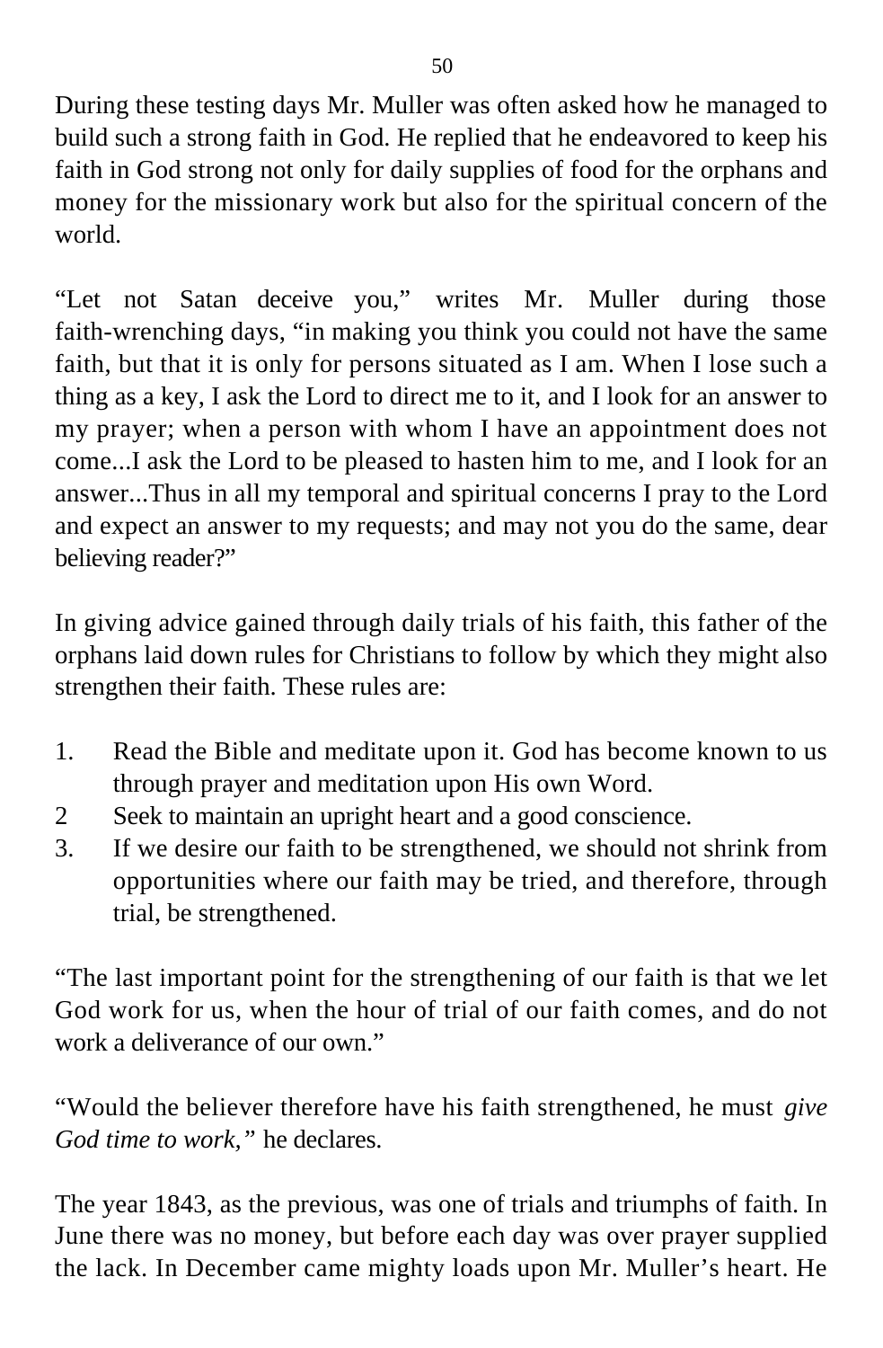During these testing days Mr. Muller was often asked how he managed to build such a strong faith in God. He replied that he endeavored to keep his faith in God strong not only for daily supplies of food for the orphans and money for the missionary work but also for the spiritual concern of the world.

"Let not Satan deceive you," writes Mr. Muller during those faith-wrenching days, "in making you think you could not have the same faith, but that it is only for persons situated as I am. When I lose such a thing as a key, I ask the Lord to direct me to it, and I look for an answer to my prayer; when a person with whom I have an appointment does not come...I ask the Lord to be pleased to hasten him to me, and I look for an answer...Thus in all my temporal and spiritual concerns I pray to the Lord and expect an answer to my requests; and may not you do the same, dear believing reader?"

In giving advice gained through daily trials of his faith, this father of the orphans laid down rules for Christians to follow by which they might also strengthen their faith. These rules are:

1. Read the Bible and meditate upon it. God has become known to us through prayer and meditation upon His own Word.
2. Seek to maintain an upright heart and a good conscience.
3. If we desire our faith to be strengthened, we should not shrink from opportunities where our faith may be tried, and therefore, through trial, be strengthened.

"The last important point for the strengthening of our faith is that we let God work for us, when the hour of trial of our faith comes, and do not work a deliverance of our own."

"Would the believer therefore have his faith strengthened, he must *give God time to work,*" he declares.

The year 1843, as the previous, was one of trials and triumphs of faith. In June there was no money, but before each day was over prayer supplied the lack. In December came mighty loads upon Mr. Muller's heart. He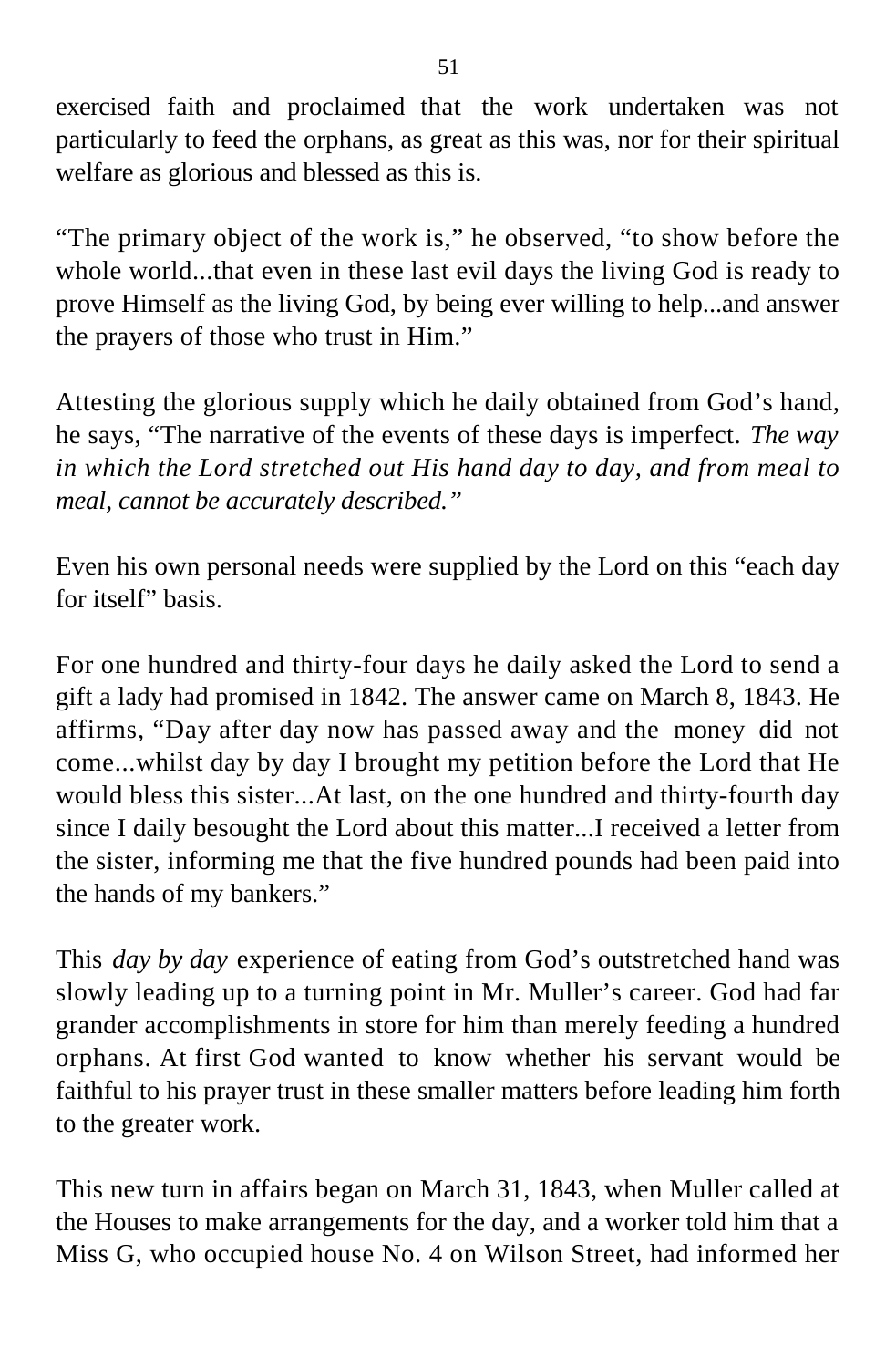exercised faith and proclaimed that the work undertaken was not particularly to feed the orphans, as great as this was, nor for their spiritual welfare as glorious and blessed as this is.

“The primary object of the work is,” he observed, “to show before the whole world...that even in these last evil days the living God is ready to prove Himself as the living God, by being ever willing to help...and answer the prayers of those who trust in Him.”

Attesting the glorious supply which he daily obtained from God’s hand, he says, “The narrative of the events of these days is imperfect. *The way in which the Lord stretched out His hand day to day, and from meal to meal, cannot be accurately described.”*

Even his own personal needs were supplied by the Lord on this “each day for itself” basis.

For one hundred and thirty-four days he daily asked the Lord to send a gift a lady had promised in 1842. The answer came on March 8, 1843. He affirms, “Day after day now has passed away and the money did not come...whilst day by day I brought my petition before the Lord that He would bless this sister...At last, on the one hundred and thirty-fourth day since I daily besought the Lord about this matter...I received a letter from the sister, informing me that the five hundred pounds had been paid into the hands of my bankers.”

This *day by day* experience of eating from God’s outstretched hand was slowly leading up to a turning point in Mr. Muller’s career. God had far grander accomplishments in store for him than merely feeding a hundred orphans. At first God wanted to know whether his servant would be faithful to his prayer trust in these smaller matters before leading him forth to the greater work.

This new turn in affairs began on March 31, 1843, when Muller called at the Houses to make arrangements for the day, and a worker told him that a Miss G, who occupied house No. 4 on Wilson Street, had informed her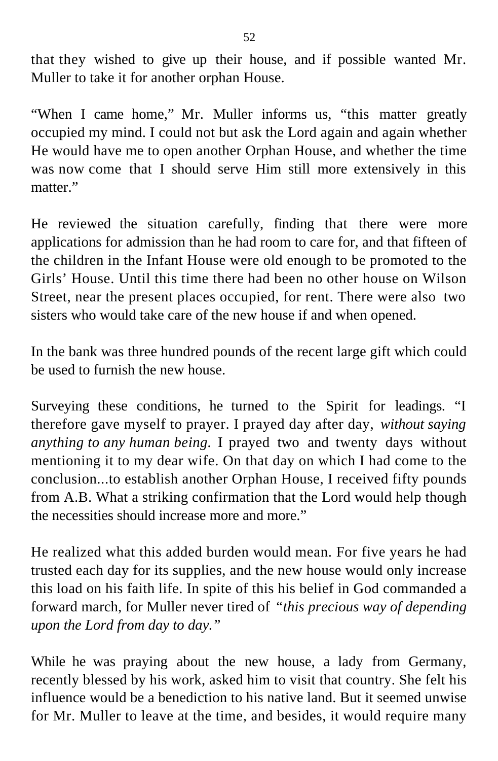that they wished to give up their house, and if possible wanted Mr. Muller to take it for another orphan House.

"When I came home," Mr. Muller informs us, "this matter greatly occupied my mind. I could not but ask the Lord again and again whether He would have me to open another Orphan House, and whether the time was now come that I should serve Him still more extensively in this matter."

He reviewed the situation carefully, finding that there were more applications for admission than he had room to care for, and that fifteen of the children in the Infant House were old enough to be promoted to the Girls' House. Until this time there had been no other house on Wilson Street, near the present places occupied, for rent. There were also two sisters who would take care of the new house if and when opened.

In the bank was three hundred pounds of the recent large gift which could be used to furnish the new house.

Surveying these conditions, he turned to the Spirit for leadings. "I therefore gave myself to prayer. I prayed day after day, *without saying anything to any human being.* I prayed two and twenty days without mentioning it to my dear wife. On that day on which I had come to the conclusion...to establish another Orphan House, I received fifty pounds from A.B. What a striking confirmation that the Lord would help though the necessities should increase more and more."

He realized what this added burden would mean. For five years he had trusted each day for its supplies, and the new house would only increase this load on his faith life. In spite of this his belief in God commanded a forward march, for Muller never tired of *"this precious way of depending upon the Lord from day to day."*

While he was praying about the new house, a lady from Germany, recently blessed by his work, asked him to visit that country. She felt his influence would be a benediction to his native land. But it seemed unwise for Mr. Muller to leave at the time, and besides, it would require many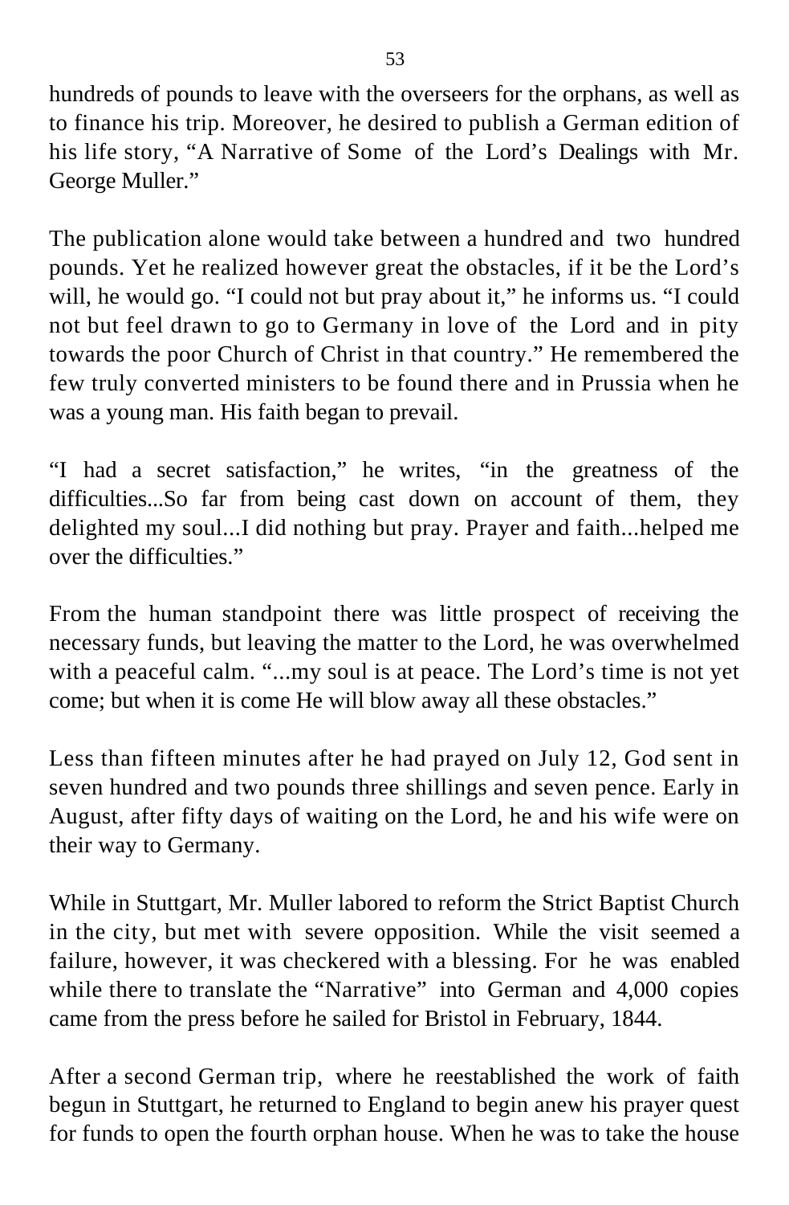hundreds of pounds to leave with the overseers for the orphans, as well as to finance his trip. Moreover, he desired to publish a German edition of his life story, "A Narrative of Some of the Lord's Dealings with Mr. George Muller."

The publication alone would take between a hundred and two hundred pounds. Yet he realized however great the obstacles, if it be the Lord's will, he would go. "I could not but pray about it," he informs us. "I could not but feel drawn to go to Germany in love of the Lord and in pity towards the poor Church of Christ in that country." He remembered the few truly converted ministers to be found there and in Prussia when he was a young man. His faith began to prevail.

"I had a secret satisfaction," he writes, "in the greatness of the difficulties...So far from being cast down on account of them, they delighted my soul...I did nothing but pray. Prayer and faith...helped me over the difficulties."

From the human standpoint there was little prospect of receiving the necessary funds, but leaving the matter to the Lord, he was overwhelmed with a peaceful calm. "...my soul is at peace. The Lord's time is not yet come; but when it is come He will blow away all these obstacles."

Less than fifteen minutes after he had prayed on July 12, God sent in seven hundred and two pounds three shillings and seven pence. Early in August, after fifty days of waiting on the Lord, he and his wife were on their way to Germany.

While in Stuttgart, Mr. Muller labored to reform the Strict Baptist Church in the city, but met with severe opposition. While the visit seemed a failure, however, it was checkered with a blessing. For he was enabled while there to translate the "Narrative" into German and 4,000 copies came from the press before he sailed for Bristol in February, 1844.

After a second German trip, where he reestablished the work of faith begun in Stuttgart, he returned to England to begin anew his prayer quest for funds to open the fourth orphan house. When he was to take the house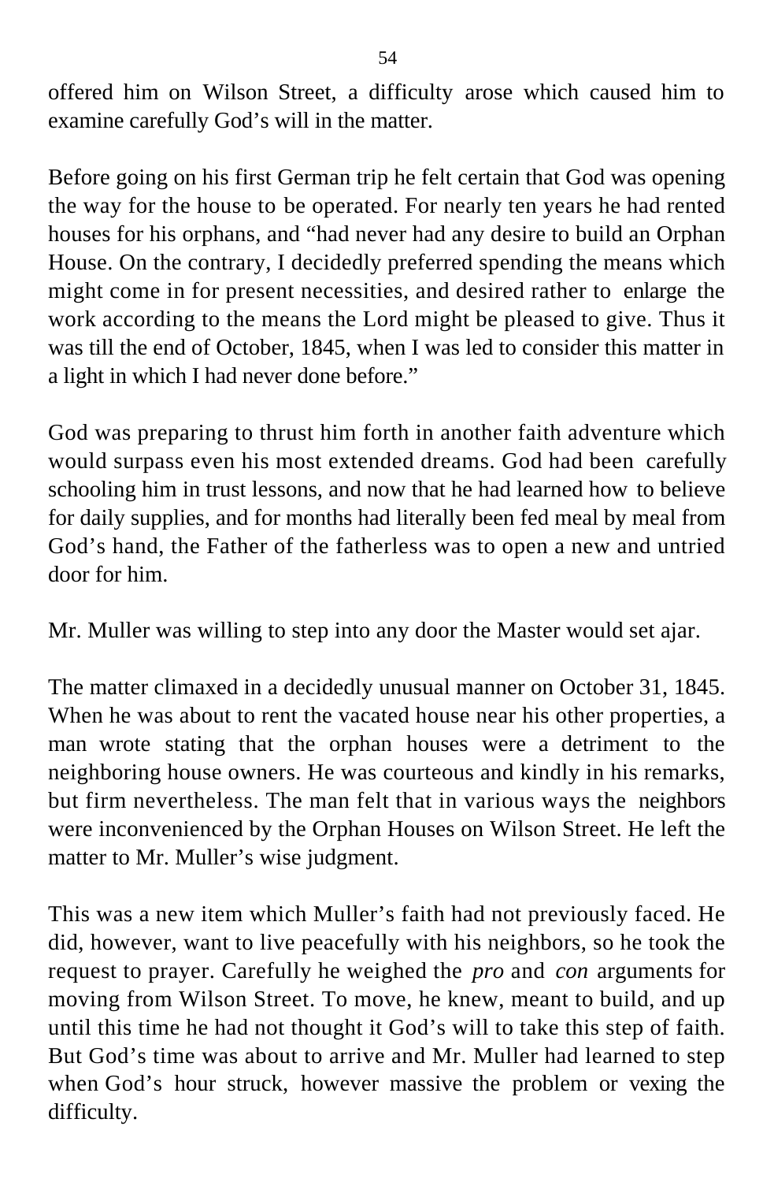offered him on Wilson Street, a difficulty arose which caused him to examine carefully God's will in the matter.

Before going on his first German trip he felt certain that God was opening the way for the house to be operated. For nearly ten years he had rented houses for his orphans, and "had never had any desire to build an Orphan House. On the contrary, I decidedly preferred spending the means which might come in for present necessities, and desired rather to enlarge the work according to the means the Lord might be pleased to give. Thus it was till the end of October, 1845, when I was led to consider this matter in a light in which I had never done before."

God was preparing to thrust him forth in another faith adventure which would surpass even his most extended dreams. God had been carefully schooling him in trust lessons, and now that he had learned how to believe for daily supplies, and for months had literally been fed meal by meal from God's hand, the Father of the fatherless was to open a new and untried door for him.

Mr. Muller was willing to step into any door the Master would set ajar.

The matter climaxed in a decidedly unusual manner on October 31, 1845. When he was about to rent the vacated house near his other properties, a man wrote stating that the orphan houses were a detriment to the neighboring house owners. He was courteous and kindly in his remarks, but firm nevertheless. The man felt that in various ways the neighbors were inconvenienced by the Orphan Houses on Wilson Street. He left the matter to Mr. Muller's wise judgment.

This was a new item which Muller's faith had not previously faced. He did, however, want to live peacefully with his neighbors, so he took the request to prayer. Carefully he weighed the *pro* and *con* arguments for moving from Wilson Street. To move, he knew, meant to build, and up until this time he had not thought it God's will to take this step of faith. But God's time was about to arrive and Mr. Muller had learned to step when God's hour struck, however massive the problem or vexing the difficulty.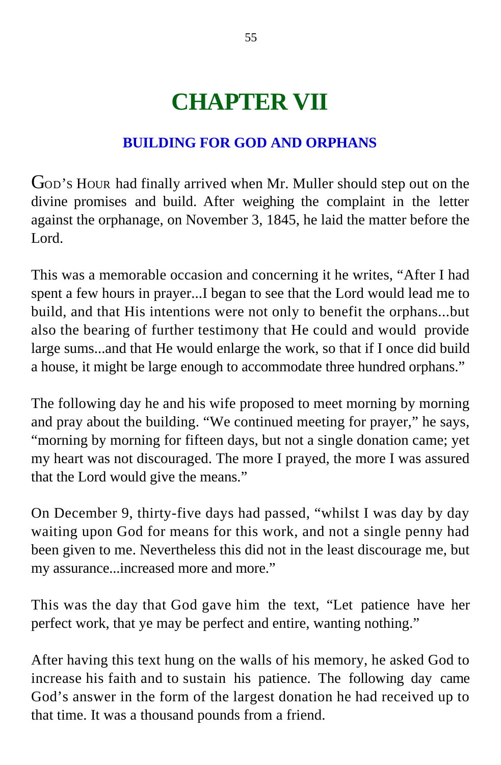# CHAPTER VII

## BUILDING FOR GOD AND ORPHANS

GOD'S HOUR had finally arrived when Mr. Muller should step out on the divine promises and build. After weighing the complaint in the letter against the orphanage, on November 3, 1845, he laid the matter before the Lord.

This was a memorable occasion and concerning it he writes, "After I had spent a few hours in prayer...I began to see that the Lord would lead me to build, and that His intentions were not only to benefit the orphans...but also the bearing of further testimony that He could and would provide large sums...and that He would enlarge the work, so that if I once did build a house, it might be large enough to accommodate three hundred orphans."

The following day he and his wife proposed to meet morning by morning and pray about the building. "We continued meeting for prayer," he says, "morning by morning for fifteen days, but not a single donation came; yet my heart was not discouraged. The more I prayed, the more I was assured that the Lord would give the means."

On December 9, thirty-five days had passed, "whilst I was day by day waiting upon God for means for this work, and not a single penny had been given to me. Nevertheless this did not in the least discourage me, but my assurance...increased more and more."

This was the day that God gave him the text, "Let patience have her perfect work, that ye may be perfect and entire, wanting nothing."

After having this text hung on the walls of his memory, he asked God to increase his faith and to sustain his patience. The following day came God's answer in the form of the largest donation he had received up to that time. It was a thousand pounds from a friend.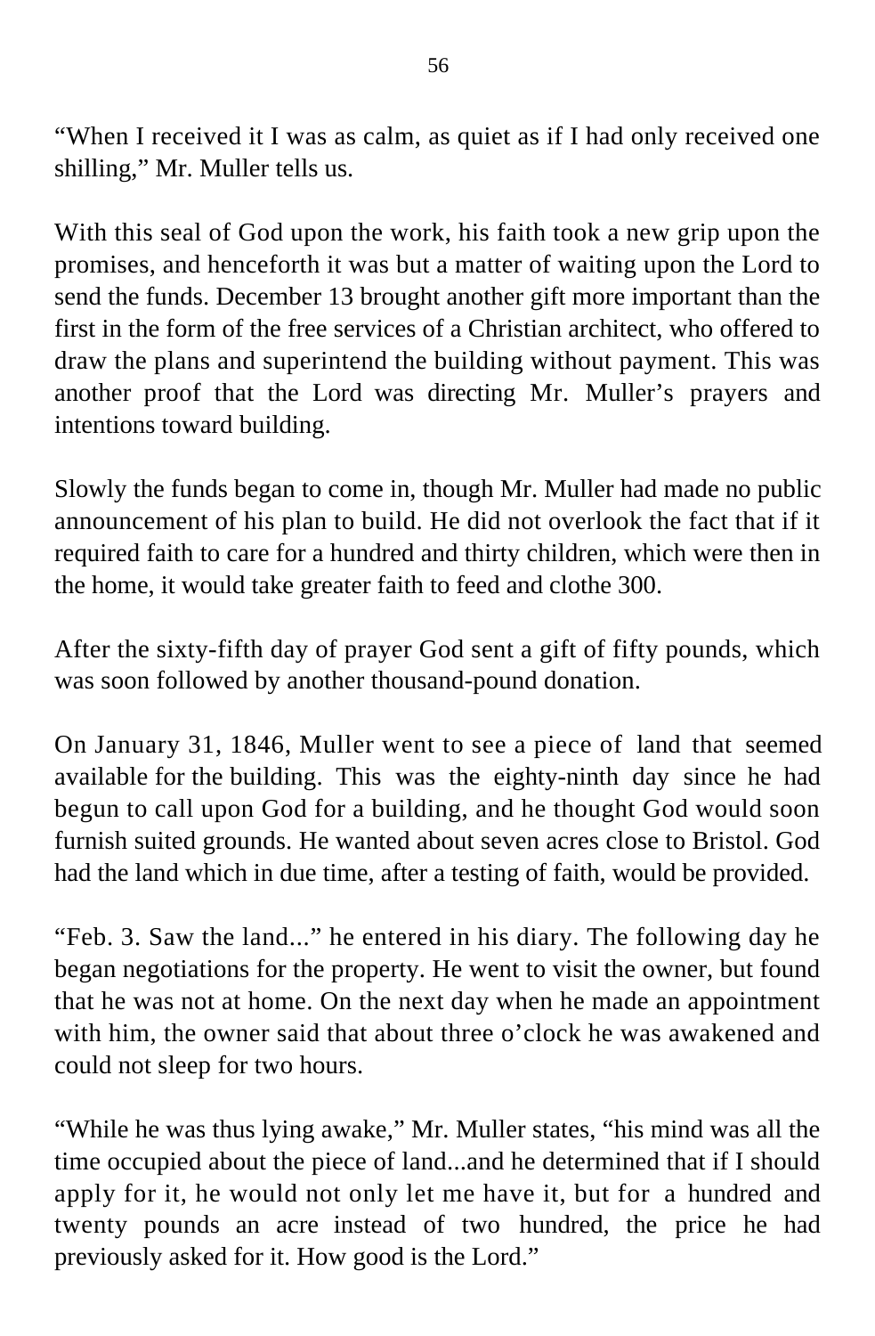“When I received it I was as calm, as quiet as if I had only received one shilling,” Mr. Muller tells us.

With this seal of God upon the work, his faith took a new grip upon the promises, and henceforth it was but a matter of waiting upon the Lord to send the funds. December 13 brought another gift more important than the first in the form of the free services of a Christian architect, who offered to draw the plans and superintend the building without payment. This was another proof that the Lord was directing Mr. Muller’s prayers and intentions toward building.

Slowly the funds began to come in, though Mr. Muller had made no public announcement of his plan to build. He did not overlook the fact that if it required faith to care for a hundred and thirty children, which were then in the home, it would take greater faith to feed and clothe 300.

After the sixty-fifth day of prayer God sent a gift of fifty pounds, which was soon followed by another thousand-pound donation.

On January 31, 1846, Muller went to see a piece of land that seemed available for the building. This was the eighty-ninth day since he had begun to call upon God for a building, and he thought God would soon furnish suited grounds. He wanted about seven acres close to Bristol. God had the land which in due time, after a testing of faith, would be provided.

“Feb. 3. Saw the land...” he entered in his diary. The following day he began negotiations for the property. He went to visit the owner, but found that he was not at home. On the next day when he made an appointment with him, the owner said that about three o’clock he was awakened and could not sleep for two hours.

“While he was thus lying awake,” Mr. Muller states, “his mind was all the time occupied about the piece of land...and he determined that if I should apply for it, he would not only let me have it, but for a hundred and twenty pounds an acre instead of two hundred, the price he had previously asked for it. How good is the Lord.”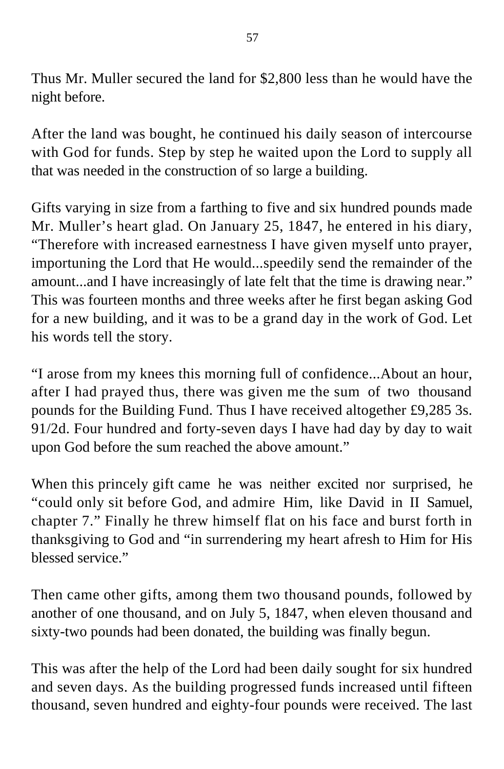Thus Mr. Muller secured the land for $2,800 less than he would have the night before.

After the land was bought, he continued his daily season of intercourse with God for funds. Step by step he waited upon the Lord to supply all that was needed in the construction of so large a building.

Gifts varying in size from a farthing to five and six hundred pounds made Mr. Muller's heart glad. On January 25, 1847, he entered in his diary, "Therefore with increased earnestness I have given myself unto prayer, importuning the Lord that He would...speedily send the remainder of the amount...and I have increasingly of late felt that the time is drawing near." This was fourteen months and three weeks after he first began asking God for a new building, and it was to be a grand day in the work of God. Let his words tell the story.

"I arose from my knees this morning full of confidence...About an hour, after I had prayed thus, there was given me the sum of two thousand pounds for the Building Fund. Thus I have received altogether £9,285 3s. 91/2d. Four hundred and forty-seven days I have had day by day to wait upon God before the sum reached the above amount."

When this princely gift came he was neither excited nor surprised, he "could only sit before God, and admire Him, like David in II Samuel, chapter 7." Finally he threw himself flat on his face and burst forth in thanksgiving to God and "in surrendering my heart afresh to Him for His blessed service."

Then came other gifts, among them two thousand pounds, followed by another of one thousand, and on July 5, 1847, when eleven thousand and sixty-two pounds had been donated, the building was finally begun.

This was after the help of the Lord had been daily sought for six hundred and seven days. As the building progressed funds increased until fifteen thousand, seven hundred and eighty-four pounds were received. The last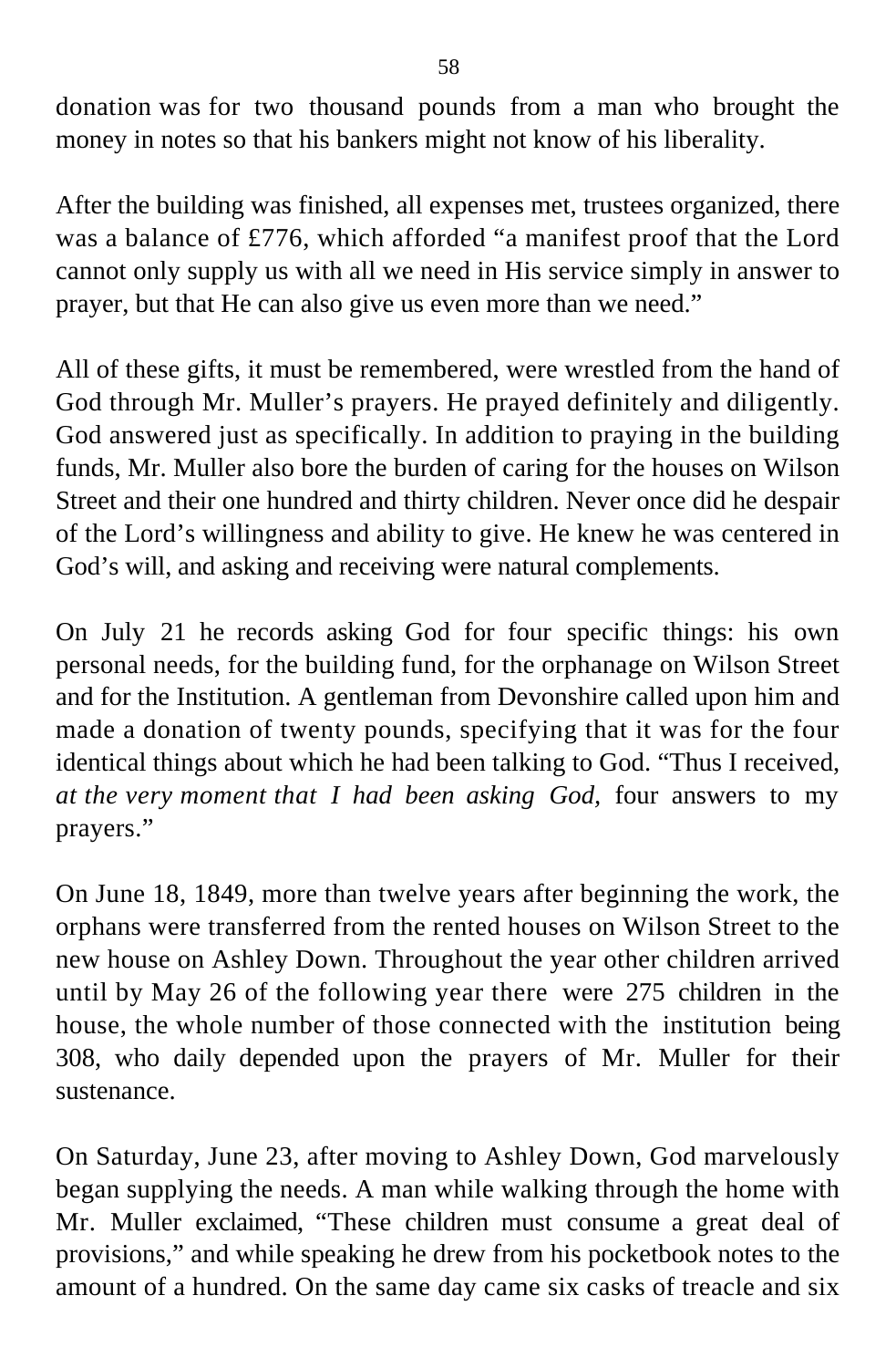donation was for two thousand pounds from a man who brought the money in notes so that his bankers might not know of his liberality.

After the building was finished, all expenses met, trustees organized, there was a balance of £776, which afforded "a manifest proof that the Lord cannot only supply us with all we need in His service simply in answer to prayer, but that He can also give us even more than we need."

All of these gifts, it must be remembered, were wrestled from the hand of God through Mr. Muller's prayers. He prayed definitely and diligently. God answered just as specifically. In addition to praying in the building funds, Mr. Muller also bore the burden of caring for the houses on Wilson Street and their one hundred and thirty children. Never once did he despair of the Lord's willingness and ability to give. He knew he was centered in God's will, and asking and receiving were natural complements.

On July 21 he records asking God for four specific things: his own personal needs, for the building fund, for the orphanage on Wilson Street and for the Institution. A gentleman from Devonshire called upon him and made a donation of twenty pounds, specifying that it was for the four identical things about which he had been talking to God. "Thus I received, *at the very moment that I had been asking God,* four answers to my prayers."

On June 18, 1849, more than twelve years after beginning the work, the orphans were transferred from the rented houses on Wilson Street to the new house on Ashley Down. Throughout the year other children arrived until by May 26 of the following year there were 275 children in the house, the whole number of those connected with the institution being 308, who daily depended upon the prayers of Mr. Muller for their sustenance.

On Saturday, June 23, after moving to Ashley Down, God marvelously began supplying the needs. A man while walking through the home with Mr. Muller exclaimed, "These children must consume a great deal of provisions," and while speaking he drew from his pocketbook notes to the amount of a hundred. On the same day came six casks of treacle and six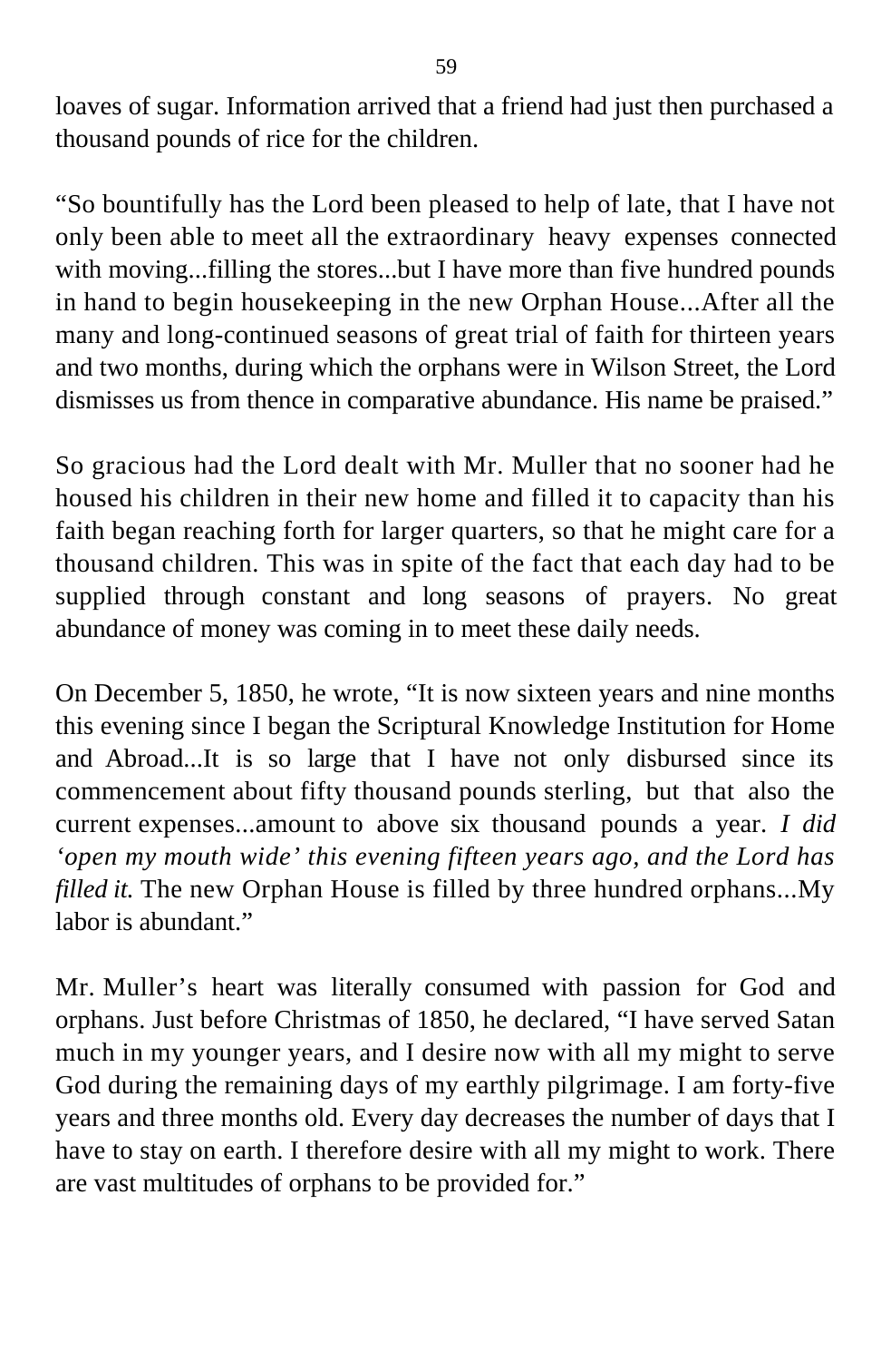loaves of sugar. Information arrived that a friend had just then purchased a thousand pounds of rice for the children.

“So bountifully has the Lord been pleased to help of late, that I have not only been able to meet all the extraordinary heavy expenses connected with moving...filling the stores...but I have more than five hundred pounds in hand to begin housekeeping in the new Orphan House...After all the many and long-continued seasons of great trial of faith for thirteen years and two months, during which the orphans were in Wilson Street, the Lord dismisses us from thence in comparative abundance. His name be praised.”

So gracious had the Lord dealt with Mr. Muller that no sooner had he housed his children in their new home and filled it to capacity than his faith began reaching forth for larger quarters, so that he might care for a thousand children. This was in spite of the fact that each day had to be supplied through constant and long seasons of prayers. No great abundance of money was coming in to meet these daily needs.

On December 5, 1850, he wrote, “It is now sixteen years and nine months this evening since I began the Scriptural Knowledge Institution for Home and Abroad...It is so large that I have not only disbursed since its commencement about fifty thousand pounds sterling, but that also the current expenses...amount to above six thousand pounds a year. *I did ‘open my mouth wide’ this evening fifteen years ago, and the Lord has filled it.* The new Orphan House is filled by three hundred orphans...My labor is abundant.”

Mr. Muller’s heart was literally consumed with passion for God and orphans. Just before Christmas of 1850, he declared, “I have served Satan much in my younger years, and I desire now with all my might to serve God during the remaining days of my earthly pilgrimage. I am forty-five years and three months old. Every day decreases the number of days that I have to stay on earth. I therefore desire with all my might to work. There are vast multitudes of orphans to be provided for.”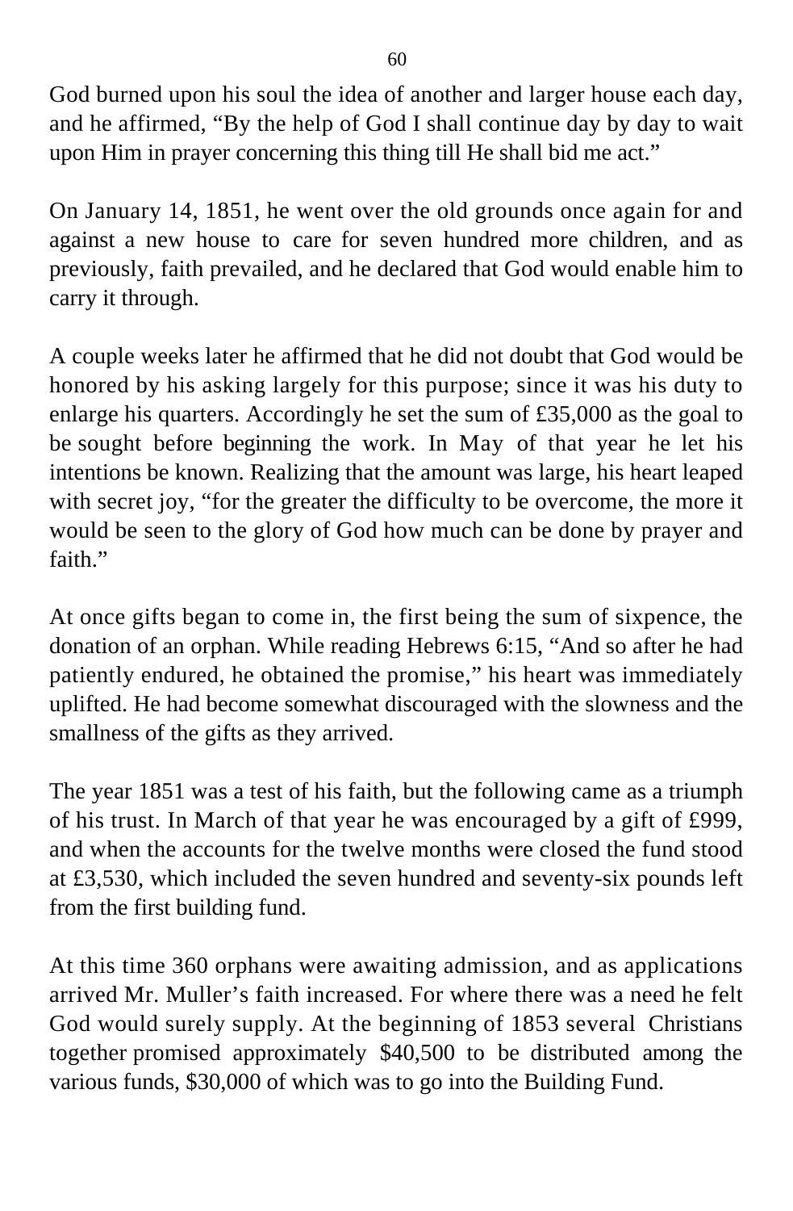God burned upon his soul the idea of another and larger house each day, and he affirmed, "By the help of God I shall continue day by day to wait upon Him in prayer concerning this thing till He shall bid me act."

On January 14, 1851, he went over the old grounds once again for and against a new house to care for seven hundred more children, and as previously, faith prevailed, and he declared that God would enable him to carry it through.

A couple weeks later he affirmed that he did not doubt that God would be honored by his asking largely for this purpose; since it was his duty to enlarge his quarters. Accordingly he set the sum of £35,000 as the goal to be sought before beginning the work. In May of that year he let his intentions be known. Realizing that the amount was large, his heart leaped with secret joy, "for the greater the difficulty to be overcome, the more it would be seen to the glory of God how much can be done by prayer and faith."

At once gifts began to come in, the first being the sum of sixpence, the donation of an orphan. While reading Hebrews 6:15, "And so after he had patiently endured, he obtained the promise," his heart was immediately uplifted. He had become somewhat discouraged with the slowness and the smallness of the gifts as they arrived.

The year 1851 was a test of his faith, but the following came as a triumph of his trust. In March of that year he was encouraged by a gift of £999, and when the accounts for the twelve months were closed the fund stood at £3,530, which included the seven hundred and seventy-six pounds left from the first building fund.

At this time 360 orphans were awaiting admission, and as applications arrived Mr. Muller's faith increased. For where there was a need he felt God would surely supply. At the beginning of 1853 several Christians together promised approximately $40,500 to be distributed among the various funds, $30,000 of which was to go into the Building Fund.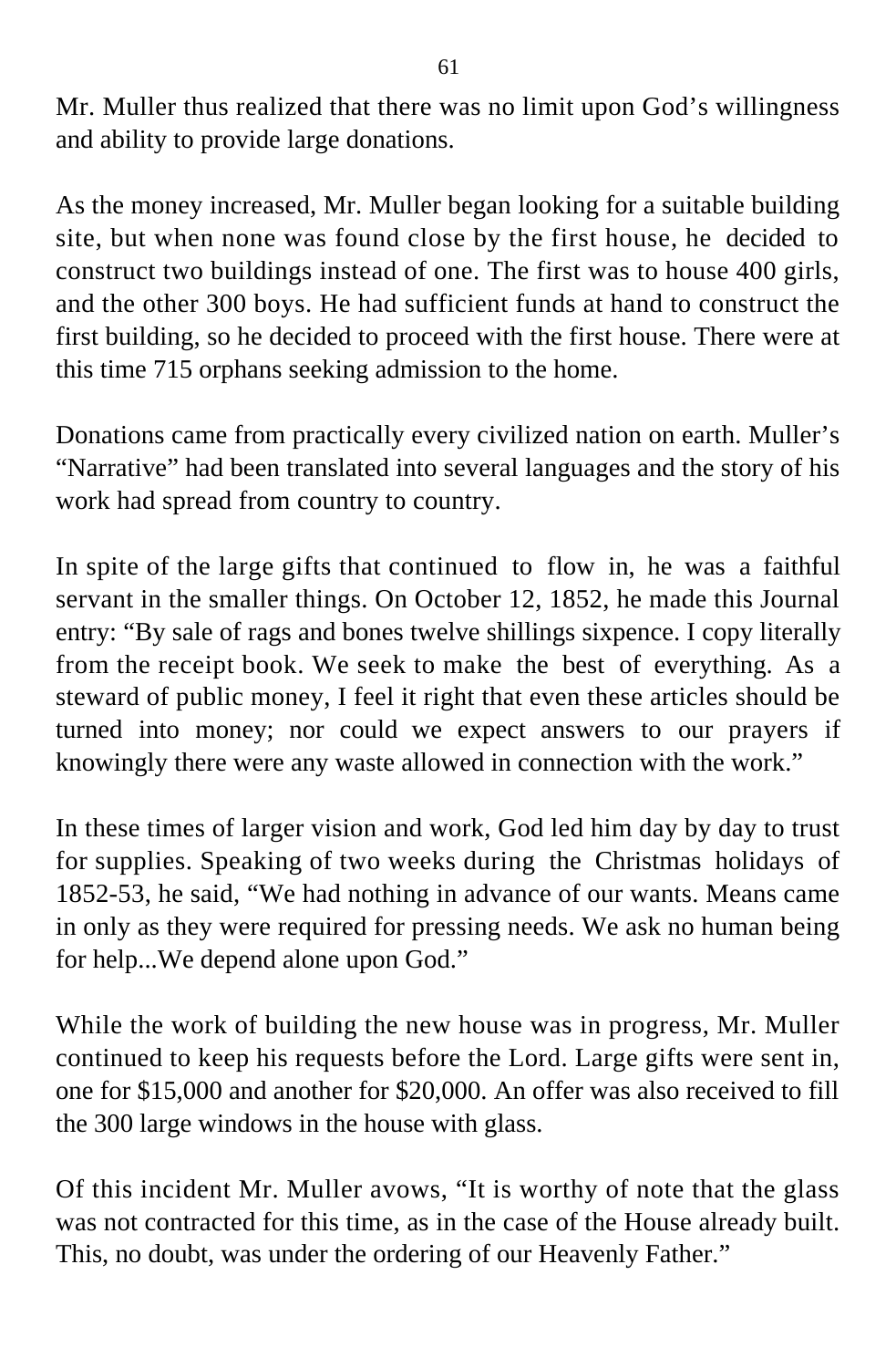Mr. Muller thus realized that there was no limit upon God's willingness and ability to provide large donations.

As the money increased, Mr. Muller began looking for a suitable building site, but when none was found close by the first house, he decided to construct two buildings instead of one. The first was to house 400 girls, and the other 300 boys. He had sufficient funds at hand to construct the first building, so he decided to proceed with the first house. There were at this time 715 orphans seeking admission to the home.

Donations came from practically every civilized nation on earth. Muller's "Narrative" had been translated into several languages and the story of his work had spread from country to country.

In spite of the large gifts that continued to flow in, he was a faithful servant in the smaller things. On October 12, 1852, he made this Journal entry: "By sale of rags and bones twelve shillings sixpence. I copy literally from the receipt book. We seek to make the best of everything. As a steward of public money, I feel it right that even these articles should be turned into money; nor could we expect answers to our prayers if knowingly there were any waste allowed in connection with the work."

In these times of larger vision and work, God led him day by day to trust for supplies. Speaking of two weeks during the Christmas holidays of 1852-53, he said, "We had nothing in advance of our wants. Means came in only as they were required for pressing needs. We ask no human being for help...We depend alone upon God."

While the work of building the new house was in progress, Mr. Muller continued to keep his requests before the Lord. Large gifts were sent in, one for $15,000 and another for $20,000. An offer was also received to fill the 300 large windows in the house with glass.

Of this incident Mr. Muller avows, "It is worthy of note that the glass was not contracted for this time, as in the case of the House already built. This, no doubt, was under the ordering of our Heavenly Father."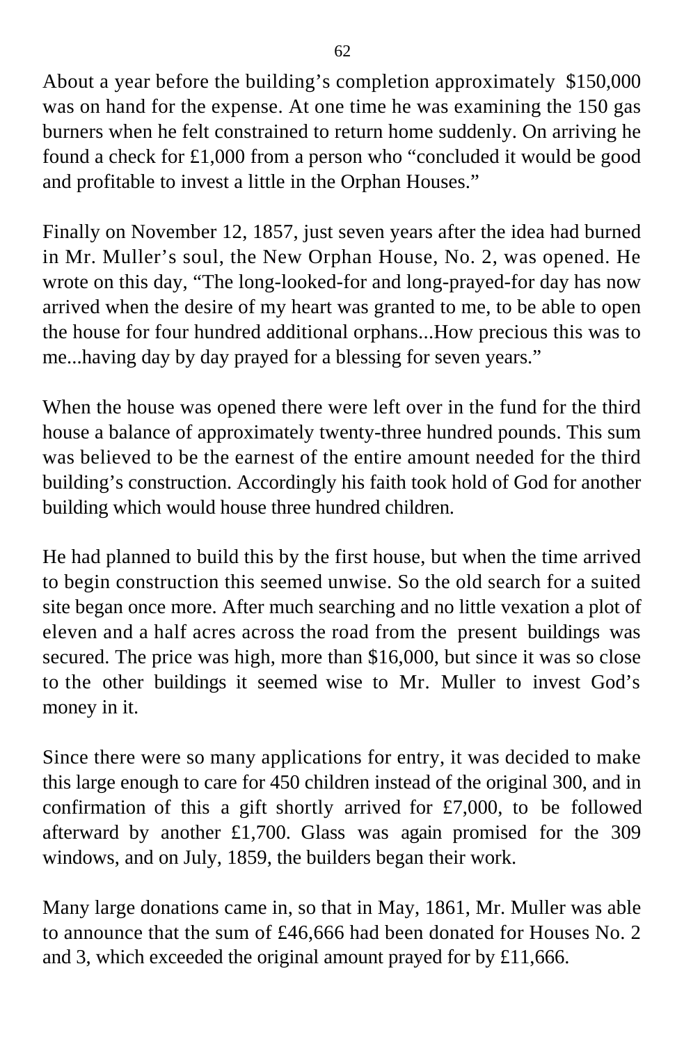About a year before the building's completion approximately $150,000 was on hand for the expense. At one time he was examining the 150 gas burners when he felt constrained to return home suddenly. On arriving he found a check for £1,000 from a person who "concluded it would be good and profitable to invest a little in the Orphan Houses."

Finally on November 12, 1857, just seven years after the idea had burned in Mr. Muller's soul, the New Orphan House, No. 2, was opened. He wrote on this day, "The long-looked-for and long-prayed-for day has now arrived when the desire of my heart was granted to me, to be able to open the house for four hundred additional orphans...How precious this was to me...having day by day prayed for a blessing for seven years."

When the house was opened there were left over in the fund for the third house a balance of approximately twenty-three hundred pounds. This sum was believed to be the earnest of the entire amount needed for the third building's construction. Accordingly his faith took hold of God for another building which would house three hundred children.

He had planned to build this by the first house, but when the time arrived to begin construction this seemed unwise. So the old search for a suited site began once more. After much searching and no little vexation a plot of eleven and a half acres across the road from the present buildings was secured. The price was high, more than $16,000, but since it was so close to the other buildings it seemed wise to Mr. Muller to invest God's money in it.

Since there were so many applications for entry, it was decided to make this large enough to care for 450 children instead of the original 300, and in confirmation of this a gift shortly arrived for £7,000, to be followed afterward by another £1,700. Glass was again promised for the 309 windows, and on July, 1859, the builders began their work.

Many large donations came in, so that in May, 1861, Mr. Muller was able to announce that the sum of £46,666 had been donated for Houses No. 2 and 3, which exceeded the original amount prayed for by £11,666.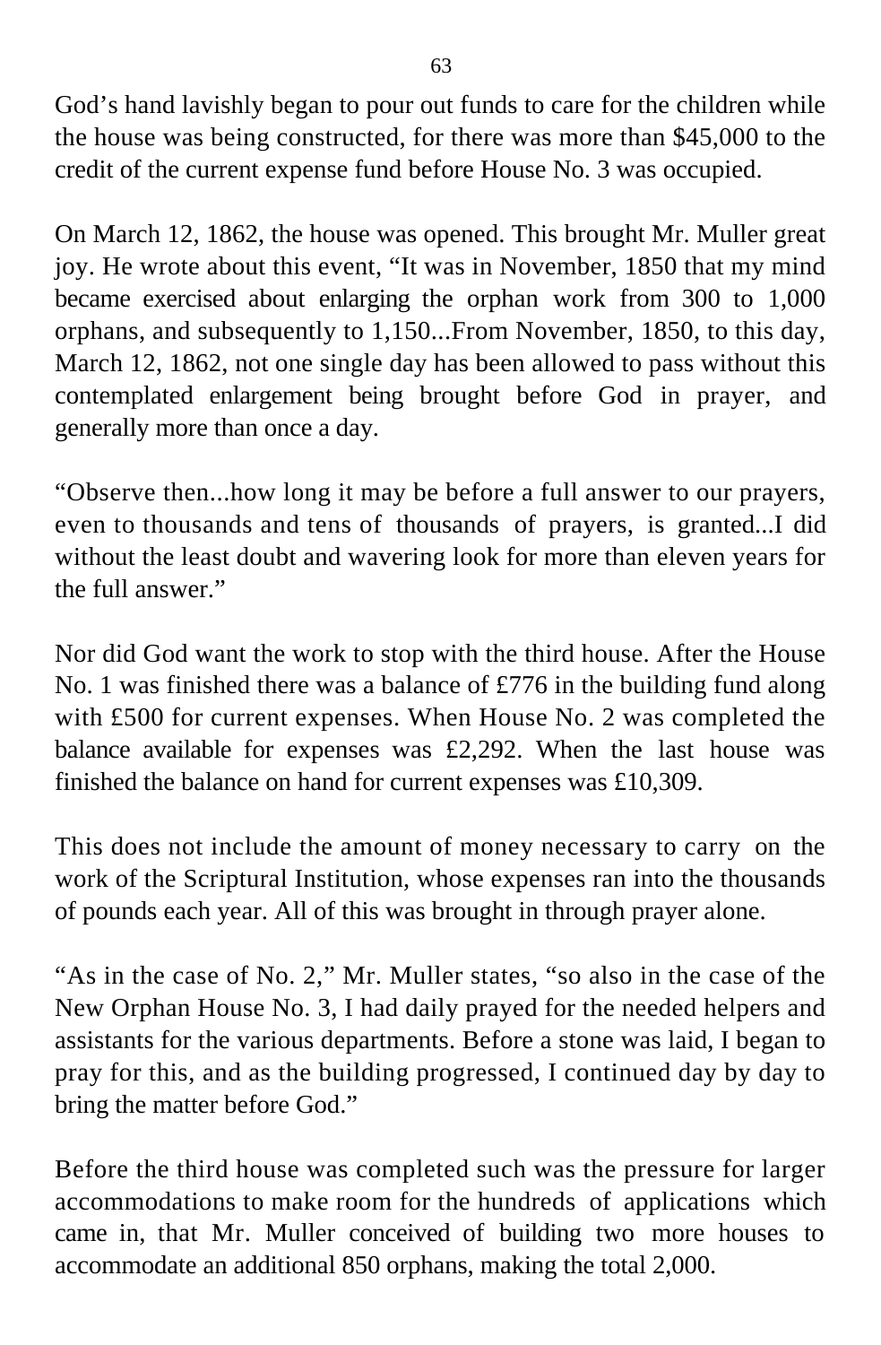God’s hand lavishly began to pour out funds to care for the children while the house was being constructed, for there was more than $45,000 to the credit of the current expense fund before House No. 3 was occupied.

On March 12, 1862, the house was opened. This brought Mr. Muller great joy. He wrote about this event, “It was in November, 1850 that my mind became exercised about enlarging the orphan work from 300 to 1,000 orphans, and subsequently to 1,150...From November, 1850, to this day, March 12, 1862, not one single day has been allowed to pass without this contemplated enlargement being brought before God in prayer, and generally more than once a day.

“Observe then...how long it may be before a full answer to our prayers, even to thousands and tens of thousands of prayers, is granted...I did without the least doubt and wavering look for more than eleven years for the full answer.”

Nor did God want the work to stop with the third house. After the House No. 1 was finished there was a balance of £776 in the building fund along with £500 for current expenses. When House No. 2 was completed the balance available for expenses was £2,292. When the last house was finished the balance on hand for current expenses was £10,309.

This does not include the amount of money necessary to carry on the work of the Scriptural Institution, whose expenses ran into the thousands of pounds each year. All of this was brought in through prayer alone.

“As in the case of No. 2,” Mr. Muller states, “so also in the case of the New Orphan House No. 3, I had daily prayed for the needed helpers and assistants for the various departments. Before a stone was laid, I began to pray for this, and as the building progressed, I continued day by day to bring the matter before God.”

Before the third house was completed such was the pressure for larger accommodations to make room for the hundreds of applications which came in, that Mr. Muller conceived of building two more houses to accommodate an additional 850 orphans, making the total 2,000.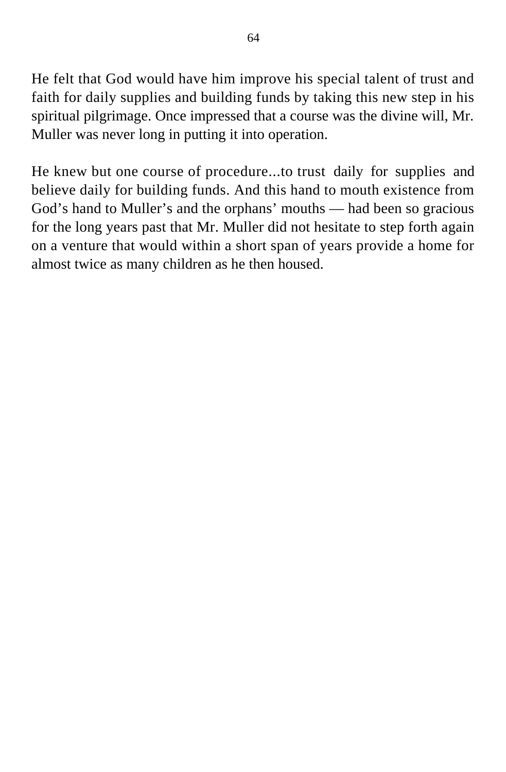He felt that God would have him improve his special talent of trust and faith for daily supplies and building funds by taking this new step in his spiritual pilgrimage. Once impressed that a course was the divine will, Mr. Muller was never long in putting it into operation.

He knew but one course of procedure...to trust daily for supplies and believe daily for building funds. And this hand to mouth existence from God's hand to Muller's and the orphans' mouths — had been so gracious for the long years past that Mr. Muller did not hesitate to step forth again on a venture that would within a short span of years provide a home for almost twice as many children as he then housed.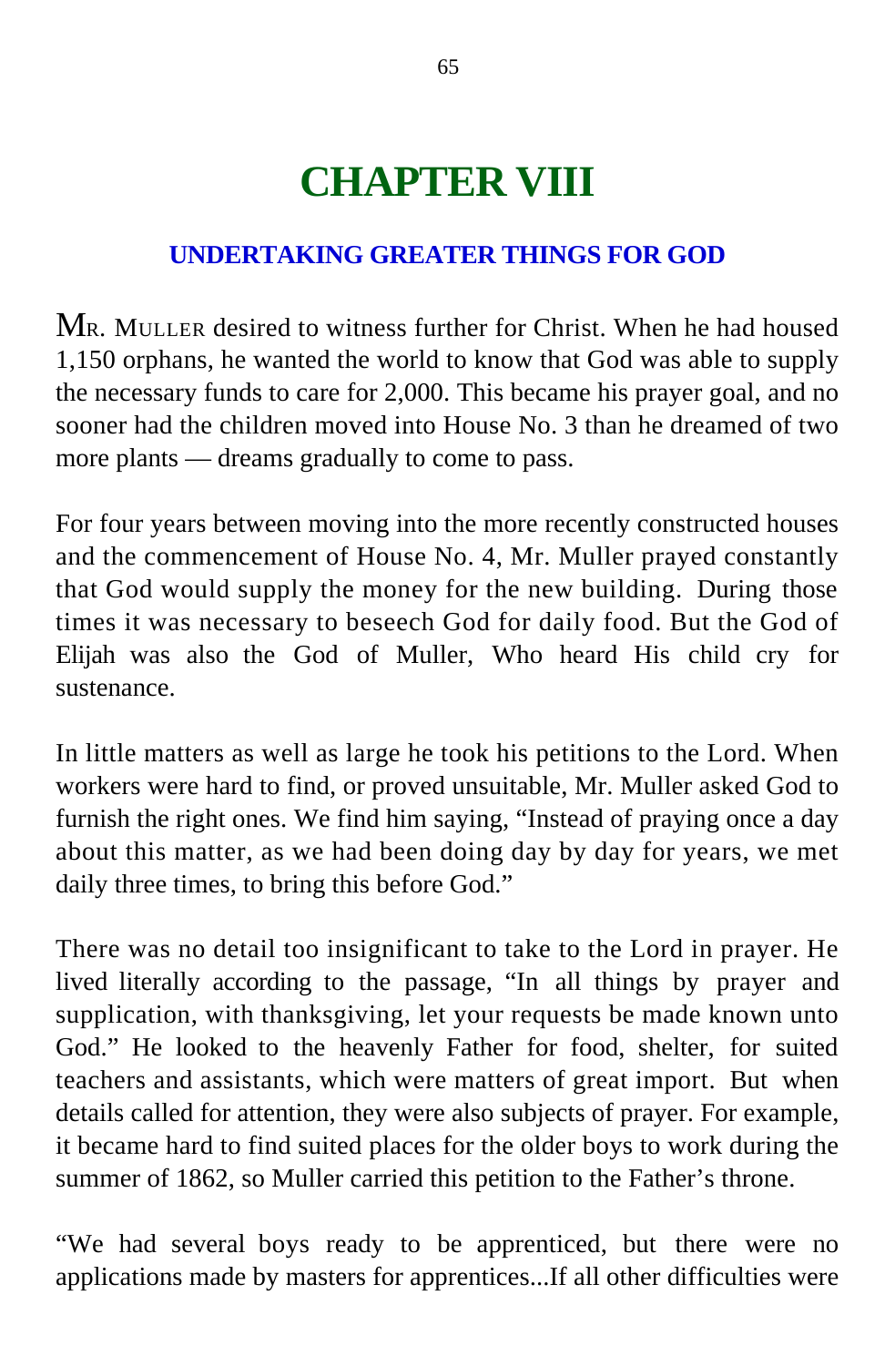# CHAPTER VIII

## UNDERTAKING GREATER THINGS FOR GOD

MR. MULLER desired to witness further for Christ. When he had housed 1,150 orphans, he wanted the world to know that God was able to supply the necessary funds to care for 2,000. This became his prayer goal, and no sooner had the children moved into House No. 3 than he dreamed of two more plants — dreams gradually to come to pass.

For four years between moving into the more recently constructed houses and the commencement of House No. 4, Mr. Muller prayed constantly that God would supply the money for the new building. During those times it was necessary to beseech God for daily food. But the God of Elijah was also the God of Muller, Who heard His child cry for sustenance.

In little matters as well as large he took his petitions to the Lord. When workers were hard to find, or proved unsuitable, Mr. Muller asked God to furnish the right ones. We find him saying, "Instead of praying once a day about this matter, as we had been doing day by day for years, we met daily three times, to bring this before God."

There was no detail too insignificant to take to the Lord in prayer. He lived literally according to the passage, "In all things by prayer and supplication, with thanksgiving, let your requests be made known unto God." He looked to the heavenly Father for food, shelter, for suited teachers and assistants, which were matters of great import. But when details called for attention, they were also subjects of prayer. For example, it became hard to find suited places for the older boys to work during the summer of 1862, so Muller carried this petition to the Father's throne.

"We had several boys ready to be apprenticed, but there were no applications made by masters for apprentices...If all other difficulties were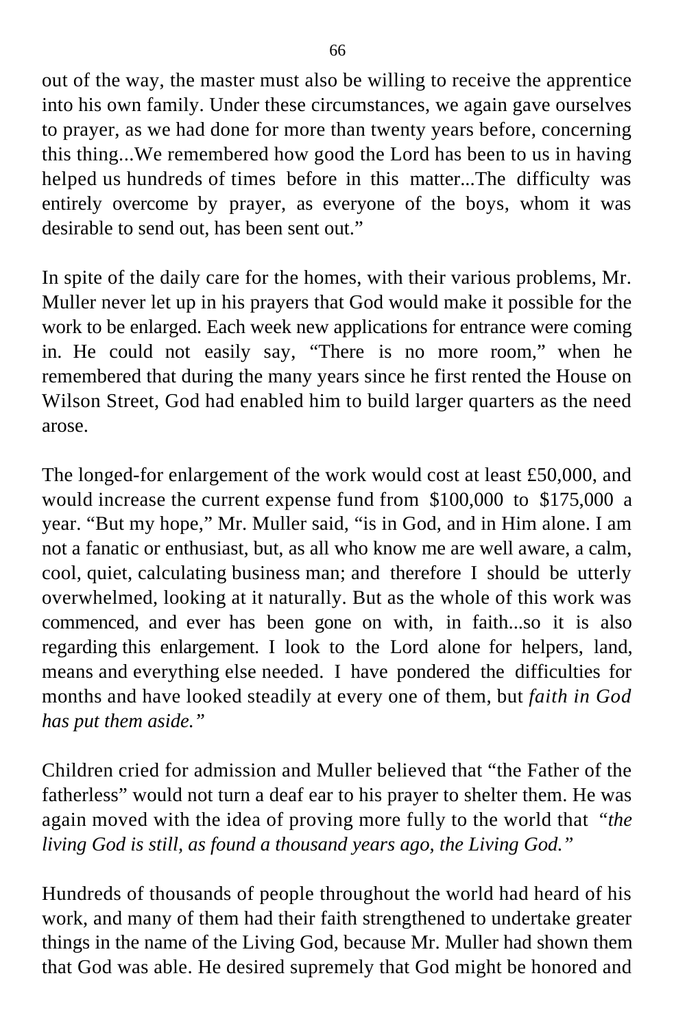out of the way, the master must also be willing to receive the apprentice into his own family. Under these circumstances, we again gave ourselves to prayer, as we had done for more than twenty years before, concerning this thing...We remembered how good the Lord has been to us in having helped us hundreds of times before in this matter...The difficulty was entirely overcome by prayer, as everyone of the boys, whom it was desirable to send out, has been sent out."

In spite of the daily care for the homes, with their various problems, Mr. Muller never let up in his prayers that God would make it possible for the work to be enlarged. Each week new applications for entrance were coming in. He could not easily say, "There is no more room," when he remembered that during the many years since he first rented the House on Wilson Street, God had enabled him to build larger quarters as the need arose.

The longed-for enlargement of the work would cost at least £50,000, and would increase the current expense fund from $100,000 to $175,000 a year. "But my hope," Mr. Muller said, "is in God, and in Him alone. I am not a fanatic or enthusiast, but, as all who know me are well aware, a calm, cool, quiet, calculating business man; and therefore I should be utterly overwhelmed, looking at it naturally. But as the whole of this work was commenced, and ever has been gone on with, in faith...so it is also regarding this enlargement. I look to the Lord alone for helpers, land, means and everything else needed. I have pondered the difficulties for months and have looked steadily at every one of them, but *faith in God has put them aside."*

Children cried for admission and Muller believed that "the Father of the fatherless" would not turn a deaf ear to his prayer to shelter them. He was again moved with the idea of proving more fully to the world that *"the living God is still, as found a thousand years ago, the Living God."*

Hundreds of thousands of people throughout the world had heard of his work, and many of them had their faith strengthened to undertake greater things in the name of the Living God, because Mr. Muller had shown them that God was able. He desired supremely that God might be honored and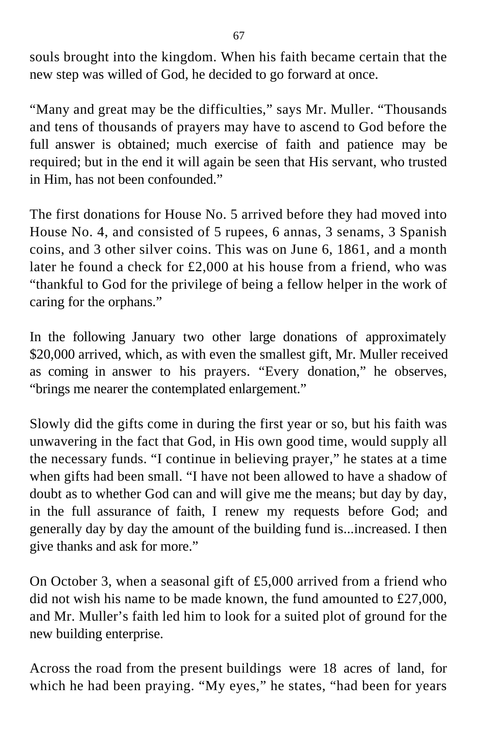souls brought into the kingdom. When his faith became certain that the new step was willed of God, he decided to go forward at once.

“Many and great may be the difficulties,” says Mr. Muller. “Thousands and tens of thousands of prayers may have to ascend to God before the full answer is obtained; much exercise of faith and patience may be required; but in the end it will again be seen that His servant, who trusted in Him, has not been confounded.”

The first donations for House No. 5 arrived before they had moved into House No. 4, and consisted of 5 rupees, 6 annas, 3 senams, 3 Spanish coins, and 3 other silver coins. This was on June 6, 1861, and a month later he found a check for £2,000 at his house from a friend, who was “thankful to God for the privilege of being a fellow helper in the work of caring for the orphans.”

In the following January two other large donations of approximately $20,000 arrived, which, as with even the smallest gift, Mr. Muller received as coming in answer to his prayers. “Every donation,” he observes, “brings me nearer the contemplated enlargement.”

Slowly did the gifts come in during the first year or so, but his faith was unwavering in the fact that God, in His own good time, would supply all the necessary funds. “I continue in believing prayer,” he states at a time when gifts had been small. “I have not been allowed to have a shadow of doubt as to whether God can and will give me the means; but day by day, in the full assurance of faith, I renew my requests before God; and generally day by day the amount of the building fund is...increased. I then give thanks and ask for more.”

On October 3, when a seasonal gift of £5,000 arrived from a friend who did not wish his name to be made known, the fund amounted to £27,000, and Mr. Muller’s faith led him to look for a suited plot of ground for the new building enterprise.

Across the road from the present buildings were 18 acres of land, for which he had been praying. “My eyes,” he states, “had been for years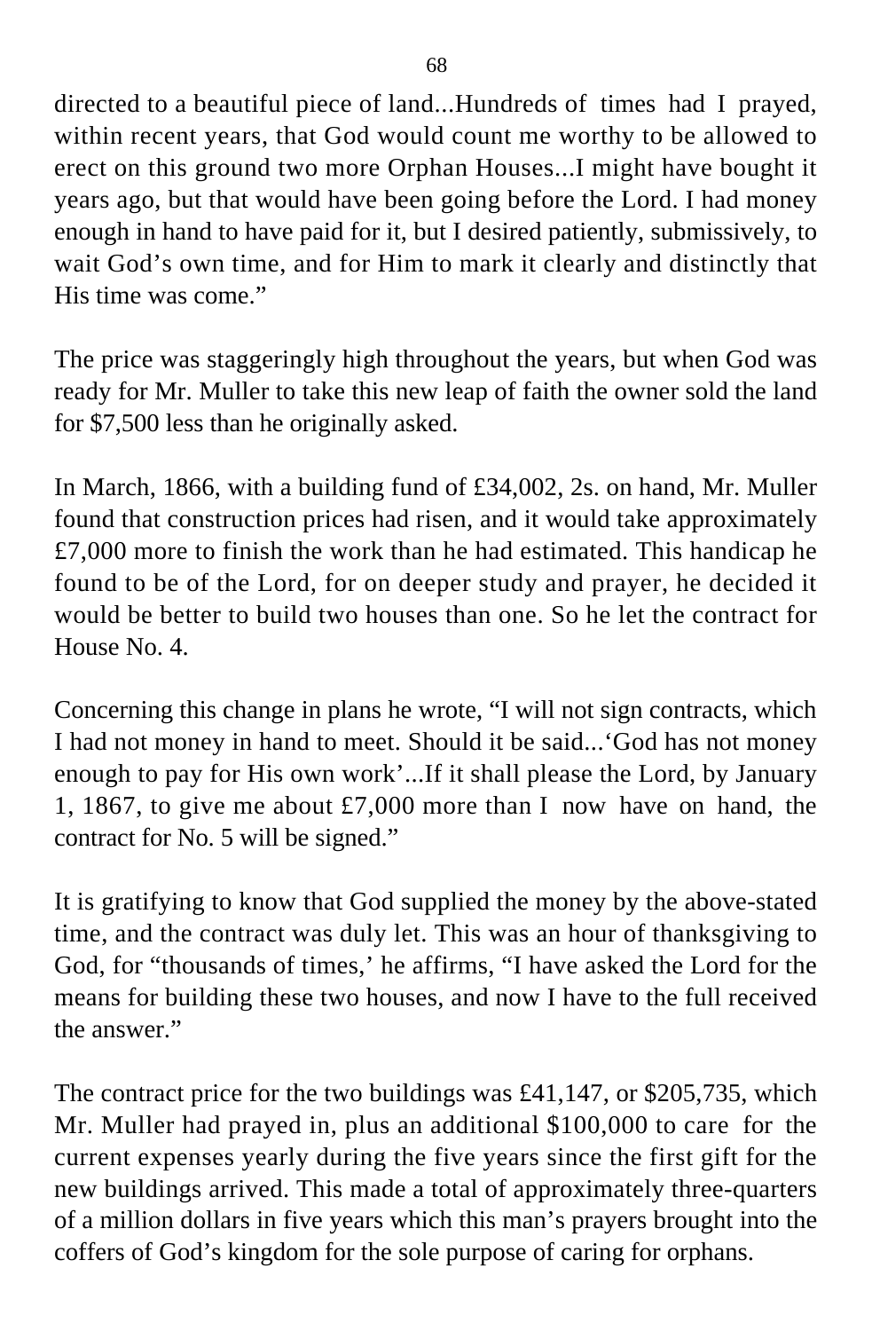directed to a beautiful piece of land...Hundreds of times had I prayed, within recent years, that God would count me worthy to be allowed to erect on this ground two more Orphan Houses...I might have bought it years ago, but that would have been going before the Lord. I had money enough in hand to have paid for it, but I desired patiently, submissively, to wait God's own time, and for Him to mark it clearly and distinctly that His time was come."

The price was staggeringly high throughout the years, but when God was ready for Mr. Muller to take this new leap of faith the owner sold the land for $7,500 less than he originally asked.

In March, 1866, with a building fund of £34,002, 2s. on hand, Mr. Muller found that construction prices had risen, and it would take approximately £7,000 more to finish the work than he had estimated. This handicap he found to be of the Lord, for on deeper study and prayer, he decided it would be better to build two houses than one. So he let the contract for House No. 4.

Concerning this change in plans he wrote, "I will not sign contracts, which I had not money in hand to meet. Should it be said...'God has not money enough to pay for His own work'...If it shall please the Lord, by January 1, 1867, to give me about £7,000 more than I now have on hand, the contract for No. 5 will be signed."

It is gratifying to know that God supplied the money by the above-stated time, and the contract was duly let. This was an hour of thanksgiving to God, for "thousands of times,' he affirms, "I have asked the Lord for the means for building these two houses, and now I have to the full received the answer."

The contract price for the two buildings was £41,147, or $205,735, which Mr. Muller had prayed in, plus an additional $100,000 to care for the current expenses yearly during the five years since the first gift for the new buildings arrived. This made a total of approximately three-quarters of a million dollars in five years which this man's prayers brought into the coffers of God's kingdom for the sole purpose of caring for orphans.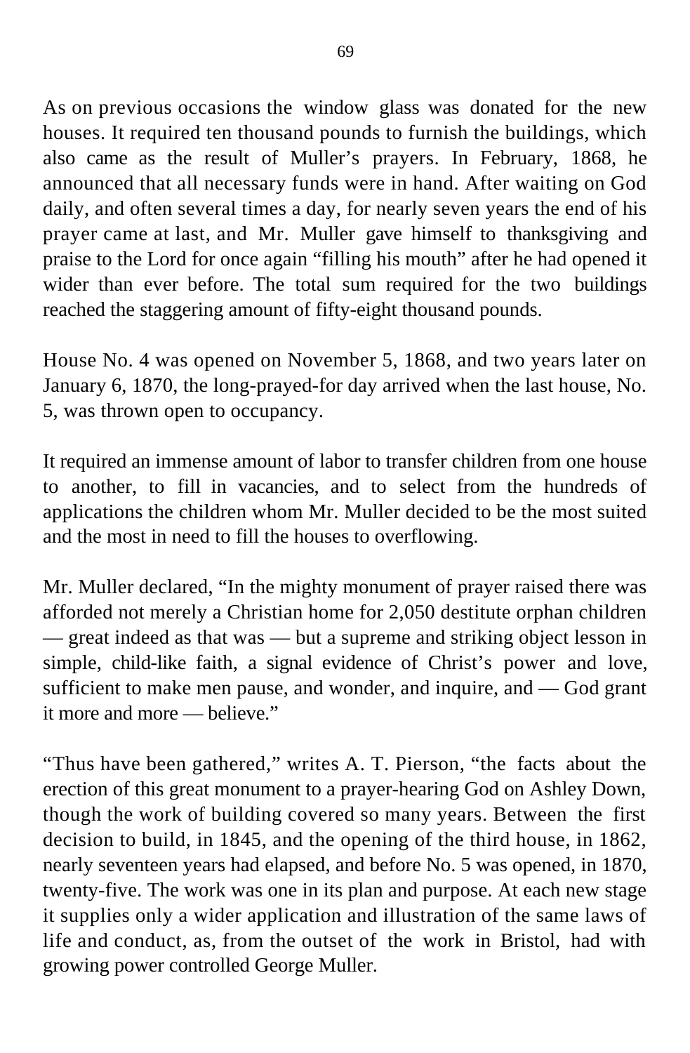As on previous occasions the window glass was donated for the new houses. It required ten thousand pounds to furnish the buildings, which also came as the result of Muller's prayers. In February, 1868, he announced that all necessary funds were in hand. After waiting on God daily, and often several times a day, for nearly seven years the end of his prayer came at last, and Mr. Muller gave himself to thanksgiving and praise to the Lord for once again "filling his mouth" after he had opened it wider than ever before. The total sum required for the two buildings reached the staggering amount of fifty-eight thousand pounds.

House No. 4 was opened on November 5, 1868, and two years later on January 6, 1870, the long-prayed-for day arrived when the last house, No. 5, was thrown open to occupancy.

It required an immense amount of labor to transfer children from one house to another, to fill in vacancies, and to select from the hundreds of applications the children whom Mr. Muller decided to be the most suited and the most in need to fill the houses to overflowing.

Mr. Muller declared, "In the mighty monument of prayer raised there was afforded not merely a Christian home for 2,050 destitute orphan children — great indeed as that was — but a supreme and striking object lesson in simple, child-like faith, a signal evidence of Christ's power and love, sufficient to make men pause, and wonder, and inquire, and — God grant it more and more — believe."

"Thus have been gathered," writes A. T. Pierson, "the facts about the erection of this great monument to a prayer-hearing God on Ashley Down, though the work of building covered so many years. Between the first decision to build, in 1845, and the opening of the third house, in 1862, nearly seventeen years had elapsed, and before No. 5 was opened, in 1870, twenty-five. The work was one in its plan and purpose. At each new stage it supplies only a wider application and illustration of the same laws of life and conduct, as, from the outset of the work in Bristol, had with growing power controlled George Muller.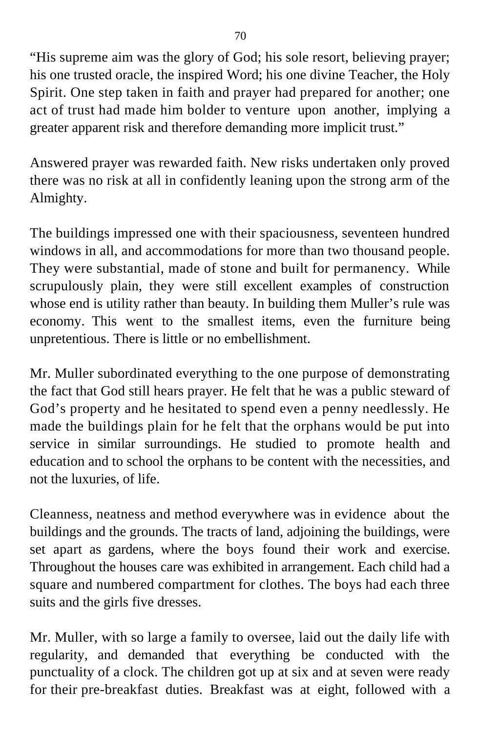"His supreme aim was the glory of God; his sole resort, believing prayer; his one trusted oracle, the inspired Word; his one divine Teacher, the Holy Spirit. One step taken in faith and prayer had prepared for another; one act of trust had made him bolder to venture upon another, implying a greater apparent risk and therefore demanding more implicit trust."

Answered prayer was rewarded faith. New risks undertaken only proved there was no risk at all in confidently leaning upon the strong arm of the Almighty.

The buildings impressed one with their spaciousness, seventeen hundred windows in all, and accommodations for more than two thousand people. They were substantial, made of stone and built for permanency. While scrupulously plain, they were still excellent examples of construction whose end is utility rather than beauty. In building them Muller's rule was economy. This went to the smallest items, even the furniture being unpretentious. There is little or no embellishment.

Mr. Muller subordinated everything to the one purpose of demonstrating the fact that God still hears prayer. He felt that he was a public steward of God's property and he hesitated to spend even a penny needlessly. He made the buildings plain for he felt that the orphans would be put into service in similar surroundings. He studied to promote health and education and to school the orphans to be content with the necessities, and not the luxuries, of life.

Cleanness, neatness and method everywhere was in evidence about the buildings and the grounds. The tracts of land, adjoining the buildings, were set apart as gardens, where the boys found their work and exercise. Throughout the houses care was exhibited in arrangement. Each child had a square and numbered compartment for clothes. The boys had each three suits and the girls five dresses.

Mr. Muller, with so large a family to oversee, laid out the daily life with regularity, and demanded that everything be conducted with the punctuality of a clock. The children got up at six and at seven were ready for their pre-breakfast duties. Breakfast was at eight, followed with a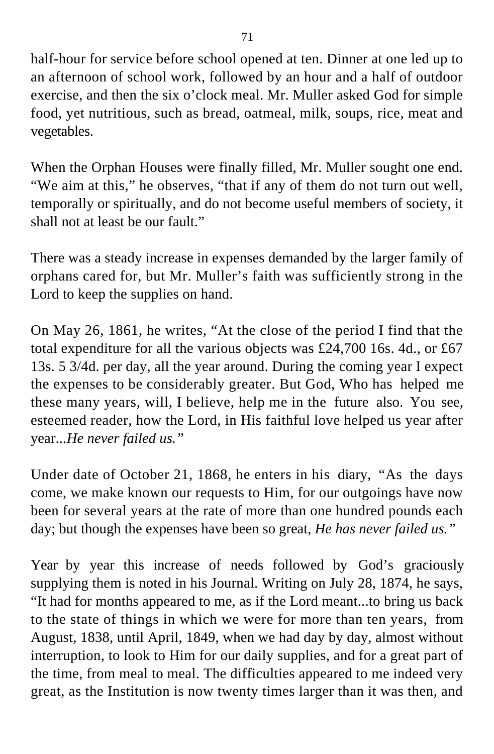half-hour for service before school opened at ten. Dinner at one led up to an afternoon of school work, followed by an hour and a half of outdoor exercise, and then the six o'clock meal. Mr. Muller asked God for simple food, yet nutritious, such as bread, oatmeal, milk, soups, rice, meat and vegetables.

When the Orphan Houses were finally filled, Mr. Muller sought one end. "We aim at this," he observes, "that if any of them do not turn out well, temporally or spiritually, and do not become useful members of society, it shall not at least be our fault."

There was a steady increase in expenses demanded by the larger family of orphans cared for, but Mr. Muller's faith was sufficiently strong in the Lord to keep the supplies on hand.

On May 26, 1861, he writes, "At the close of the period I find that the total expenditure for all the various objects was £24,700 16s. 4d., or £67 13s. 5 3/4d. per day, all the year around. During the coming year I expect the expenses to be considerably greater. But God, Who has helped me these many years, will, I believe, help me in the future also. You see, esteemed reader, how the Lord, in His faithful love helped us year after year...*He never failed us."*

Under date of October 21, 1868, he enters in his diary, "As the days come, we make known our requests to Him, for our outgoings have now been for several years at the rate of more than one hundred pounds each day; but though the expenses have been so great, *He has never failed us."*

Year by year this increase of needs followed by God's graciously supplying them is noted in his Journal. Writing on July 28, 1874, he says, "It had for months appeared to me, as if the Lord meant...to bring us back to the state of things in which we were for more than ten years, from August, 1838, until April, 1849, when we had day by day, almost without interruption, to look to Him for our daily supplies, and for a great part of the time, from meal to meal. The difficulties appeared to me indeed very great, as the Institution is now twenty times larger than it was then, and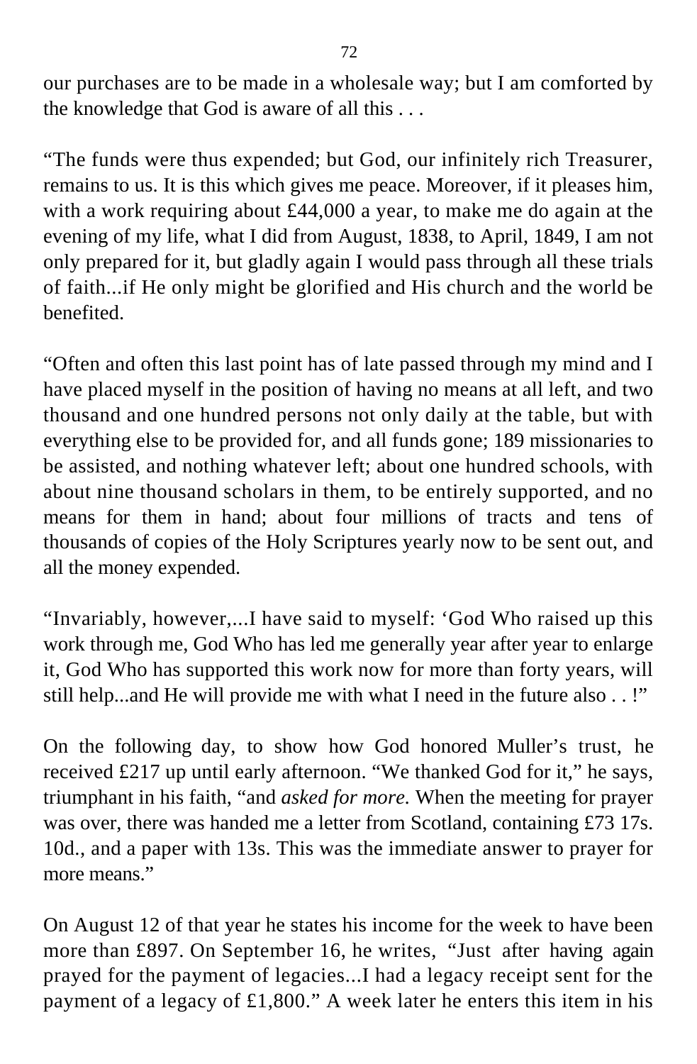our purchases are to be made in a wholesale way; but I am comforted by the knowledge that God is aware of all this . . .

"The funds were thus expended; but God, our infinitely rich Treasurer, remains to us. It is this which gives me peace. Moreover, if it pleases him, with a work requiring about £44,000 a year, to make me do again at the evening of my life, what I did from August, 1838, to April, 1849, I am not only prepared for it, but gladly again I would pass through all these trials of faith...if He only might be glorified and His church and the world be benefited.

"Often and often this last point has of late passed through my mind and I have placed myself in the position of having no means at all left, and two thousand and one hundred persons not only daily at the table, but with everything else to be provided for, and all funds gone; 189 missionaries to be assisted, and nothing whatever left; about one hundred schools, with about nine thousand scholars in them, to be entirely supported, and no means for them in hand; about four millions of tracts and tens of thousands of copies of the Holy Scriptures yearly now to be sent out, and all the money expended.

"Invariably, however,...I have said to myself: 'God Who raised up this work through me, God Who has led me generally year after year to enlarge it, God Who has supported this work now for more than forty years, will still help...and He will provide me with what I need in the future also . . !"

On the following day, to show how God honored Muller's trust, he received £217 up until early afternoon. "We thanked God for it," he says, triumphant in his faith, "and *asked for more*. When the meeting for prayer was over, there was handed me a letter from Scotland, containing £73 17s. 10d., and a paper with 13s. This was the immediate answer to prayer for more means."

On August 12 of that year he states his income for the week to have been more than £897. On September 16, he writes, "Just after having again prayed for the payment of legacies...I had a legacy receipt sent for the payment of a legacy of £1,800." A week later he enters this item in his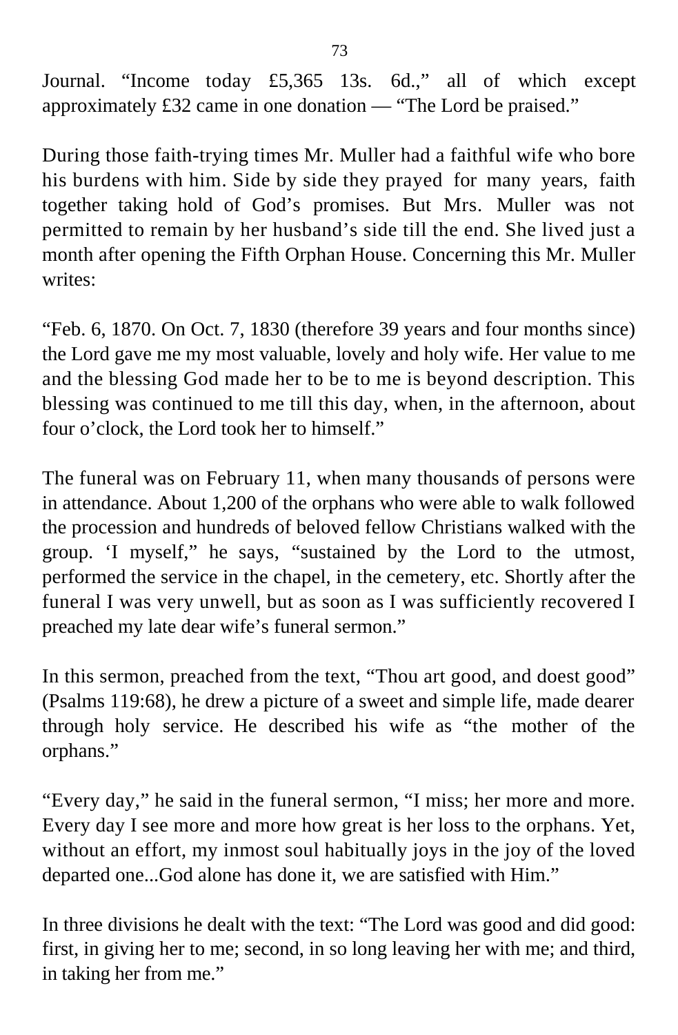Journal. “Income today £5,365 13s. 6d.,” all of which except approximately £32 came in one donation — “The Lord be praised.”

During those faith-trying times Mr. Muller had a faithful wife who bore his burdens with him. Side by side they prayed for many years, faith together taking hold of God’s promises. But Mrs. Muller was not permitted to remain by her husband’s side till the end. She lived just a month after opening the Fifth Orphan House. Concerning this Mr. Muller writes:

“Feb. 6, 1870. On Oct. 7, 1830 (therefore 39 years and four months since) the Lord gave me my most valuable, lovely and holy wife. Her value to me and the blessing God made her to be to me is beyond description. This blessing was continued to me till this day, when, in the afternoon, about four o’clock, the Lord took her to himself.”

The funeral was on February 11, when many thousands of persons were in attendance. About 1,200 of the orphans who were able to walk followed the procession and hundreds of beloved fellow Christians walked with the group. ‘I myself,” he says, “sustained by the Lord to the utmost, performed the service in the chapel, in the cemetery, etc. Shortly after the funeral I was very unwell, but as soon as I was sufficiently recovered I preached my late dear wife’s funeral sermon.”

In this sermon, preached from the text, “Thou art good, and doest good” (Psalms 119:68), he drew a picture of a sweet and simple life, made dearer through holy service. He described his wife as “the mother of the orphans.”

“Every day,” he said in the funeral sermon, “I miss; her more and more. Every day I see more and more how great is her loss to the orphans. Yet, without an effort, my inmost soul habitually joys in the joy of the loved departed one...God alone has done it, we are satisfied with Him.”

In three divisions he dealt with the text: “The Lord was good and did good: first, in giving her to me; second, in so long leaving her with me; and third, in taking her from me.”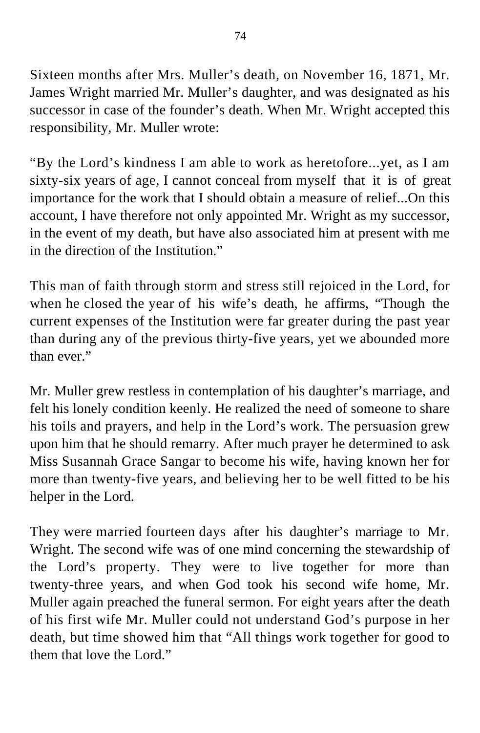Sixteen months after Mrs. Muller's death, on November 16, 1871, Mr. James Wright married Mr. Muller's daughter, and was designated as his successor in case of the founder's death. When Mr. Wright accepted this responsibility, Mr. Muller wrote:

"By the Lord's kindness I am able to work as heretofore...yet, as I am sixty-six years of age, I cannot conceal from myself that it is of great importance for the work that I should obtain a measure of relief...On this account, I have therefore not only appointed Mr. Wright as my successor, in the event of my death, but have also associated him at present with me in the direction of the Institution."

This man of faith through storm and stress still rejoiced in the Lord, for when he closed the year of his wife's death, he affirms, "Though the current expenses of the Institution were far greater during the past year than during any of the previous thirty-five years, yet we abounded more than ever."

Mr. Muller grew restless in contemplation of his daughter's marriage, and felt his lonely condition keenly. He realized the need of someone to share his toils and prayers, and help in the Lord's work. The persuasion grew upon him that he should remarry. After much prayer he determined to ask Miss Susannah Grace Sangar to become his wife, having known her for more than twenty-five years, and believing her to be well fitted to be his helper in the Lord.

They were married fourteen days after his daughter's marriage to Mr. Wright. The second wife was of one mind concerning the stewardship of the Lord's property. They were to live together for more than twenty-three years, and when God took his second wife home, Mr. Muller again preached the funeral sermon. For eight years after the death of his first wife Mr. Muller could not understand God's purpose in her death, but time showed him that "All things work together for good to them that love the Lord."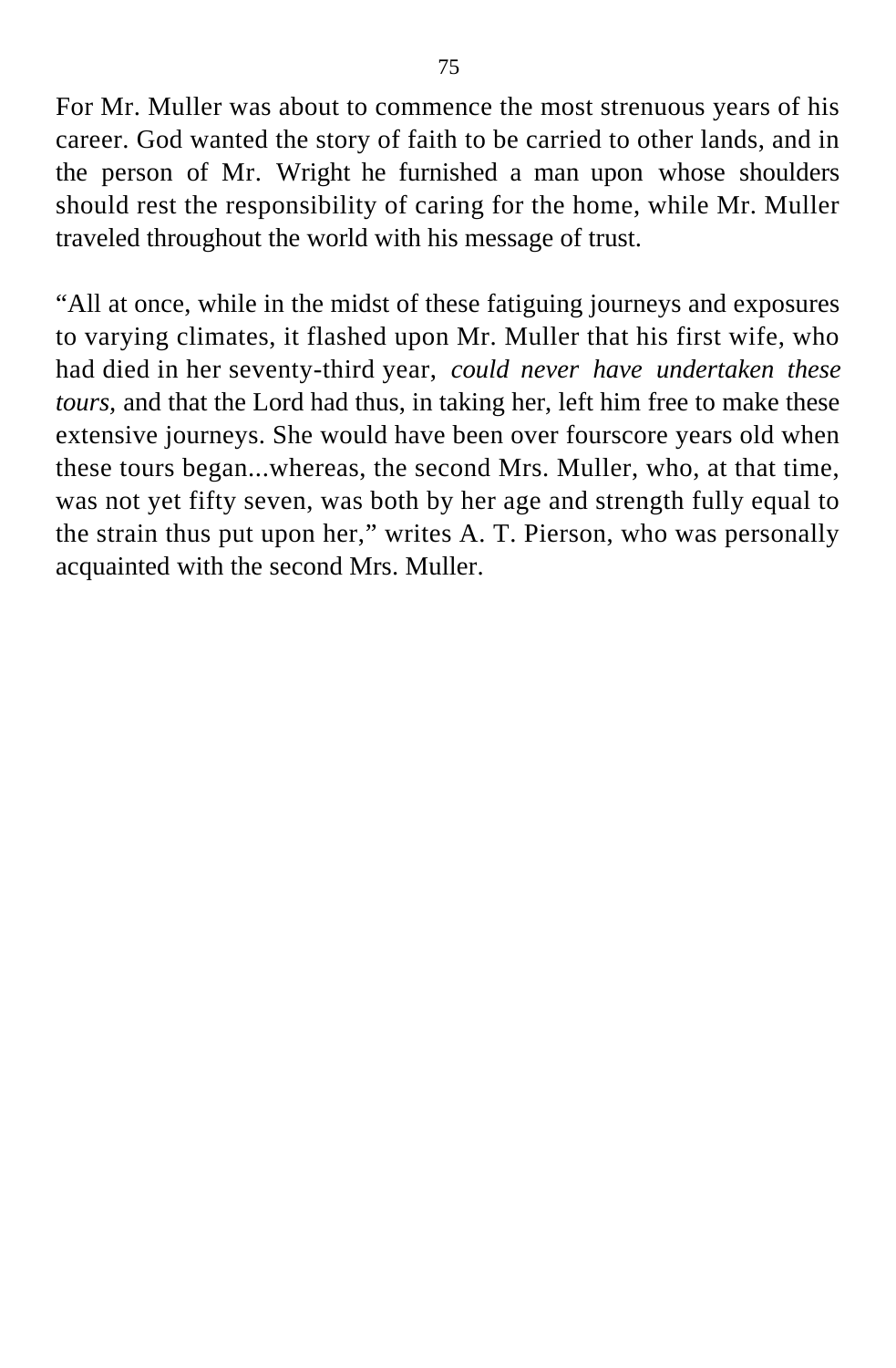For Mr. Muller was about to commence the most strenuous years of his career. God wanted the story of faith to be carried to other lands, and in the person of Mr. Wright he furnished a man upon whose shoulders should rest the responsibility of caring for the home, while Mr. Muller traveled throughout the world with his message of trust.

“All at once, while in the midst of these fatiguing journeys and exposures to varying climates, it flashed upon Mr. Muller that his first wife, who had died in her seventy-third year, *could never have undertaken these tours*, and that the Lord had thus, in taking her, left him free to make these extensive journeys. She would have been over fourscore years old when these tours began...whereas, the second Mrs. Muller, who, at that time, was not yet fifty seven, was both by her age and strength fully equal to the strain thus put upon her,” writes A. T. Pierson, who was personally acquainted with the second Mrs. Muller.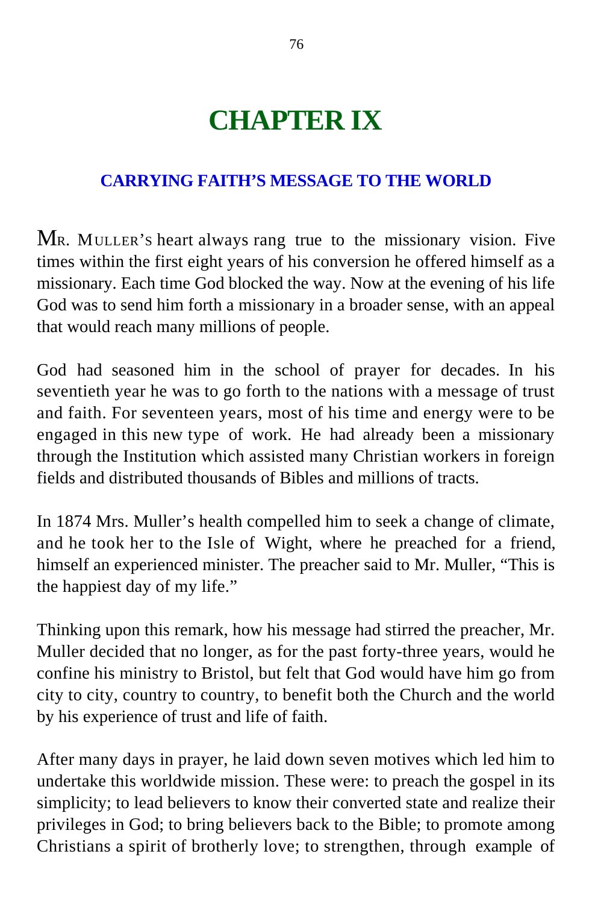# CHAPTER IX

## CARRYING FAITH'S MESSAGE TO THE WORLD

MR. MULLER'S heart always rang true to the missionary vision. Five times within the first eight years of his conversion he offered himself as a missionary. Each time God blocked the way. Now at the evening of his life God was to send him forth a missionary in a broader sense, with an appeal that would reach many millions of people.

God had seasoned him in the school of prayer for decades. In his seventieth year he was to go forth to the nations with a message of trust and faith. For seventeen years, most of his time and energy were to be engaged in this new type of work. He had already been a missionary through the Institution which assisted many Christian workers in foreign fields and distributed thousands of Bibles and millions of tracts.

In 1874 Mrs. Muller's health compelled him to seek a change of climate, and he took her to the Isle of Wight, where he preached for a friend, himself an experienced minister. The preacher said to Mr. Muller, "This is the happiest day of my life."

Thinking upon this remark, how his message had stirred the preacher, Mr. Muller decided that no longer, as for the past forty-three years, would he confine his ministry to Bristol, but felt that God would have him go from city to city, country to country, to benefit both the Church and the world by his experience of trust and life of faith.

After many days in prayer, he laid down seven motives which led him to undertake this worldwide mission. These were: to preach the gospel in its simplicity; to lead believers to know their converted state and realize their privileges in God; to bring believers back to the Bible; to promote among Christians a spirit of brotherly love; to strengthen, through example of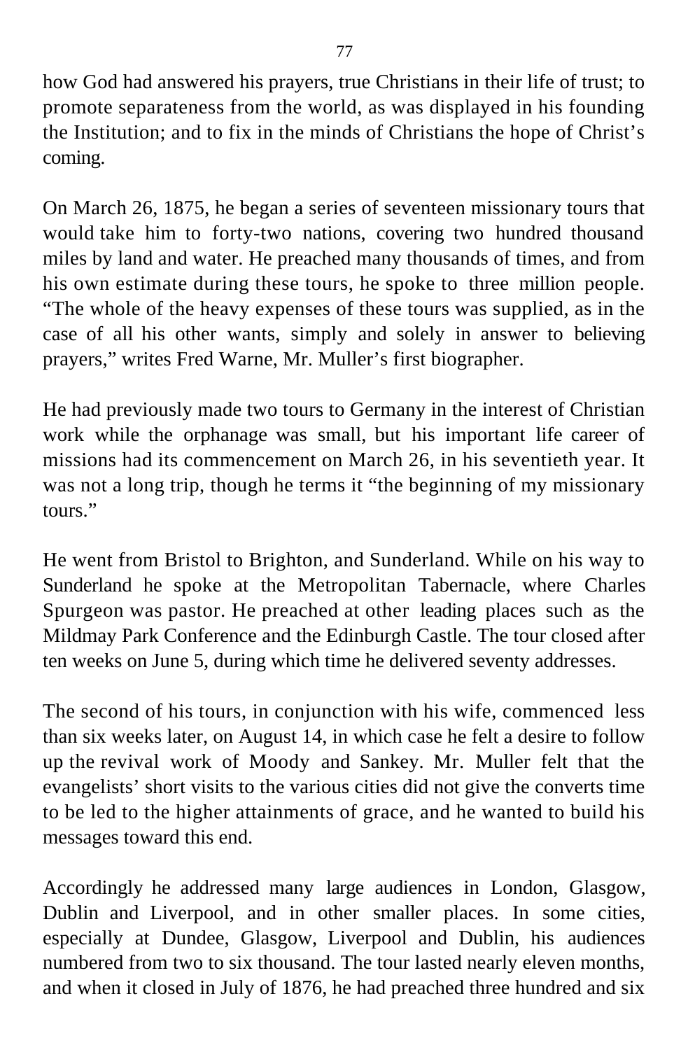how God had answered his prayers, true Christians in their life of trust; to promote separateness from the world, as was displayed in his founding the Institution; and to fix in the minds of Christians the hope of Christ's coming.

On March 26, 1875, he began a series of seventeen missionary tours that would take him to forty-two nations, covering two hundred thousand miles by land and water. He preached many thousands of times, and from his own estimate during these tours, he spoke to three million people. "The whole of the heavy expenses of these tours was supplied, as in the case of all his other wants, simply and solely in answer to believing prayers," writes Fred Warne, Mr. Muller's first biographer.

He had previously made two tours to Germany in the interest of Christian work while the orphanage was small, but his important life career of missions had its commencement on March 26, in his seventieth year. It was not a long trip, though he terms it "the beginning of my missionary tours."

He went from Bristol to Brighton, and Sunderland. While on his way to Sunderland he spoke at the Metropolitan Tabernacle, where Charles Spurgeon was pastor. He preached at other leading places such as the Mildmay Park Conference and the Edinburgh Castle. The tour closed after ten weeks on June 5, during which time he delivered seventy addresses.

The second of his tours, in conjunction with his wife, commenced less than six weeks later, on August 14, in which case he felt a desire to follow up the revival work of Moody and Sankey. Mr. Muller felt that the evangelists' short visits to the various cities did not give the converts time to be led to the higher attainments of grace, and he wanted to build his messages toward this end.

Accordingly he addressed many large audiences in London, Glasgow, Dublin and Liverpool, and in other smaller places. In some cities, especially at Dundee, Glasgow, Liverpool and Dublin, his audiences numbered from two to six thousand. The tour lasted nearly eleven months, and when it closed in July of 1876, he had preached three hundred and six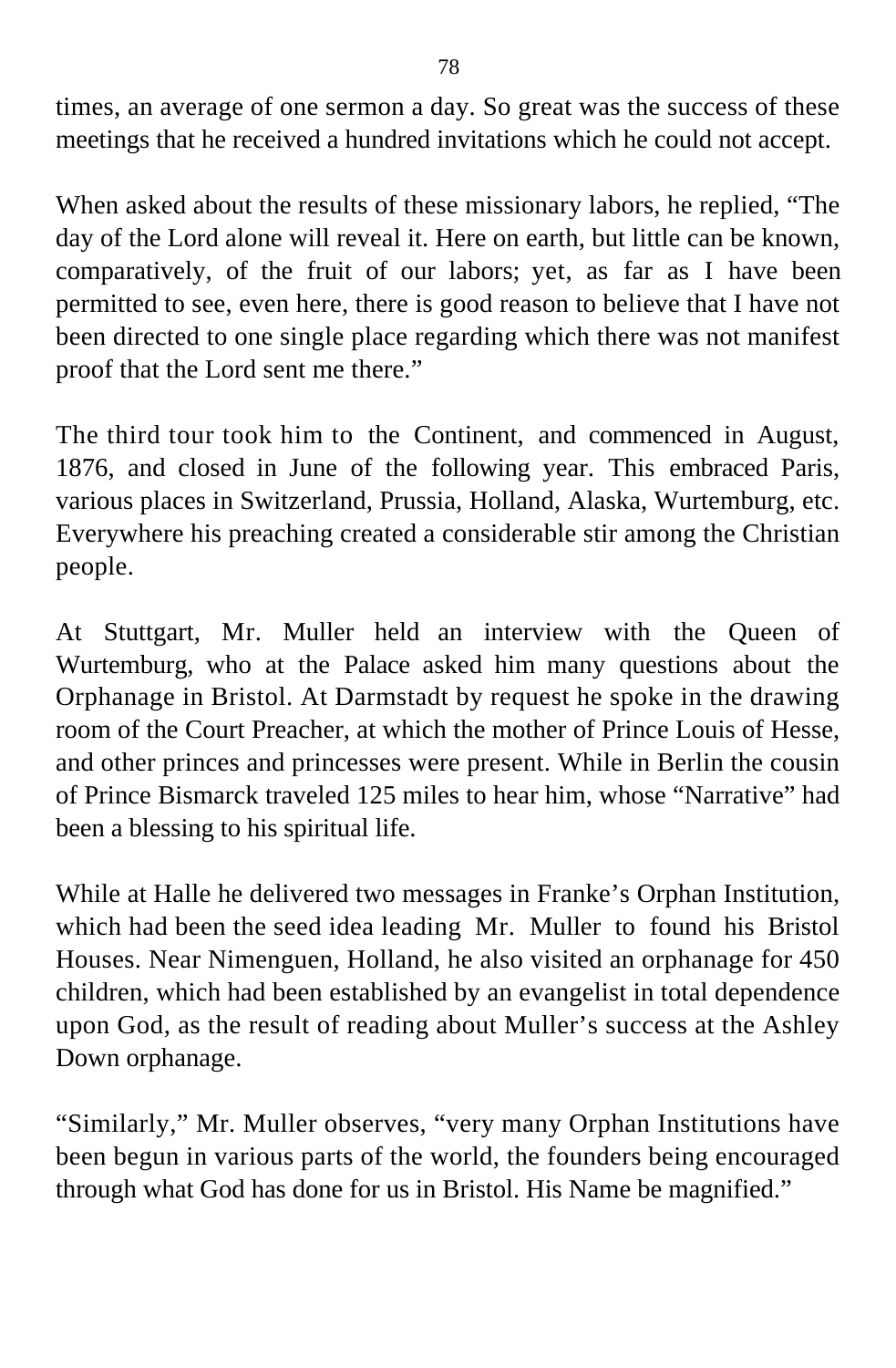times, an average of one sermon a day. So great was the success of these meetings that he received a hundred invitations which he could not accept.

When asked about the results of these missionary labors, he replied, “The day of the Lord alone will reveal it. Here on earth, but little can be known, comparatively, of the fruit of our labors; yet, as far as I have been permitted to see, even here, there is good reason to believe that I have not been directed to one single place regarding which there was not manifest proof that the Lord sent me there.”

The third tour took him to the Continent, and commenced in August, 1876, and closed in June of the following year. This embraced Paris, various places in Switzerland, Prussia, Holland, Alaska, Wurtemburg, etc. Everywhere his preaching created a considerable stir among the Christian people.

At Stuttgart, Mr. Muller held an interview with the Queen of Wurtemburg, who at the Palace asked him many questions about the Orphanage in Bristol. At Darmstadt by request he spoke in the drawing room of the Court Preacher, at which the mother of Prince Louis of Hesse, and other princes and princesses were present. While in Berlin the cousin of Prince Bismarck traveled 125 miles to hear him, whose “Narrative” had been a blessing to his spiritual life.

While at Halle he delivered two messages in Franke’s Orphan Institution, which had been the seed idea leading Mr. Muller to found his Bristol Houses. Near Nimenguen, Holland, he also visited an orphanage for 450 children, which had been established by an evangelist in total dependence upon God, as the result of reading about Muller’s success at the Ashley Down orphanage.

“Similarly,” Mr. Muller observes, “very many Orphan Institutions have been begun in various parts of the world, the founders being encouraged through what God has done for us in Bristol. His Name be magnified.”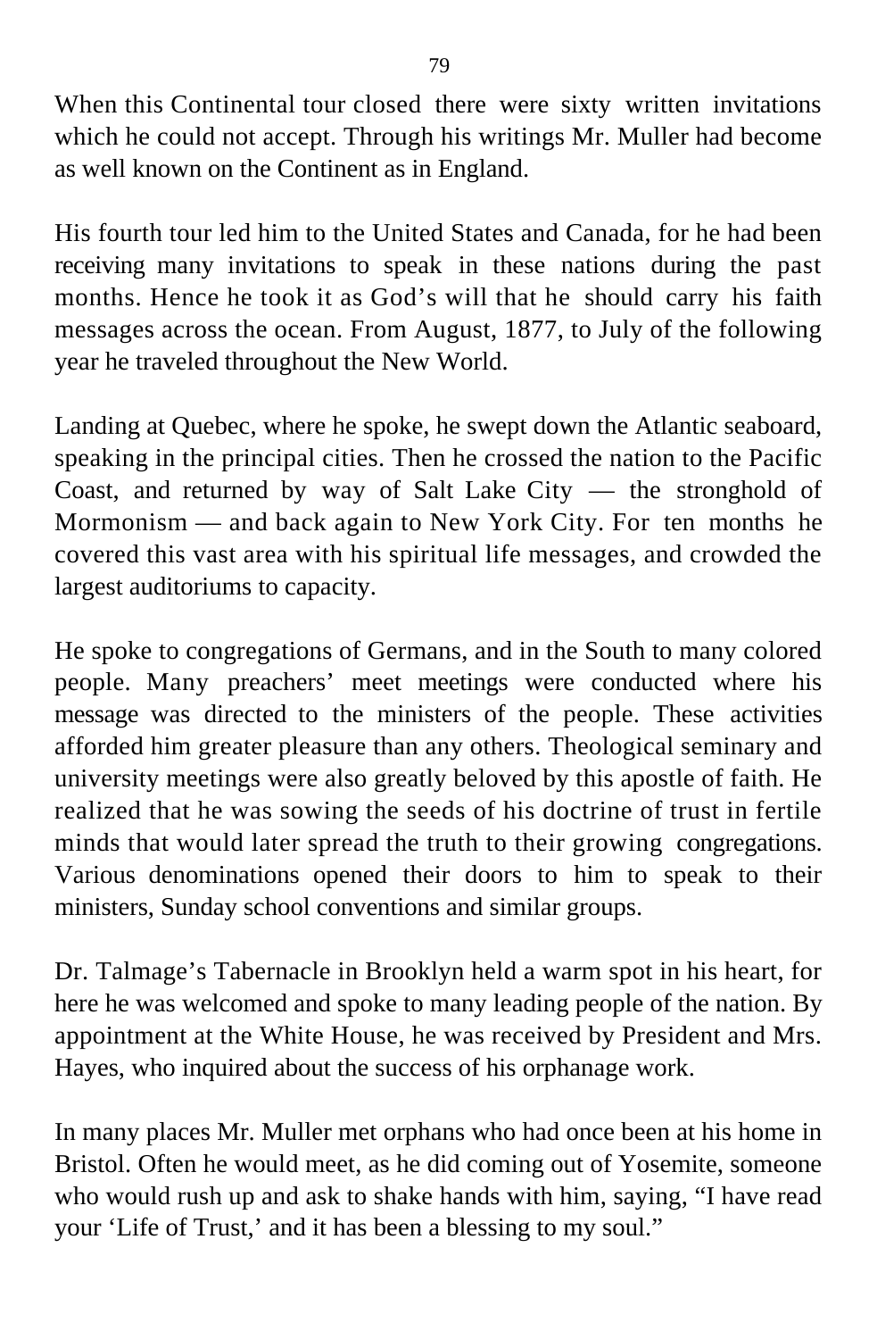When this Continental tour closed there were sixty written invitations which he could not accept. Through his writings Mr. Muller had become as well known on the Continent as in England.

His fourth tour led him to the United States and Canada, for he had been receiving many invitations to speak in these nations during the past months. Hence he took it as God’s will that he should carry his faith messages across the ocean. From August, 1877, to July of the following year he traveled throughout the New World.

Landing at Quebec, where he spoke, he swept down the Atlantic seaboard, speaking in the principal cities. Then he crossed the nation to the Pacific Coast, and returned by way of Salt Lake City — the stronghold of Mormonism — and back again to New York City. For ten months he covered this vast area with his spiritual life messages, and crowded the largest auditoriums to capacity.

He spoke to congregations of Germans, and in the South to many colored people. Many preachers’ meet meetings were conducted where his message was directed to the ministers of the people. These activities afforded him greater pleasure than any others. Theological seminary and university meetings were also greatly beloved by this apostle of faith. He realized that he was sowing the seeds of his doctrine of trust in fertile minds that would later spread the truth to their growing congregations. Various denominations opened their doors to him to speak to their ministers, Sunday school conventions and similar groups.

Dr. Talmage’s Tabernacle in Brooklyn held a warm spot in his heart, for here he was welcomed and spoke to many leading people of the nation. By appointment at the White House, he was received by President and Mrs. Hayes, who inquired about the success of his orphanage work.

In many places Mr. Muller met orphans who had once been at his home in Bristol. Often he would meet, as he did coming out of Yosemite, someone who would rush up and ask to shake hands with him, saying, “I have read your ‘Life of Trust,’ and it has been a blessing to my soul.”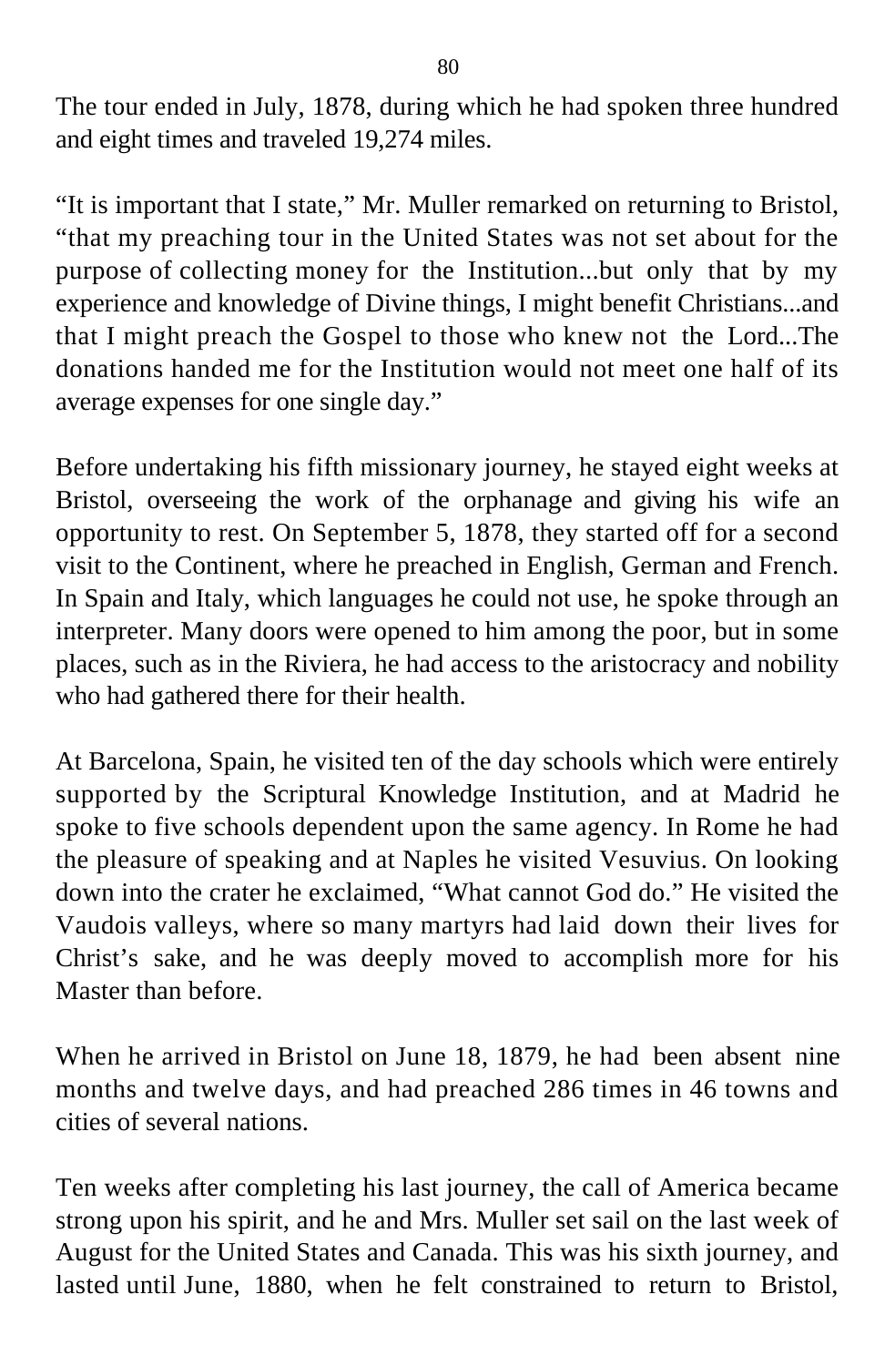The tour ended in July, 1878, during which he had spoken three hundred and eight times and traveled 19,274 miles.

“It is important that I state,” Mr. Muller remarked on returning to Bristol, “that my preaching tour in the United States was not set about for the purpose of collecting money for the Institution...but only that by my experience and knowledge of Divine things, I might benefit Christians...and that I might preach the Gospel to those who knew not the Lord...The donations handed me for the Institution would not meet one half of its average expenses for one single day.”

Before undertaking his fifth missionary journey, he stayed eight weeks at Bristol, overseeing the work of the orphanage and giving his wife an opportunity to rest. On September 5, 1878, they started off for a second visit to the Continent, where he preached in English, German and French. In Spain and Italy, which languages he could not use, he spoke through an interpreter. Many doors were opened to him among the poor, but in some places, such as in the Riviera, he had access to the aristocracy and nobility who had gathered there for their health.

At Barcelona, Spain, he visited ten of the day schools which were entirely supported by the Scriptural Knowledge Institution, and at Madrid he spoke to five schools dependent upon the same agency. In Rome he had the pleasure of speaking and at Naples he visited Vesuvius. On looking down into the crater he exclaimed, “What cannot God do.” He visited the Vaudois valleys, where so many martyrs had laid down their lives for Christ’s sake, and he was deeply moved to accomplish more for his Master than before.

When he arrived in Bristol on June 18, 1879, he had been absent nine months and twelve days, and had preached 286 times in 46 towns and cities of several nations.

Ten weeks after completing his last journey, the call of America became strong upon his spirit, and he and Mrs. Muller set sail on the last week of August for the United States and Canada. This was his sixth journey, and lasted until June, 1880, when he felt constrained to return to Bristol,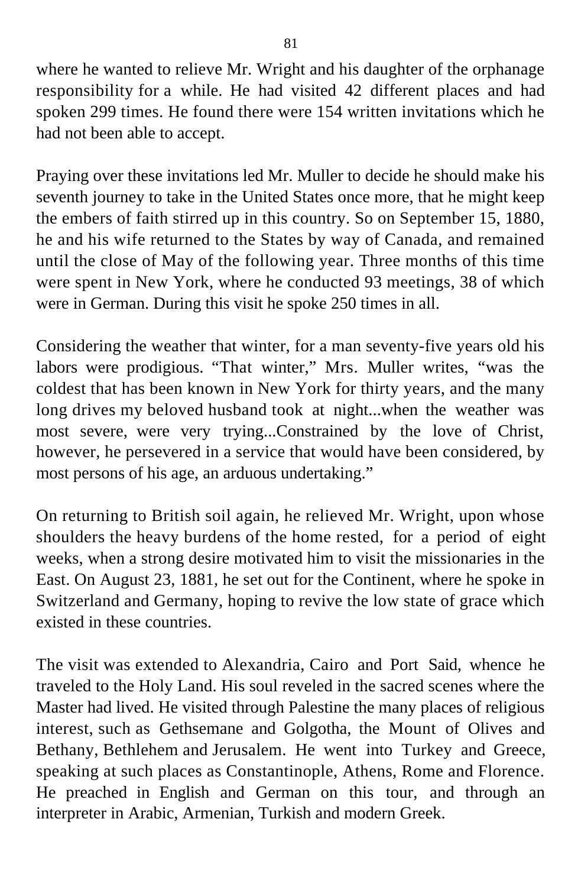where he wanted to relieve Mr. Wright and his daughter of the orphanage responsibility for a while. He had visited 42 different places and had spoken 299 times. He found there were 154 written invitations which he had not been able to accept.

Praying over these invitations led Mr. Muller to decide he should make his seventh journey to take in the United States once more, that he might keep the embers of faith stirred up in this country. So on September 15, 1880, he and his wife returned to the States by way of Canada, and remained until the close of May of the following year. Three months of this time were spent in New York, where he conducted 93 meetings, 38 of which were in German. During this visit he spoke 250 times in all.

Considering the weather that winter, for a man seventy-five years old his labors were prodigious. "That winter," Mrs. Muller writes, "was the coldest that has been known in New York for thirty years, and the many long drives my beloved husband took at night...when the weather was most severe, were very trying...Constrained by the love of Christ, however, he persevered in a service that would have been considered, by most persons of his age, an arduous undertaking."

On returning to British soil again, he relieved Mr. Wright, upon whose shoulders the heavy burdens of the home rested, for a period of eight weeks, when a strong desire motivated him to visit the missionaries in the East. On August 23, 1881, he set out for the Continent, where he spoke in Switzerland and Germany, hoping to revive the low state of grace which existed in these countries.

The visit was extended to Alexandria, Cairo and Port Said, whence he traveled to the Holy Land. His soul reveled in the sacred scenes where the Master had lived. He visited through Palestine the many places of religious interest, such as Gethsemane and Golgotha, the Mount of Olives and Bethany, Bethlehem and Jerusalem. He went into Turkey and Greece, speaking at such places as Constantinople, Athens, Rome and Florence. He preached in English and German on this tour, and through an interpreter in Arabic, Armenian, Turkish and modern Greek.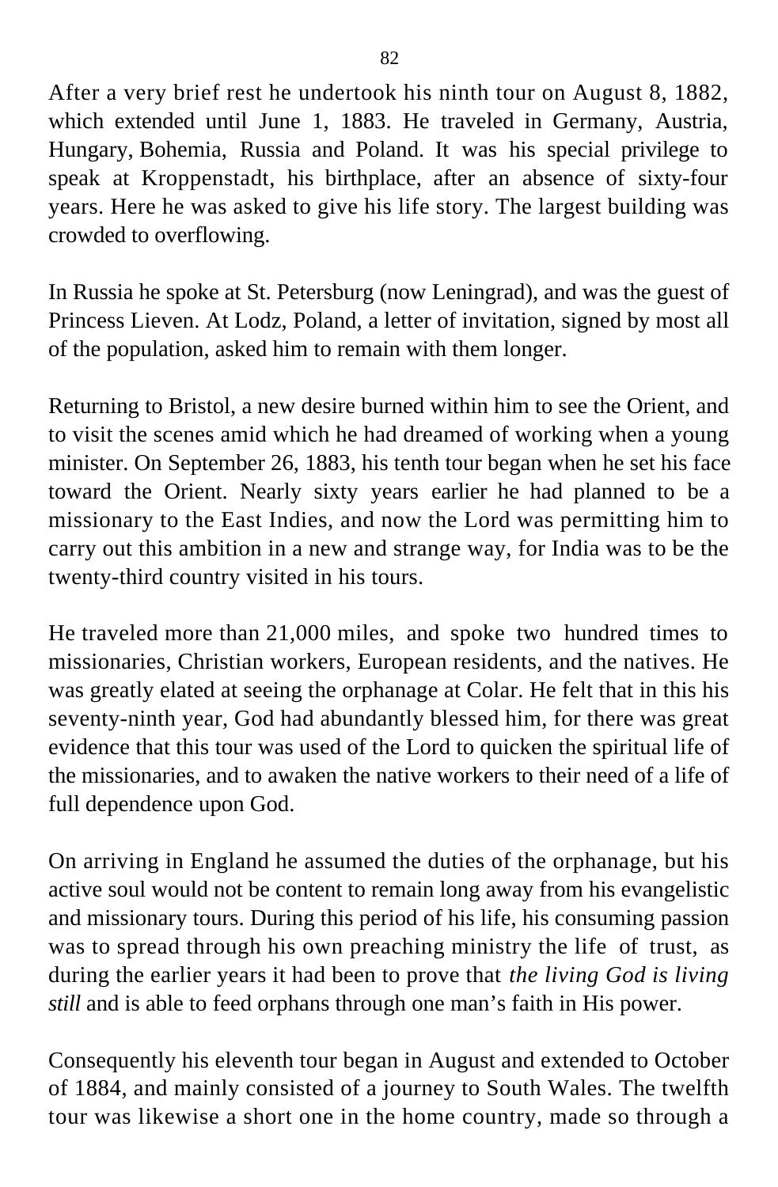After a very brief rest he undertook his ninth tour on August 8, 1882, which extended until June 1, 1883. He traveled in Germany, Austria, Hungary, Bohemia, Russia and Poland. It was his special privilege to speak at Kroppenstadt, his birthplace, after an absence of sixty-four years. Here he was asked to give his life story. The largest building was crowded to overflowing.

In Russia he spoke at St. Petersburg (now Leningrad), and was the guest of Princess Lieven. At Lodz, Poland, a letter of invitation, signed by most all of the population, asked him to remain with them longer.

Returning to Bristol, a new desire burned within him to see the Orient, and to visit the scenes amid which he had dreamed of working when a young minister. On September 26, 1883, his tenth tour began when he set his face toward the Orient. Nearly sixty years earlier he had planned to be a missionary to the East Indies, and now the Lord was permitting him to carry out this ambition in a new and strange way, for India was to be the twenty-third country visited in his tours.

He traveled more than 21,000 miles, and spoke two hundred times to missionaries, Christian workers, European residents, and the natives. He was greatly elated at seeing the orphanage at Colar. He felt that in this his seventy-ninth year, God had abundantly blessed him, for there was great evidence that this tour was used of the Lord to quicken the spiritual life of the missionaries, and to awaken the native workers to their need of a life of full dependence upon God.

On arriving in England he assumed the duties of the orphanage, but his active soul would not be content to remain long away from his evangelistic and missionary tours. During this period of his life, his consuming passion was to spread through his own preaching ministry the life of trust, as during the earlier years it had been to prove that *the living God is living still* and is able to feed orphans through one man's faith in His power.

Consequently his eleventh tour began in August and extended to October of 1884, and mainly consisted of a journey to South Wales. The twelfth tour was likewise a short one in the home country, made so through a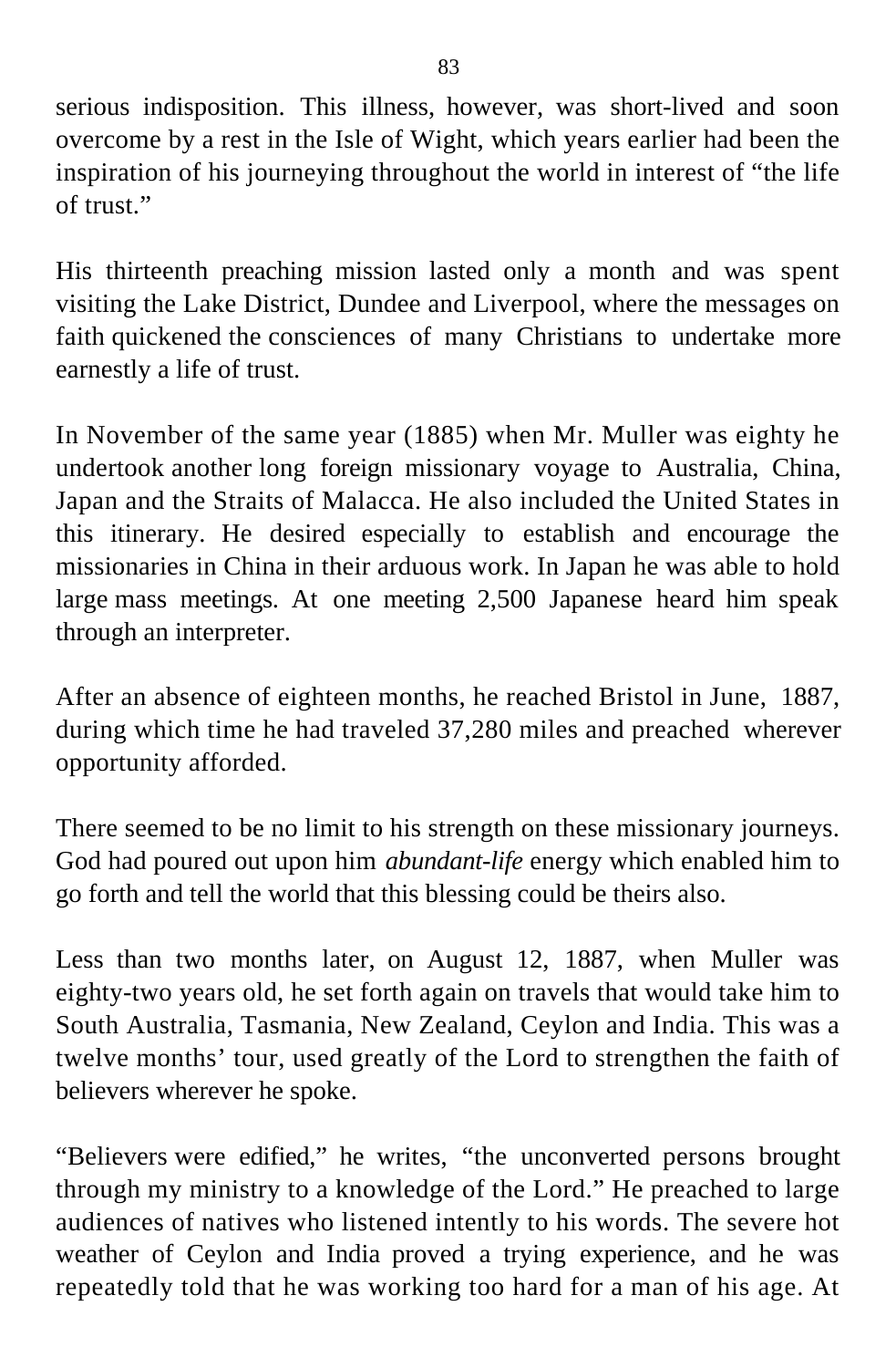serious indisposition. This illness, however, was short-lived and soon overcome by a rest in the Isle of Wight, which years earlier had been the inspiration of his journeying throughout the world in interest of "the life of trust."

His thirteenth preaching mission lasted only a month and was spent visiting the Lake District, Dundee and Liverpool, where the messages on faith quickened the consciences of many Christians to undertake more earnestly a life of trust.

In November of the same year (1885) when Mr. Muller was eighty he undertook another long foreign missionary voyage to Australia, China, Japan and the Straits of Malacca. He also included the United States in this itinerary. He desired especially to establish and encourage the missionaries in China in their arduous work. In Japan he was able to hold large mass meetings. At one meeting 2,500 Japanese heard him speak through an interpreter.

After an absence of eighteen months, he reached Bristol in June, 1887, during which time he had traveled 37,280 miles and preached wherever opportunity afforded.

There seemed to be no limit to his strength on these missionary journeys. God had poured out upon him *abundant-life* energy which enabled him to go forth and tell the world that this blessing could be theirs also.

Less than two months later, on August 12, 1887, when Muller was eighty-two years old, he set forth again on travels that would take him to South Australia, Tasmania, New Zealand, Ceylon and India. This was a twelve months' tour, used greatly of the Lord to strengthen the faith of believers wherever he spoke.

"Believers were edified," he writes, "the unconverted persons brought through my ministry to a knowledge of the Lord." He preached to large audiences of natives who listened intently to his words. The severe hot weather of Ceylon and India proved a trying experience, and he was repeatedly told that he was working too hard for a man of his age. At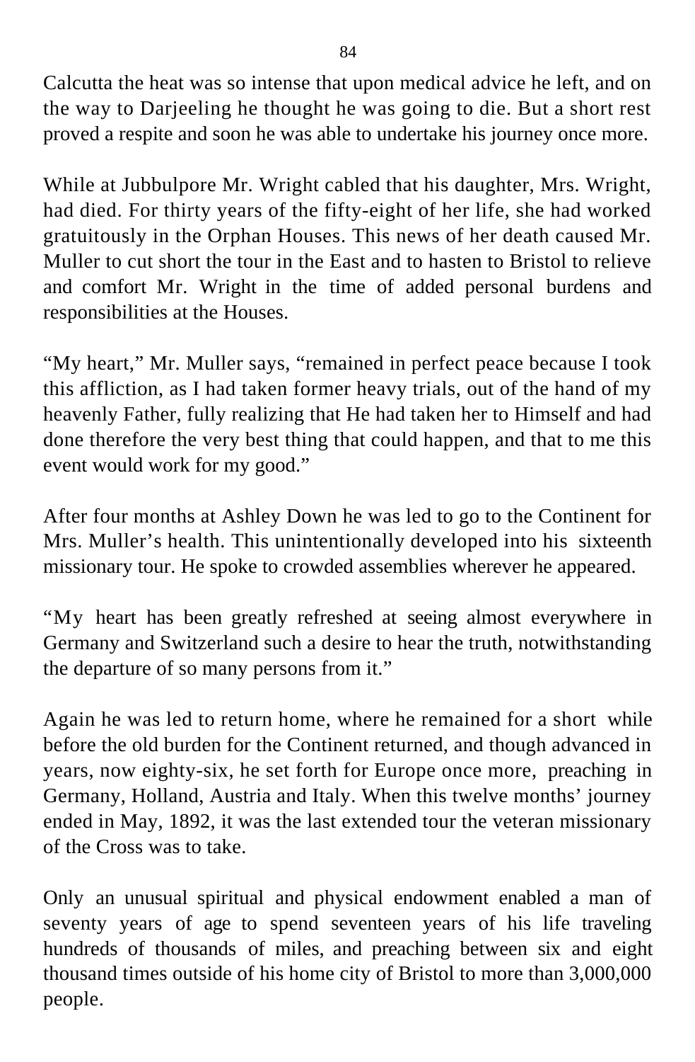Calcutta the heat was so intense that upon medical advice he left, and on the way to Darjeeling he thought he was going to die. But a short rest proved a respite and soon he was able to undertake his journey once more.

While at Jubbulpore Mr. Wright cabled that his daughter, Mrs. Wright, had died. For thirty years of the fifty-eight of her life, she had worked gratuitously in the Orphan Houses. This news of her death caused Mr. Muller to cut short the tour in the East and to hasten to Bristol to relieve and comfort Mr. Wright in the time of added personal burdens and responsibilities at the Houses.

"My heart," Mr. Muller says, "remained in perfect peace because I took this affliction, as I had taken former heavy trials, out of the hand of my heavenly Father, fully realizing that He had taken her to Himself and had done therefore the very best thing that could happen, and that to me this event would work for my good."

After four months at Ashley Down he was led to go to the Continent for Mrs. Muller's health. This unintentionally developed into his sixteenth missionary tour. He spoke to crowded assemblies wherever he appeared.

"My heart has been greatly refreshed at seeing almost everywhere in Germany and Switzerland such a desire to hear the truth, notwithstanding the departure of so many persons from it."

Again he was led to return home, where he remained for a short while before the old burden for the Continent returned, and though advanced in years, now eighty-six, he set forth for Europe once more, preaching in Germany, Holland, Austria and Italy. When this twelve months' journey ended in May, 1892, it was the last extended tour the veteran missionary of the Cross was to take.

Only an unusual spiritual and physical endowment enabled a man of seventy years of age to spend seventeen years of his life traveling hundreds of thousands of miles, and preaching between six and eight thousand times outside of his home city of Bristol to more than 3,000,000 people.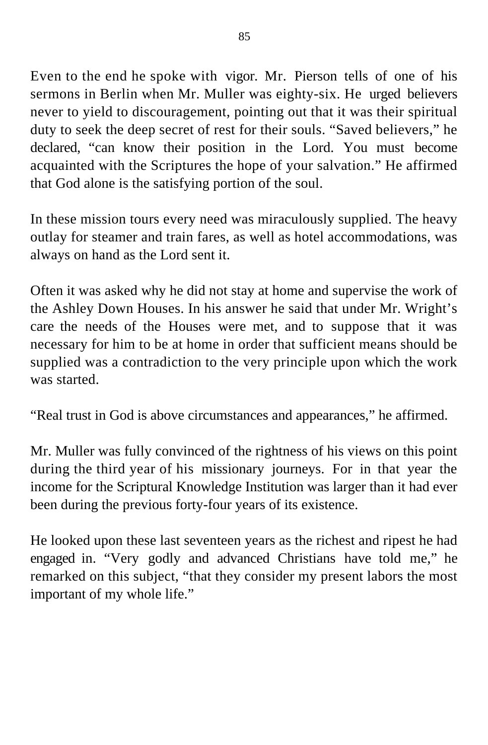Even to the end he spoke with vigor. Mr. Pierson tells of one of his sermons in Berlin when Mr. Muller was eighty-six. He urged believers never to yield to discouragement, pointing out that it was their spiritual duty to seek the deep secret of rest for their souls. “Saved believers,” he declared, “can know their position in the Lord. You must become acquainted with the Scriptures the hope of your salvation.” He affirmed that God alone is the satisfying portion of the soul.

In these mission tours every need was miraculously supplied. The heavy outlay for steamer and train fares, as well as hotel accommodations, was always on hand as the Lord sent it.

Often it was asked why he did not stay at home and supervise the work of the Ashley Down Houses. In his answer he said that under Mr. Wright’s care the needs of the Houses were met, and to suppose that it was necessary for him to be at home in order that sufficient means should be supplied was a contradiction to the very principle upon which the work was started.

“Real trust in God is above circumstances and appearances,” he affirmed.

Mr. Muller was fully convinced of the rightness of his views on this point during the third year of his missionary journeys. For in that year the income for the Scriptural Knowledge Institution was larger than it had ever been during the previous forty-four years of its existence.

He looked upon these last seventeen years as the richest and ripest he had engaged in. “Very godly and advanced Christians have told me,” he remarked on this subject, “that they consider my present labors the most important of my whole life.”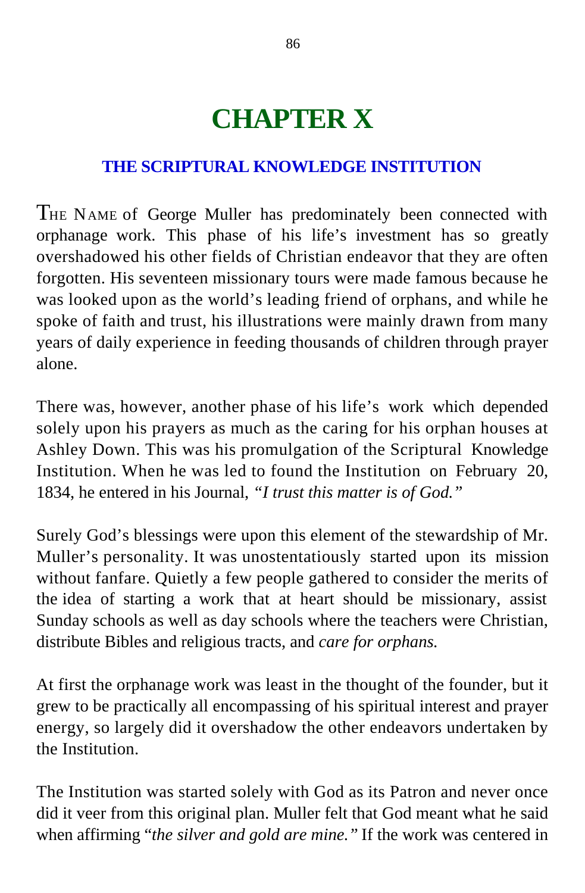# CHAPTER X

## THE SCRIPTURAL KNOWLEDGE INSTITUTION

THE NAME of George Muller has predominately been connected with orphanage work. This phase of his life's investment has so greatly overshadowed his other fields of Christian endeavor that they are often forgotten. His seventeen missionary tours were made famous because he was looked upon as the world's leading friend of orphans, and while he spoke of faith and trust, his illustrations were mainly drawn from many years of daily experience in feeding thousands of children through prayer alone.

There was, however, another phase of his life's work which depended solely upon his prayers as much as the caring for his orphan houses at Ashley Down. This was his promulgation of the Scriptural Knowledge Institution. When he was led to found the Institution on February 20, 1834, he entered in his Journal, *"I trust this matter is of God."*

Surely God's blessings were upon this element of the stewardship of Mr. Muller's personality. It was unostentatiously started upon its mission without fanfare. Quietly a few people gathered to consider the merits of the idea of starting a work that at heart should be missionary, assist Sunday schools as well as day schools where the teachers were Christian, distribute Bibles and religious tracts, and *care for orphans.*

At first the orphanage work was least in the thought of the founder, but it grew to be practically all encompassing of his spiritual interest and prayer energy, so largely did it overshadow the other endeavors undertaken by the Institution.

The Institution was started solely with God as its Patron and never once did it veer from this original plan. Muller felt that God meant what he said when affirming "*the silver and gold are mine."* If the work was centered in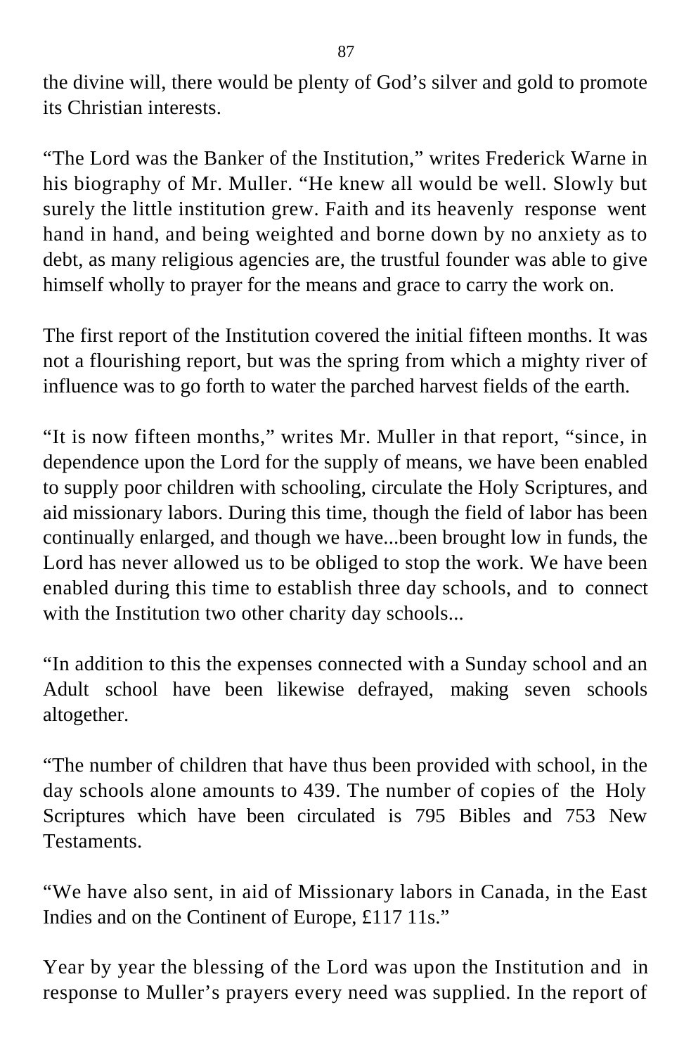the divine will, there would be plenty of God's silver and gold to promote its Christian interests.

"The Lord was the Banker of the Institution," writes Frederick Warne in his biography of Mr. Muller. "He knew all would be well. Slowly but surely the little institution grew. Faith and its heavenly response went hand in hand, and being weighted and borne down by no anxiety as to debt, as many religious agencies are, the trustful founder was able to give himself wholly to prayer for the means and grace to carry the work on.

The first report of the Institution covered the initial fifteen months. It was not a flourishing report, but was the spring from which a mighty river of influence was to go forth to water the parched harvest fields of the earth.

"It is now fifteen months," writes Mr. Muller in that report, "since, in dependence upon the Lord for the supply of means, we have been enabled to supply poor children with schooling, circulate the Holy Scriptures, and aid missionary labors. During this time, though the field of labor has been continually enlarged, and though we have...been brought low in funds, the Lord has never allowed us to be obliged to stop the work. We have been enabled during this time to establish three day schools, and to connect with the Institution two other charity day schools...

"In addition to this the expenses connected with a Sunday school and an Adult school have been likewise defrayed, making seven schools altogether.

"The number of children that have thus been provided with school, in the day schools alone amounts to 439. The number of copies of the Holy Scriptures which have been circulated is 795 Bibles and 753 New Testaments.

"We have also sent, in aid of Missionary labors in Canada, in the East Indies and on the Continent of Europe, £117 11s."

Year by year the blessing of the Lord was upon the Institution and in response to Muller's prayers every need was supplied. In the report of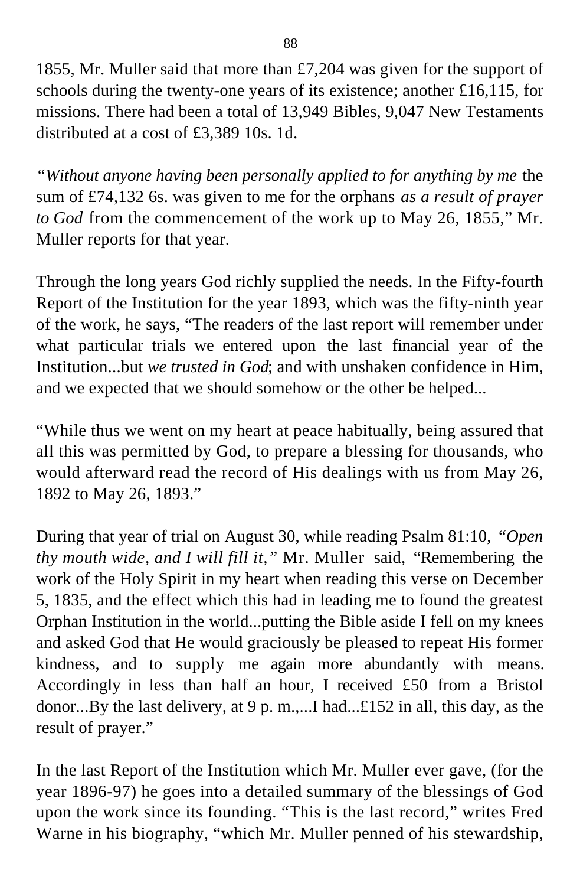1855, Mr. Muller said that more than £7,204 was given for the support of schools during the twenty-one years of its existence; another £16,115, for missions. There had been a total of 13,949 Bibles, 9,047 New Testaments distributed at a cost of £3,389 10s. 1d.

*"Without anyone having been personally applied to for anything by me* the sum of £74,132 6s. was given to me for the orphans *as a result of prayer to God* from the commencement of the work up to May 26, 1855," Mr. Muller reports for that year.

Through the long years God richly supplied the needs. In the Fifty-fourth Report of the Institution for the year 1893, which was the fifty-ninth year of the work, he says, "The readers of the last report will remember under what particular trials we entered upon the last financial year of the Institution...but *we trusted in God*; and with unshaken confidence in Him, and we expected that we should somehow or the other be helped...

"While thus we went on my heart at peace habitually, being assured that all this was permitted by God, to prepare a blessing for thousands, who would afterward read the record of His dealings with us from May 26, 1892 to May 26, 1893."

During that year of trial on August 30, while reading Psalm 81:10, *"Open thy mouth wide, and I will fill it,"* Mr. Muller said, "Remembering the work of the Holy Spirit in my heart when reading this verse on December 5, 1835, and the effect which this had in leading me to found the greatest Orphan Institution in the world...putting the Bible aside I fell on my knees and asked God that He would graciously be pleased to repeat His former kindness, and to supply me again more abundantly with means. Accordingly in less than half an hour, I received £50 from a Bristol donor...By the last delivery, at 9 p. m.,...I had...£152 in all, this day, as the result of prayer."

In the last Report of the Institution which Mr. Muller ever gave, (for the year 1896-97) he goes into a detailed summary of the blessings of God upon the work since its founding. "This is the last record," writes Fred Warne in his biography, "which Mr. Muller penned of his stewardship,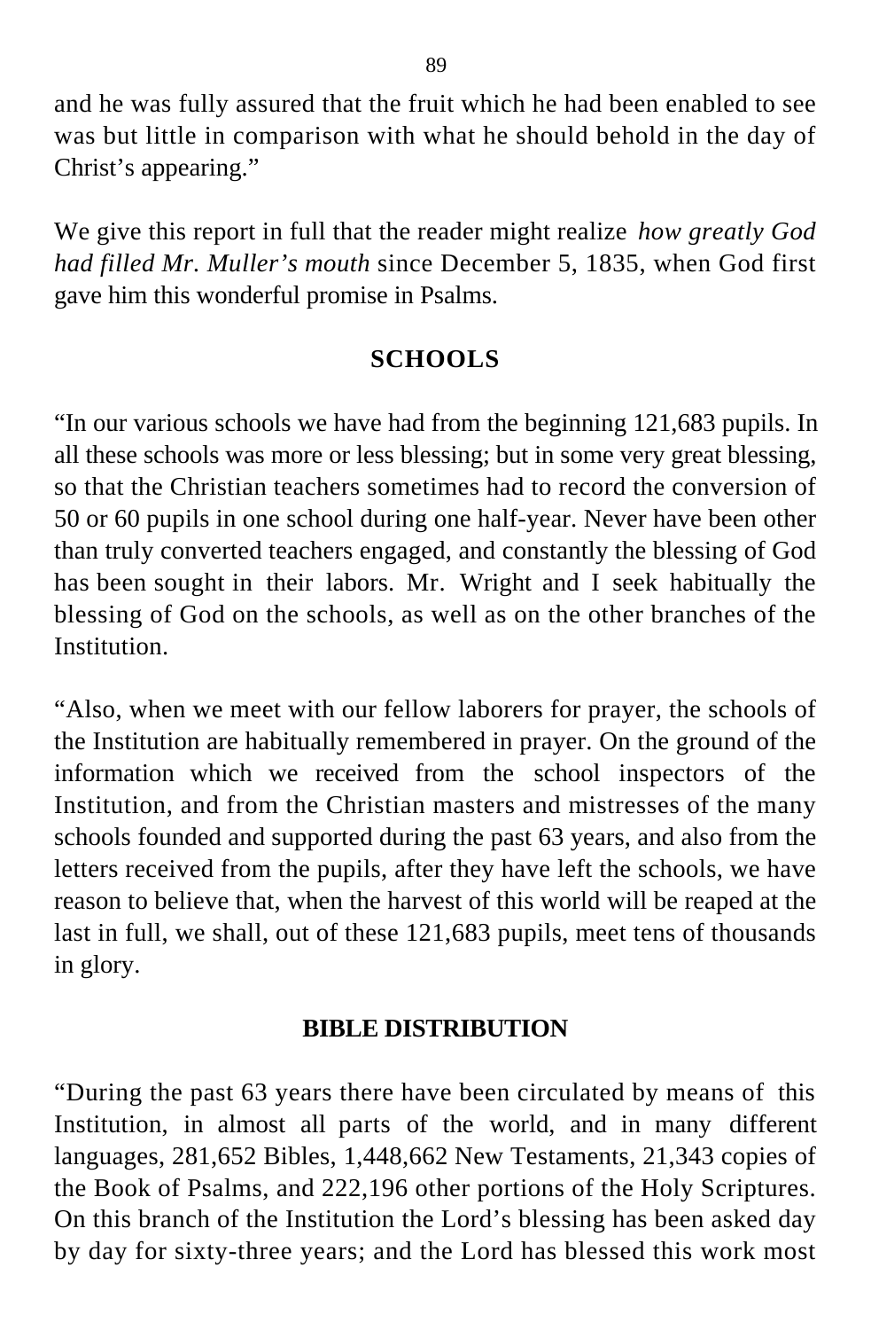and he was fully assured that the fruit which he had been enabled to see was but little in comparison with what he should behold in the day of Christ's appearing."

We give this report in full that the reader might realize *how greatly God had filled Mr. Muller's mouth* since December 5, 1835, when God first gave him this wonderful promise in Psalms.

## SCHOOLS

"In our various schools we have had from the beginning 121,683 pupils. In all these schools was more or less blessing; but in some very great blessing, so that the Christian teachers sometimes had to record the conversion of 50 or 60 pupils in one school during one half-year. Never have been other than truly converted teachers engaged, and constantly the blessing of God has been sought in their labors. Mr. Wright and I seek habitually the blessing of God on the schools, as well as on the other branches of the Institution.

"Also, when we meet with our fellow laborers for prayer, the schools of the Institution are habitually remembered in prayer. On the ground of the information which we received from the school inspectors of the Institution, and from the Christian masters and mistresses of the many schools founded and supported during the past 63 years, and also from the letters received from the pupils, after they have left the schools, we have reason to believe that, when the harvest of this world will be reaped at the last in full, we shall, out of these 121,683 pupils, meet tens of thousands in glory.

## BIBLE DISTRIBUTION

"During the past 63 years there have been circulated by means of this Institution, in almost all parts of the world, and in many different languages, 281,652 Bibles, 1,448,662 New Testaments, 21,343 copies of the Book of Psalms, and 222,196 other portions of the Holy Scriptures. On this branch of the Institution the Lord's blessing has been asked day by day for sixty-three years; and the Lord has blessed this work most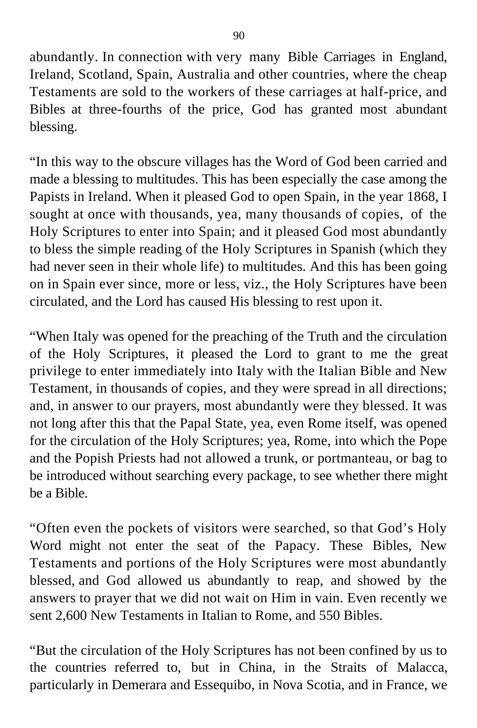abundantly. In connection with very many Bible Carriages in England, Ireland, Scotland, Spain, Australia and other countries, where the cheap Testaments are sold to the workers of these carriages at half-price, and Bibles at three-fourths of the price, God has granted most abundant blessing.

“In this way to the obscure villages has the Word of God been carried and made a blessing to multitudes. This has been especially the case among the Papists in Ireland. When it pleased God to open Spain, in the year 1868, I sought at once with thousands, yea, many thousands of copies, of the Holy Scriptures to enter into Spain; and it pleased God most abundantly to bless the simple reading of the Holy Scriptures in Spanish (which they had never seen in their whole life) to multitudes. And this has been going on in Spain ever since, more or less, viz., the Holy Scriptures have been circulated, and the Lord has caused His blessing to rest upon it.

“When Italy was opened for the preaching of the Truth and the circulation of the Holy Scriptures, it pleased the Lord to grant to me the great privilege to enter immediately into Italy with the Italian Bible and New Testament, in thousands of copies, and they were spread in all directions; and, in answer to our prayers, most abundantly were they blessed. It was not long after this that the Papal State, yea, even Rome itself, was opened for the circulation of the Holy Scriptures; yea, Rome, into which the Pope and the Popish Priests had not allowed a trunk, or portmanteau, or bag to be introduced without searching every package, to see whether there might be a Bible.

“Often even the pockets of visitors were searched, so that God’s Holy Word might not enter the seat of the Papacy. These Bibles, New Testaments and portions of the Holy Scriptures were most abundantly blessed, and God allowed us abundantly to reap, and showed by the answers to prayer that we did not wait on Him in vain. Even recently we sent 2,600 New Testaments in Italian to Rome, and 550 Bibles.

“But the circulation of the Holy Scriptures has not been confined by us to the countries referred to, but in China, in the Straits of Malacca, particularly in Demerara and Essequibo, in Nova Scotia, and in France, we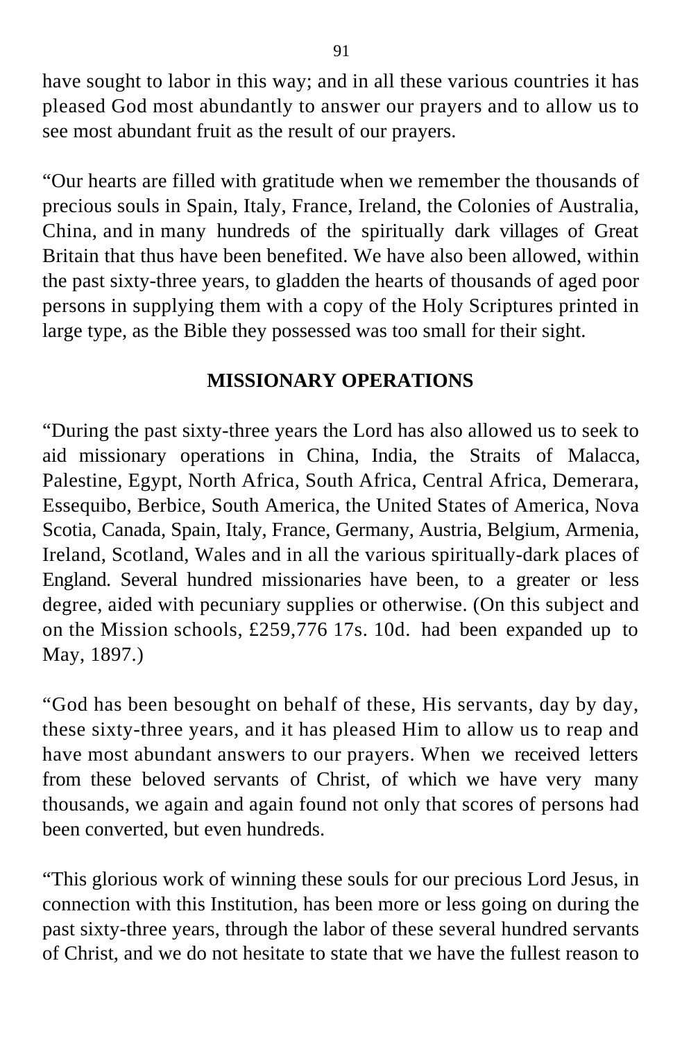have sought to labor in this way; and in all these various countries it has pleased God most abundantly to answer our prayers and to allow us to see most abundant fruit as the result of our prayers.

"Our hearts are filled with gratitude when we remember the thousands of precious souls in Spain, Italy, France, Ireland, the Colonies of Australia, China, and in many hundreds of the spiritually dark villages of Great Britain that thus have been benefited. We have also been allowed, within the past sixty-three years, to gladden the hearts of thousands of aged poor persons in supplying them with a copy of the Holy Scriptures printed in large type, as the Bible they possessed was too small for their sight.

**MISSIONARY OPERATIONS**

"During the past sixty-three years the Lord has also allowed us to seek to aid missionary operations in China, India, the Straits of Malacca, Palestine, Egypt, North Africa, South Africa, Central Africa, Demerara, Essequibo, Berbice, South America, the United States of America, Nova Scotia, Canada, Spain, Italy, France, Germany, Austria, Belgium, Armenia, Ireland, Scotland, Wales and in all the various spiritually-dark places of England. Several hundred missionaries have been, to a greater or less degree, aided with pecuniary supplies or otherwise. (On this subject and on the Mission schools, £259,776 17s. 10d. had been expanded up to May, 1897.)

"God has been besought on behalf of these, His servants, day by day, these sixty-three years, and it has pleased Him to allow us to reap and have most abundant answers to our prayers. When we received letters from these beloved servants of Christ, of which we have very many thousands, we again and again found not only that scores of persons had been converted, but even hundreds.

"This glorious work of winning these souls for our precious Lord Jesus, in connection with this Institution, has been more or less going on during the past sixty-three years, through the labor of these several hundred servants of Christ, and we do not hesitate to state that we have the fullest reason to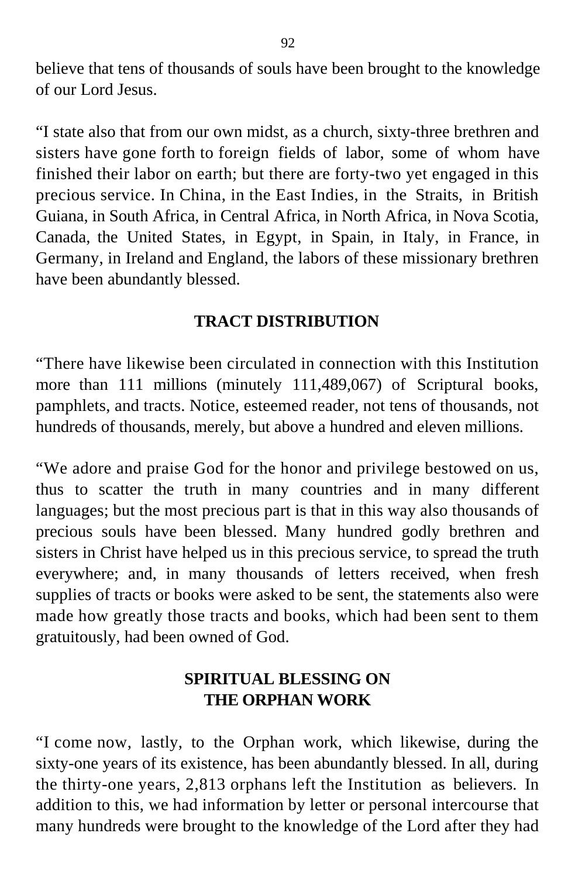believe that tens of thousands of souls have been brought to the knowledge of our Lord Jesus.

“I state also that from our own midst, as a church, sixty-three brethren and sisters have gone forth to foreign fields of labor, some of whom have finished their labor on earth; but there are forty-two yet engaged in this precious service. In China, in the East Indies, in the Straits, in British Guiana, in South Africa, in Central Africa, in North Africa, in Nova Scotia, Canada, the United States, in Egypt, in Spain, in Italy, in France, in Germany, in Ireland and England, the labors of these missionary brethren have been abundantly blessed.

## TRACT DISTRIBUTION

“There have likewise been circulated in connection with this Institution more than 111 millions (minutely 111,489,067) of Scriptural books, pamphlets, and tracts. Notice, esteemed reader, not tens of thousands, not hundreds of thousands, merely, but above a hundred and eleven millions.

“We adore and praise God for the honor and privilege bestowed on us, thus to scatter the truth in many countries and in many different languages; but the most precious part is that in this way also thousands of precious souls have been blessed. Many hundred godly brethren and sisters in Christ have helped us in this precious service, to spread the truth everywhere; and, in many thousands of letters received, when fresh supplies of tracts or books were asked to be sent, the statements also were made how greatly those tracts and books, which had been sent to them gratuitously, had been owned of God.

## SPIRITUAL BLESSING ON THE ORPHAN WORK

“I come now, lastly, to the Orphan work, which likewise, during the sixty-one years of its existence, has been abundantly blessed. In all, during the thirty-one years, 2,813 orphans left the Institution as believers. In addition to this, we had information by letter or personal intercourse that many hundreds were brought to the knowledge of the Lord after they had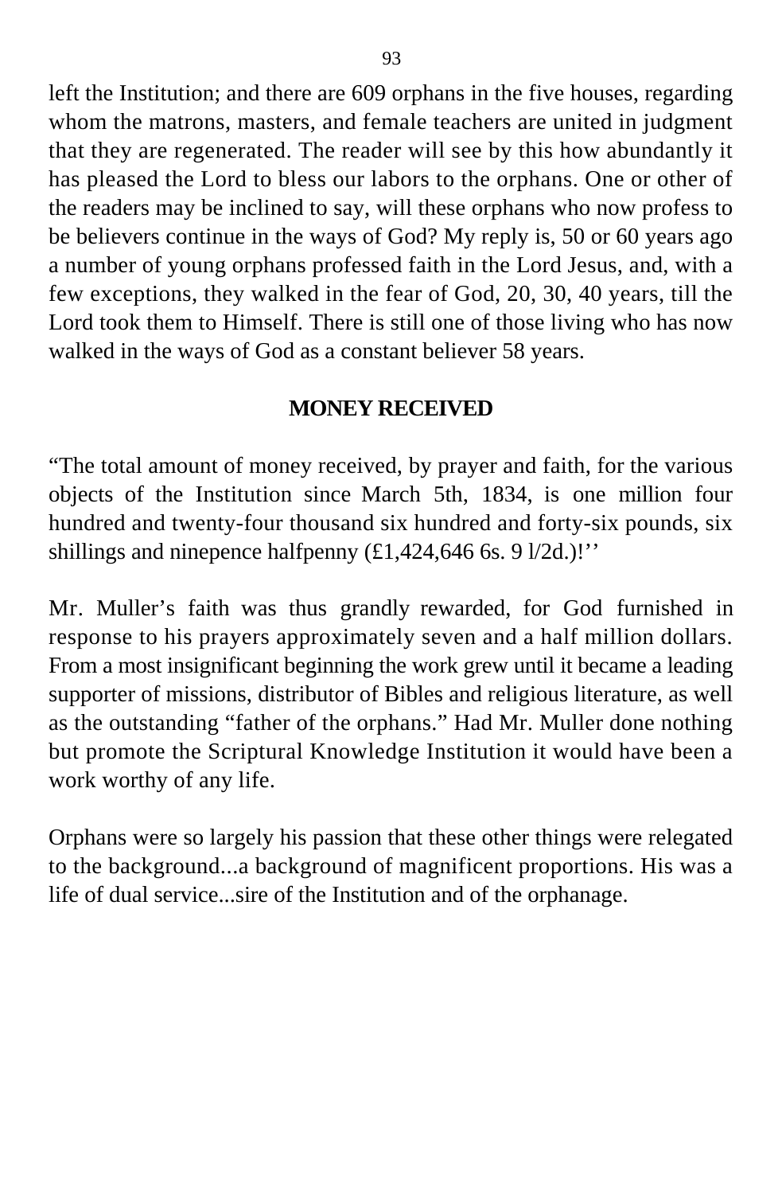left the Institution; and there are 609 orphans in the five houses, regarding whom the matrons, masters, and female teachers are united in judgment that they are regenerated. The reader will see by this how abundantly it has pleased the Lord to bless our labors to the orphans. One or other of the readers may be inclined to say, will these orphans who now profess to be believers continue in the ways of God? My reply is, 50 or 60 years ago a number of young orphans professed faith in the Lord Jesus, and, with a few exceptions, they walked in the fear of God, 20, 30, 40 years, till the Lord took them to Himself. There is still one of those living who has now walked in the ways of God as a constant believer 58 years.

## MONEY RECEIVED

"The total amount of money received, by prayer and faith, for the various objects of the Institution since March 5th, 1834, is one million four hundred and twenty-four thousand six hundred and forty-six pounds, six shillings and ninepence halfpenny (£1,424,646 6s. 9 l/2d.)!''

Mr. Muller's faith was thus grandly rewarded, for God furnished in response to his prayers approximately seven and a half million dollars. From a most insignificant beginning the work grew until it became a leading supporter of missions, distributor of Bibles and religious literature, as well as the outstanding "father of the orphans." Had Mr. Muller done nothing but promote the Scriptural Knowledge Institution it would have been a work worthy of any life.

Orphans were so largely his passion that these other things were relegated to the background...a background of magnificent proportions. His was a life of dual service...sire of the Institution and of the orphanage.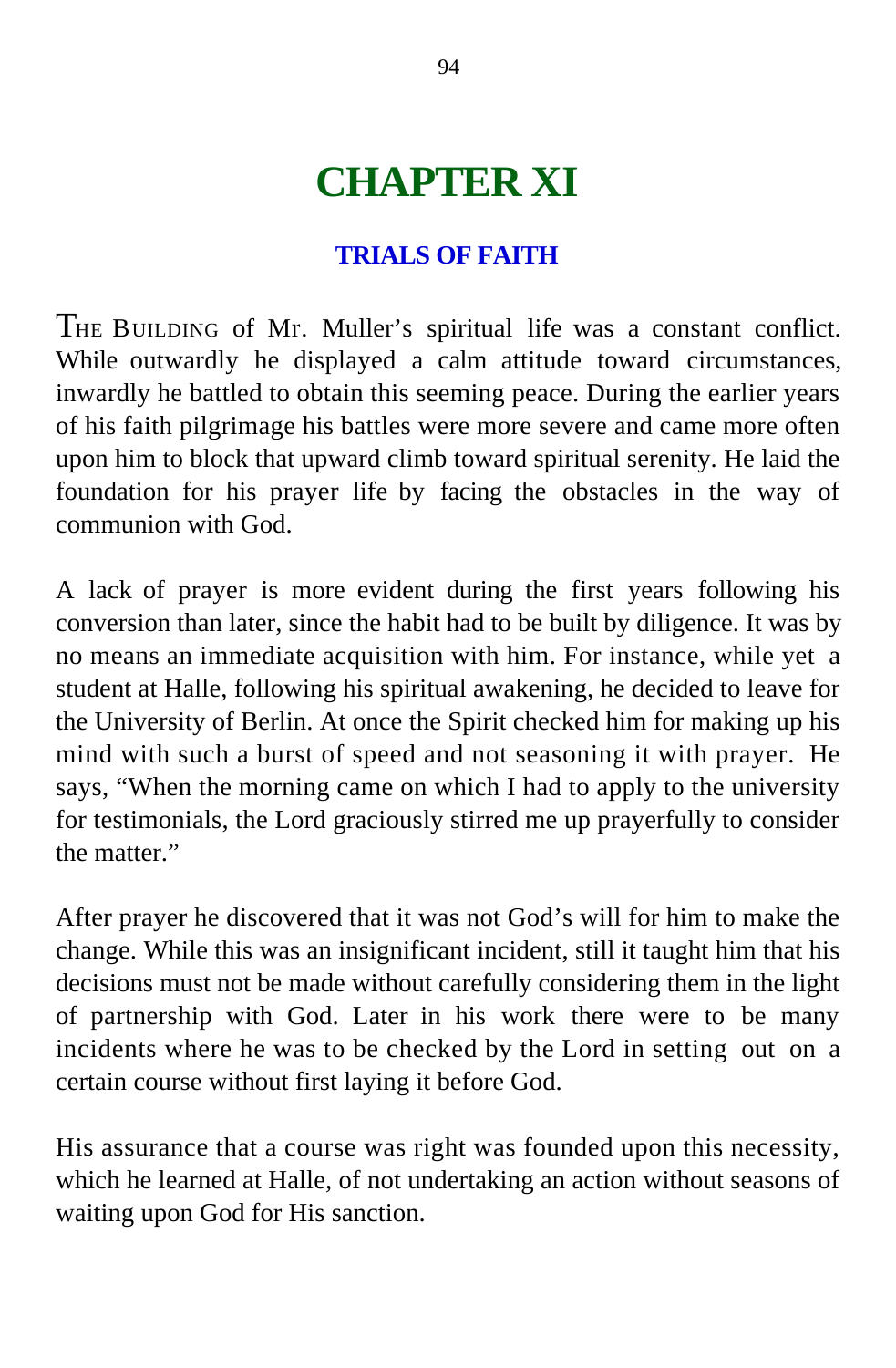# CHAPTER XI

## TRIALS OF FAITH

THE BUILDING of Mr. Muller's spiritual life was a constant conflict. While outwardly he displayed a calm attitude toward circumstances, inwardly he battled to obtain this seeming peace. During the earlier years of his faith pilgrimage his battles were more severe and came more often upon him to block that upward climb toward spiritual serenity. He laid the foundation for his prayer life by facing the obstacles in the way of communion with God.

A lack of prayer is more evident during the first years following his conversion than later, since the habit had to be built by diligence. It was by no means an immediate acquisition with him. For instance, while yet a student at Halle, following his spiritual awakening, he decided to leave for the University of Berlin. At once the Spirit checked him for making up his mind with such a burst of speed and not seasoning it with prayer. He says, "When the morning came on which I had to apply to the university for testimonials, the Lord graciously stirred me up prayerfully to consider the matter."

After prayer he discovered that it was not God's will for him to make the change. While this was an insignificant incident, still it taught him that his decisions must not be made without carefully considering them in the light of partnership with God. Later in his work there were to be many incidents where he was to be checked by the Lord in setting out on a certain course without first laying it before God.

His assurance that a course was right was founded upon this necessity, which he learned at Halle, of not undertaking an action without seasons of waiting upon God for His sanction.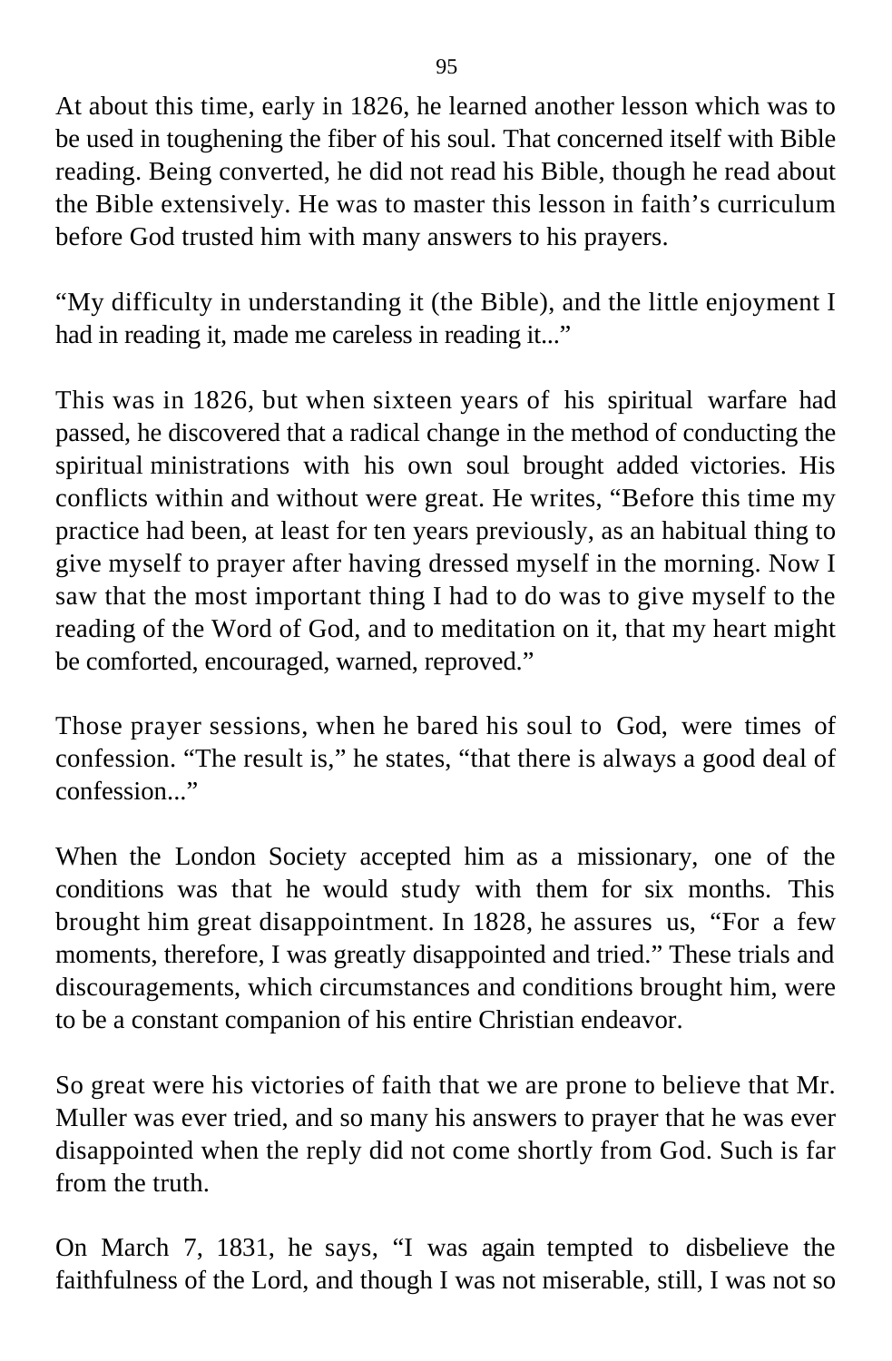At about this time, early in 1826, he learned another lesson which was to be used in toughening the fiber of his soul. That concerned itself with Bible reading. Being converted, he did not read his Bible, though he read about the Bible extensively. He was to master this lesson in faith's curriculum before God trusted him with many answers to his prayers.

"My difficulty in understanding it (the Bible), and the little enjoyment I had in reading it, made me careless in reading it..."

This was in 1826, but when sixteen years of his spiritual warfare had passed, he discovered that a radical change in the method of conducting the spiritual ministrations with his own soul brought added victories. His conflicts within and without were great. He writes, "Before this time my practice had been, at least for ten years previously, as an habitual thing to give myself to prayer after having dressed myself in the morning. Now I saw that the most important thing I had to do was to give myself to the reading of the Word of God, and to meditation on it, that my heart might be comforted, encouraged, warned, reproved."

Those prayer sessions, when he bared his soul to God, were times of confession. "The result is," he states, "that there is always a good deal of confession..."

When the London Society accepted him as a missionary, one of the conditions was that he would study with them for six months. This brought him great disappointment. In 1828, he assures us, "For a few moments, therefore, I was greatly disappointed and tried." These trials and discouragements, which circumstances and conditions brought him, were to be a constant companion of his entire Christian endeavor.

So great were his victories of faith that we are prone to believe that Mr. Muller was ever tried, and so many his answers to prayer that he was ever disappointed when the reply did not come shortly from God. Such is far from the truth.

On March 7, 1831, he says, "I was again tempted to disbelieve the faithfulness of the Lord, and though I was not miserable, still, I was not so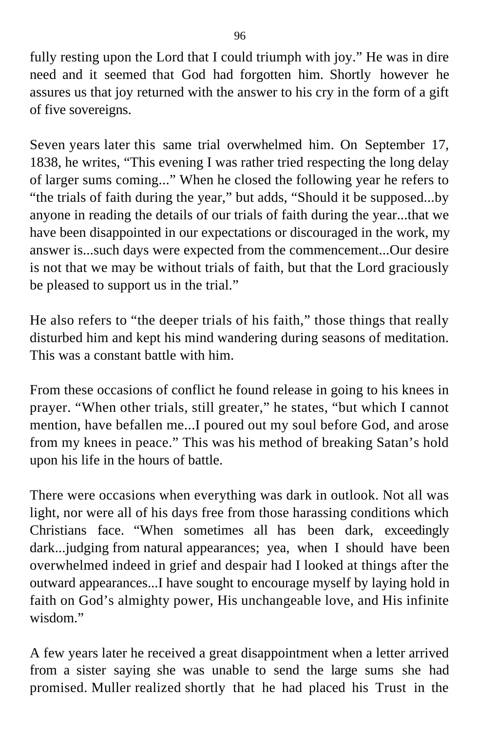fully resting upon the Lord that I could triumph with joy." He was in dire need and it seemed that God had forgotten him. Shortly however he assures us that joy returned with the answer to his cry in the form of a gift of five sovereigns.

Seven years later this same trial overwhelmed him. On September 17, 1838, he writes, "This evening I was rather tried respecting the long delay of larger sums coming..." When he closed the following year he refers to "the trials of faith during the year," but adds, "Should it be supposed...by anyone in reading the details of our trials of faith during the year...that we have been disappointed in our expectations or discouraged in the work, my answer is...such days were expected from the commencement...Our desire is not that we may be without trials of faith, but that the Lord graciously be pleased to support us in the trial."

He also refers to "the deeper trials of his faith," those things that really disturbed him and kept his mind wandering during seasons of meditation. This was a constant battle with him.

From these occasions of conflict he found release in going to his knees in prayer. "When other trials, still greater," he states, "but which I cannot mention, have befallen me...I poured out my soul before God, and arose from my knees in peace." This was his method of breaking Satan's hold upon his life in the hours of battle.

There were occasions when everything was dark in outlook. Not all was light, nor were all of his days free from those harassing conditions which Christians face. "When sometimes all has been dark, exceedingly dark...judging from natural appearances; yea, when I should have been overwhelmed indeed in grief and despair had I looked at things after the outward appearances...I have sought to encourage myself by laying hold in faith on God's almighty power, His unchangeable love, and His infinite wisdom."

A few years later he received a great disappointment when a letter arrived from a sister saying she was unable to send the large sums she had promised. Muller realized shortly that he had placed his Trust in the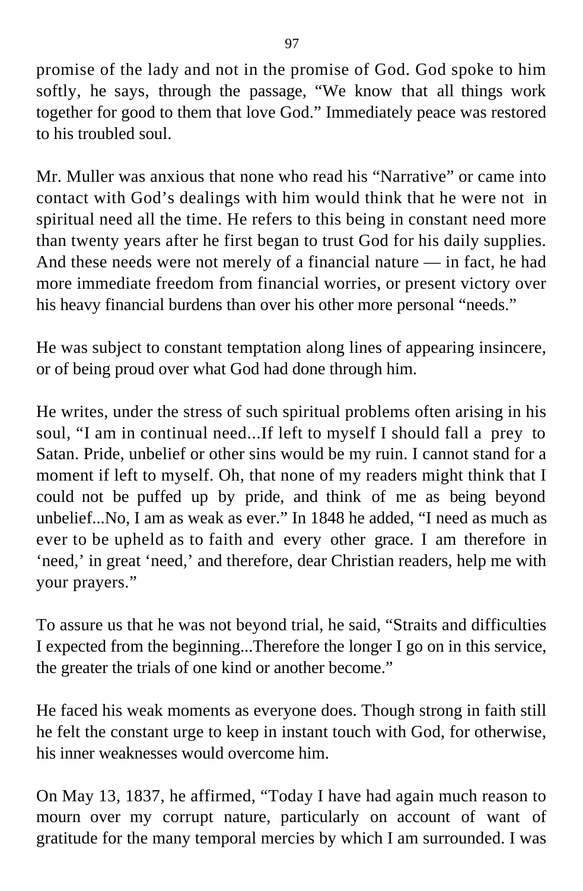promise of the lady and not in the promise of God. God spoke to him softly, he says, through the passage, "We know that all things work together for good to them that love God." Immediately peace was restored to his troubled soul.

Mr. Muller was anxious that none who read his "Narrative" or came into contact with God's dealings with him would think that he were not in spiritual need all the time. He refers to this being in constant need more than twenty years after he first began to trust God for his daily supplies. And these needs were not merely of a financial nature — in fact, he had more immediate freedom from financial worries, or present victory over his heavy financial burdens than over his other more personal "needs."

He was subject to constant temptation along lines of appearing insincere, or of being proud over what God had done through him.

He writes, under the stress of such spiritual problems often arising in his soul, "I am in continual need...If left to myself I should fall a prey to Satan. Pride, unbelief or other sins would be my ruin. I cannot stand for a moment if left to myself. Oh, that none of my readers might think that I could not be puffed up by pride, and think of me as being beyond unbelief...No, I am as weak as ever." In 1848 he added, "I need as much as ever to be upheld as to faith and every other grace. I am therefore in 'need,' in great 'need,' and therefore, dear Christian readers, help me with your prayers."

To assure us that he was not beyond trial, he said, "Straits and difficulties I expected from the beginning...Therefore the longer I go on in this service, the greater the trials of one kind or another become."

He faced his weak moments as everyone does. Though strong in faith still he felt the constant urge to keep in instant touch with God, for otherwise, his inner weaknesses would overcome him.

On May 13, 1837, he affirmed, "Today I have had again much reason to mourn over my corrupt nature, particularly on account of want of gratitude for the many temporal mercies by which I am surrounded. I was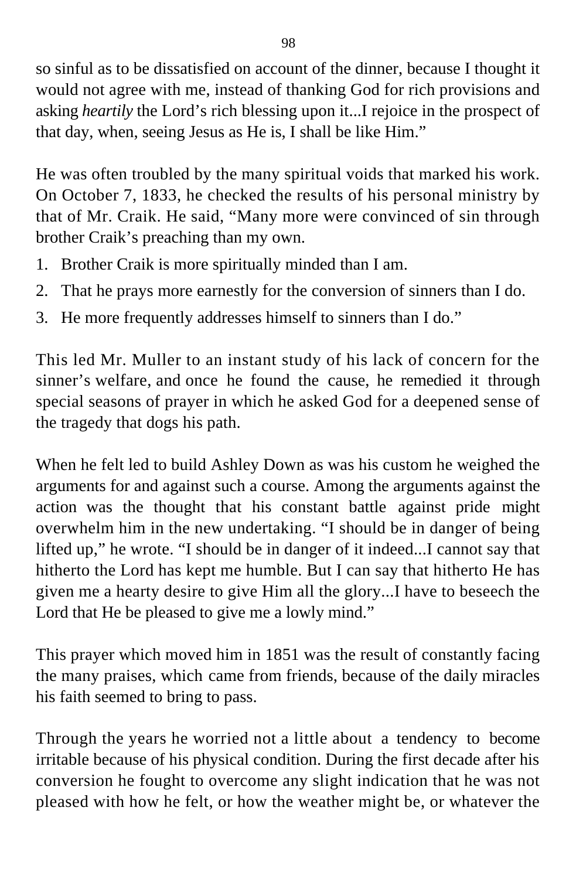so sinful as to be dissatisfied on account of the dinner, because I thought it would not agree with me, instead of thanking God for rich provisions and asking *heartily* the Lord's rich blessing upon it...I rejoice in the prospect of that day, when, seeing Jesus as He is, I shall be like Him."

He was often troubled by the many spiritual voids that marked his work. On October 7, 1833, he checked the results of his personal ministry by that of Mr. Craik. He said, "Many more were convinced of sin through brother Craik's preaching than my own.

1. Brother Craik is more spiritually minded than I am.
2. That he prays more earnestly for the conversion of sinners than I do.
3. He more frequently addresses himself to sinners than I do."

This led Mr. Muller to an instant study of his lack of concern for the sinner's welfare, and once he found the cause, he remedied it through special seasons of prayer in which he asked God for a deepened sense of the tragedy that dogs his path.

When he felt led to build Ashley Down as was his custom he weighed the arguments for and against such a course. Among the arguments against the action was the thought that his constant battle against pride might overwhelm him in the new undertaking. "I should be in danger of being lifted up," he wrote. "I should be in danger of it indeed...I cannot say that hitherto the Lord has kept me humble. But I can say that hitherto He has given me a hearty desire to give Him all the glory...I have to beseech the Lord that He be pleased to give me a lowly mind."

This prayer which moved him in 1851 was the result of constantly facing the many praises, which came from friends, because of the daily miracles his faith seemed to bring to pass.

Through the years he worried not a little about a tendency to become irritable because of his physical condition. During the first decade after his conversion he fought to overcome any slight indication that he was not pleased with how he felt, or how the weather might be, or whatever the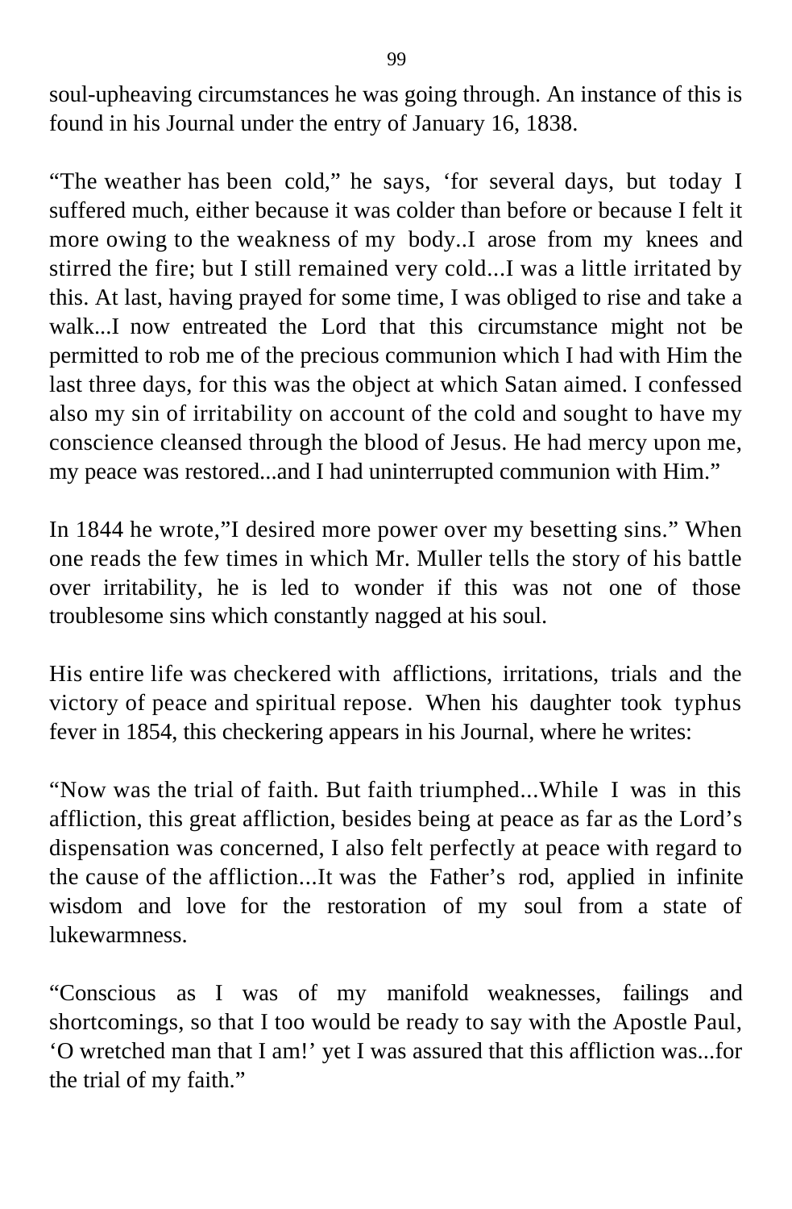soul-upheaving circumstances he was going through. An instance of this is found in his Journal under the entry of January 16, 1838.

“The weather has been cold,” he says, ‘for several days, but today I suffered much, either because it was colder than before or because I felt it more owing to the weakness of my body..I arose from my knees and stirred the fire; but I still remained very cold...I was a little irritated by this. At last, having prayed for some time, I was obliged to rise and take a walk...I now entreated the Lord that this circumstance might not be permitted to rob me of the precious communion which I had with Him the last three days, for this was the object at which Satan aimed. I confessed also my sin of irritability on account of the cold and sought to have my conscience cleansed through the blood of Jesus. He had mercy upon me, my peace was restored...and I had uninterrupted communion with Him.”

In 1844 he wrote,”I desired more power over my besetting sins.” When one reads the few times in which Mr. Muller tells the story of his battle over irritability, he is led to wonder if this was not one of those troublesome sins which constantly nagged at his soul.

His entire life was checkered with afflictions, irritations, trials and the victory of peace and spiritual repose. When his daughter took typhus fever in 1854, this checkering appears in his Journal, where he writes:

“Now was the trial of faith. But faith triumphed...While I was in this affliction, this great affliction, besides being at peace as far as the Lord’s dispensation was concerned, I also felt perfectly at peace with regard to the cause of the affliction...It was the Father’s rod, applied in infinite wisdom and love for the restoration of my soul from a state of lukewarmness.

“Conscious as I was of my manifold weaknesses, failings and shortcomings, so that I too would be ready to say with the Apostle Paul, ‘O wretched man that I am!’ yet I was assured that this affliction was...for the trial of my faith.”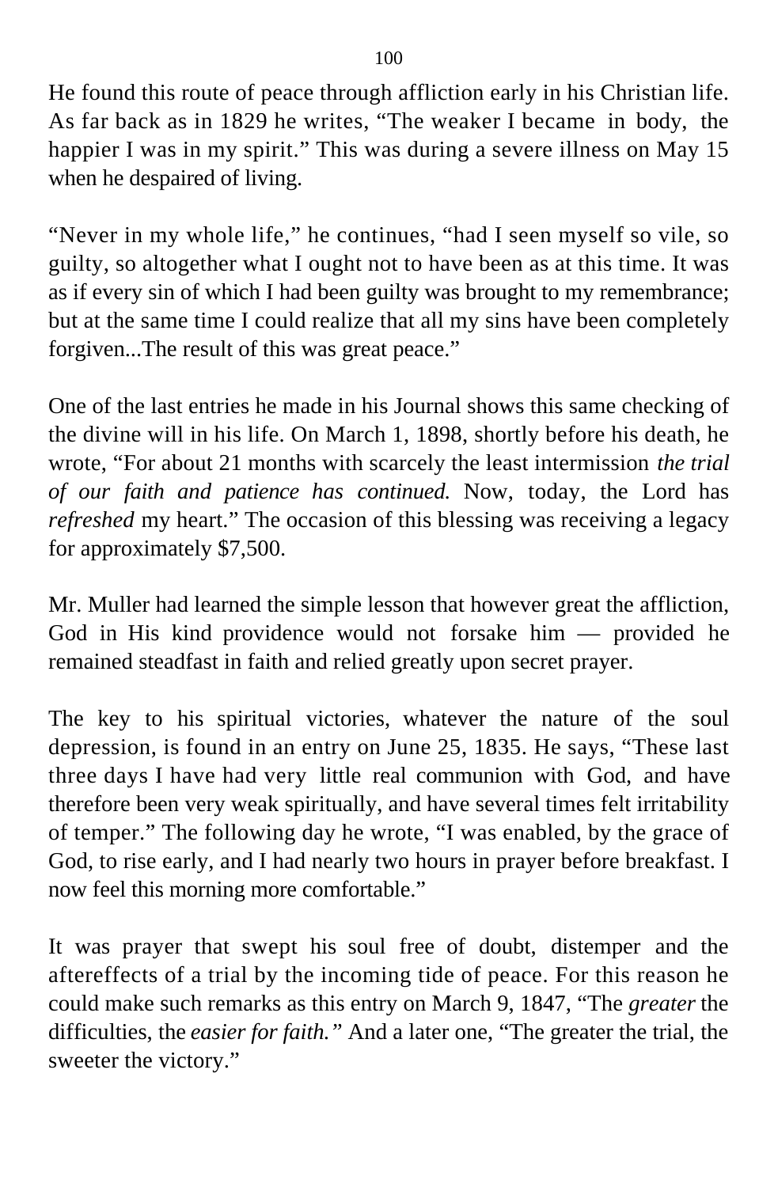He found this route of peace through affliction early in his Christian life. As far back as in 1829 he writes, “The weaker I became in body, the happier I was in my spirit.” This was during a severe illness on May 15 when he despaired of living.

“Never in my whole life,” he continues, “had I seen myself so vile, so guilty, so altogether what I ought not to have been as at this time. It was as if every sin of which I had been guilty was brought to my remembrance; but at the same time I could realize that all my sins have been completely forgiven...The result of this was great peace.”

One of the last entries he made in his Journal shows this same checking of the divine will in his life. On March 1, 1898, shortly before his death, he wrote, “For about 21 months with scarcely the least intermission *the trial of our faith and patience has continued.* Now, today, the Lord has *refreshed* my heart.” The occasion of this blessing was receiving a legacy for approximately $7,500.

Mr. Muller had learned the simple lesson that however great the affliction, God in His kind providence would not forsake him — provided he remained steadfast in faith and relied greatly upon secret prayer.

The key to his spiritual victories, whatever the nature of the soul depression, is found in an entry on June 25, 1835. He says, “These last three days I have had very little real communion with God, and have therefore been very weak spiritually, and have several times felt irritability of temper.” The following day he wrote, “I was enabled, by the grace of God, to rise early, and I had nearly two hours in prayer before breakfast. I now feel this morning more comfortable.”

It was prayer that swept his soul free of doubt, distemper and the aftereffects of a trial by the incoming tide of peace. For this reason he could make such remarks as this entry on March 9, 1847, “The *greater* the difficulties, the *easier for faith.”* And a later one, “The greater the trial, the sweeter the victory.”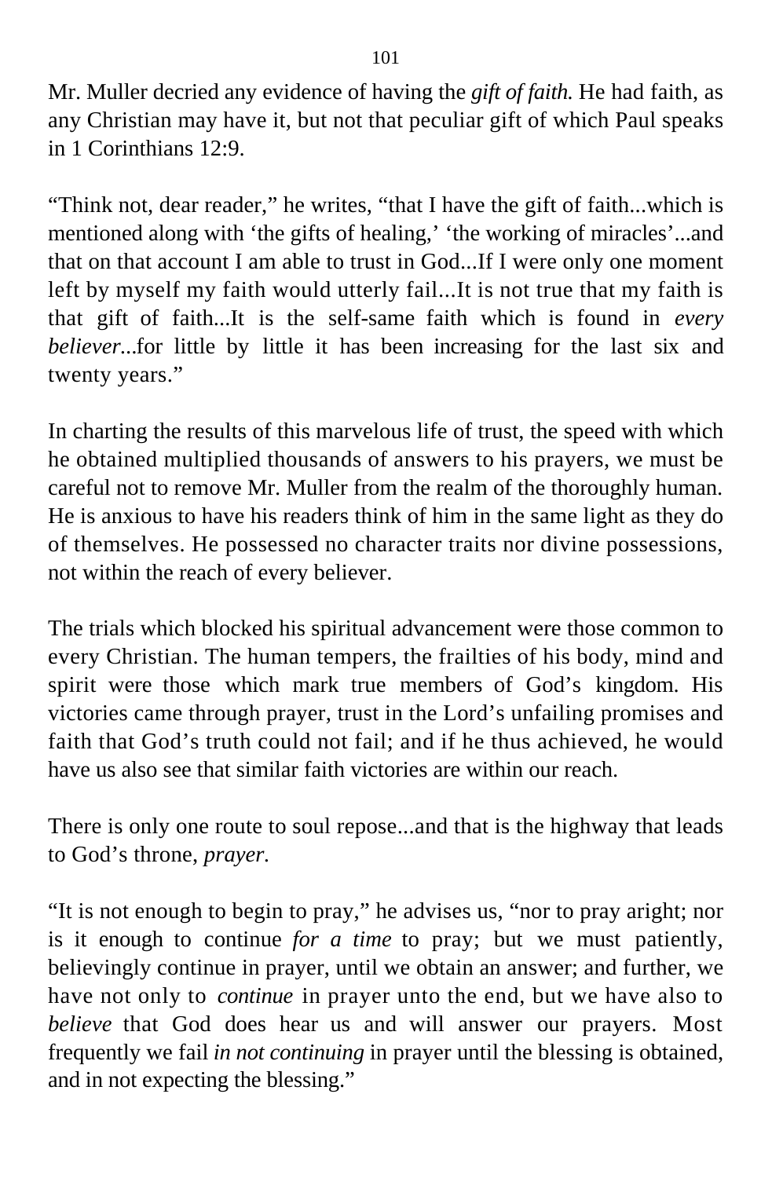Mr. Muller decried any evidence of having the *gift of faith.* He had faith, as any Christian may have it, but not that peculiar gift of which Paul speaks in 1 Corinthians 12:9.

“Think not, dear reader,” he writes, “that I have the gift of faith...which is mentioned along with ‘the gifts of healing,’ ‘the working of miracles’...and that on that account I am able to trust in God...If I were only one moment left by myself my faith would utterly fail...It is not true that my faith is that gift of faith...It is the self-same faith which is found in *every believer*...for little by little it has been increasing for the last six and twenty years.”

In charting the results of this marvelous life of trust, the speed with which he obtained multiplied thousands of answers to his prayers, we must be careful not to remove Mr. Muller from the realm of the thoroughly human. He is anxious to have his readers think of him in the same light as they do of themselves. He possessed no character traits nor divine possessions, not within the reach of every believer.

The trials which blocked his spiritual advancement were those common to every Christian. The human tempers, the frailties of his body, mind and spirit were those which mark true members of God’s kingdom. His victories came through prayer, trust in the Lord’s unfailing promises and faith that God’s truth could not fail; and if he thus achieved, he would have us also see that similar faith victories are within our reach.

There is only one route to soul repose...and that is the highway that leads to God’s throne, *prayer.*

“It is not enough to begin to pray,” he advises us, “nor to pray aright; nor is it enough to continue *for a time* to pray; but we must patiently, believingly continue in prayer, until we obtain an answer; and further, we have not only to *continue* in prayer unto the end, but we have also to *believe* that God does hear us and will answer our prayers. Most frequently we fail *in not continuing* in prayer until the blessing is obtained, and in not expecting the blessing.”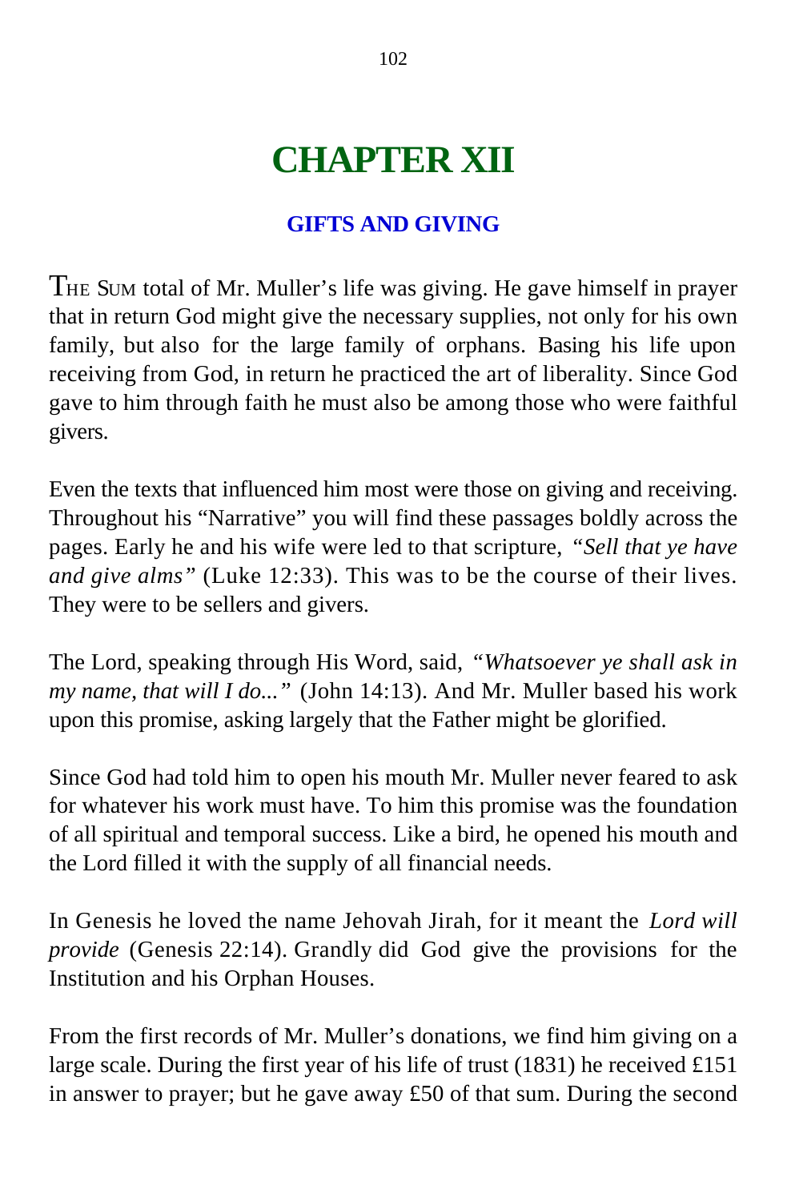# CHAPTER XII

## GIFTS AND GIVING

THE SUM total of Mr. Muller's life was giving. He gave himself in prayer that in return God might give the necessary supplies, not only for his own family, but also for the large family of orphans. Basing his life upon receiving from God, in return he practiced the art of liberality. Since God gave to him through faith he must also be among those who were faithful givers.

Even the texts that influenced him most were those on giving and receiving. Throughout his "Narrative" you will find these passages boldly across the pages. Early he and his wife were led to that scripture, *"Sell that ye have and give alms"* (Luke 12:33). This was to be the course of their lives. They were to be sellers and givers.

The Lord, speaking through His Word, said, *"Whatsoever ye shall ask in my name, that will I do..."* (John 14:13). And Mr. Muller based his work upon this promise, asking largely that the Father might be glorified.

Since God had told him to open his mouth Mr. Muller never feared to ask for whatever his work must have. To him this promise was the foundation of all spiritual and temporal success. Like a bird, he opened his mouth and the Lord filled it with the supply of all financial needs.

In Genesis he loved the name Jehovah Jirah, for it meant the *Lord will provide* (Genesis 22:14). Grandly did God give the provisions for the Institution and his Orphan Houses.

From the first records of Mr. Muller's donations, we find him giving on a large scale. During the first year of his life of trust (1831) he received £151 in answer to prayer; but he gave away £50 of that sum. During the second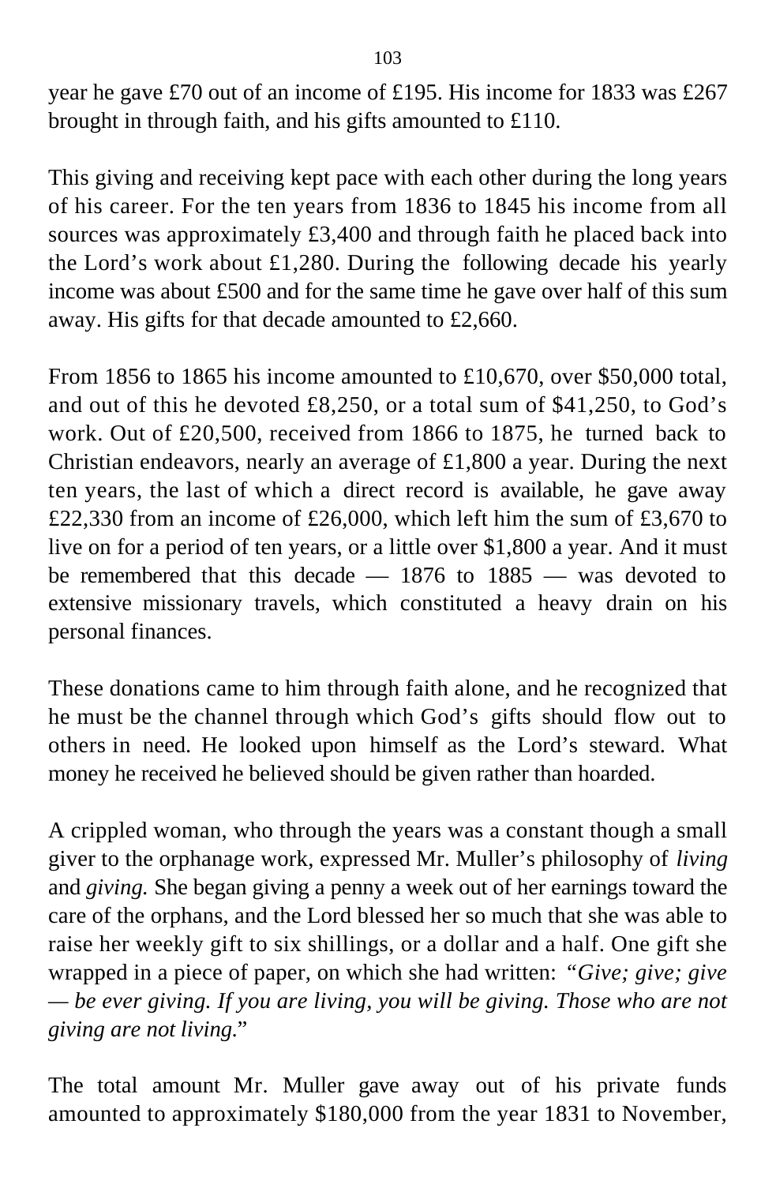year he gave £70 out of an income of £195. His income for 1833 was £267 brought in through faith, and his gifts amounted to £110.

This giving and receiving kept pace with each other during the long years of his career. For the ten years from 1836 to 1845 his income from all sources was approximately £3,400 and through faith he placed back into the Lord's work about £1,280. During the following decade his yearly income was about £500 and for the same time he gave over half of this sum away. His gifts for that decade amounted to £2,660.

From 1856 to 1865 his income amounted to £10,670, over $50,000 total, and out of this he devoted £8,250, or a total sum of $41,250, to God's work. Out of £20,500, received from 1866 to 1875, he turned back to Christian endeavors, nearly an average of £1,800 a year. During the next ten years, the last of which a direct record is available, he gave away £22,330 from an income of £26,000, which left him the sum of £3,670 to live on for a period of ten years, or a little over $1,800 a year. And it must be remembered that this decade — 1876 to 1885 — was devoted to extensive missionary travels, which constituted a heavy drain on his personal finances.

These donations came to him through faith alone, and he recognized that he must be the channel through which God's gifts should flow out to others in need. He looked upon himself as the Lord's steward. What money he received he believed should be given rather than hoarded.

A crippled woman, who through the years was a constant though a small giver to the orphanage work, expressed Mr. Muller's philosophy of *living* and *giving.* She began giving a penny a week out of her earnings toward the care of the orphans, and the Lord blessed her so much that she was able to raise her weekly gift to six shillings, or a dollar and a half. One gift she wrapped in a piece of paper, on which she had written: "*Give; give; give — be ever giving. If you are living, you will be giving. Those who are not giving are not living.*"

The total amount Mr. Muller gave away out of his private funds amounted to approximately $180,000 from the year 1831 to November,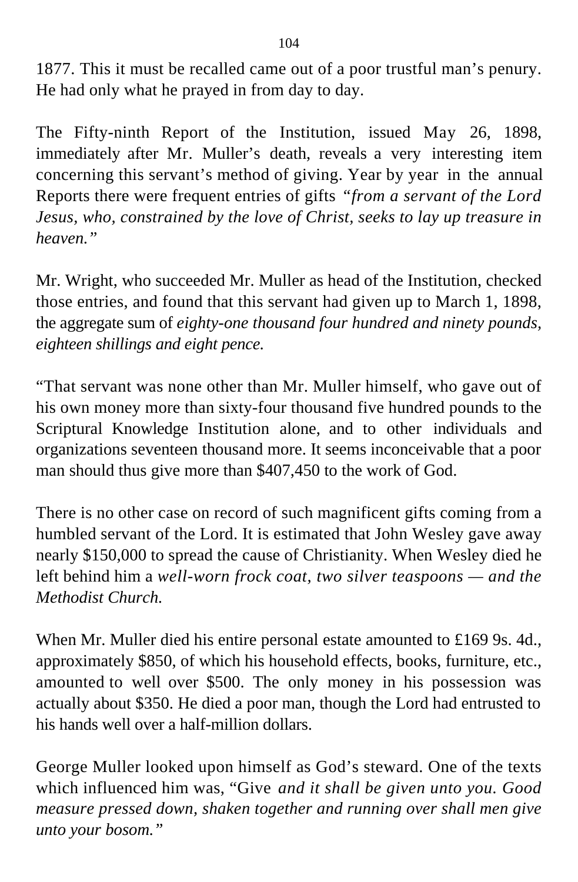1877. This it must be recalled came out of a poor trustful man's penury. He had only what he prayed in from day to day.

The Fifty-ninth Report of the Institution, issued May 26, 1898, immediately after Mr. Muller's death, reveals a very interesting item concerning this servant's method of giving. Year by year in the annual Reports there were frequent entries of gifts *"from a servant of the Lord Jesus, who, constrained by the love of Christ, seeks to lay up treasure in heaven."*

Mr. Wright, who succeeded Mr. Muller as head of the Institution, checked those entries, and found that this servant had given up to March 1, 1898, the aggregate sum of *eighty-one thousand four hundred and ninety pounds, eighteen shillings and eight pence.*

"That servant was none other than Mr. Muller himself, who gave out of his own money more than sixty-four thousand five hundred pounds to the Scriptural Knowledge Institution alone, and to other individuals and organizations seventeen thousand more. It seems inconceivable that a poor man should thus give more than $407,450 to the work of God.

There is no other case on record of such magnificent gifts coming from a humbled servant of the Lord. It is estimated that John Wesley gave away nearly $150,000 to spread the cause of Christianity. When Wesley died he left behind him a *well-worn frock coat, two silver teaspoons — and the Methodist Church.*

When Mr. Muller died his entire personal estate amounted to £169 9s. 4d., approximately $850, of which his household effects, books, furniture, etc., amounted to well over $500. The only money in his possession was actually about $350. He died a poor man, though the Lord had entrusted to his hands well over a half-million dollars.

George Muller looked upon himself as God's steward. One of the texts which influenced him was, "Give *and it shall be given unto you. Good measure pressed down, shaken together and running over shall men give unto your bosom."*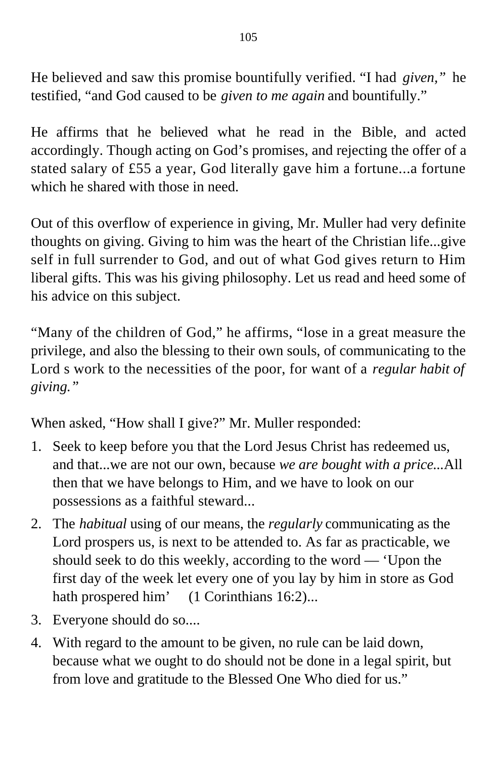He believed and saw this promise bountifully verified. “I had *given,”* he testified, “and God caused to be *given to me again* and bountifully.”

He affirms that he believed what he read in the Bible, and acted accordingly. Though acting on God’s promises, and rejecting the offer of a stated salary of £55 a year, God literally gave him a fortune...a fortune which he shared with those in need.

Out of this overflow of experience in giving, Mr. Muller had very definite thoughts on giving. Giving to him was the heart of the Christian life...give self in full surrender to God, and out of what God gives return to Him liberal gifts. This was his giving philosophy. Let us read and heed some of his advice on this subject.

“Many of the children of God,” he affirms, “lose in a great measure the privilege, and also the blessing to their own souls, of communicating to the Lord s work to the necessities of the poor, for want of a *regular habit of giving.”*

When asked, “How shall I give?” Mr. Muller responded:

1. Seek to keep before you that the Lord Jesus Christ has redeemed us, and that...we are not our own, because *we are bought with a price...*All then that we have belongs to Him, and we have to look on our possessions as a faithful steward...
2. The *habitual* using of our means, the *regularly* communicating as the Lord prospers us, is next to be attended to. As far as practicable, we should seek to do this weekly, according to the word — ‘Upon the first day of the week let every one of you lay by him in store as God hath prospered him’ (1 Corinthians 16:2)...
3. Everyone should do so....
4. With regard to the amount to be given, no rule can be laid down, because what we ought to do should not be done in a legal spirit, but from love and gratitude to the Blessed One Who died for us.”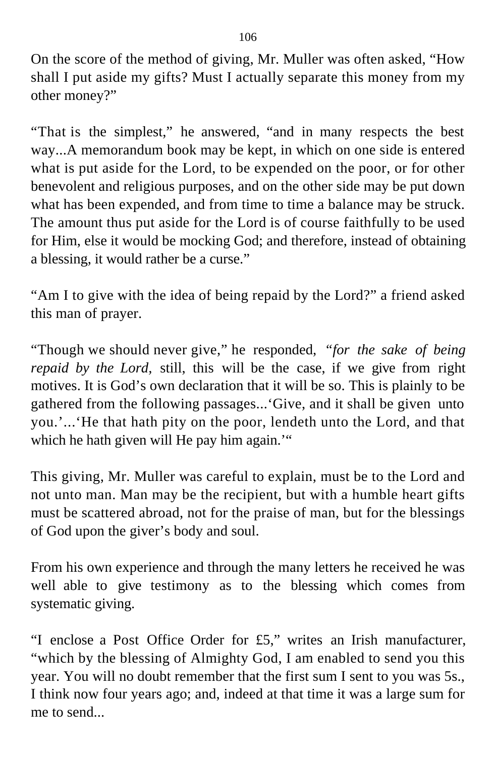On the score of the method of giving, Mr. Muller was often asked, "How shall I put aside my gifts? Must I actually separate this money from my other money?"

"That is the simplest," he answered, "and in many respects the best way...A memorandum book may be kept, in which on one side is entered what is put aside for the Lord, to be expended on the poor, or for other benevolent and religious purposes, and on the other side may be put down what has been expended, and from time to time a balance may be struck. The amount thus put aside for the Lord is of course faithfully to be used for Him, else it would be mocking God; and therefore, instead of obtaining a blessing, it would rather be a curse."

"Am I to give with the idea of being repaid by the Lord?" a friend asked this man of prayer.

"Though we should never give," he responded, "*for the sake of being repaid by the Lord,* still, this will be the case, if we give from right motives. It is God's own declaration that it will be so. This is plainly to be gathered from the following passages...'Give, and it shall be given unto you.'…'He that hath pity on the poor, lendeth unto the Lord, and that which he hath given will He pay him again.'"

This giving, Mr. Muller was careful to explain, must be to the Lord and not unto man. Man may be the recipient, but with a humble heart gifts must be scattered abroad, not for the praise of man, but for the blessings of God upon the giver's body and soul.

From his own experience and through the many letters he received he was well able to give testimony as to the blessing which comes from systematic giving.

"I enclose a Post Office Order for £5," writes an Irish manufacturer, "which by the blessing of Almighty God, I am enabled to send you this year. You will no doubt remember that the first sum I sent to you was 5s., I think now four years ago; and, indeed at that time it was a large sum for me to send...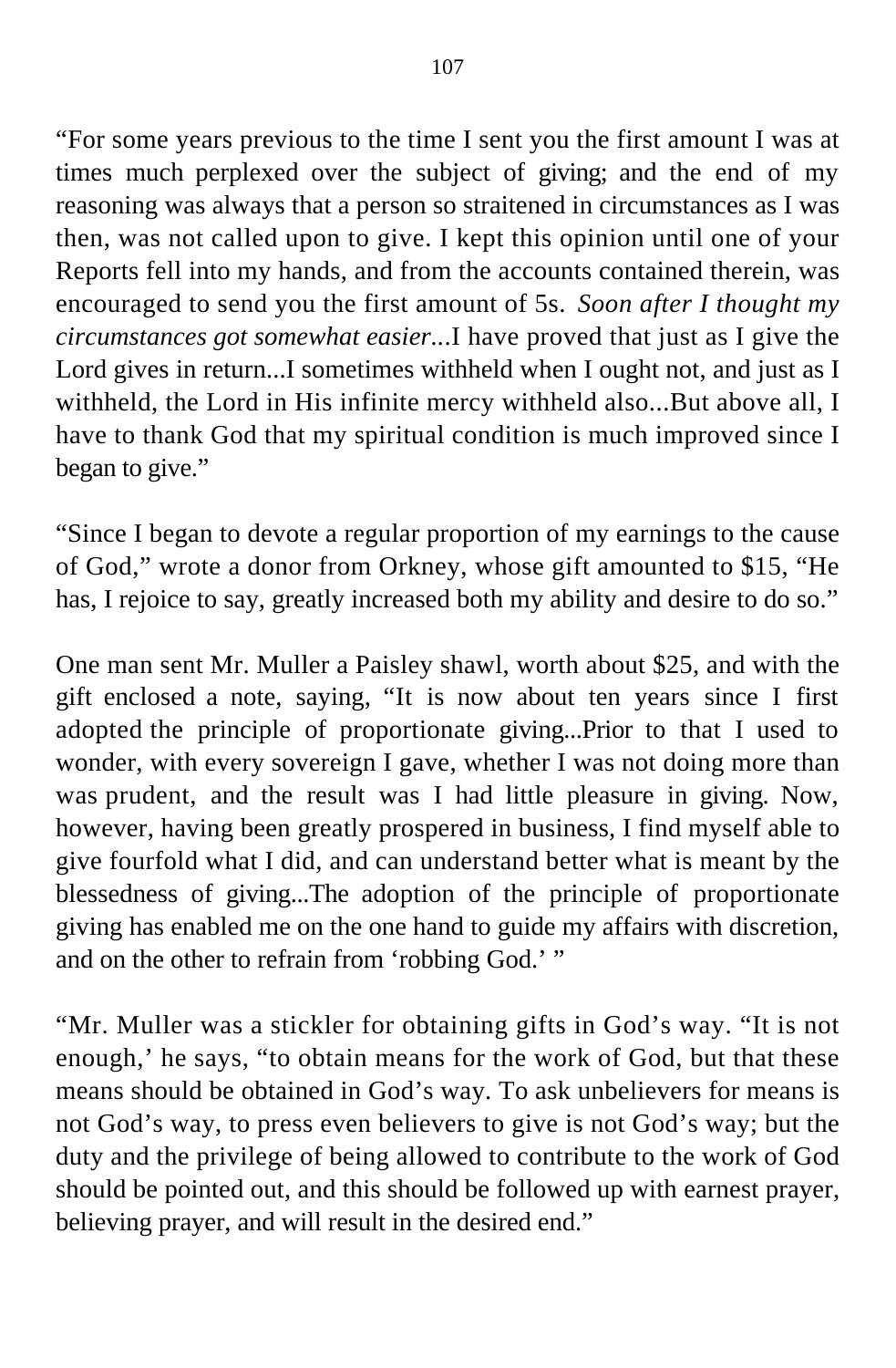"For some years previous to the time I sent you the first amount I was at times much perplexed over the subject of giving; and the end of my reasoning was always that a person so straitened in circumstances as I was then, was not called upon to give. I kept this opinion until one of your Reports fell into my hands, and from the accounts contained therein, was encouraged to send you the first amount of 5s. *Soon after I thought my circumstances got somewhat easier*...I have proved that just as I give the Lord gives in return...I sometimes withheld when I ought not, and just as I withheld, the Lord in His infinite mercy withheld also...But above all, I have to thank God that my spiritual condition is much improved since I began to give."

"Since I began to devote a regular proportion of my earnings to the cause of God," wrote a donor from Orkney, whose gift amounted to $15, "He has, I rejoice to say, greatly increased both my ability and desire to do so."

One man sent Mr. Muller a Paisley shawl, worth about $25, and with the gift enclosed a note, saying, "It is now about ten years since I first adopted the principle of proportionate giving...Prior to that I used to wonder, with every sovereign I gave, whether I was not doing more than was prudent, and the result was I had little pleasure in giving. Now, however, having been greatly prospered in business, I find myself able to give fourfold what I did, and can understand better what is meant by the blessedness of giving...The adoption of the principle of proportionate giving has enabled me on the one hand to guide my affairs with discretion, and on the other to refrain from 'robbing God.' "

"Mr. Muller was a stickler for obtaining gifts in God's way. "It is not enough,' he says, "to obtain means for the work of God, but that these means should be obtained in God's way. To ask unbelievers for means is not God's way, to press even believers to give is not God's way; but the duty and the privilege of being allowed to contribute to the work of God should be pointed out, and this should be followed up with earnest prayer, believing prayer, and will result in the desired end."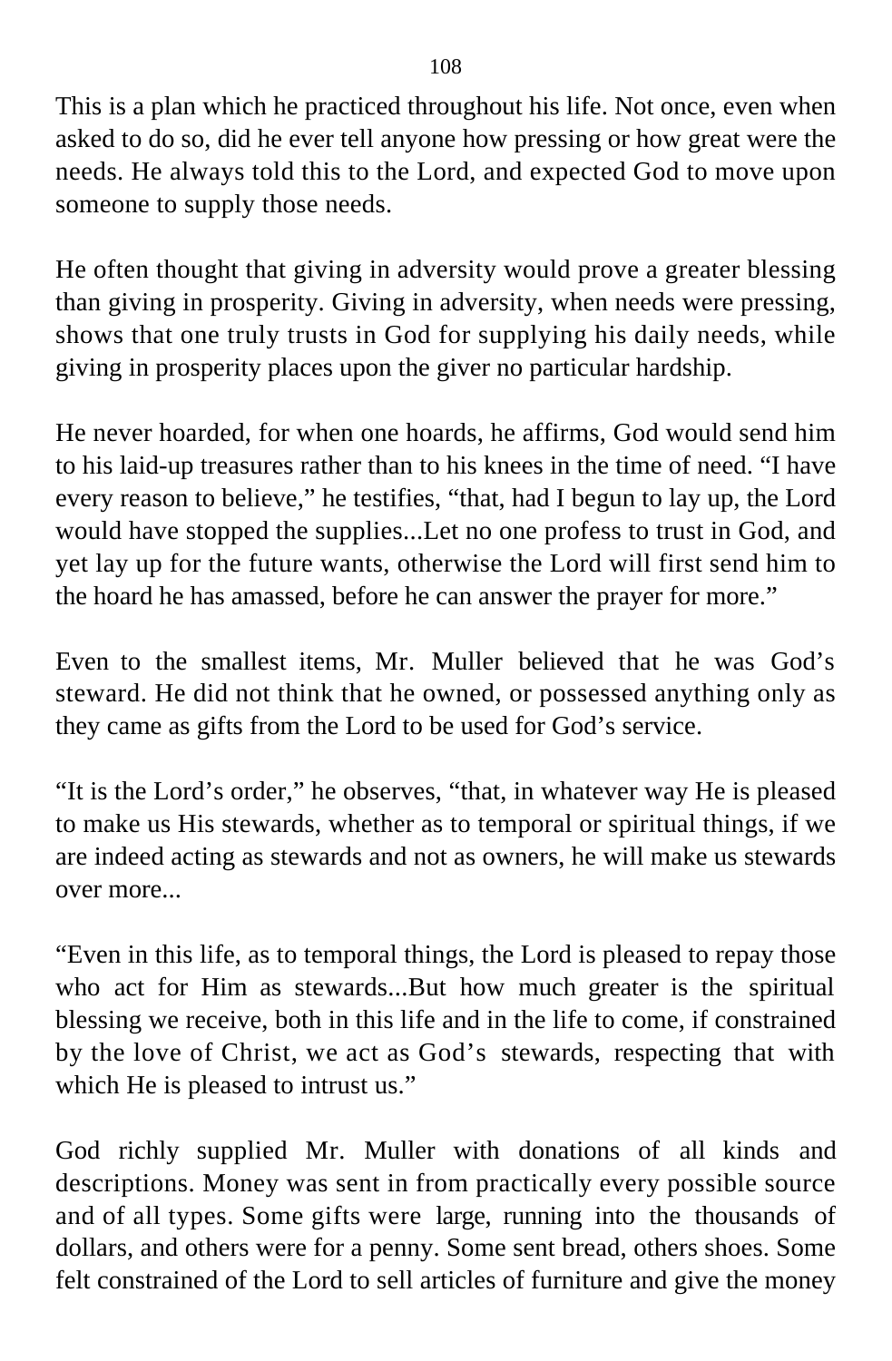This is a plan which he practiced throughout his life. Not once, even when asked to do so, did he ever tell anyone how pressing or how great were the needs. He always told this to the Lord, and expected God to move upon someone to supply those needs.

He often thought that giving in adversity would prove a greater blessing than giving in prosperity. Giving in adversity, when needs were pressing, shows that one truly trusts in God for supplying his daily needs, while giving in prosperity places upon the giver no particular hardship.

He never hoarded, for when one hoards, he affirms, God would send him to his laid-up treasures rather than to his knees in the time of need. "I have every reason to believe," he testifies, "that, had I begun to lay up, the Lord would have stopped the supplies...Let no one profess to trust in God, and yet lay up for the future wants, otherwise the Lord will first send him to the hoard he has amassed, before he can answer the prayer for more."

Even to the smallest items, Mr. Muller believed that he was God's steward. He did not think that he owned, or possessed anything only as they came as gifts from the Lord to be used for God's service.

"It is the Lord's order," he observes, "that, in whatever way He is pleased to make us His stewards, whether as to temporal or spiritual things, if we are indeed acting as stewards and not as owners, he will make us stewards over more...

"Even in this life, as to temporal things, the Lord is pleased to repay those who act for Him as stewards...But how much greater is the spiritual blessing we receive, both in this life and in the life to come, if constrained by the love of Christ, we act as God's stewards, respecting that with which He is pleased to intrust us."

God richly supplied Mr. Muller with donations of all kinds and descriptions. Money was sent in from practically every possible source and of all types. Some gifts were large, running into the thousands of dollars, and others were for a penny. Some sent bread, others shoes. Some felt constrained of the Lord to sell articles of furniture and give the money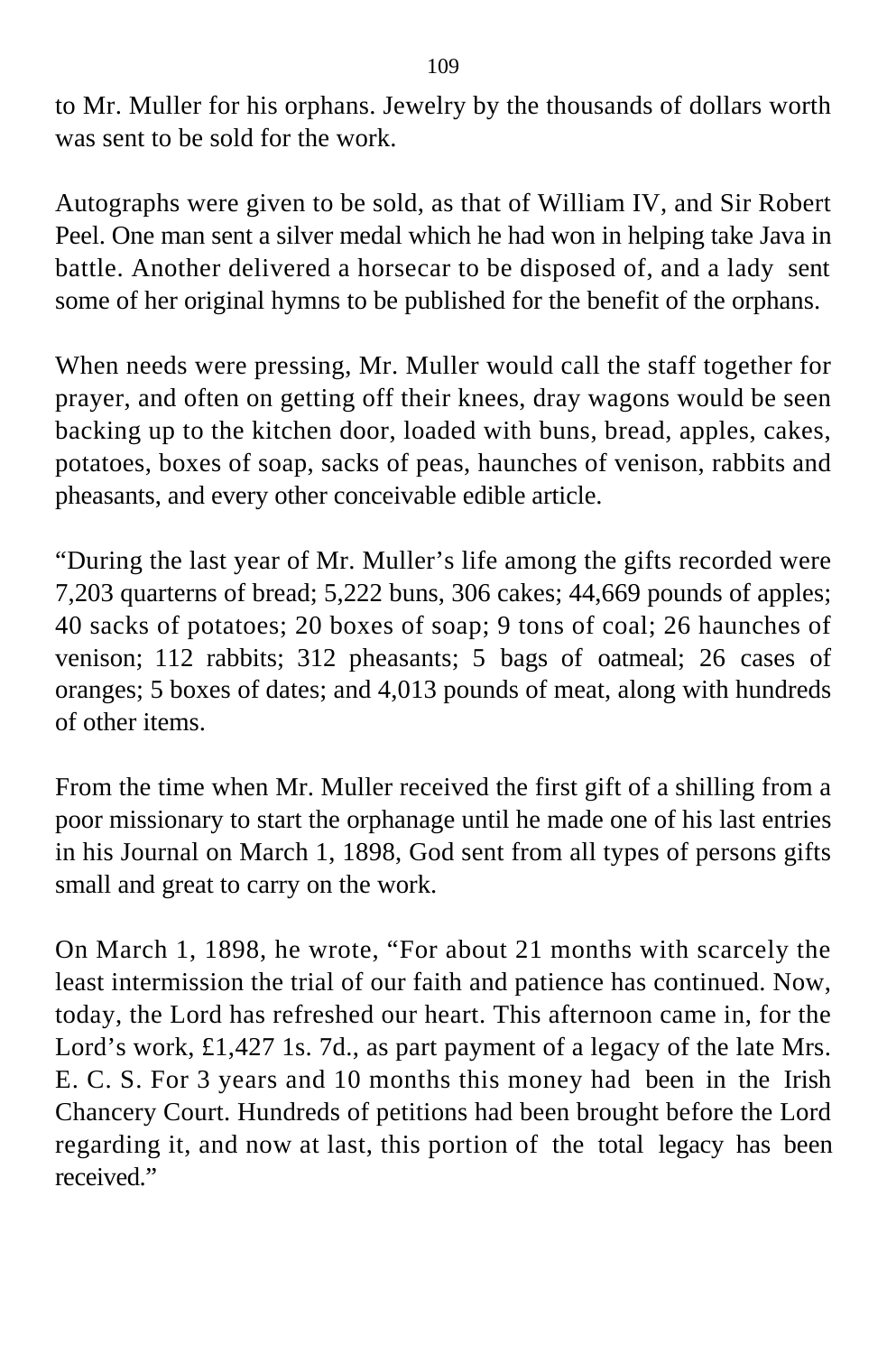to Mr. Muller for his orphans. Jewelry by the thousands of dollars worth was sent to be sold for the work.

Autographs were given to be sold, as that of William IV, and Sir Robert Peel. One man sent a silver medal which he had won in helping take Java in battle. Another delivered a horsecar to be disposed of, and a lady sent some of her original hymns to be published for the benefit of the orphans.

When needs were pressing, Mr. Muller would call the staff together for prayer, and often on getting off their knees, dray wagons would be seen backing up to the kitchen door, loaded with buns, bread, apples, cakes, potatoes, boxes of soap, sacks of peas, haunches of venison, rabbits and pheasants, and every other conceivable edible article.

"During the last year of Mr. Muller's life among the gifts recorded were 7,203 quarterns of bread; 5,222 buns, 306 cakes; 44,669 pounds of apples; 40 sacks of potatoes; 20 boxes of soap; 9 tons of coal; 26 haunches of venison; 112 rabbits; 312 pheasants; 5 bags of oatmeal; 26 cases of oranges; 5 boxes of dates; and 4,013 pounds of meat, along with hundreds of other items.

From the time when Mr. Muller received the first gift of a shilling from a poor missionary to start the orphanage until he made one of his last entries in his Journal on March 1, 1898, God sent from all types of persons gifts small and great to carry on the work.

On March 1, 1898, he wrote, "For about 21 months with scarcely the least intermission the trial of our faith and patience has continued. Now, today, the Lord has refreshed our heart. This afternoon came in, for the Lord's work, £1,427 1s. 7d., as part payment of a legacy of the late Mrs. E. C. S. For 3 years and 10 months this money had been in the Irish Chancery Court. Hundreds of petitions had been brought before the Lord regarding it, and now at last, this portion of the total legacy has been received."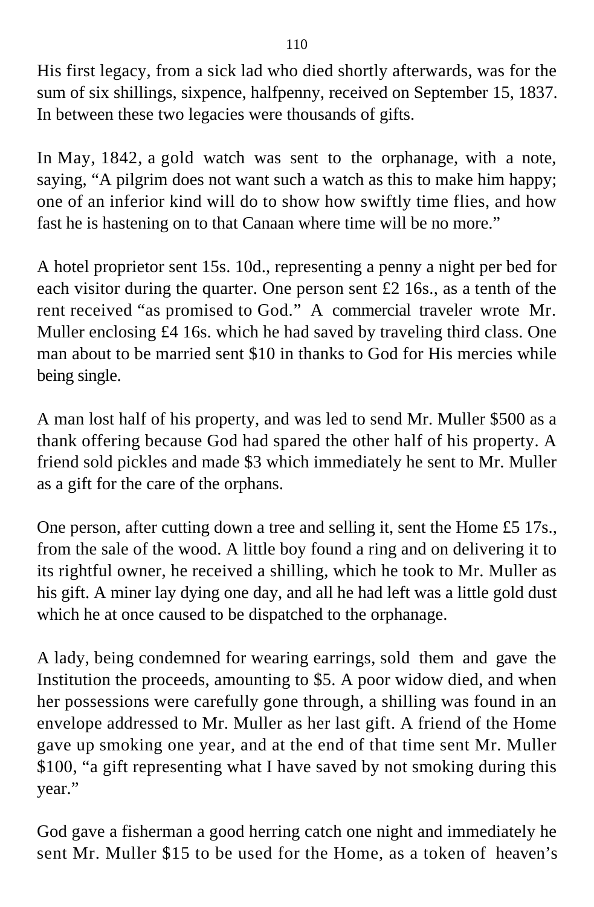His first legacy, from a sick lad who died shortly afterwards, was for the sum of six shillings, sixpence, halfpenny, received on September 15, 1837. In between these two legacies were thousands of gifts.

In May, 1842, a gold watch was sent to the orphanage, with a note, saying, "A pilgrim does not want such a watch as this to make him happy; one of an inferior kind will do to show how swiftly time flies, and how fast he is hastening on to that Canaan where time will be no more."

A hotel proprietor sent 15s. 10d., representing a penny a night per bed for each visitor during the quarter. One person sent £2 16s., as a tenth of the rent received "as promised to God." A commercial traveler wrote Mr. Muller enclosing £4 16s. which he had saved by traveling third class. One man about to be married sent $10 in thanks to God for His mercies while being single.

A man lost half of his property, and was led to send Mr. Muller $500 as a thank offering because God had spared the other half of his property. A friend sold pickles and made $3 which immediately he sent to Mr. Muller as a gift for the care of the orphans.

One person, after cutting down a tree and selling it, sent the Home £5 17s., from the sale of the wood. A little boy found a ring and on delivering it to its rightful owner, he received a shilling, which he took to Mr. Muller as his gift. A miner lay dying one day, and all he had left was a little gold dust which he at once caused to be dispatched to the orphanage.

A lady, being condemned for wearing earrings, sold them and gave the Institution the proceeds, amounting to $5. A poor widow died, and when her possessions were carefully gone through, a shilling was found in an envelope addressed to Mr. Muller as her last gift. A friend of the Home gave up smoking one year, and at the end of that time sent Mr. Muller $100, "a gift representing what I have saved by not smoking during this year."

God gave a fisherman a good herring catch one night and immediately he sent Mr. Muller $15 to be used for the Home, as a token of heaven's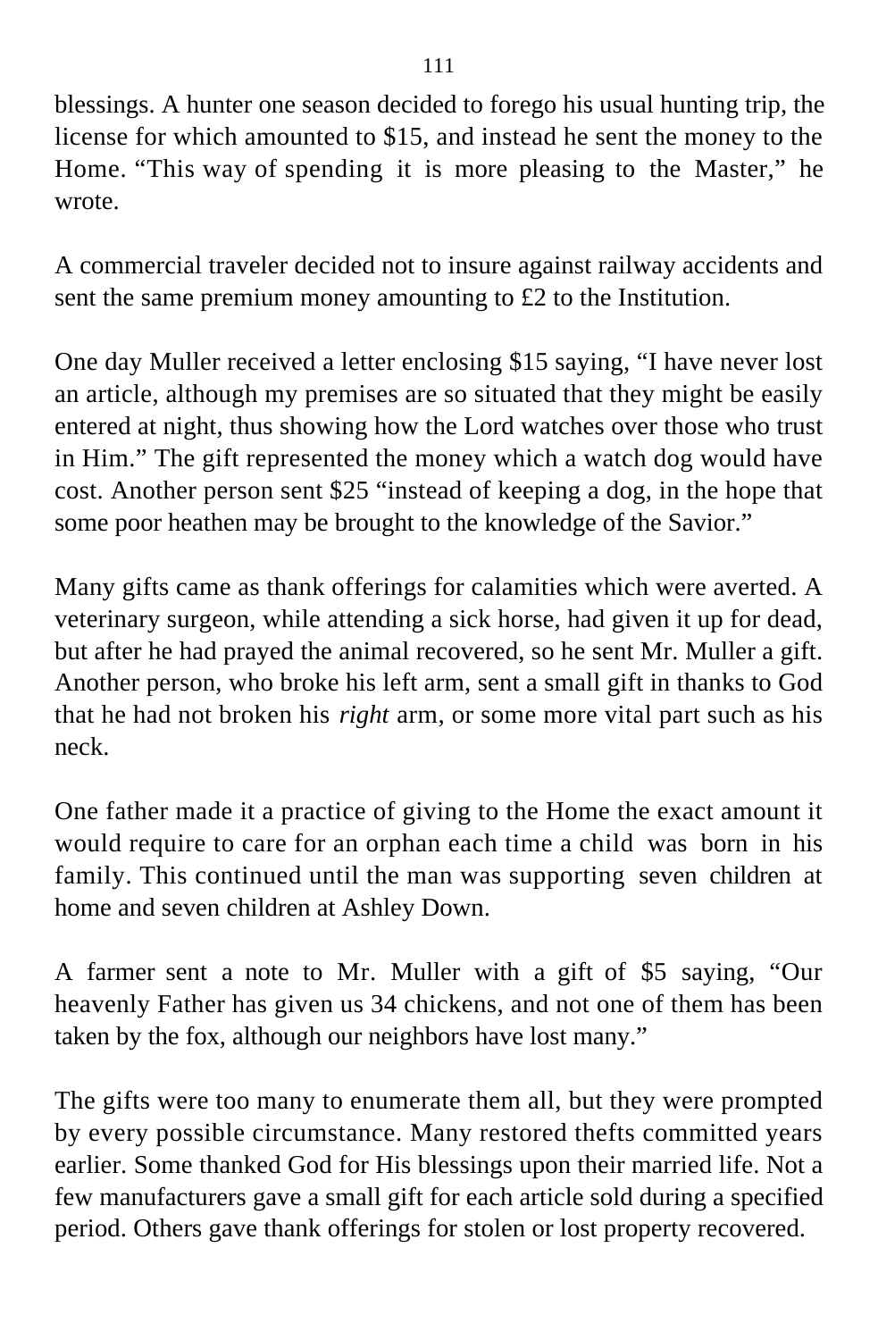blessings. A hunter one season decided to forego his usual hunting trip, the license for which amounted to $15, and instead he sent the money to the Home. "This way of spending it is more pleasing to the Master," he wrote.

A commercial traveler decided not to insure against railway accidents and sent the same premium money amounting to £2 to the Institution.

One day Muller received a letter enclosing $15 saying, "I have never lost an article, although my premises are so situated that they might be easily entered at night, thus showing how the Lord watches over those who trust in Him." The gift represented the money which a watch dog would have cost. Another person sent $25 "instead of keeping a dog, in the hope that some poor heathen may be brought to the knowledge of the Savior."

Many gifts came as thank offerings for calamities which were averted. A veterinary surgeon, while attending a sick horse, had given it up for dead, but after he had prayed the animal recovered, so he sent Mr. Muller a gift. Another person, who broke his left arm, sent a small gift in thanks to God that he had not broken his *right* arm, or some more vital part such as his neck.

One father made it a practice of giving to the Home the exact amount it would require to care for an orphan each time a child was born in his family. This continued until the man was supporting seven children at home and seven children at Ashley Down.

A farmer sent a note to Mr. Muller with a gift of $5 saying, "Our heavenly Father has given us 34 chickens, and not one of them has been taken by the fox, although our neighbors have lost many."

The gifts were too many to enumerate them all, but they were prompted by every possible circumstance. Many restored thefts committed years earlier. Some thanked God for His blessings upon their married life. Not a few manufacturers gave a small gift for each article sold during a specified period. Others gave thank offerings for stolen or lost property recovered.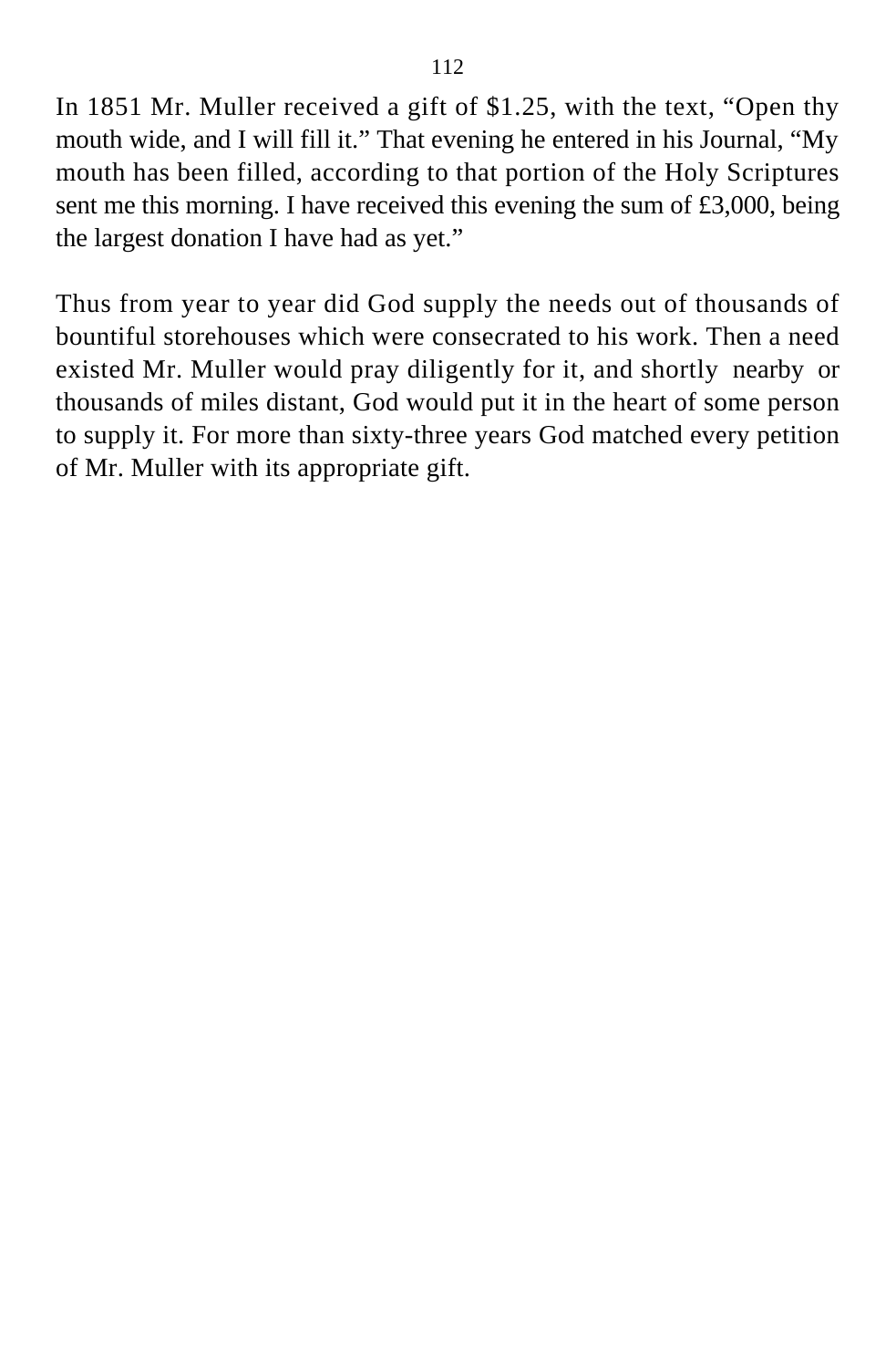In 1851 Mr. Muller received a gift of $1.25, with the text, "Open thy mouth wide, and I will fill it." That evening he entered in his Journal, "My mouth has been filled, according to that portion of the Holy Scriptures sent me this morning. I have received this evening the sum of £3,000, being the largest donation I have had as yet."

Thus from year to year did God supply the needs out of thousands of bountiful storehouses which were consecrated to his work. Then a need existed Mr. Muller would pray diligently for it, and shortly nearby or thousands of miles distant, God would put it in the heart of some person to supply it. For more than sixty-three years God matched every petition of Mr. Muller with its appropriate gift.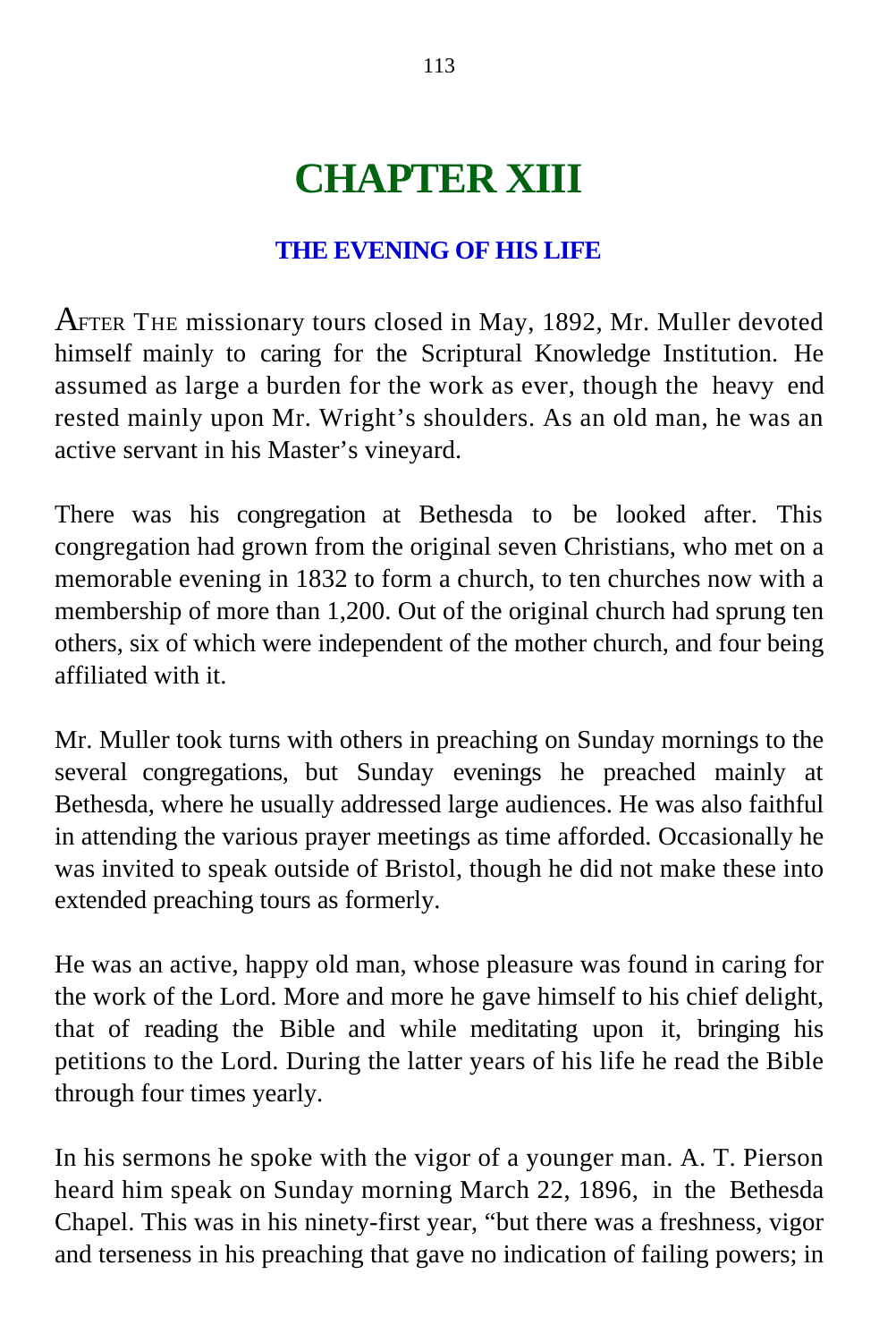# CHAPTER XIII

## THE EVENING OF HIS LIFE

AFTER THE missionary tours closed in May, 1892, Mr. Muller devoted himself mainly to caring for the Scriptural Knowledge Institution. He assumed as large a burden for the work as ever, though the heavy end rested mainly upon Mr. Wright's shoulders. As an old man, he was an active servant in his Master's vineyard.

There was his congregation at Bethesda to be looked after. This congregation had grown from the original seven Christians, who met on a memorable evening in 1832 to form a church, to ten churches now with a membership of more than 1,200. Out of the original church had sprung ten others, six of which were independent of the mother church, and four being affiliated with it.

Mr. Muller took turns with others in preaching on Sunday mornings to the several congregations, but Sunday evenings he preached mainly at Bethesda, where he usually addressed large audiences. He was also faithful in attending the various prayer meetings as time afforded. Occasionally he was invited to speak outside of Bristol, though he did not make these into extended preaching tours as formerly.

He was an active, happy old man, whose pleasure was found in caring for the work of the Lord. More and more he gave himself to his chief delight, that of reading the Bible and while meditating upon it, bringing his petitions to the Lord. During the latter years of his life he read the Bible through four times yearly.

In his sermons he spoke with the vigor of a younger man. A. T. Pierson heard him speak on Sunday morning March 22, 1896, in the Bethesda Chapel. This was in his ninety-first year, "but there was a freshness, vigor and terseness in his preaching that gave no indication of failing powers; in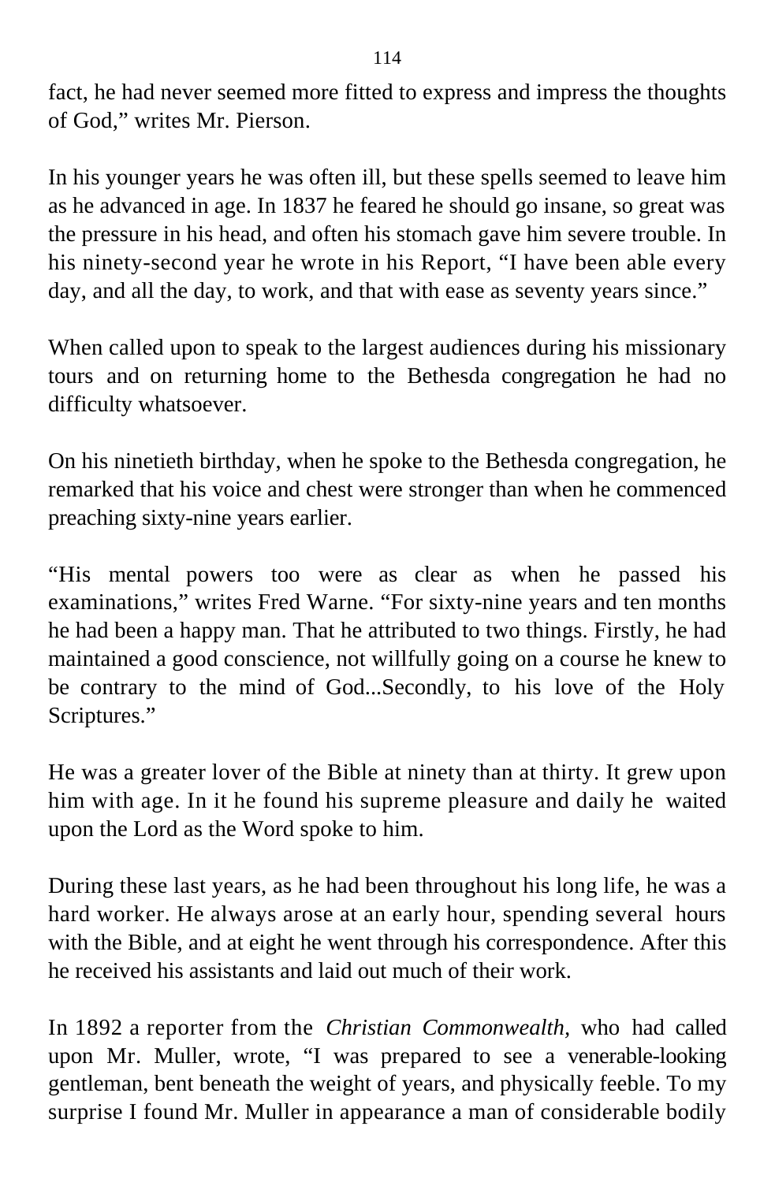fact, he had never seemed more fitted to express and impress the thoughts of God," writes Mr. Pierson.

In his younger years he was often ill, but these spells seemed to leave him as he advanced in age. In 1837 he feared he should go insane, so great was the pressure in his head, and often his stomach gave him severe trouble. In his ninety-second year he wrote in his Report, "I have been able every day, and all the day, to work, and that with ease as seventy years since."

When called upon to speak to the largest audiences during his missionary tours and on returning home to the Bethesda congregation he had no difficulty whatsoever.

On his ninetieth birthday, when he spoke to the Bethesda congregation, he remarked that his voice and chest were stronger than when he commenced preaching sixty-nine years earlier.

"His mental powers too were as clear as when he passed his examinations," writes Fred Warne. "For sixty-nine years and ten months he had been a happy man. That he attributed to two things. Firstly, he had maintained a good conscience, not willfully going on a course he knew to be contrary to the mind of God...Secondly, to his love of the Holy Scriptures."

He was a greater lover of the Bible at ninety than at thirty. It grew upon him with age. In it he found his supreme pleasure and daily he waited upon the Lord as the Word spoke to him.

During these last years, as he had been throughout his long life, he was a hard worker. He always arose at an early hour, spending several hours with the Bible, and at eight he went through his correspondence. After this he received his assistants and laid out much of their work.

In 1892 a reporter from the *Christian Commonwealth*, who had called upon Mr. Muller, wrote, "I was prepared to see a venerable-looking gentleman, bent beneath the weight of years, and physically feeble. To my surprise I found Mr. Muller in appearance a man of considerable bodily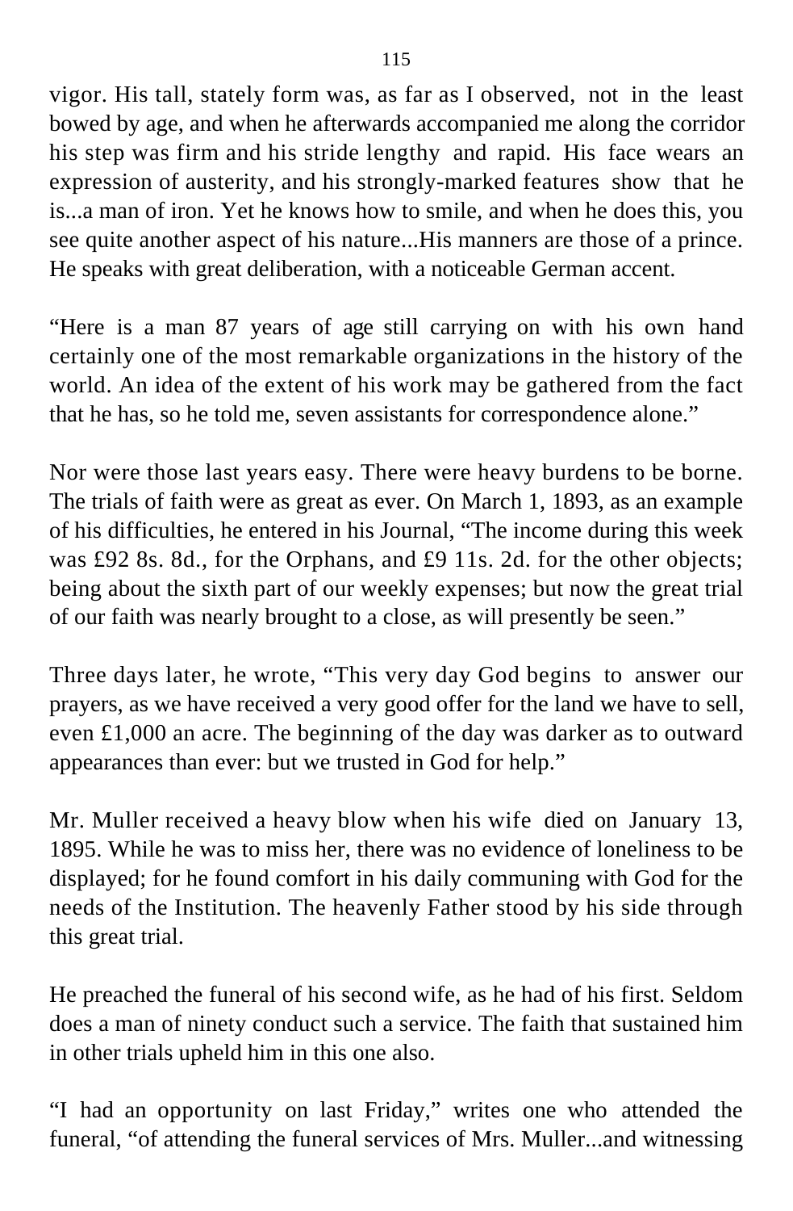vigor. His tall, stately form was, as far as I observed, not in the least bowed by age, and when he afterwards accompanied me along the corridor his step was firm and his stride lengthy and rapid. His face wears an expression of austerity, and his strongly-marked features show that he is...a man of iron. Yet he knows how to smile, and when he does this, you see quite another aspect of his nature...His manners are those of a prince. He speaks with great deliberation, with a noticeable German accent.

"Here is a man 87 years of age still carrying on with his own hand certainly one of the most remarkable organizations in the history of the world. An idea of the extent of his work may be gathered from the fact that he has, so he told me, seven assistants for correspondence alone."

Nor were those last years easy. There were heavy burdens to be borne. The trials of faith were as great as ever. On March 1, 1893, as an example of his difficulties, he entered in his Journal, "The income during this week was £92 8s. 8d., for the Orphans, and £9 11s. 2d. for the other objects; being about the sixth part of our weekly expenses; but now the great trial of our faith was nearly brought to a close, as will presently be seen."

Three days later, he wrote, "This very day God begins to answer our prayers, as we have received a very good offer for the land we have to sell, even £1,000 an acre. The beginning of the day was darker as to outward appearances than ever: but we trusted in God for help."

Mr. Muller received a heavy blow when his wife died on January 13, 1895. While he was to miss her, there was no evidence of loneliness to be displayed; for he found comfort in his daily communing with God for the needs of the Institution. The heavenly Father stood by his side through this great trial.

He preached the funeral of his second wife, as he had of his first. Seldom does a man of ninety conduct such a service. The faith that sustained him in other trials upheld him in this one also.

"I had an opportunity on last Friday," writes one who attended the funeral, "of attending the funeral services of Mrs. Muller...and witnessing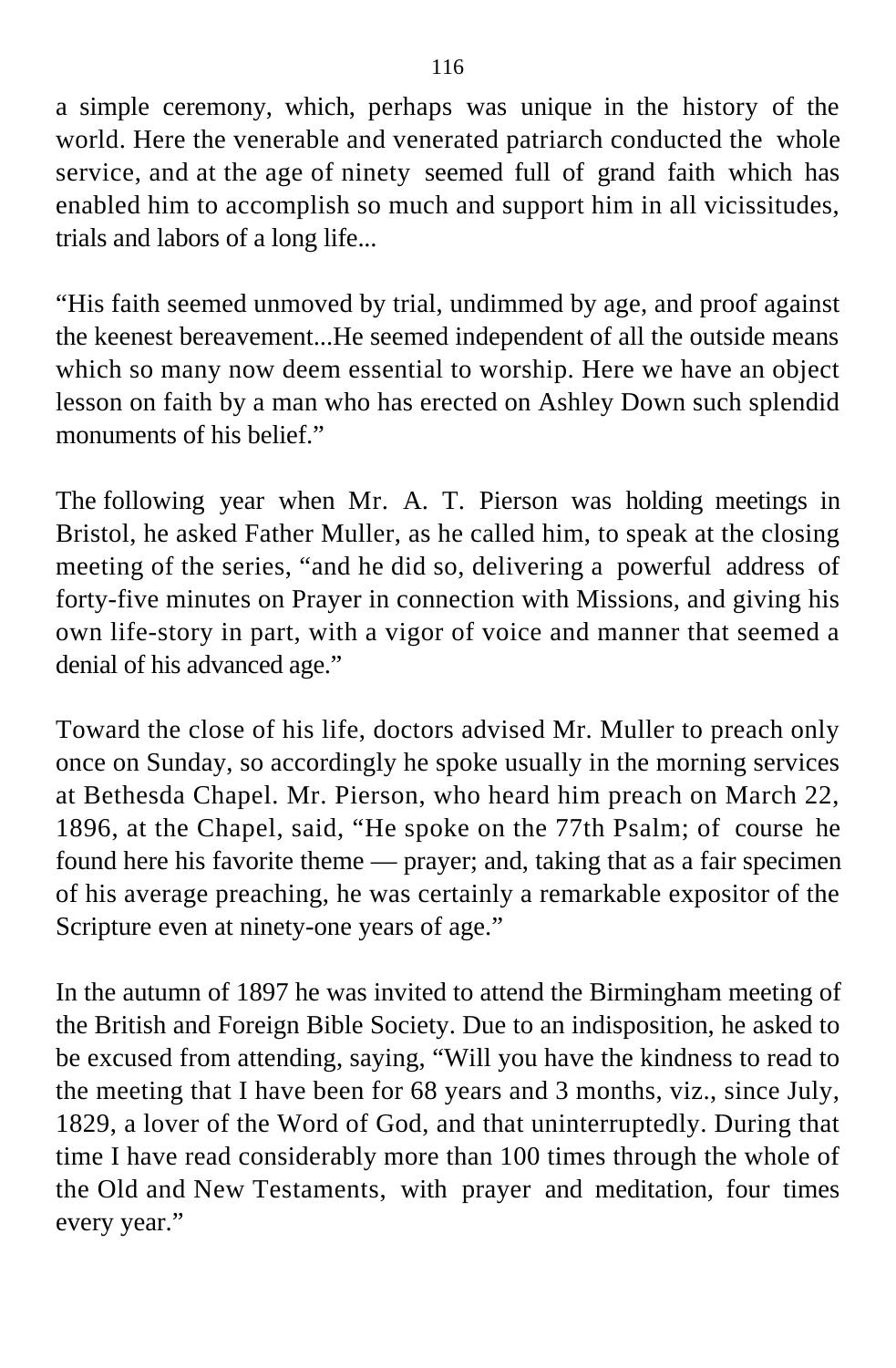a simple ceremony, which, perhaps was unique in the history of the world. Here the venerable and venerated patriarch conducted the whole service, and at the age of ninety seemed full of grand faith which has enabled him to accomplish so much and support him in all vicissitudes, trials and labors of a long life...

“His faith seemed unmoved by trial, undimmed by age, and proof against the keenest bereavement...He seemed independent of all the outside means which so many now deem essential to worship. Here we have an object lesson on faith by a man who has erected on Ashley Down such splendid monuments of his belief.”

The following year when Mr. A. T. Pierson was holding meetings in Bristol, he asked Father Muller, as he called him, to speak at the closing meeting of the series, “and he did so, delivering a powerful address of forty-five minutes on Prayer in connection with Missions, and giving his own life-story in part, with a vigor of voice and manner that seemed a denial of his advanced age.”

Toward the close of his life, doctors advised Mr. Muller to preach only once on Sunday, so accordingly he spoke usually in the morning services at Bethesda Chapel. Mr. Pierson, who heard him preach on March 22, 1896, at the Chapel, said, “He spoke on the 77th Psalm; of course he found here his favorite theme — prayer; and, taking that as a fair specimen of his average preaching, he was certainly a remarkable expositor of the Scripture even at ninety-one years of age.”

In the autumn of 1897 he was invited to attend the Birmingham meeting of the British and Foreign Bible Society. Due to an indisposition, he asked to be excused from attending, saying, “Will you have the kindness to read to the meeting that I have been for 68 years and 3 months, viz., since July, 1829, a lover of the Word of God, and that uninterruptedly. During that time I have read considerably more than 100 times through the whole of the Old and New Testaments, with prayer and meditation, four times every year.”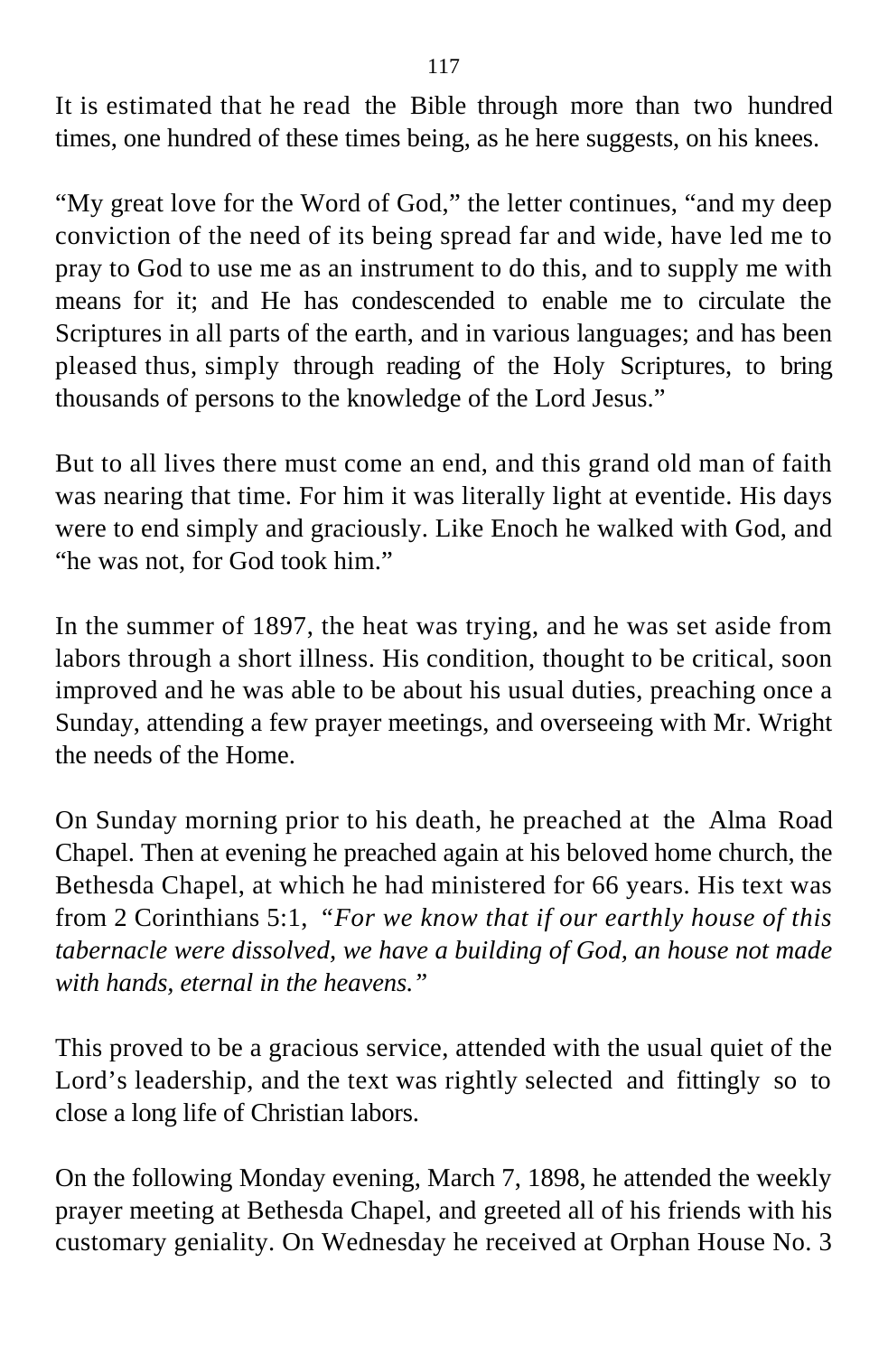It is estimated that he read the Bible through more than two hundred times, one hundred of these times being, as he here suggests, on his knees.

"My great love for the Word of God," the letter continues, "and my deep conviction of the need of its being spread far and wide, have led me to pray to God to use me as an instrument to do this, and to supply me with means for it; and He has condescended to enable me to circulate the Scriptures in all parts of the earth, and in various languages; and has been pleased thus, simply through reading of the Holy Scriptures, to bring thousands of persons to the knowledge of the Lord Jesus."

But to all lives there must come an end, and this grand old man of faith was nearing that time. For him it was literally light at eventide. His days were to end simply and graciously. Like Enoch he walked with God, and "he was not, for God took him."

In the summer of 1897, the heat was trying, and he was set aside from labors through a short illness. His condition, thought to be critical, soon improved and he was able to be about his usual duties, preaching once a Sunday, attending a few prayer meetings, and overseeing with Mr. Wright the needs of the Home.

On Sunday morning prior to his death, he preached at the Alma Road Chapel. Then at evening he preached again at his beloved home church, the Bethesda Chapel, at which he had ministered for 66 years. His text was from 2 Corinthians 5:1, *"For we know that if our earthly house of this tabernacle were dissolved, we have a building of God, an house not made with hands, eternal in the heavens."*

This proved to be a gracious service, attended with the usual quiet of the Lord's leadership, and the text was rightly selected and fittingly so to close a long life of Christian labors.

On the following Monday evening, March 7, 1898, he attended the weekly prayer meeting at Bethesda Chapel, and greeted all of his friends with his customary geniality. On Wednesday he received at Orphan House No. 3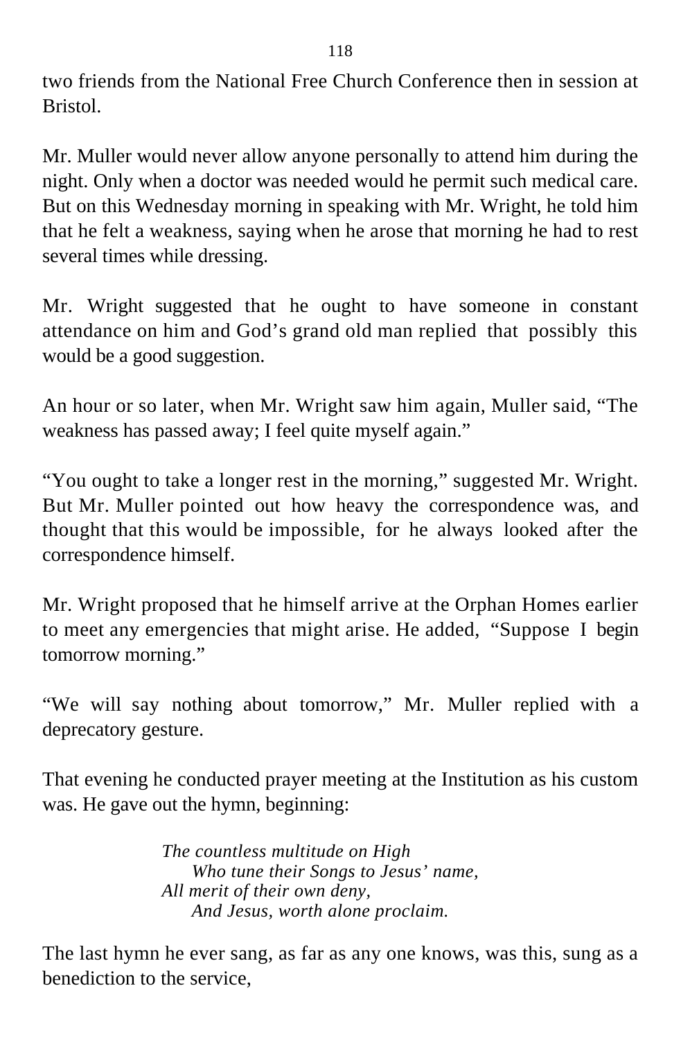two friends from the National Free Church Conference then in session at Bristol.

Mr. Muller would never allow anyone personally to attend him during the night. Only when a doctor was needed would he permit such medical care. But on this Wednesday morning in speaking with Mr. Wright, he told him that he felt a weakness, saying when he arose that morning he had to rest several times while dressing.

Mr. Wright suggested that he ought to have someone in constant attendance on him and God's grand old man replied that possibly this would be a good suggestion.

An hour or so later, when Mr. Wright saw him again, Muller said, "The weakness has passed away; I feel quite myself again."

"You ought to take a longer rest in the morning," suggested Mr. Wright. But Mr. Muller pointed out how heavy the correspondence was, and thought that this would be impossible, for he always looked after the correspondence himself.

Mr. Wright proposed that he himself arrive at the Orphan Homes earlier to meet any emergencies that might arise. He added, "Suppose I begin tomorrow morning."

"We will say nothing about tomorrow," Mr. Muller replied with a deprecatory gesture.

That evening he conducted prayer meeting at the Institution as his custom was. He gave out the hymn, beginning:

*The countless multitude on High*
*Who tune their Songs to Jesus' name,*
*All merit of their own deny,*
*And Jesus, worth alone proclaim.*

The last hymn he ever sang, as far as any one knows, was this, sung as a benediction to the service,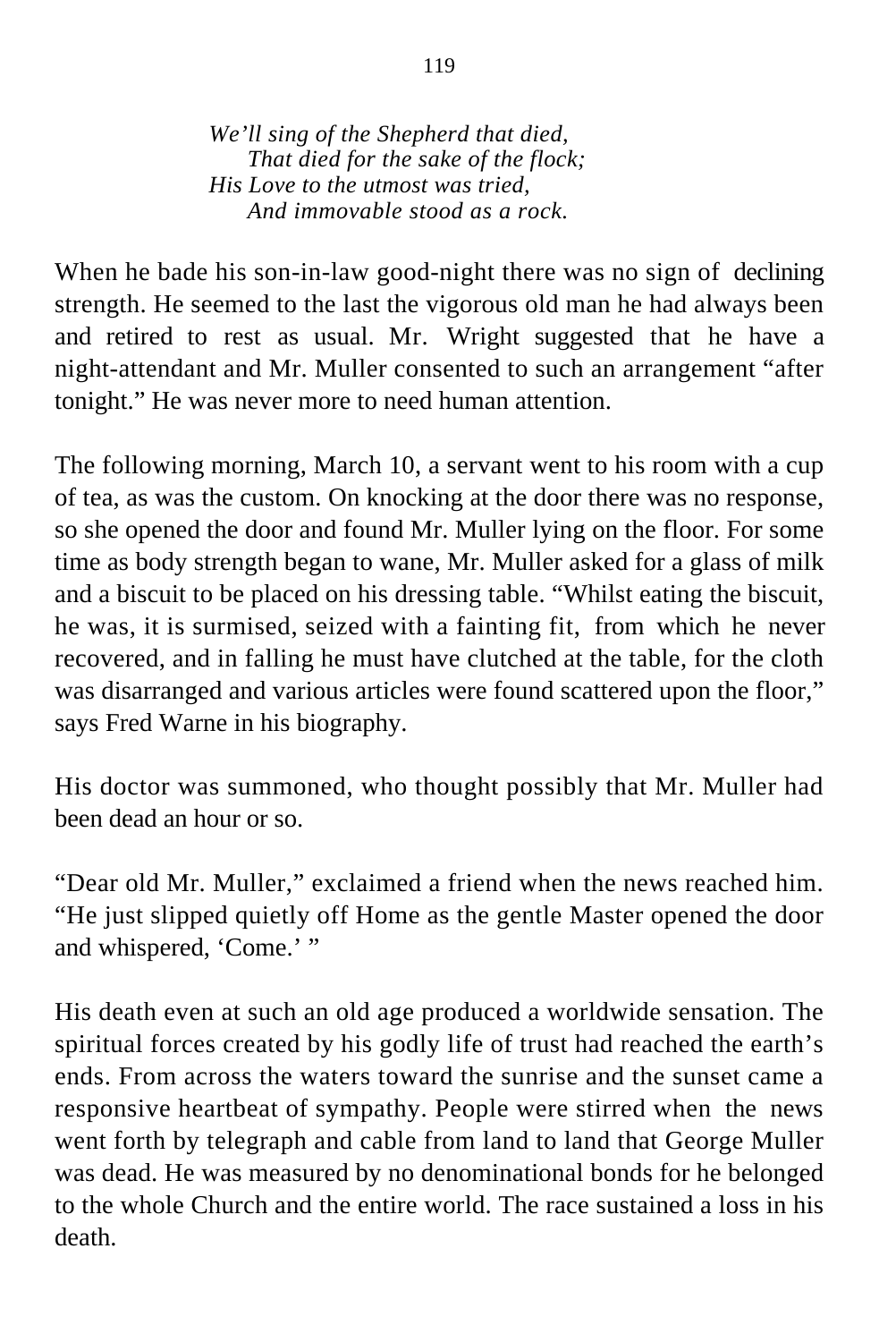*We'll sing of the Shepherd that died,*
*That died for the sake of the flock;*
*His Love to the utmost was tried,*
*And immovable stood as a rock.*

When he bade his son-in-law good-night there was no sign of declining strength. He seemed to the last the vigorous old man he had always been and retired to rest as usual. Mr. Wright suggested that he have a night-attendant and Mr. Muller consented to such an arrangement "after tonight." He was never more to need human attention.

The following morning, March 10, a servant went to his room with a cup of tea, as was the custom. On knocking at the door there was no response, so she opened the door and found Mr. Muller lying on the floor. For some time as body strength began to wane, Mr. Muller asked for a glass of milk and a biscuit to be placed on his dressing table. "Whilst eating the biscuit, he was, it is surmised, seized with a fainting fit, from which he never recovered, and in falling he must have clutched at the table, for the cloth was disarranged and various articles were found scattered upon the floor," says Fred Warne in his biography.

His doctor was summoned, who thought possibly that Mr. Muller had been dead an hour or so.

"Dear old Mr. Muller," exclaimed a friend when the news reached him. "He just slipped quietly off Home as the gentle Master opened the door and whispered, 'Come.' "

His death even at such an old age produced a worldwide sensation. The spiritual forces created by his godly life of trust had reached the earth's ends. From across the waters toward the sunrise and the sunset came a responsive heartbeat of sympathy. People were stirred when the news went forth by telegraph and cable from land to land that George Muller was dead. He was measured by no denominational bonds for he belonged to the whole Church and the entire world. The race sustained a loss in his death.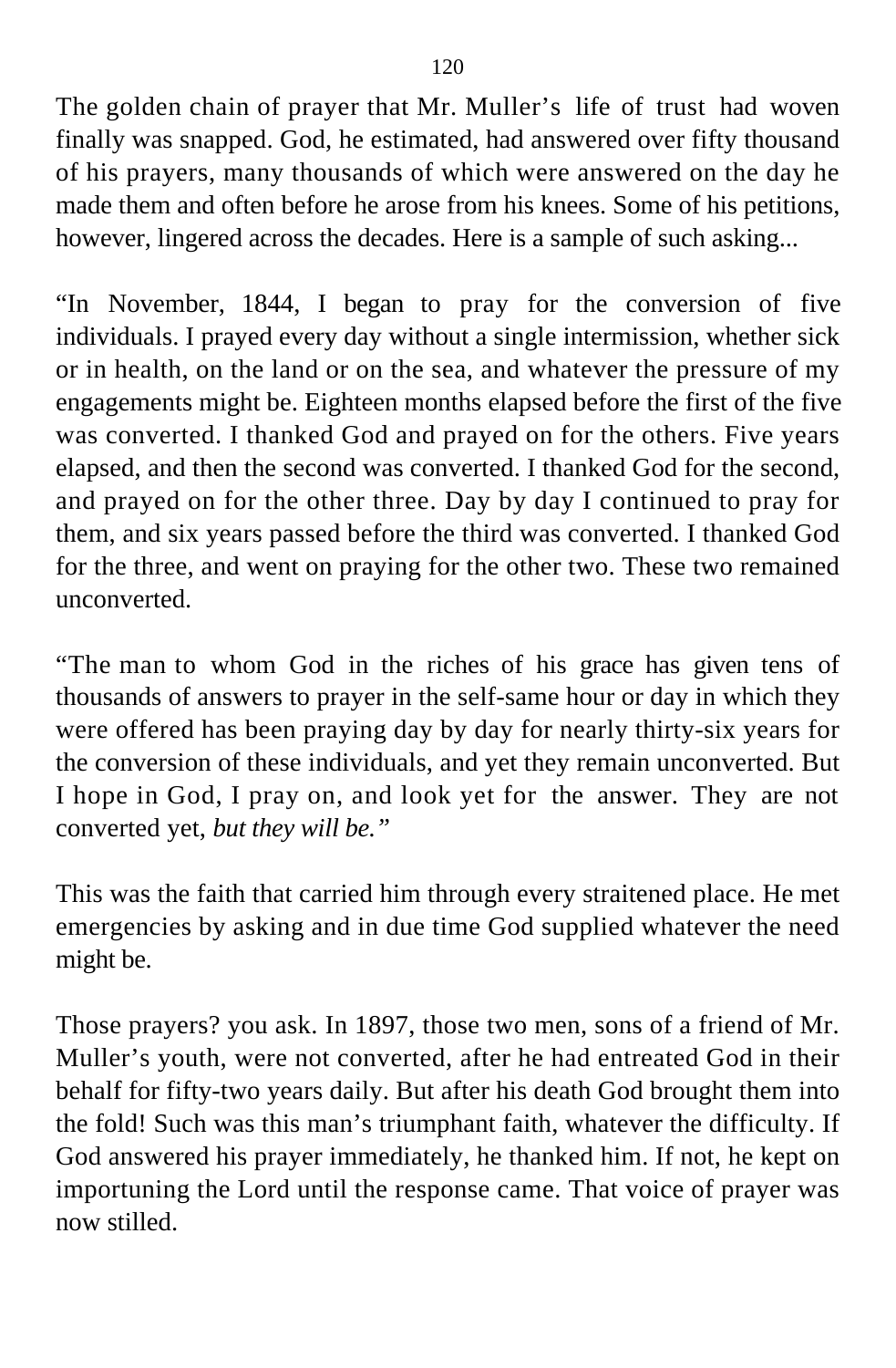The golden chain of prayer that Mr. Muller’s life of trust had woven finally was snapped. God, he estimated, had answered over fifty thousand of his prayers, many thousands of which were answered on the day he made them and often before he arose from his knees. Some of his petitions, however, lingered across the decades. Here is a sample of such asking...

“In November, 1844, I began to pray for the conversion of five individuals. I prayed every day without a single intermission, whether sick or in health, on the land or on the sea, and whatever the pressure of my engagements might be. Eighteen months elapsed before the first of the five was converted. I thanked God and prayed on for the others. Five years elapsed, and then the second was converted. I thanked God for the second, and prayed on for the other three. Day by day I continued to pray for them, and six years passed before the third was converted. I thanked God for the three, and went on praying for the other two. These two remained unconverted.

“The man to whom God in the riches of his grace has given tens of thousands of answers to prayer in the self-same hour or day in which they were offered has been praying day by day for nearly thirty-six years for the conversion of these individuals, and yet they remain unconverted. But I hope in God, I pray on, and look yet for the answer. They are not converted yet, *but they will be.”*

This was the faith that carried him through every straitened place. He met emergencies by asking and in due time God supplied whatever the need might be.

Those prayers? you ask. In 1897, those two men, sons of a friend of Mr. Muller’s youth, were not converted, after he had entreated God in their behalf for fifty-two years daily. But after his death God brought them into the fold! Such was this man’s triumphant faith, whatever the difficulty. If God answered his prayer immediately, he thanked him. If not, he kept on importuning the Lord until the response came. That voice of prayer was now stilled.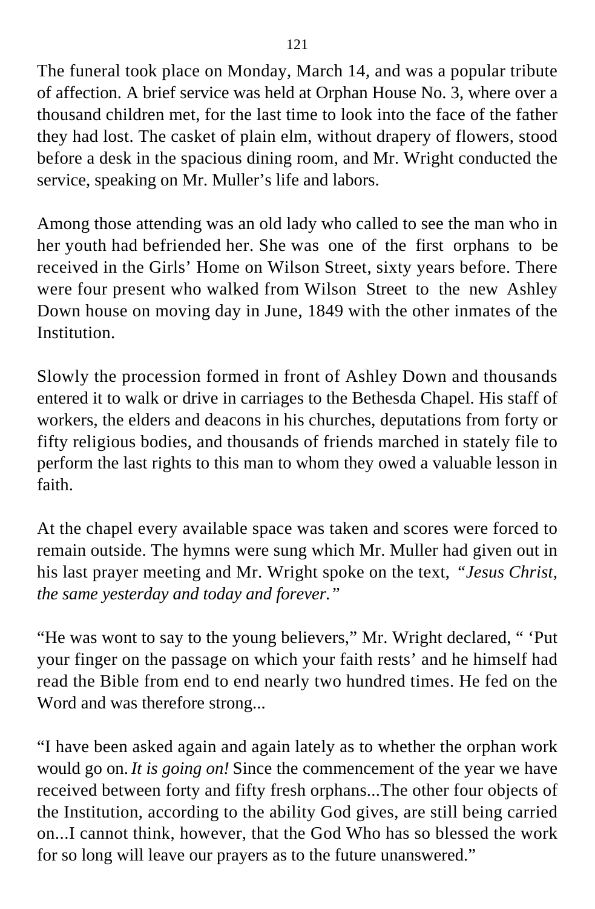The funeral took place on Monday, March 14, and was a popular tribute of affection. A brief service was held at Orphan House No. 3, where over a thousand children met, for the last time to look into the face of the father they had lost. The casket of plain elm, without drapery of flowers, stood before a desk in the spacious dining room, and Mr. Wright conducted the service, speaking on Mr. Muller's life and labors.

Among those attending was an old lady who called to see the man who in her youth had befriended her. She was one of the first orphans to be received in the Girls' Home on Wilson Street, sixty years before. There were four present who walked from Wilson Street to the new Ashley Down house on moving day in June, 1849 with the other inmates of the Institution.

Slowly the procession formed in front of Ashley Down and thousands entered it to walk or drive in carriages to the Bethesda Chapel. His staff of workers, the elders and deacons in his churches, deputations from forty or fifty religious bodies, and thousands of friends marched in stately file to perform the last rights to this man to whom they owed a valuable lesson in faith.

At the chapel every available space was taken and scores were forced to remain outside. The hymns were sung which Mr. Muller had given out in his last prayer meeting and Mr. Wright spoke on the text, *"Jesus Christ, the same yesterday and today and forever."*

"He was wont to say to the young believers," Mr. Wright declared, " 'Put your finger on the passage on which your faith rests' and he himself had read the Bible from end to end nearly two hundred times. He fed on the Word and was therefore strong...

"I have been asked again and again lately as to whether the orphan work would go on. *It is going on!* Since the commencement of the year we have received between forty and fifty fresh orphans...The other four objects of the Institution, according to the ability God gives, are still being carried on...I cannot think, however, that the God Who has so blessed the work for so long will leave our prayers as to the future unanswered."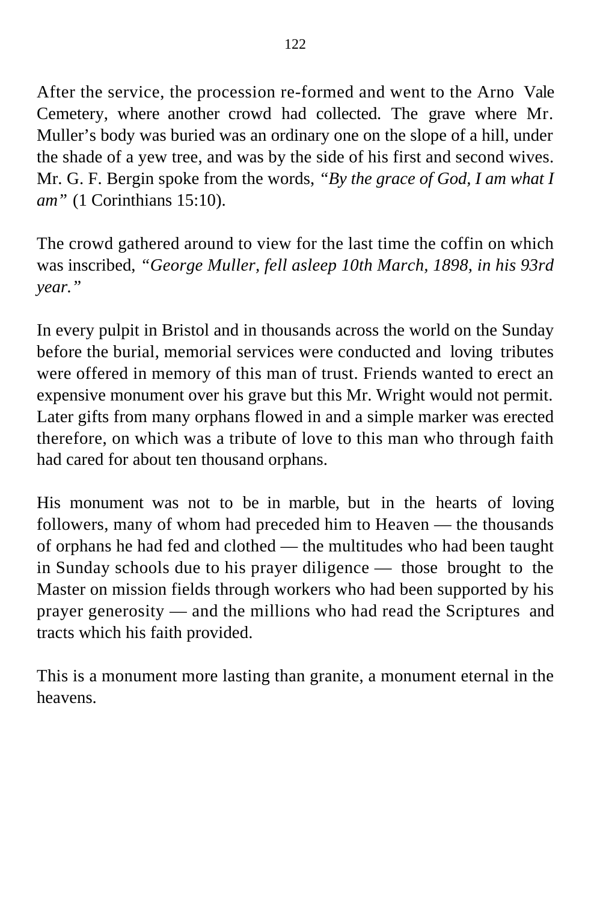After the service, the procession re-formed and went to the Arno Vale Cemetery, where another crowd had collected. The grave where Mr. Muller's body was buried was an ordinary one on the slope of a hill, under the shade of a yew tree, and was by the side of his first and second wives. Mr. G. F. Bergin spoke from the words, *"By the grace of God, I am what I am"* (1 Corinthians 15:10).

The crowd gathered around to view for the last time the coffin on which was inscribed, *"George Muller, fell asleep 10th March, 1898, in his 93rd year."*

In every pulpit in Bristol and in thousands across the world on the Sunday before the burial, memorial services were conducted and loving tributes were offered in memory of this man of trust. Friends wanted to erect an expensive monument over his grave but this Mr. Wright would not permit. Later gifts from many orphans flowed in and a simple marker was erected therefore, on which was a tribute of love to this man who through faith had cared for about ten thousand orphans.

His monument was not to be in marble, but in the hearts of loving followers, many of whom had preceded him to Heaven — the thousands of orphans he had fed and clothed — the multitudes who had been taught in Sunday schools due to his prayer diligence — those brought to the Master on mission fields through workers who had been supported by his prayer generosity — and the millions who had read the Scriptures and tracts which his faith provided.

This is a monument more lasting than granite, a monument eternal in the heavens.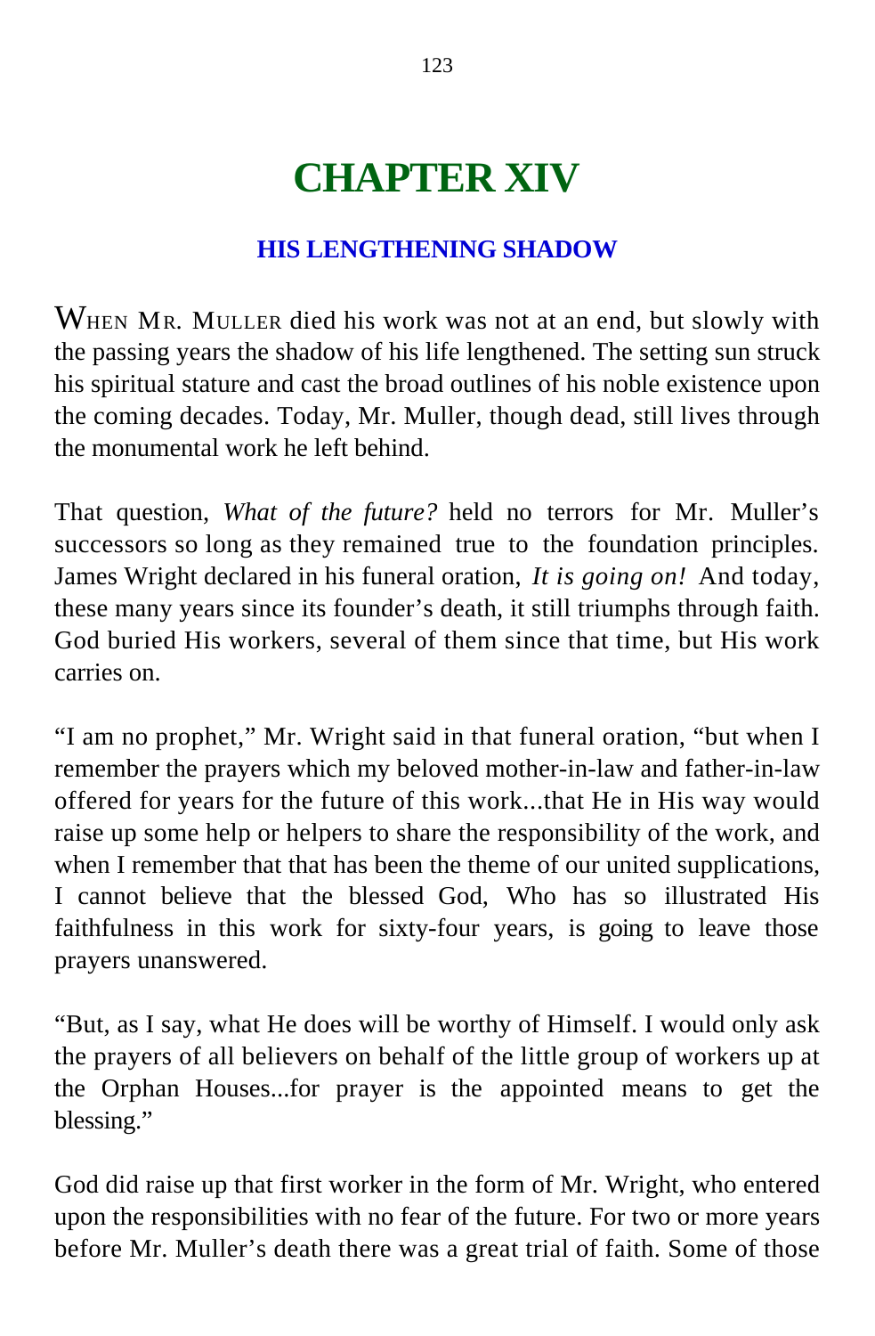# CHAPTER XIV

## HIS LENGTHENING SHADOW

WHEN MR. MULLER died his work was not at an end, but slowly with the passing years the shadow of his life lengthened. The setting sun struck his spiritual stature and cast the broad outlines of his noble existence upon the coming decades. Today, Mr. Muller, though dead, still lives through the monumental work he left behind.

That question, *What of the future?* held no terrors for Mr. Muller's successors so long as they remained true to the foundation principles. James Wright declared in his funeral oration, *It is going on!* And today, these many years since its founder's death, it still triumphs through faith. God buried His workers, several of them since that time, but His work carries on.

"I am no prophet," Mr. Wright said in that funeral oration, "but when I remember the prayers which my beloved mother-in-law and father-in-law offered for years for the future of this work...that He in His way would raise up some help or helpers to share the responsibility of the work, and when I remember that that has been the theme of our united supplications, I cannot believe that the blessed God, Who has so illustrated His faithfulness in this work for sixty-four years, is going to leave those prayers unanswered.

"But, as I say, what He does will be worthy of Himself. I would only ask the prayers of all believers on behalf of the little group of workers up at the Orphan Houses...for prayer is the appointed means to get the blessing."

God did raise up that first worker in the form of Mr. Wright, who entered upon the responsibilities with no fear of the future. For two or more years before Mr. Muller's death there was a great trial of faith. Some of those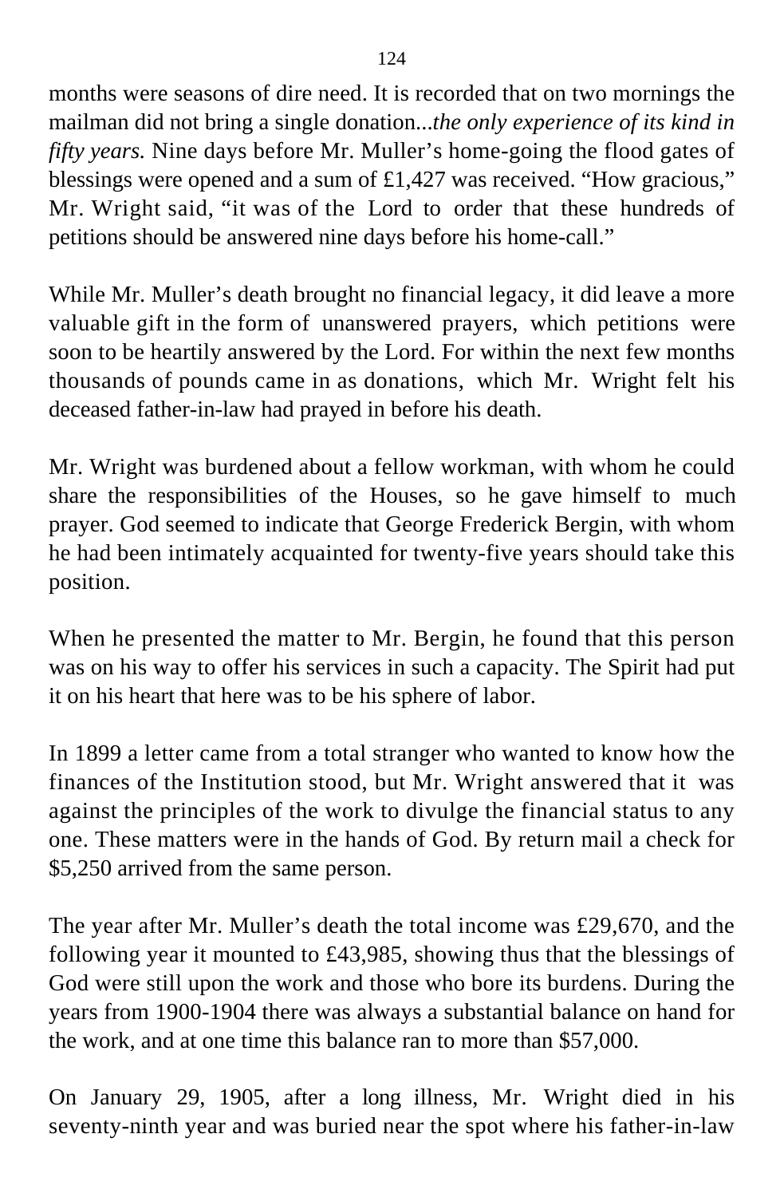months were seasons of dire need. It is recorded that on two mornings the mailman did not bring a single donation...*the only experience of its kind in fifty years.* Nine days before Mr. Muller's home-going the flood gates of blessings were opened and a sum of £1,427 was received. "How gracious," Mr. Wright said, "it was of the Lord to order that these hundreds of petitions should be answered nine days before his home-call."

While Mr. Muller's death brought no financial legacy, it did leave a more valuable gift in the form of unanswered prayers, which petitions were soon to be heartily answered by the Lord. For within the next few months thousands of pounds came in as donations, which Mr. Wright felt his deceased father-in-law had prayed in before his death.

Mr. Wright was burdened about a fellow workman, with whom he could share the responsibilities of the Houses, so he gave himself to much prayer. God seemed to indicate that George Frederick Bergin, with whom he had been intimately acquainted for twenty-five years should take this position.

When he presented the matter to Mr. Bergin, he found that this person was on his way to offer his services in such a capacity. The Spirit had put it on his heart that here was to be his sphere of labor.

In 1899 a letter came from a total stranger who wanted to know how the finances of the Institution stood, but Mr. Wright answered that it was against the principles of the work to divulge the financial status to any one. These matters were in the hands of God. By return mail a check for $5,250 arrived from the same person.

The year after Mr. Muller's death the total income was £29,670, and the following year it mounted to £43,985, showing thus that the blessings of God were still upon the work and those who bore its burdens. During the years from 1900-1904 there was always a substantial balance on hand for the work, and at one time this balance ran to more than $57,000.

On January 29, 1905, after a long illness, Mr. Wright died in his seventy-ninth year and was buried near the spot where his father-in-law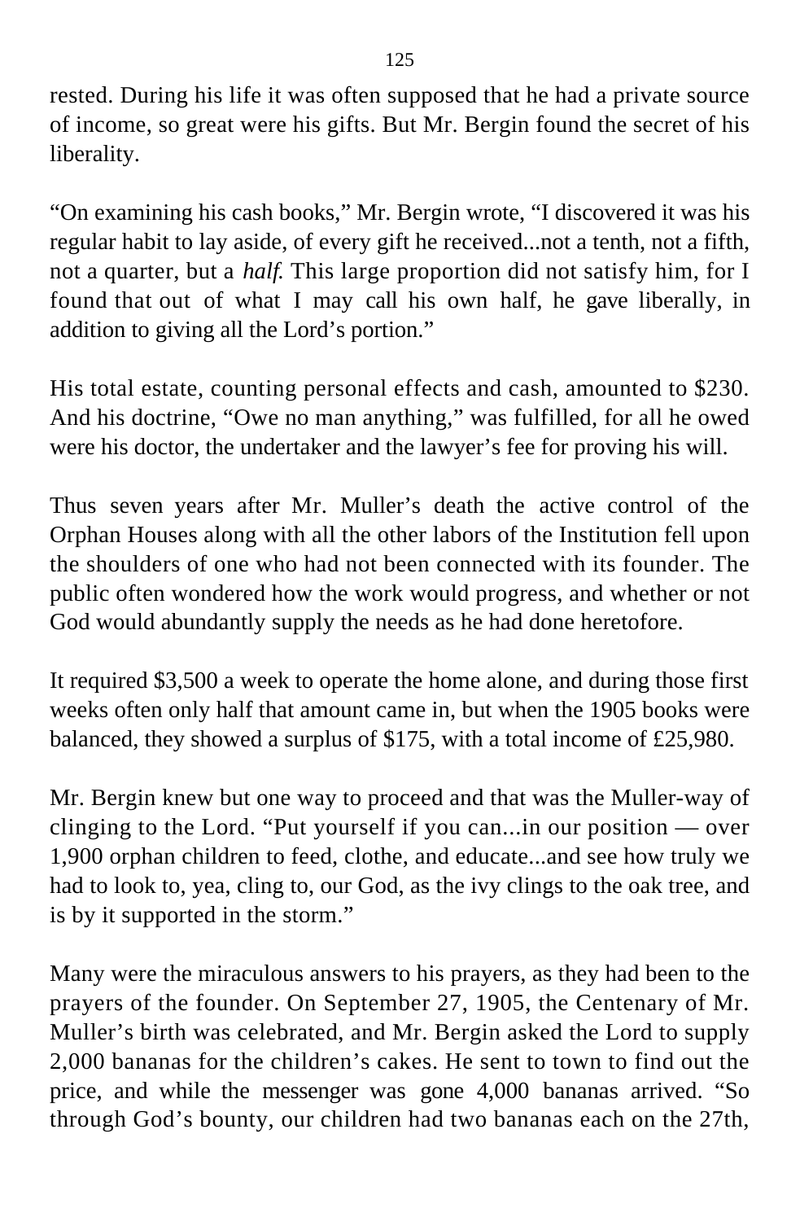rested. During his life it was often supposed that he had a private source of income, so great were his gifts. But Mr. Bergin found the secret of his liberality.

“On examining his cash books,” Mr. Bergin wrote, “I discovered it was his regular habit to lay aside, of every gift he received...not a tenth, not a fifth, not a quarter, but a *half.* This large proportion did not satisfy him, for I found that out of what I may call his own half, he gave liberally, in addition to giving all the Lord’s portion.”

His total estate, counting personal effects and cash, amounted to $230. And his doctrine, “Owe no man anything,” was fulfilled, for all he owed were his doctor, the undertaker and the lawyer’s fee for proving his will.

Thus seven years after Mr. Muller’s death the active control of the Orphan Houses along with all the other labors of the Institution fell upon the shoulders of one who had not been connected with its founder. The public often wondered how the work would progress, and whether or not God would abundantly supply the needs as he had done heretofore.

It required $3,500 a week to operate the home alone, and during those first weeks often only half that amount came in, but when the 1905 books were balanced, they showed a surplus of $175, with a total income of £25,980.

Mr. Bergin knew but one way to proceed and that was the Muller-way of clinging to the Lord. “Put yourself if you can...in our position — over 1,900 orphan children to feed, clothe, and educate...and see how truly we had to look to, yea, cling to, our God, as the ivy clings to the oak tree, and is by it supported in the storm.”

Many were the miraculous answers to his prayers, as they had been to the prayers of the founder. On September 27, 1905, the Centenary of Mr. Muller’s birth was celebrated, and Mr. Bergin asked the Lord to supply 2,000 bananas for the children’s cakes. He sent to town to find out the price, and while the messenger was gone 4,000 bananas arrived. “So through God’s bounty, our children had two bananas each on the 27th,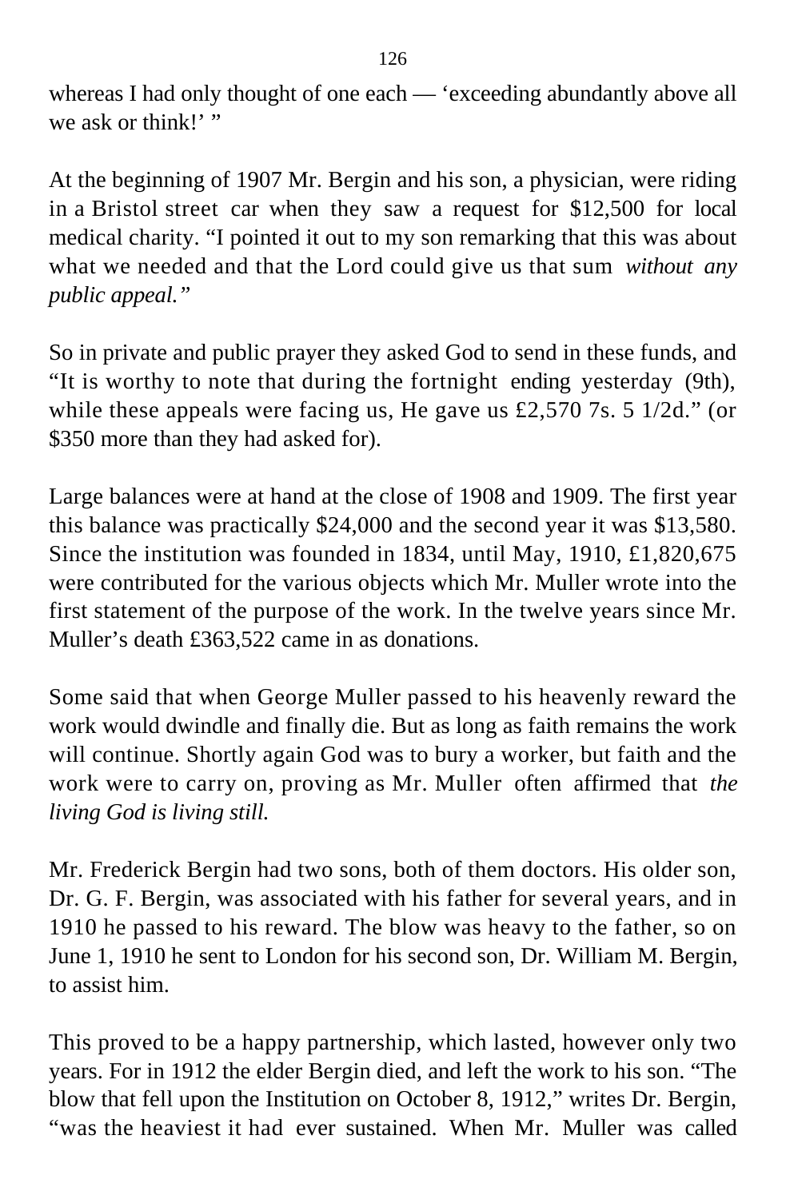whereas I had only thought of one each — 'exceeding abundantly above all we ask or think!' "

At the beginning of 1907 Mr. Bergin and his son, a physician, were riding in a Bristol street car when they saw a request for $12,500 for local medical charity. "I pointed it out to my son remarking that this was about what we needed and that the Lord could give us that sum *without any public appeal."*

So in private and public prayer they asked God to send in these funds, and "It is worthy to note that during the fortnight ending yesterday (9th), while these appeals were facing us, He gave us £2,570 7s. 5 1/2d." (or $350 more than they had asked for).

Large balances were at hand at the close of 1908 and 1909. The first year this balance was practically $24,000 and the second year it was $13,580. Since the institution was founded in 1834, until May, 1910, £1,820,675 were contributed for the various objects which Mr. Muller wrote into the first statement of the purpose of the work. In the twelve years since Mr. Muller's death £363,522 came in as donations.

Some said that when George Muller passed to his heavenly reward the work would dwindle and finally die. But as long as faith remains the work will continue. Shortly again God was to bury a worker, but faith and the work were to carry on, proving as Mr. Muller often affirmed that *the living God is living still.*

Mr. Frederick Bergin had two sons, both of them doctors. His older son, Dr. G. F. Bergin, was associated with his father for several years, and in 1910 he passed to his reward. The blow was heavy to the father, so on June 1, 1910 he sent to London for his second son, Dr. William M. Bergin, to assist him.

This proved to be a happy partnership, which lasted, however only two years. For in 1912 the elder Bergin died, and left the work to his son. "The blow that fell upon the Institution on October 8, 1912," writes Dr. Bergin, "was the heaviest it had ever sustained. When Mr. Muller was called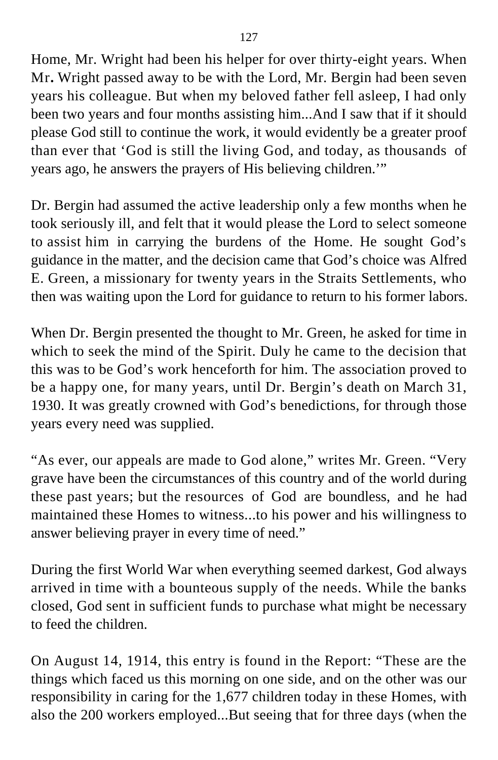Home, Mr. Wright had been his helper for over thirty-eight years. When Mr**.** Wright passed away to be with the Lord, Mr. Bergin had been seven years his colleague. But when my beloved father fell asleep, I had only been two years and four months assisting him...And I saw that if it should please God still to continue the work, it would evidently be a greater proof than ever that 'God is still the living God, and today, as thousands of years ago, he answers the prayers of His believing children.'"

Dr. Bergin had assumed the active leadership only a few months when he took seriously ill, and felt that it would please the Lord to select someone to assist him in carrying the burdens of the Home. He sought God's guidance in the matter, and the decision came that God's choice was Alfred E. Green, a missionary for twenty years in the Straits Settlements, who then was waiting upon the Lord for guidance to return to his former labors.

When Dr. Bergin presented the thought to Mr. Green, he asked for time in which to seek the mind of the Spirit. Duly he came to the decision that this was to be God's work henceforth for him. The association proved to be a happy one, for many years, until Dr. Bergin's death on March 31, 1930. It was greatly crowned with God's benedictions, for through those years every need was supplied.

"As ever, our appeals are made to God alone," writes Mr. Green. "Very grave have been the circumstances of this country and of the world during these past years; but the resources of God are boundless, and he had maintained these Homes to witness...to his power and his willingness to answer believing prayer in every time of need."

During the first World War when everything seemed darkest, God always arrived in time with a bounteous supply of the needs. While the banks closed, God sent in sufficient funds to purchase what might be necessary to feed the children.

On August 14, 1914, this entry is found in the Report: "These are the things which faced us this morning on one side, and on the other was our responsibility in caring for the 1,677 children today in these Homes, with also the 200 workers employed...But seeing that for three days (when the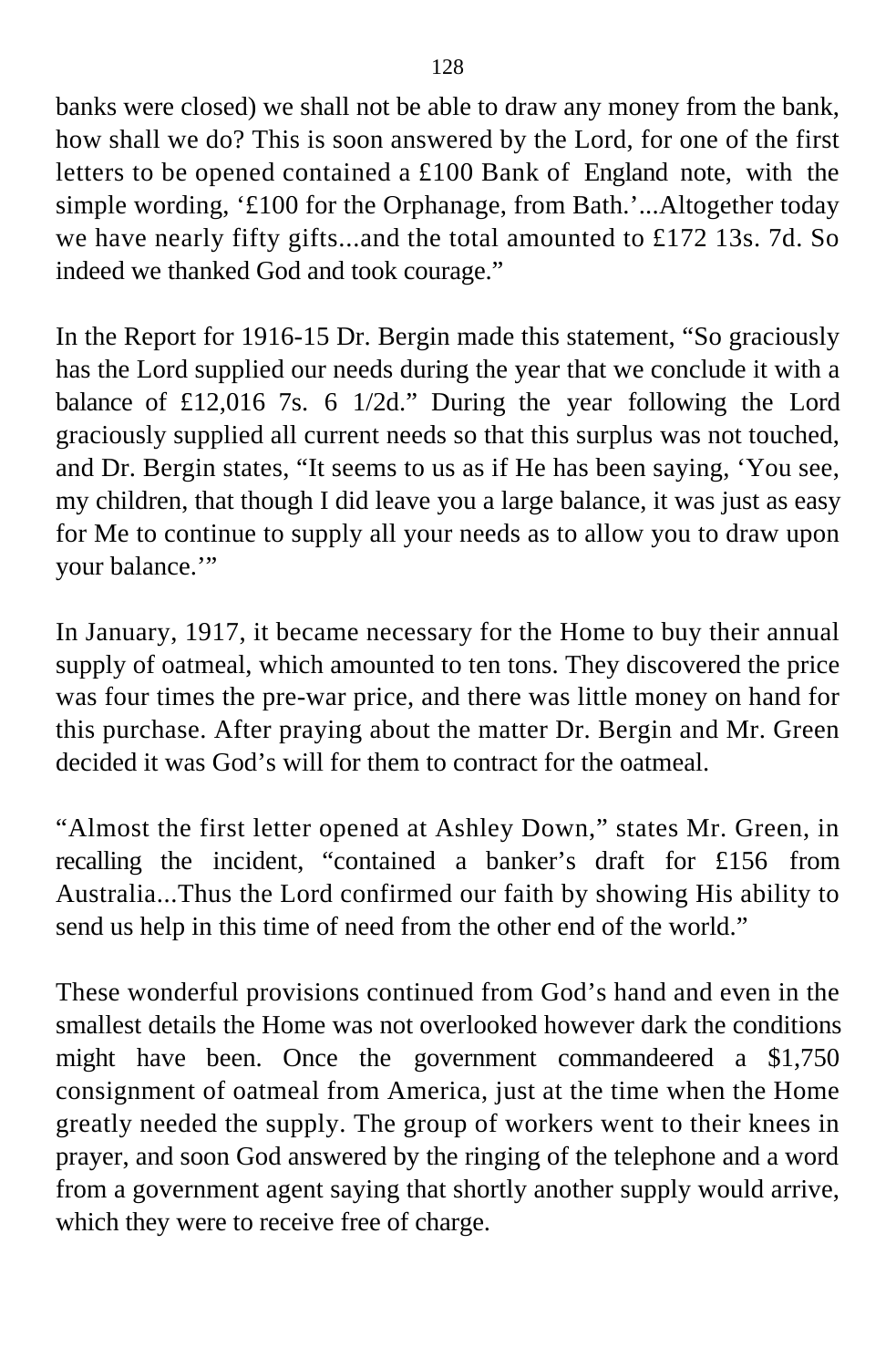banks were closed) we shall not be able to draw any money from the bank, how shall we do? This is soon answered by the Lord, for one of the first letters to be opened contained a £100 Bank of England note, with the simple wording, '£100 for the Orphanage, from Bath.'...Altogether today we have nearly fifty gifts...and the total amounted to £172 13s. 7d. So indeed we thanked God and took courage."

In the Report for 1916-15 Dr. Bergin made this statement, "So graciously has the Lord supplied our needs during the year that we conclude it with a balance of £12,016 7s. 6 1/2d." During the year following the Lord graciously supplied all current needs so that this surplus was not touched, and Dr. Bergin states, "It seems to us as if He has been saying, 'You see, my children, that though I did leave you a large balance, it was just as easy for Me to continue to supply all your needs as to allow you to draw upon your balance.'"

In January, 1917, it became necessary for the Home to buy their annual supply of oatmeal, which amounted to ten tons. They discovered the price was four times the pre-war price, and there was little money on hand for this purchase. After praying about the matter Dr. Bergin and Mr. Green decided it was God's will for them to contract for the oatmeal.

"Almost the first letter opened at Ashley Down," states Mr. Green, in recalling the incident, "contained a banker's draft for £156 from Australia...Thus the Lord confirmed our faith by showing His ability to send us help in this time of need from the other end of the world."

These wonderful provisions continued from God's hand and even in the smallest details the Home was not overlooked however dark the conditions might have been. Once the government commandeered a $1,750 consignment of oatmeal from America, just at the time when the Home greatly needed the supply. The group of workers went to their knees in prayer, and soon God answered by the ringing of the telephone and a word from a government agent saying that shortly another supply would arrive, which they were to receive free of charge.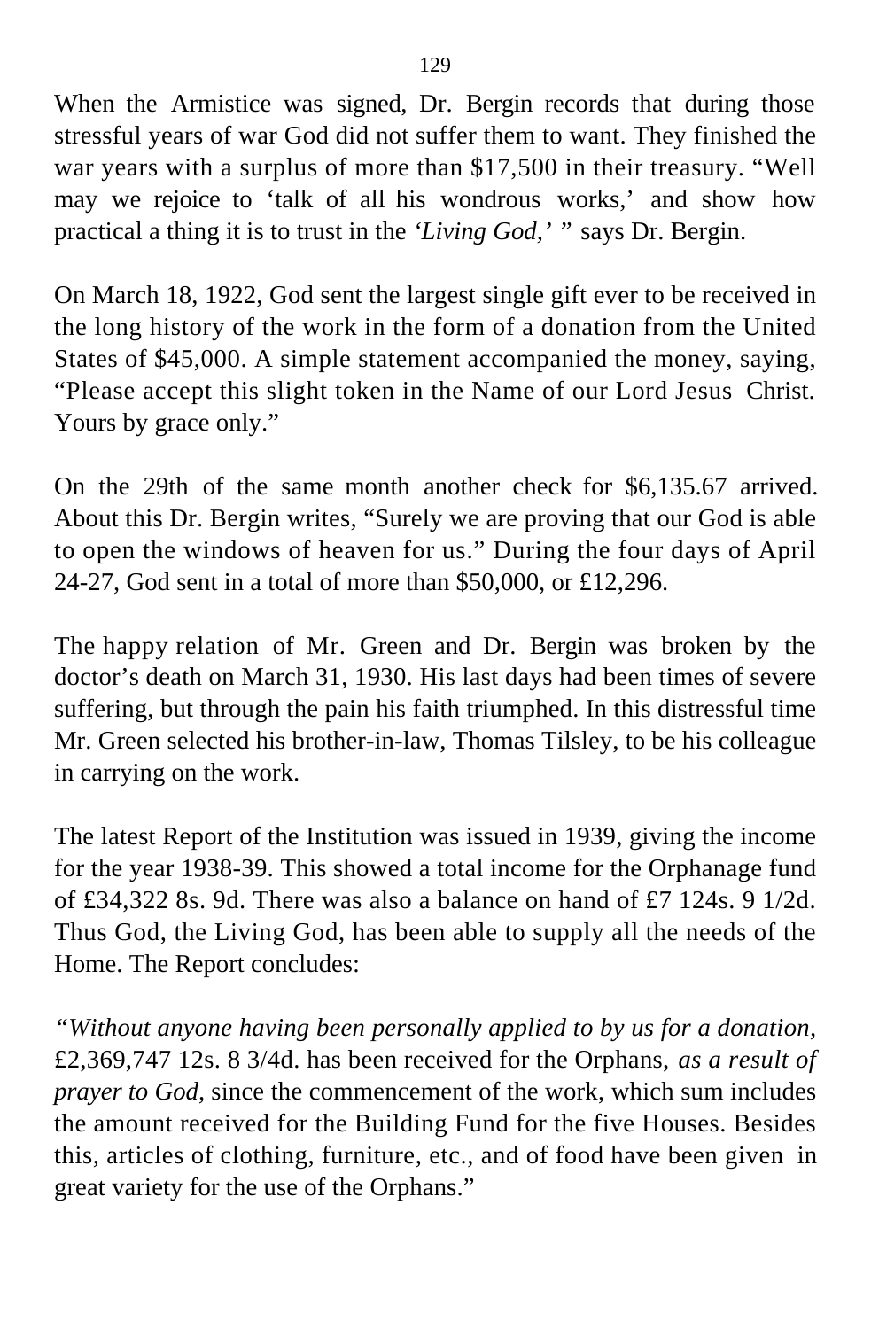When the Armistice was signed, Dr. Bergin records that during those stressful years of war God did not suffer them to want. They finished the war years with a surplus of more than $17,500 in their treasury. “Well may we rejoice to ‘talk of all his wondrous works,’ and show how practical a thing it is to trust in the *‘Living God,’* ” says Dr. Bergin.

On March 18, 1922, God sent the largest single gift ever to be received in the long history of the work in the form of a donation from the United States of $45,000. A simple statement accompanied the money, saying, “Please accept this slight token in the Name of our Lord Jesus Christ. Yours by grace only.”

On the 29th of the same month another check for $6,135.67 arrived. About this Dr. Bergin writes, “Surely we are proving that our God is able to open the windows of heaven for us.” During the four days of April 24-27, God sent in a total of more than $50,000, or £12,296.

The happy relation of Mr. Green and Dr. Bergin was broken by the doctor’s death on March 31, 1930. His last days had been times of severe suffering, but through the pain his faith triumphed. In this distressful time Mr. Green selected his brother-in-law, Thomas Tilsley, to be his colleague in carrying on the work.

The latest Report of the Institution was issued in 1939, giving the income for the year 1938-39. This showed a total income for the Orphanage fund of £34,322 8s. 9d. There was also a balance on hand of £7 124s. 9 1/2d. Thus God, the Living God, has been able to supply all the needs of the Home. The Report concludes:

*“Without anyone having been personally applied to by us for a donation,* £2,369,747 12s. 8 3/4d. has been received for the Orphans, *as a result of prayer to God,* since the commencement of the work, which sum includes the amount received for the Building Fund for the five Houses. Besides this, articles of clothing, furniture, etc., and of food have been given in great variety for the use of the Orphans.”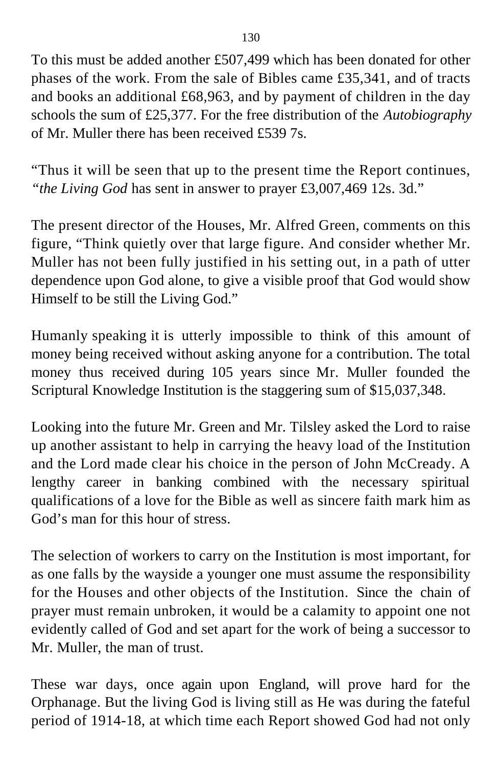To this must be added another £507,499 which has been donated for other phases of the work. From the sale of Bibles came £35,341, and of tracts and books an additional £68,963, and by payment of children in the day schools the sum of £25,377. For the free distribution of the *Autobiography* of Mr. Muller there has been received £539 7s.

"Thus it will be seen that up to the present time the Report continues, "*the Living God* has sent in answer to prayer £3,007,469 12s. 3d."

The present director of the Houses, Mr. Alfred Green, comments on this figure, "Think quietly over that large figure. And consider whether Mr. Muller has not been fully justified in his setting out, in a path of utter dependence upon God alone, to give a visible proof that God would show Himself to be still the Living God."

Humanly speaking it is utterly impossible to think of this amount of money being received without asking anyone for a contribution. The total money thus received during 105 years since Mr. Muller founded the Scriptural Knowledge Institution is the staggering sum of $15,037,348.

Looking into the future Mr. Green and Mr. Tilsley asked the Lord to raise up another assistant to help in carrying the heavy load of the Institution and the Lord made clear his choice in the person of John McCready. A lengthy career in banking combined with the necessary spiritual qualifications of a love for the Bible as well as sincere faith mark him as God's man for this hour of stress.

The selection of workers to carry on the Institution is most important, for as one falls by the wayside a younger one must assume the responsibility for the Houses and other objects of the Institution. Since the chain of prayer must remain unbroken, it would be a calamity to appoint one not evidently called of God and set apart for the work of being a successor to Mr. Muller, the man of trust.

These war days, once again upon England, will prove hard for the Orphanage. But the living God is living still as He was during the fateful period of 1914-18, at which time each Report showed God had not only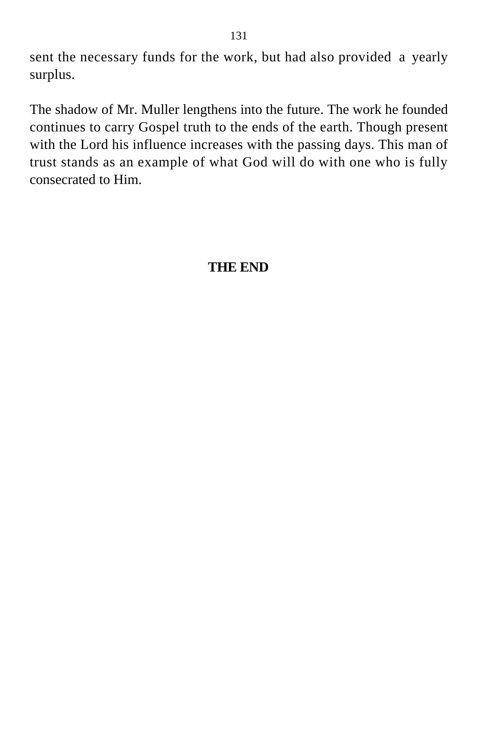sent the necessary funds for the work, but had also provided a yearly surplus.

The shadow of Mr. Muller lengthens into the future. The work he founded continues to carry Gospel truth to the ends of the earth. Though present with the Lord his influence increases with the passing days. This man of trust stands as an example of what God will do with one who is fully consecrated to Him.

**THE END**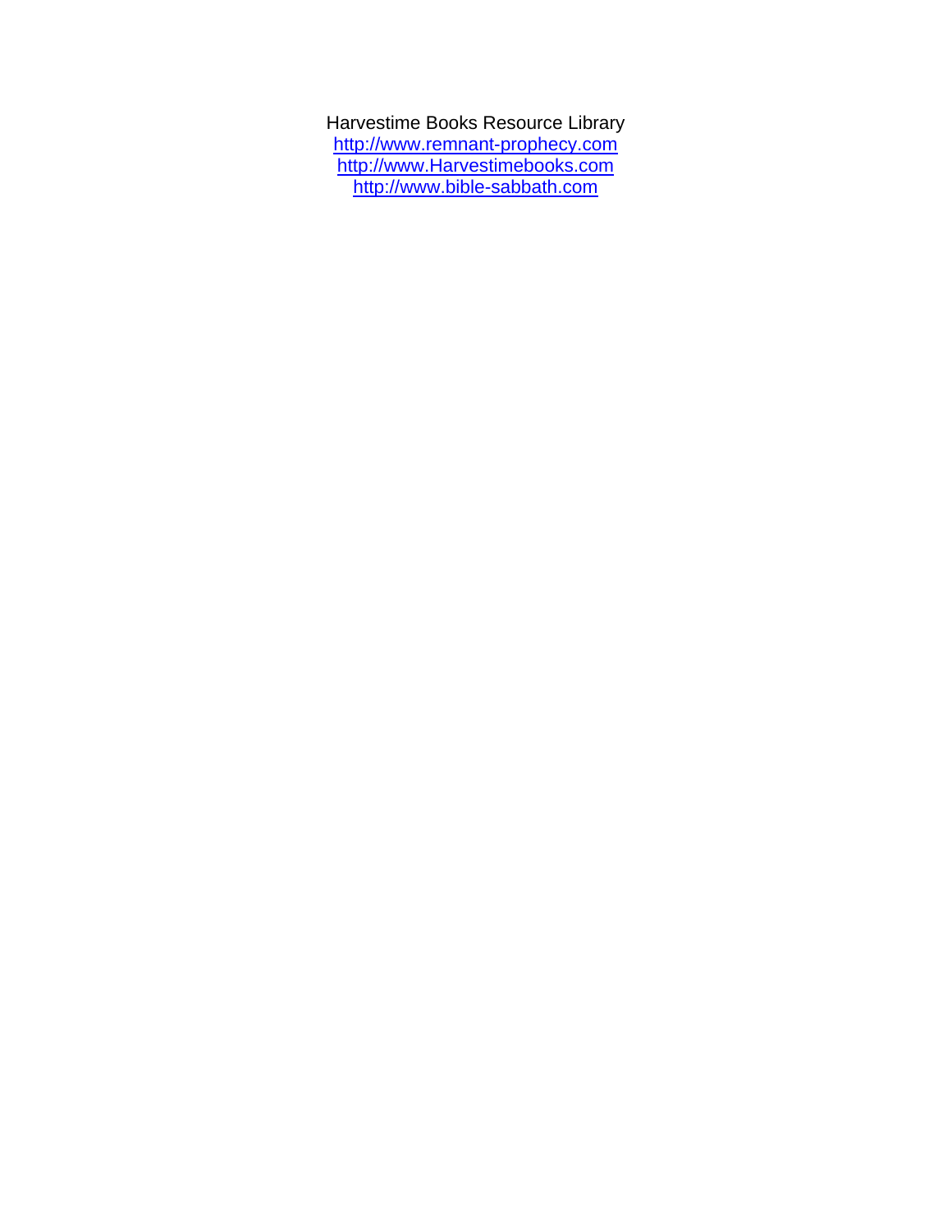Harvestime Books Resource Library

http://www.remnant-prophecy.com

http://www.Harvestimebooks.com

http://www.bible-sabbath.com